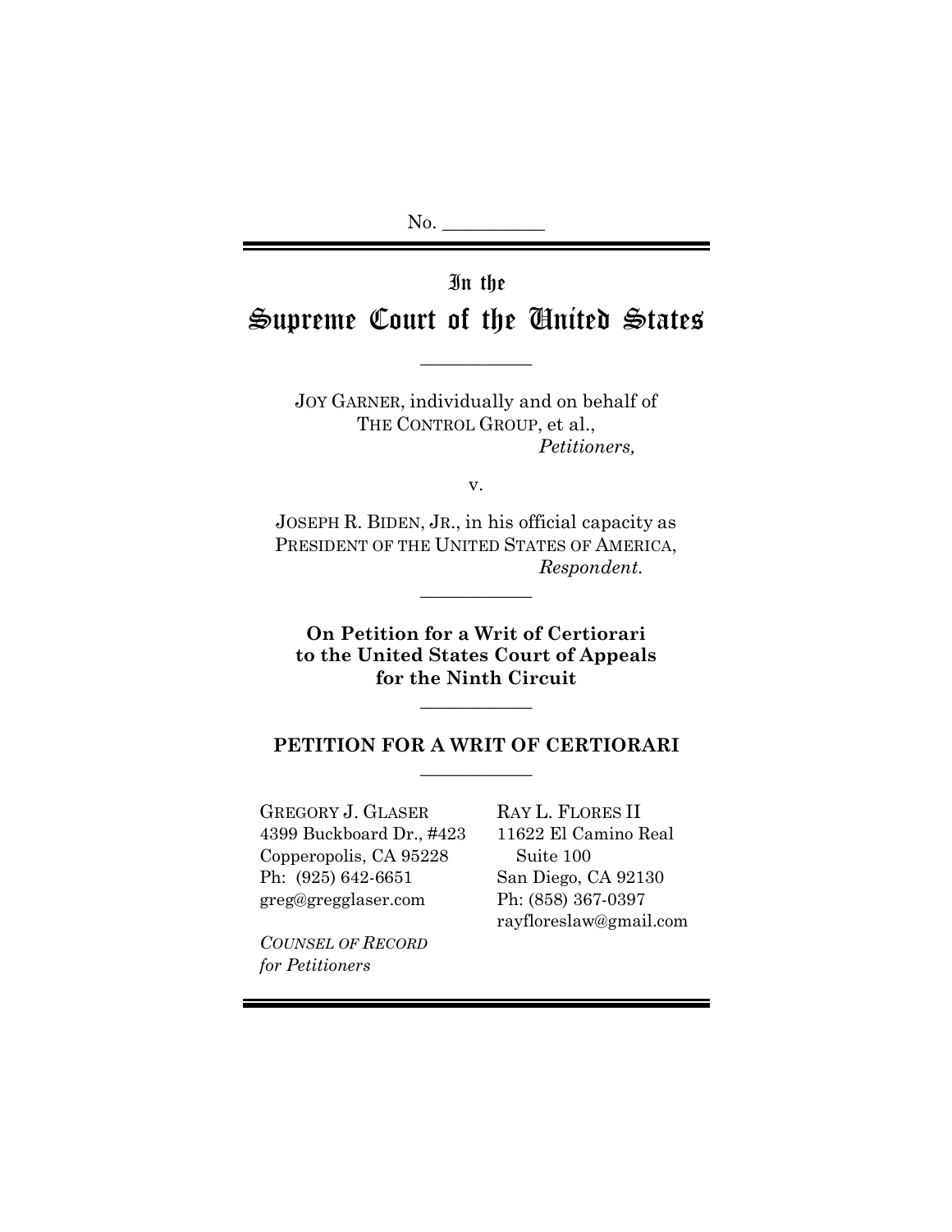No. \_\_\_\_\_\_\_\_\_\_

# In the
# Supreme Court of the United States

JOY GARNER, individually and on behalf of THE CONTROL GROUP, et al.,
*Petitioners,*

v.

JOSEPH R. BIDEN, JR., in his official capacity as PRESIDENT OF THE UNITED STATES OF AMERICA,
*Respondent.*

**On Petition for a Writ of Certiorari to the United States Court of Appeals for the Ninth Circuit**

## PETITION FOR A WRIT OF CERTIORARI

GREGORY J. GLASER
4399 Buckboard Dr., #423
Copperopolis, CA 95228
Ph: (925) 642-6651
greg@gregglaser.com

*COUNSEL OF RECORD for Petitioners*

RAY L. FLORES II
11622 El Camino Real
Suite 100
San Diego, CA 92130
Ph: (858) 367-0397
rayfloreslaw@gmail.com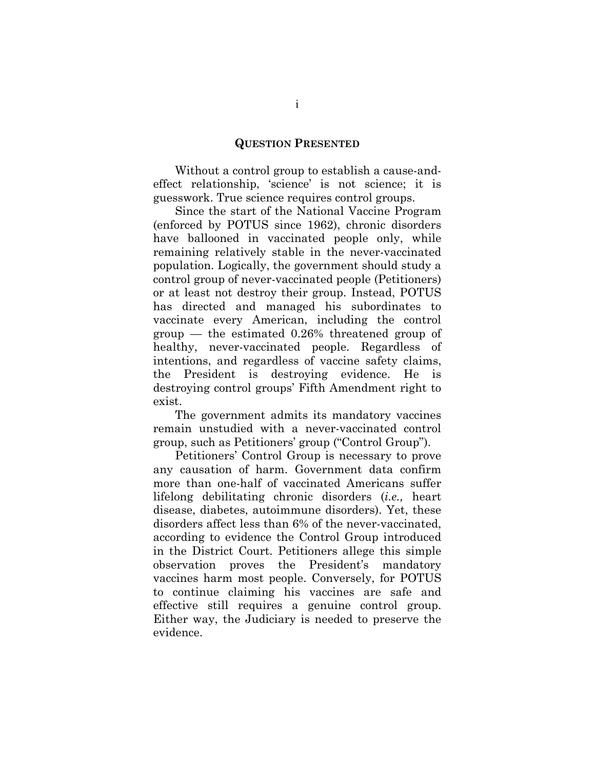## QUESTION PRESENTED

Without a control group to establish a cause-and-effect relationship, 'science' is not science; it is guesswork. True science requires control groups.

Since the start of the National Vaccine Program (enforced by POTUS since 1962), chronic disorders have ballooned in vaccinated people only, while remaining relatively stable in the never-vaccinated population. Logically, the government should study a control group of never-vaccinated people (Petitioners) or at least not destroy their group. Instead, POTUS has directed and managed his subordinates to vaccinate every American, including the control group — the estimated 0.26% threatened group of healthy, never-vaccinated people. Regardless of intentions, and regardless of vaccine safety claims, the President is destroying evidence. He is destroying control groups' Fifth Amendment right to exist.

The government admits its mandatory vaccines remain unstudied with a never-vaccinated control group, such as Petitioners' group ("Control Group").

Petitioners' Control Group is necessary to prove any causation of harm. Government data confirm more than one-half of vaccinated Americans suffer lifelong debilitating chronic disorders (*i.e.,* heart disease, diabetes, autoimmune disorders). Yet, these disorders affect less than 6% of the never-vaccinated, according to evidence the Control Group introduced in the District Court. Petitioners allege this simple observation proves the President's mandatory vaccines harm most people. Conversely, for POTUS to continue claiming his vaccines are safe and effective still requires a genuine control group. Either way, the Judiciary is needed to preserve the evidence.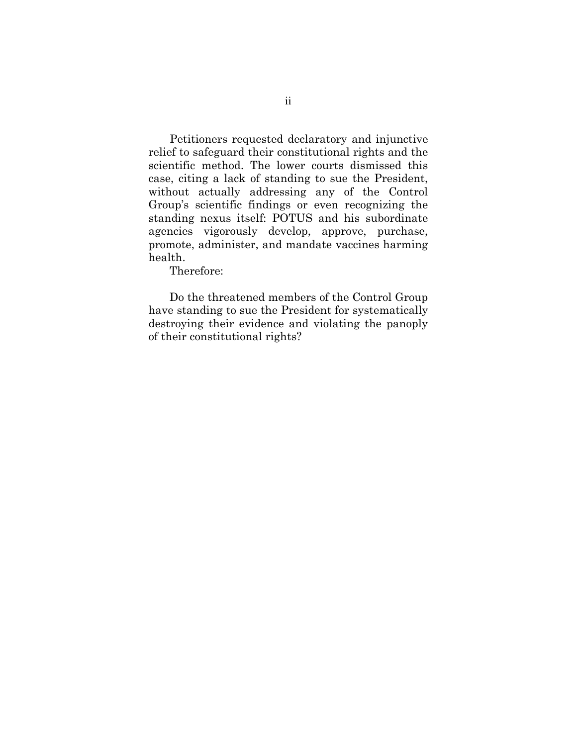Petitioners requested declaratory and injunctive relief to safeguard their constitutional rights and the scientific method. The lower courts dismissed this case, citing a lack of standing to sue the President, without actually addressing any of the Control Group's scientific findings or even recognizing the standing nexus itself: POTUS and his subordinate agencies vigorously develop, approve, purchase, promote, administer, and mandate vaccines harming health.

Therefore:

Do the threatened members of the Control Group have standing to sue the President for systematically destroying their evidence and violating the panoply of their constitutional rights?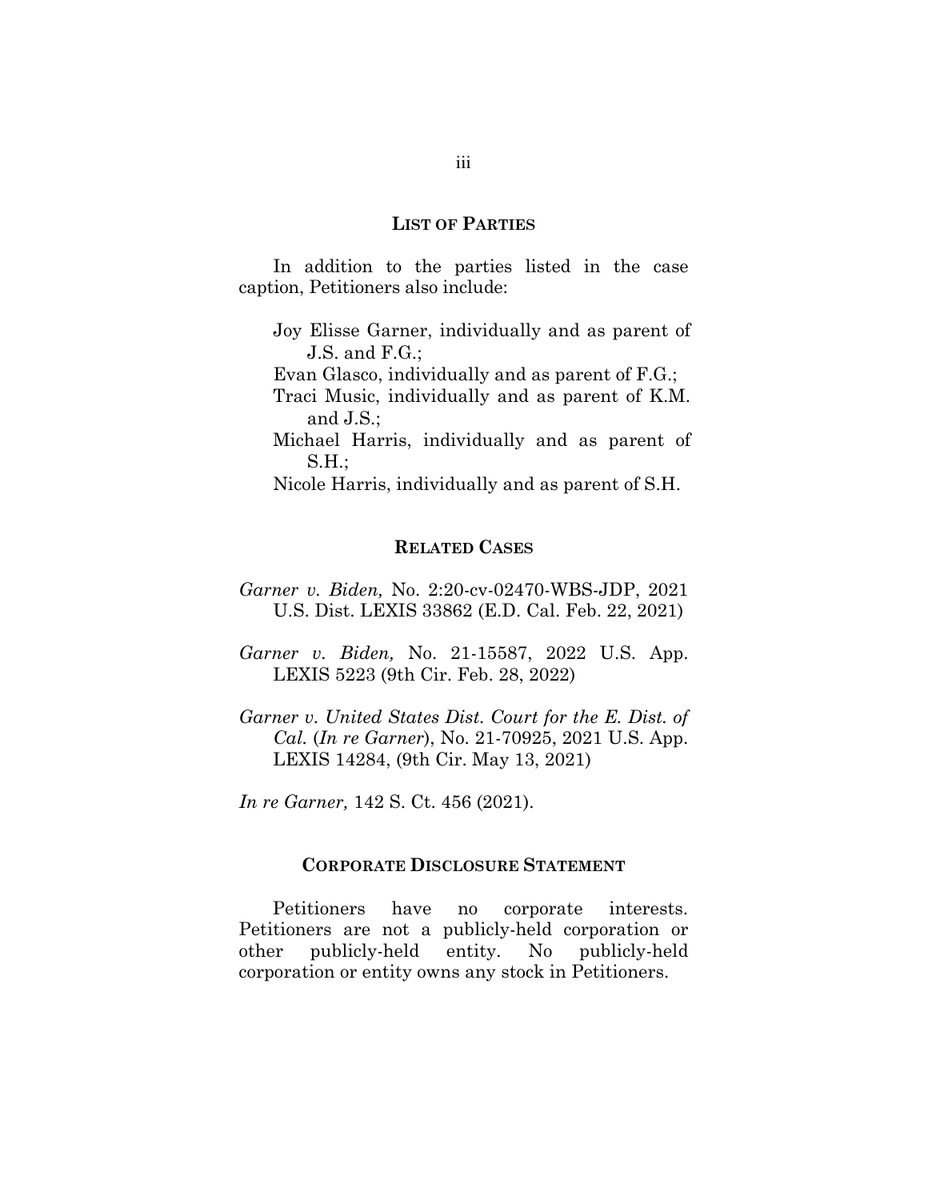## LIST OF PARTIES

In addition to the parties listed in the case caption, Petitioners also include:

Joy Elisse Garner, individually and as parent of J.S. and F.G.;
Evan Glasco, individually and as parent of F.G.;
Traci Music, individually and as parent of K.M. and J.S.;
Michael Harris, individually and as parent of S.H.;
Nicole Harris, individually and as parent of S.H.

## RELATED CASES

*Garner v. Biden,* No. 2:20-cv-02470-WBS-JDP, 2021 U.S. Dist. LEXIS 33862 (E.D. Cal. Feb. 22, 2021)

*Garner v. Biden,* No. 21-15587, 2022 U.S. App. LEXIS 5223 (9th Cir. Feb. 28, 2022)

*Garner v. United States Dist. Court for the E. Dist. of Cal.* (*In re Garner*), No. 21-70925, 2021 U.S. App. LEXIS 14284, (9th Cir. May 13, 2021)

*In re Garner,* 142 S. Ct. 456 (2021).

## CORPORATE DISCLOSURE STATEMENT

Petitioners have no corporate interests. Petitioners are not a publicly-held corporation or other publicly-held entity. No publicly-held corporation or entity owns any stock in Petitioners.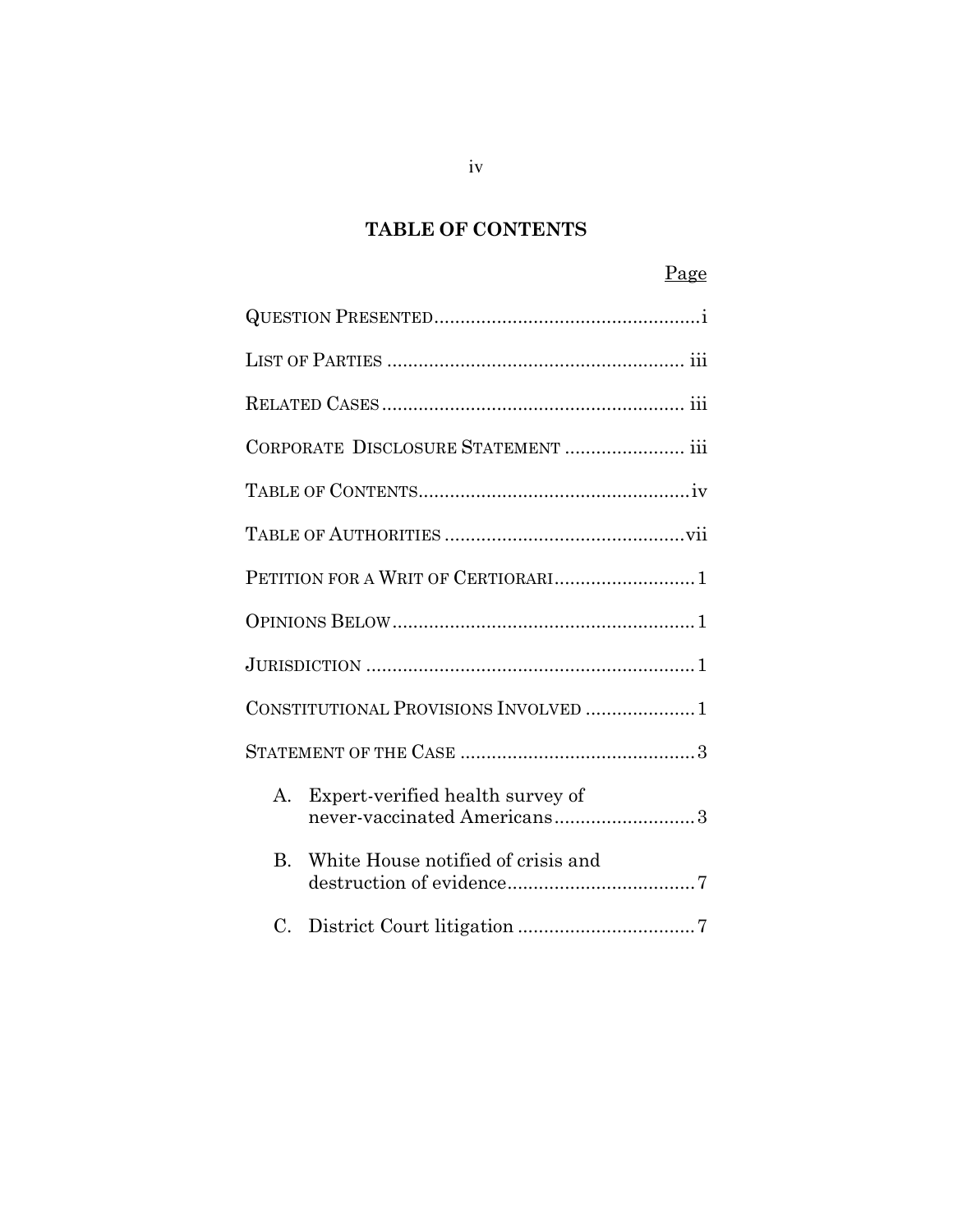## TABLE OF CONTENTS

| | Page |
|---|---|
| QUESTION PRESENTED | i |
| LIST OF PARTIES | iii |
| RELATED CASES | iii |
| CORPORATE DISCLOSURE STATEMENT | iii |
| TABLE OF CONTENTS | iv |
| TABLE OF AUTHORITIES | vii |
| PETITION FOR A WRIT OF CERTIORARI | 1 |
| OPINIONS BELOW | 1 |
| JURISDICTION | 1 |
| CONSTITUTIONAL PROVISIONS INVOLVED | 1 |
| STATEMENT OF THE CASE | 3 |
| A. Expert-verified health survey of never-vaccinated Americans | 3 |
| B. White House notified of crisis and destruction of evidence | 7 |
| C. District Court litigation | 7 |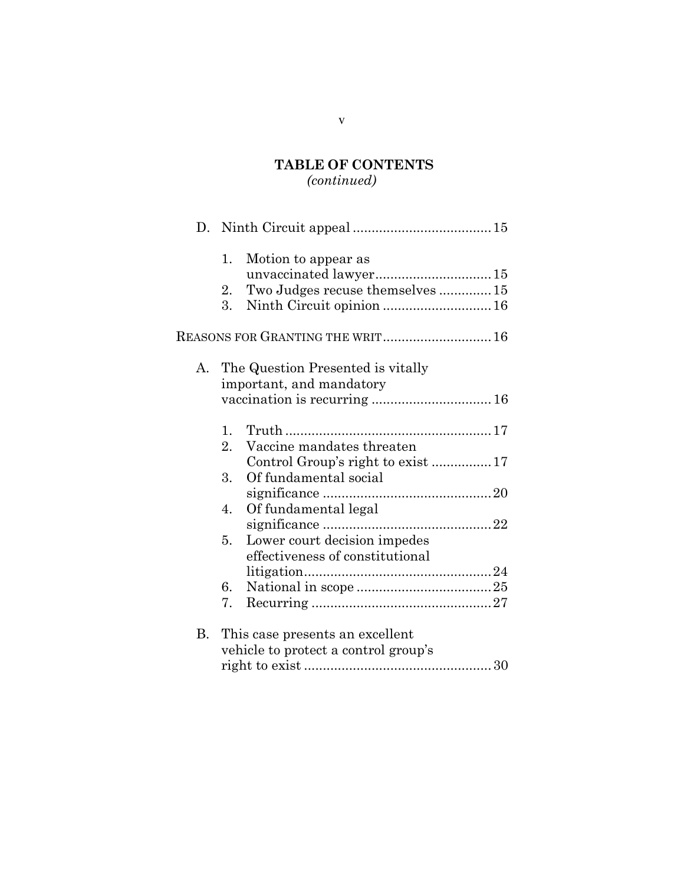**TABLE OF CONTENTS**
*(continued)*

D. Ninth Circuit appeal .................................... 15

1. Motion to appear as unvaccinated lawyer .............................. 15
2. Two Judges recuse themselves ............. 15
3. Ninth Circuit opinion ............................ 16

REASONS FOR GRANTING THE WRIT ............................ 16

A. The Question Presented is vitally important, and mandatory vaccination is recurring ................................ 16

1. Truth ...................................................... 17
2. Vaccine mandates threaten Control Group's right to exist ................ 17
3. Of fundamental social significance ............................................ 20
4. Of fundamental legal significance ............................................ 22
5. Lower court decision impedes effectiveness of constitutional litigation .................................................. 24
6. National in scope .................................... 25
7. Recurring ................................................ 27

B. This case presents an excellent vehicle to protect a control group's right to exist .................................................. 30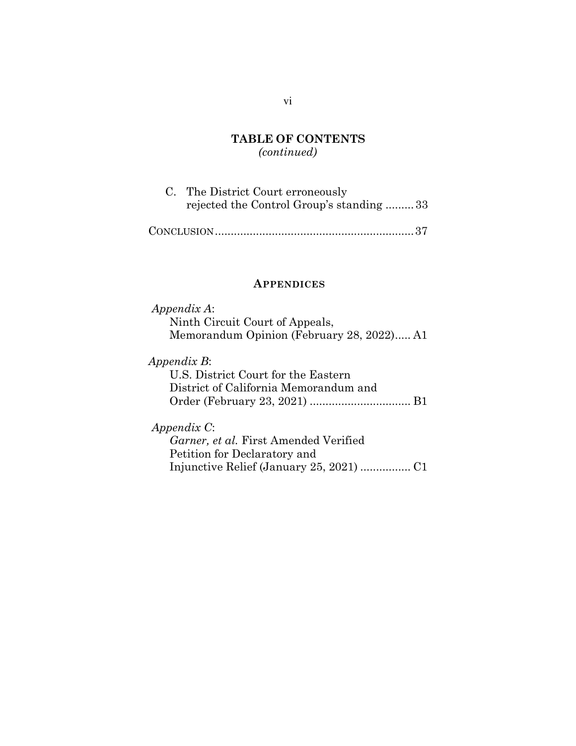**TABLE OF CONTENTS**
*(continued)*

C. The District Court erroneously rejected the Control Group's standing ......... 33

CONCLUSION ............................................................... 37

**APPENDICES**

*Appendix A*:
Ninth Circuit Court of Appeals, Memorandum Opinion (February 28, 2022)..... A1

*Appendix B*:
U.S. District Court for the Eastern District of California Memorandum and Order (February 23, 2021) ................................ B1

*Appendix C*:
*Garner, et al.* First Amended Verified Petition for Declaratory and Injunctive Relief (January 25, 2021) ................ C1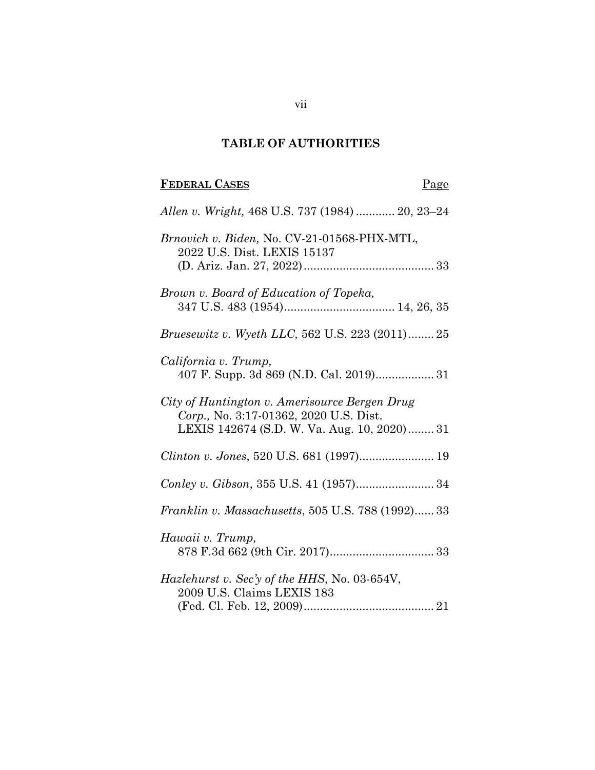## TABLE OF AUTHORITIES

**FEDERAL CASES** Page

*Allen v. Wright,* 468 U.S. 737 (1984) ............ 20, 23–24

*Brnovich v. Biden,* No. CV-21-01568-PHX-MTL, 2022 U.S. Dist. LEXIS 15137 (D. Ariz. Jan. 27, 2022)........................................ 33

*Brown v. Board of Education of Topeka,* 347 U.S. 483 (1954).................................. 14, 26, 35

*Bruesewitz v. Wyeth LLC,* 562 U.S. 223 (2011)........ 25

*California v. Trump,* 407 F. Supp. 3d 869 (N.D. Cal. 2019).................. 31

*City of Huntington v. Amerisource Bergen Drug Corp.,* No. 3:17-01362, 2020 U.S. Dist. LEXIS 142674 (S.D. W. Va. Aug. 10, 2020)........ 31

*Clinton v. Jones*, 520 U.S. 681 (1997)....................... 19

*Conley v. Gibson*, 355 U.S. 41 (1957)........................ 34

*Franklin v. Massachusetts*, 505 U.S. 788 (1992)...... 33

*Hawaii v. Trump,* 878 F.3d 662 (9th Cir. 2017)................................ 33

*Hazlehurst v. Sec'y of the HHS*, No. 03-654V, 2009 U.S. Claims LEXIS 183 (Fed. Cl. Feb. 12, 2009)........................................ 21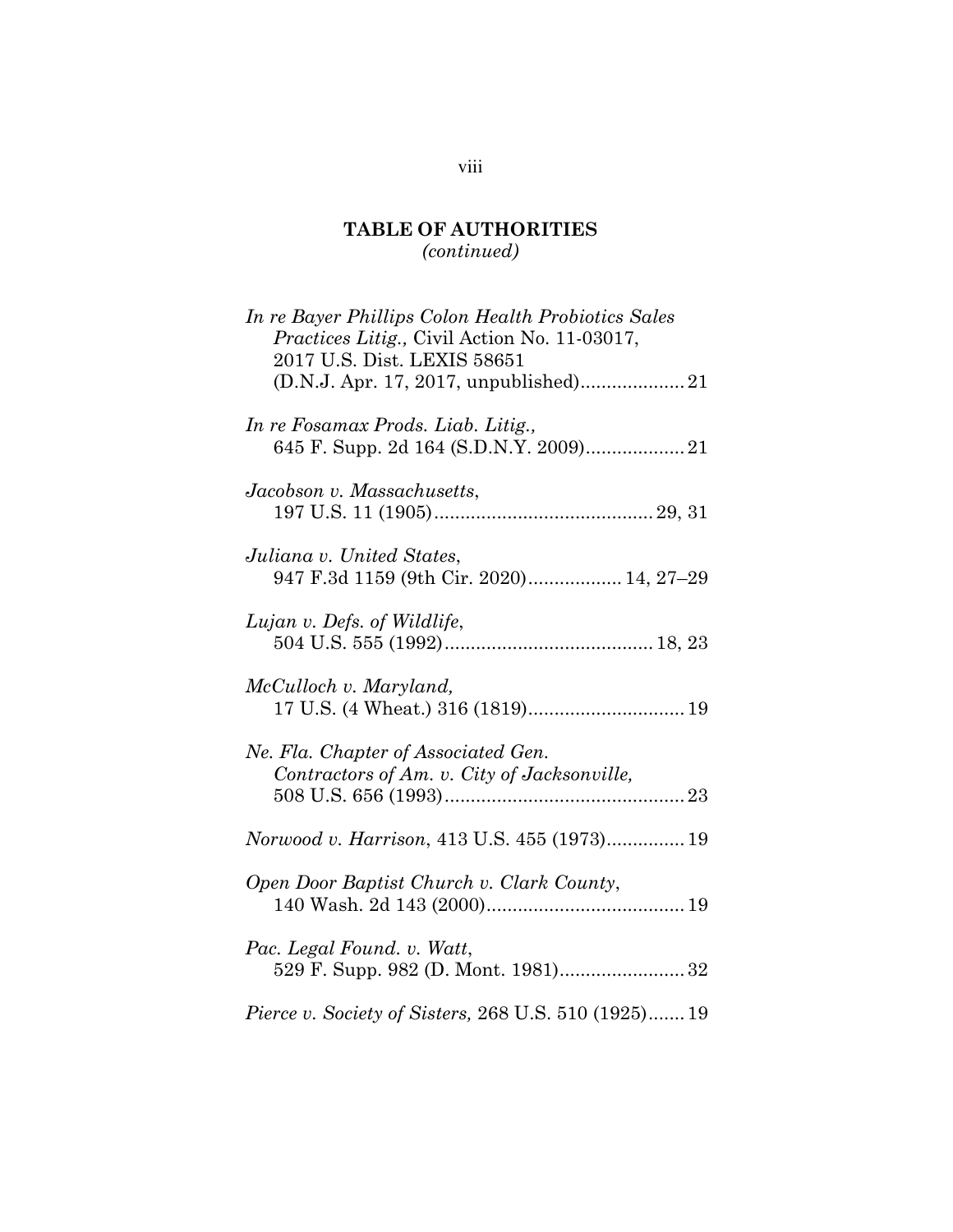**TABLE OF AUTHORITIES**
*(continued)*

*In re Bayer Phillips Colon Health Probiotics Sales Practices Litig.,* Civil Action No. 11-03017, 2017 U.S. Dist. LEXIS 58651 (D.N.J. Apr. 17, 2017, unpublished).................... 21

*In re Fosamax Prods. Liab. Litig.,* 645 F. Supp. 2d 164 (S.D.N.Y. 2009)................... 21

*Jacobson v. Massachusetts*, 197 U.S. 11 (1905).......................................... 29, 31

*Juliana v. United States*, 947 F.3d 1159 (9th Cir. 2020).................. 14, 27–29

*Lujan v. Defs. of Wildlife*, 504 U.S. 555 (1992)........................................ 18, 23

*McCulloch v. Maryland,* 17 U.S. (4 Wheat.) 316 (1819).............................. 19

*Ne. Fla. Chapter of Associated Gen. Contractors of Am. v. City of Jacksonville,* 508 U.S. 656 (1993).............................................. 23

*Norwood v. Harrison*, 413 U.S. 455 (1973)............... 19

*Open Door Baptist Church v. Clark County*, 140 Wash. 2d 143 (2000)...................................... 19

*Pac. Legal Found. v. Watt*, 529 F. Supp. 982 (D. Mont. 1981)........................ 32

*Pierce v. Society of Sisters,* 268 U.S. 510 (1925)....... 19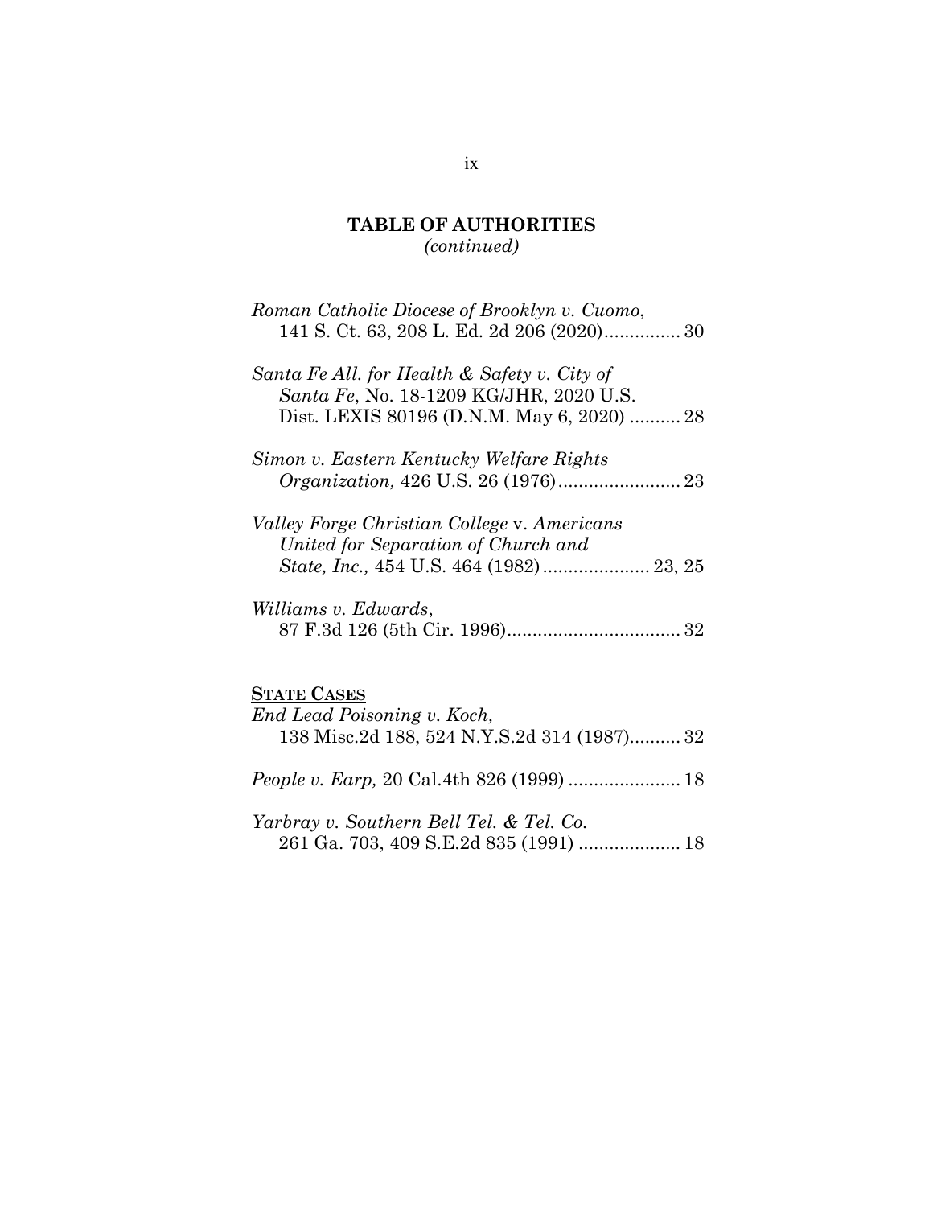## TABLE OF AUTHORITIES
*(continued)*

*Roman Catholic Diocese of Brooklyn v. Cuomo*, 141 S. Ct. 63, 208 L. Ed. 2d 206 (2020)............... 30

*Santa Fe All. for Health & Safety v. City of Santa Fe*, No. 18-1209 KG/JHR, 2020 U.S. Dist. LEXIS 80196 (D.N.M. May 6, 2020) .......... 28

*Simon v. Eastern Kentucky Welfare Rights Organization,* 426 U.S. 26 (1976)........................ 23

*Valley Forge Christian College* v. *Americans United for Separation of Church and State, Inc.,* 454 U.S. 464 (1982)..................... 23, 25

*Williams v. Edwards*, 87 F.3d 126 (5th Cir. 1996).................................. 32

**<u>STATE CASES</u>**

*End Lead Poisoning v. Koch,* 138 Misc.2d 188, 524 N.Y.S.2d 314 (1987).......... 32

*People v. Earp,* 20 Cal.4th 826 (1999) ...................... 18

*Yarbray v. Southern Bell Tel. & Tel. Co.* 261 Ga. 703, 409 S.E.2d 835 (1991) .................... 18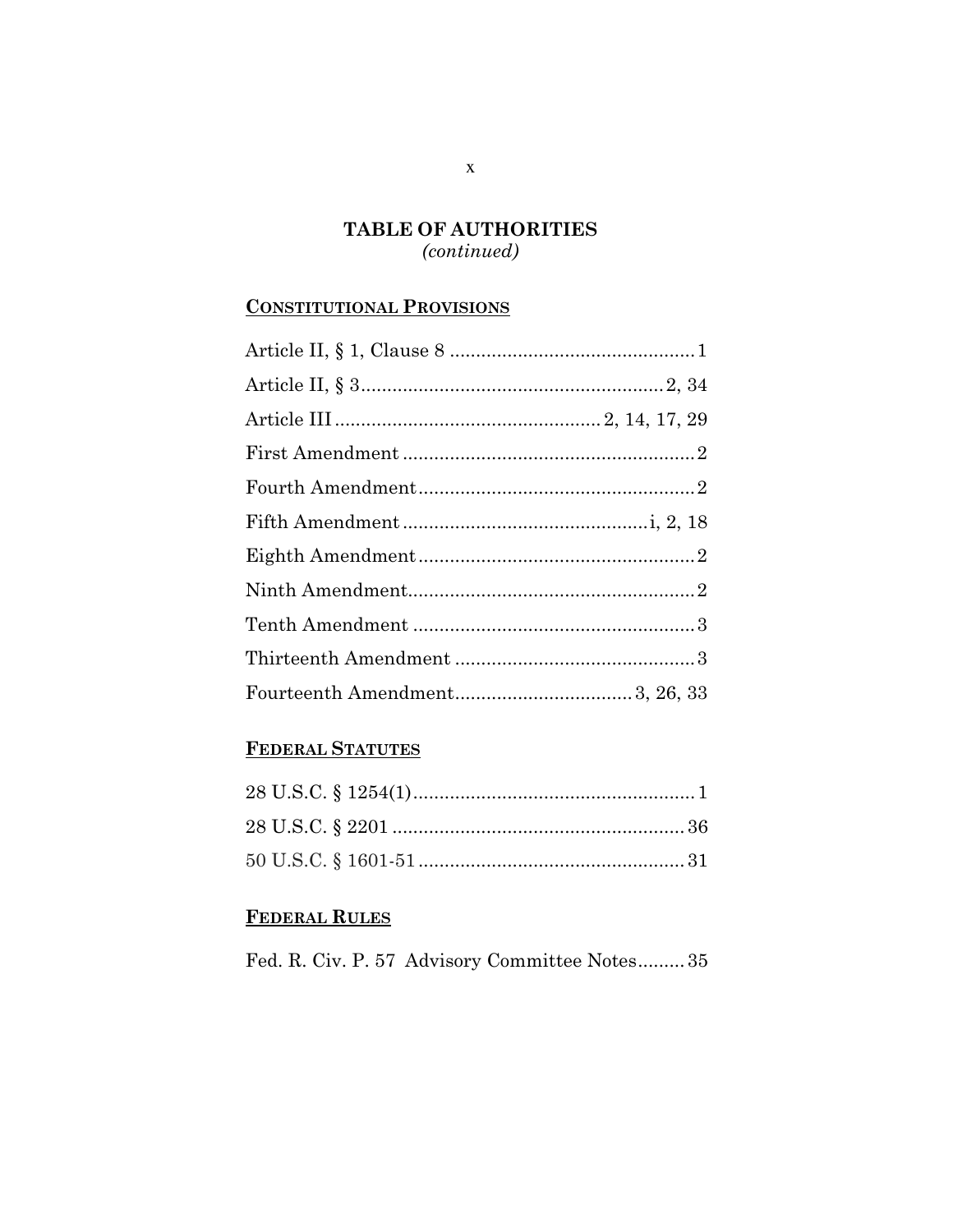## TABLE OF AUTHORITIES
*(continued)*

### CONSTITUTIONAL PROVISIONS

Article II, § 1, Clause 8 .............................................. 1

Article II, § 3......................................................... 2, 34

Article III .................................................. 2, 14, 17, 29

First Amendment ....................................................... 2

Fourth Amendment.................................................... 2

Fifth Amendment ............................................... i, 2, 18

Eighth Amendment.................................................... 2

Ninth Amendment...................................................... 2

Tenth Amendment ..................................................... 3

Thirteenth Amendment ............................................. 3

Fourteenth Amendment................................. 3, 26, 33

### FEDERAL STATUTES

28 U.S.C. § 1254(1)..................................................... 1

28 U.S.C. § 2201 ....................................................... 36

50 U.S.C. § 1601-51 .................................................. 31

### FEDERAL RULES

Fed. R. Civ. P. 57 Advisory Committee Notes......... 35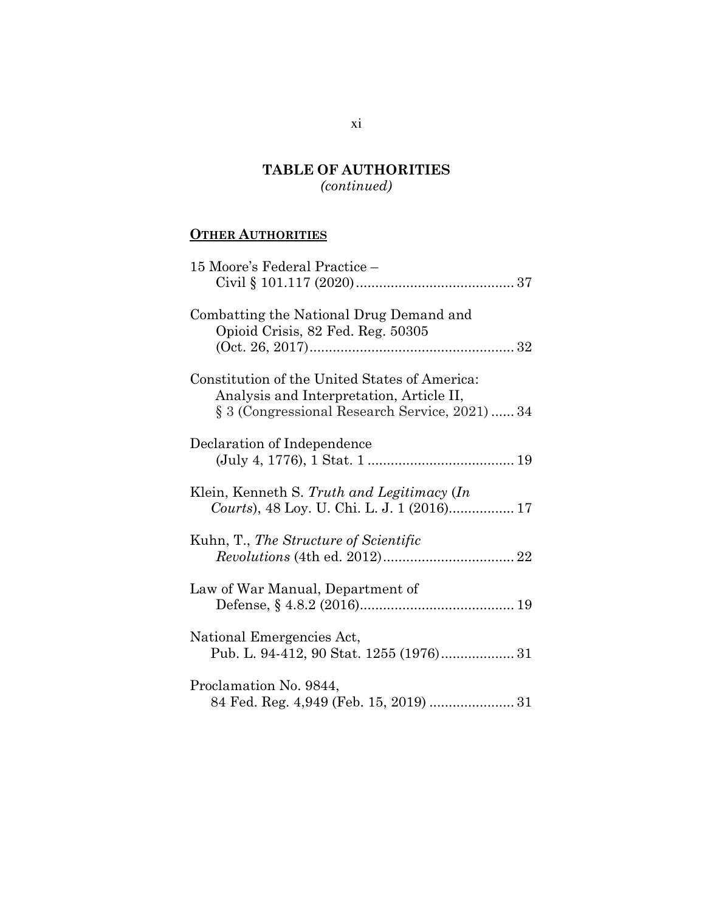## TABLE OF AUTHORITIES
*(continued)*

**OTHER AUTHORITIES**

15 Moore's Federal Practice – Civil § 101.117 (2020) ........................................ 37

Combatting the National Drug Demand and Opioid Crisis, 82 Fed. Reg. 50305 (Oct. 26, 2017) .................................................... 32

Constitution of the United States of America: Analysis and Interpretation, Article II, § 3 (Congressional Research Service, 2021) ...... 34

Declaration of Independence (July 4, 1776), 1 Stat. 1 ...................................... 19

Klein, Kenneth S. *Truth and Legitimacy* (*In Courts*), 48 Loy. U. Chi. L. J. 1 (2016) ................. 17

Kuhn, T., *The Structure of Scientific Revolutions* (4th ed. 2012) .................................. 22

Law of War Manual, Department of Defense, § 4.8.2 (2016) ........................................ 19

National Emergencies Act, Pub. L. 94-412, 90 Stat. 1255 (1976) .................. 31

Proclamation No. 9844, 84 Fed. Reg. 4,949 (Feb. 15, 2019) ...................... 31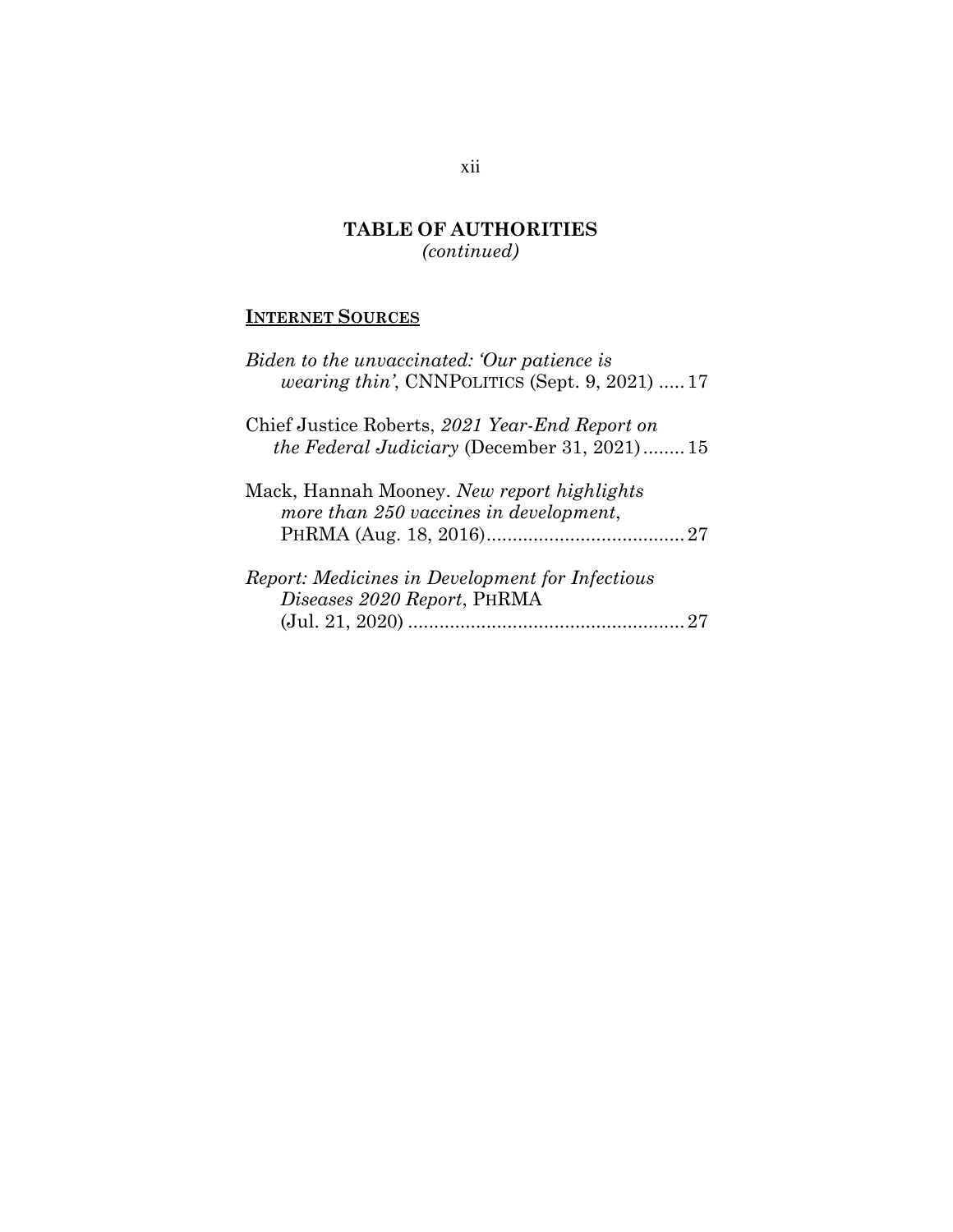## TABLE OF AUTHORITIES
*(continued)*

### INTERNET SOURCES

*Biden to the unvaccinated: 'Our patience is wearing thin'*, CNNPOLITICS (Sept. 9, 2021) ..... 17

Chief Justice Roberts, *2021 Year-End Report on the Federal Judiciary* (December 31, 2021) ........ 15

Mack, Hannah Mooney. *New report highlights more than 250 vaccines in development*, PHRMA (Aug. 18, 2016) ...................................... 27

*Report: Medicines in Development for Infectious Diseases 2020 Report*, PHRMA (Jul. 21, 2020) ..................................................... 27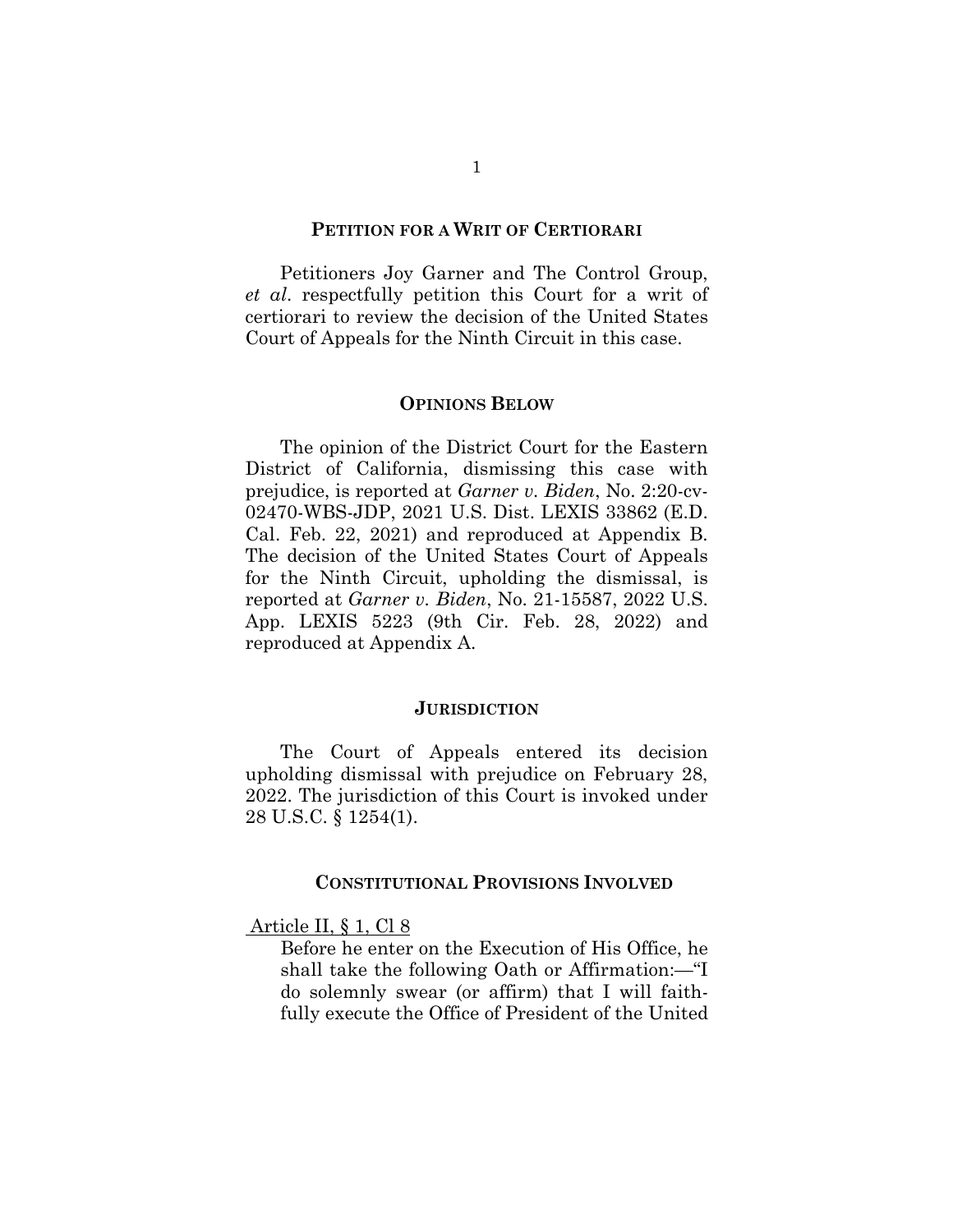## PETITION FOR A WRIT OF CERTIORARI

Petitioners Joy Garner and The Control Group, *et al*. respectfully petition this Court for a writ of certiorari to review the decision of the United States Court of Appeals for the Ninth Circuit in this case.

## OPINIONS BELOW

The opinion of the District Court for the Eastern District of California, dismissing this case with prejudice, is reported at *Garner v. Biden*, No. 2:20-cv-02470-WBS-JDP, 2021 U.S. Dist. LEXIS 33862 (E.D. Cal. Feb. 22, 2021) and reproduced at Appendix B. The decision of the United States Court of Appeals for the Ninth Circuit, upholding the dismissal, is reported at *Garner v. Biden*, No. 21-15587, 2022 U.S. App. LEXIS 5223 (9th Cir. Feb. 28, 2022) and reproduced at Appendix A.

## JURISDICTION

The Court of Appeals entered its decision upholding dismissal with prejudice on February 28, 2022. The jurisdiction of this Court is invoked under 28 U.S.C. § 1254(1).

## CONSTITUTIONAL PROVISIONS INVOLVED

Article II, § 1, Cl 8

> Before he enter on the Execution of His Office, he shall take the following Oath or Affirmation:—"I do solemnly swear (or affirm) that I will faithfully execute the Office of President of the United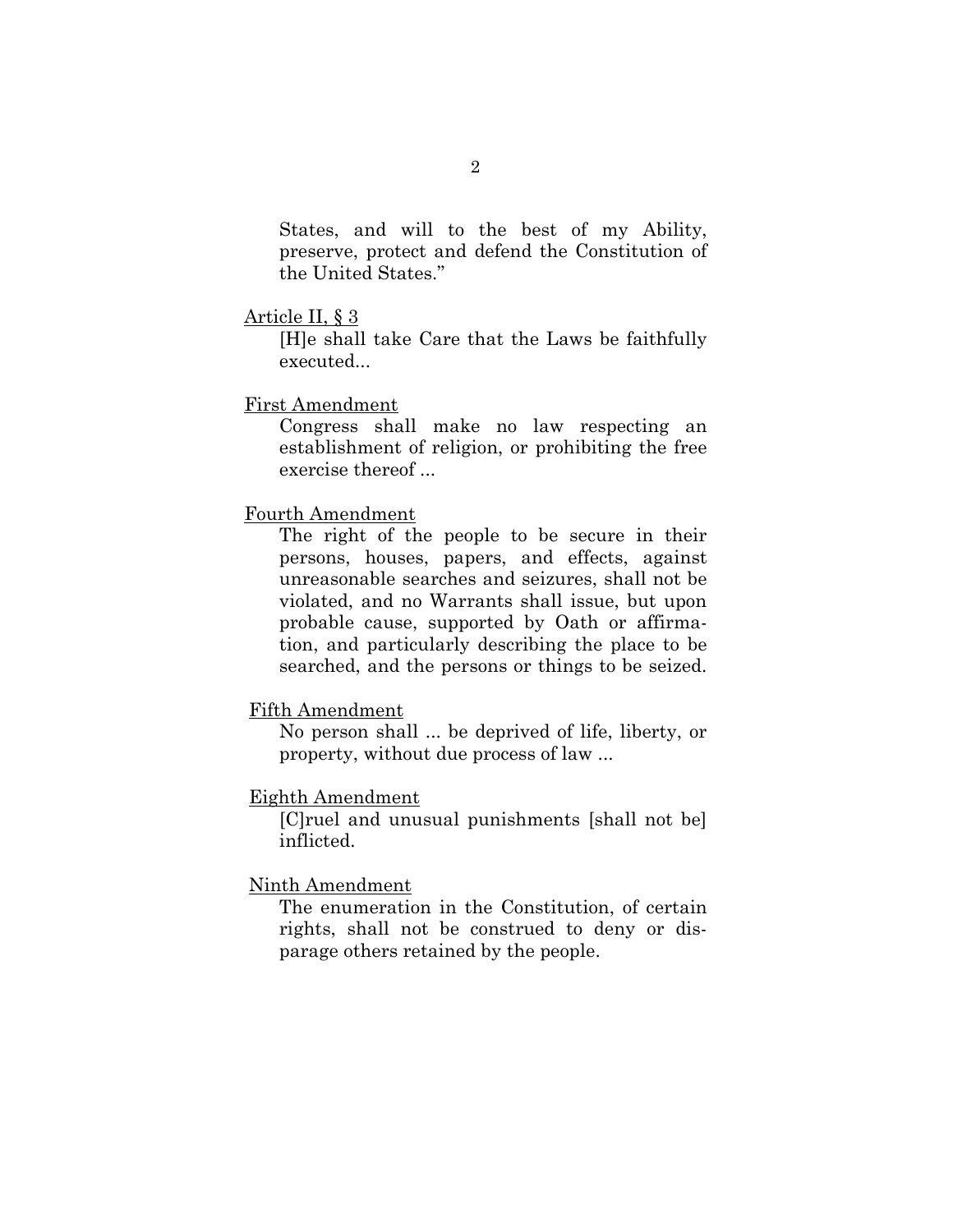States, and will to the best of my Ability, preserve, protect and defend the Constitution of the United States."

<u>Article II, § 3</u>

[H]e shall take Care that the Laws be faithfully executed...

<u>First Amendment</u>

Congress shall make no law respecting an establishment of religion, or prohibiting the free exercise thereof ...

<u>Fourth Amendment</u>

The right of the people to be secure in their persons, houses, papers, and effects, against unreasonable searches and seizures, shall not be violated, and no Warrants shall issue, but upon probable cause, supported by Oath or affirmation, and particularly describing the place to be searched, and the persons or things to be seized.

<u>Fifth Amendment</u>

No person shall ... be deprived of life, liberty, or property, without due process of law ...

<u>Eighth Amendment</u>

[C]ruel and unusual punishments [shall not be] inflicted.

<u>Ninth Amendment</u>

The enumeration in the Constitution, of certain rights, shall not be construed to deny or disparage others retained by the people.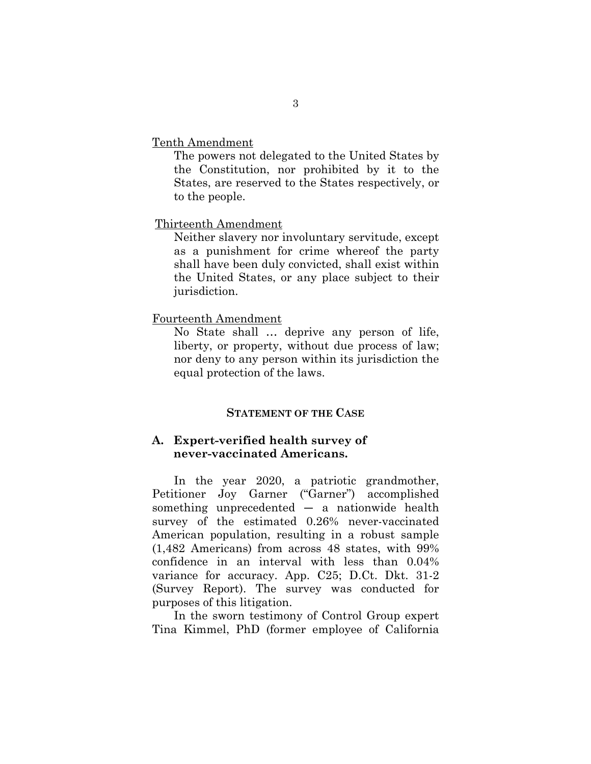Tenth Amendment

> The powers not delegated to the United States by the Constitution, nor prohibited by it to the States, are reserved to the States respectively, or to the people.

Thirteenth Amendment

> Neither slavery nor involuntary servitude, except as a punishment for crime whereof the party shall have been duly convicted, shall exist within the United States, or any place subject to their jurisdiction.

Fourteenth Amendment

> No State shall … deprive any person of life, liberty, or property, without due process of law; nor deny to any person within its jurisdiction the equal protection of the laws.

## STATEMENT OF THE CASE

### A. Expert-verified health survey of never-vaccinated Americans.

In the year 2020, a patriotic grandmother, Petitioner Joy Garner ("Garner") accomplished something unprecedented — a nationwide health survey of the estimated 0.26% never-vaccinated American population, resulting in a robust sample (1,482 Americans) from across 48 states, with 99% confidence in an interval with less than 0.04% variance for accuracy. App. C25; D.Ct. Dkt. 31-2 (Survey Report). The survey was conducted for purposes of this litigation.

In the sworn testimony of Control Group expert Tina Kimmel, PhD (former employee of California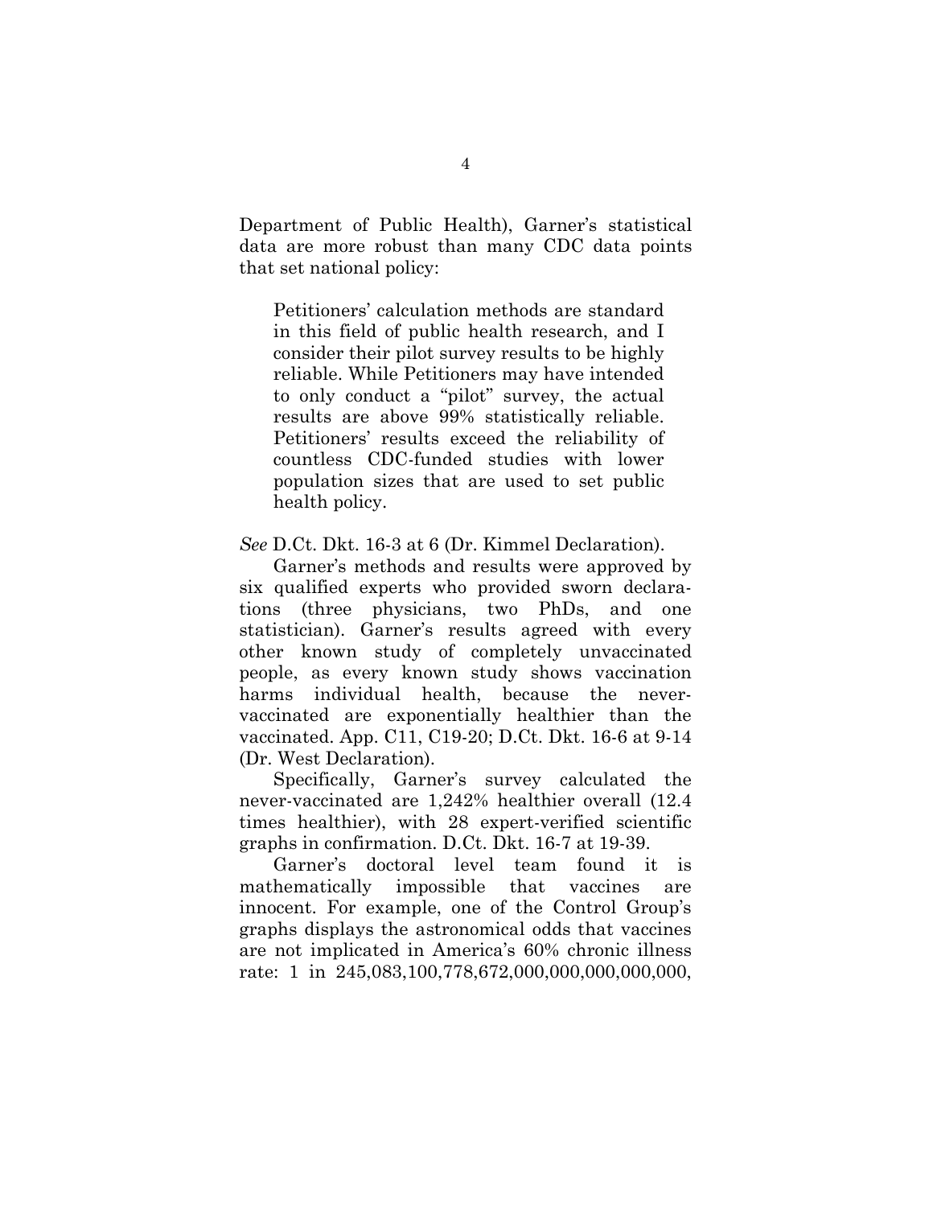Department of Public Health), Garner's statistical data are more robust than many CDC data points that set national policy:

> Petitioners' calculation methods are standard in this field of public health research, and I consider their pilot survey results to be highly reliable. While Petitioners may have intended to only conduct a "pilot" survey, the actual results are above 99% statistically reliable. Petitioners' results exceed the reliability of countless CDC-funded studies with lower population sizes that are used to set public health policy.

*See* D.Ct. Dkt. 16-3 at 6 (Dr. Kimmel Declaration).

Garner's methods and results were approved by six qualified experts who provided sworn declarations (three physicians, two PhDs, and one statistician). Garner's results agreed with every other known study of completely unvaccinated people, as every known study shows vaccination harms individual health, because the never-vaccinated are exponentially healthier than the vaccinated. App. C11, C19-20; D.Ct. Dkt. 16-6 at 9-14 (Dr. West Declaration).

Specifically, Garner's survey calculated the never-vaccinated are 1,242% healthier overall (12.4 times healthier), with 28 expert-verified scientific graphs in confirmation. D.Ct. Dkt. 16-7 at 19-39.

Garner's doctoral level team found it is mathematically impossible that vaccines are innocent. For example, one of the Control Group's graphs displays the astronomical odds that vaccines are not implicated in America's 60% chronic illness rate: 1 in 245,083,100,778,672,000,000,000,000,000,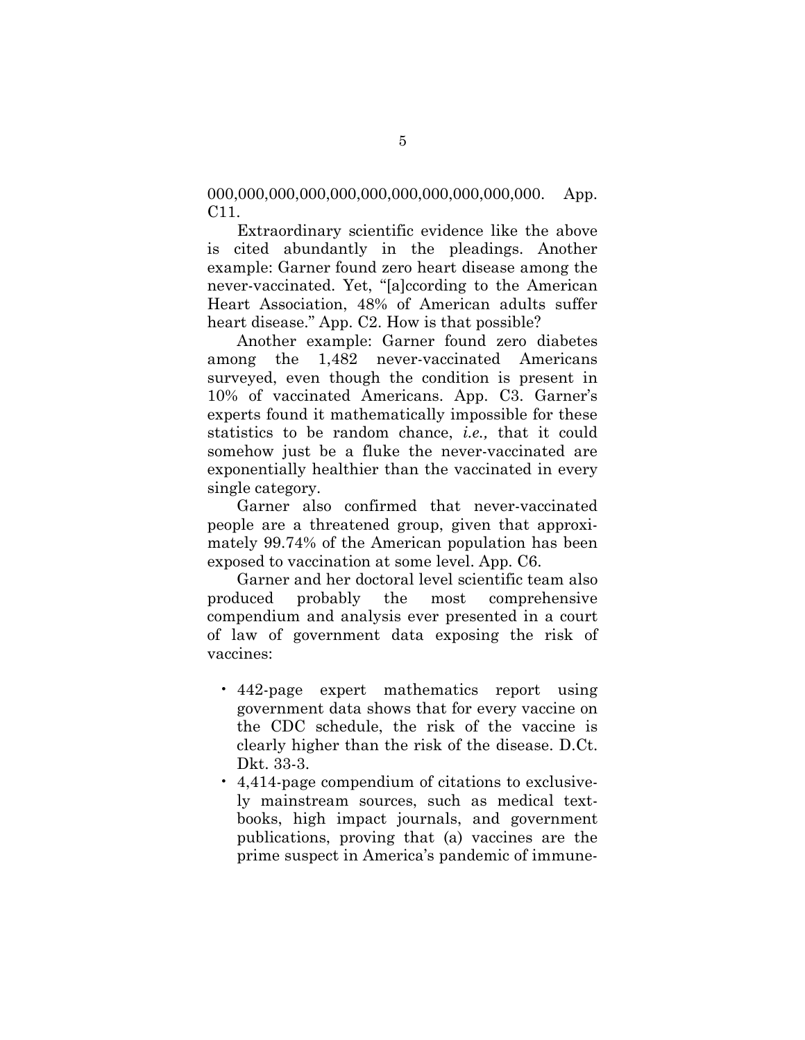000,000,000,000,000,000,000,000,000,000,000. App. C11.

Extraordinary scientific evidence like the above is cited abundantly in the pleadings. Another example: Garner found zero heart disease among the never-vaccinated. Yet, "[a]ccording to the American Heart Association, 48% of American adults suffer heart disease." App. C2. How is that possible?

Another example: Garner found zero diabetes among the 1,482 never-vaccinated Americans surveyed, even though the condition is present in 10% of vaccinated Americans. App. C3. Garner's experts found it mathematically impossible for these statistics to be random chance, *i.e.,* that it could somehow just be a fluke the never-vaccinated are exponentially healthier than the vaccinated in every single category.

Garner also confirmed that never-vaccinated people are a threatened group, given that approximately 99.74% of the American population has been exposed to vaccination at some level. App. C6.

Garner and her doctoral level scientific team also produced probably the most comprehensive compendium and analysis ever presented in a court of law of government data exposing the risk of vaccines:

- 442-page expert mathematics report using government data shows that for every vaccine on the CDC schedule, the risk of the vaccine is clearly higher than the risk of the disease. D.Ct. Dkt. 33-3.
- 4,414-page compendium of citations to exclusively mainstream sources, such as medical textbooks, high impact journals, and government publications, proving that (a) vaccines are the prime suspect in America's pandemic of immune-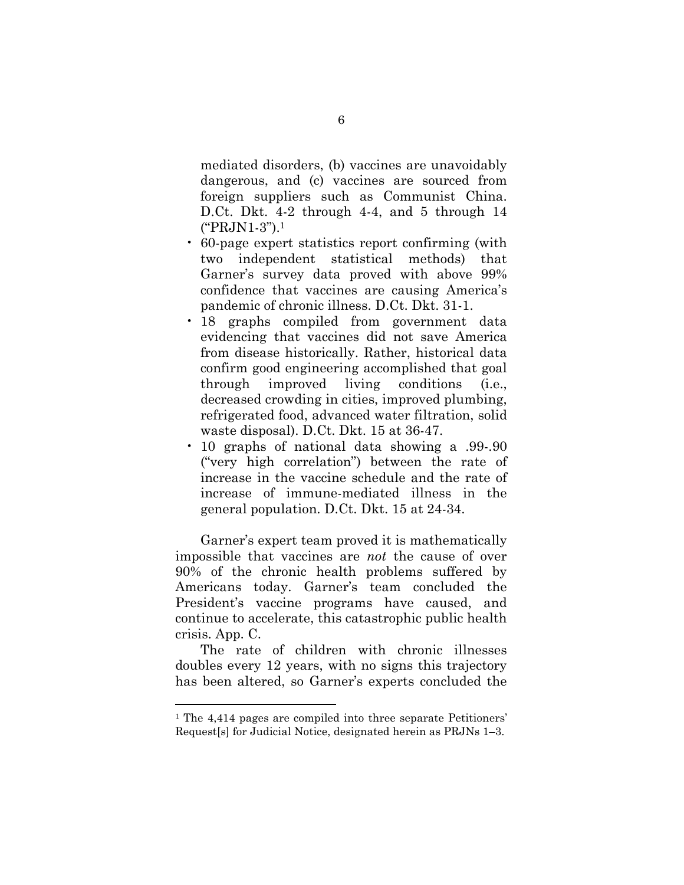mediated disorders, (b) vaccines are unavoidably dangerous, and (c) vaccines are sourced from foreign suppliers such as Communist China. D.Ct. Dkt. 4-2 through 4-4, and 5 through 14 ("PRJN1-3").[1]

- 60-page expert statistics report confirming (with two independent statistical methods) that Garner's survey data proved with above 99% confidence that vaccines are causing America's pandemic of chronic illness. D.Ct. Dkt. 31-1.
- 18 graphs compiled from government data evidencing that vaccines did not save America from disease historically. Rather, historical data confirm good engineering accomplished that goal through improved living conditions (i.e., decreased crowding in cities, improved plumbing, refrigerated food, advanced water filtration, solid waste disposal). D.Ct. Dkt. 15 at 36-47.
- 10 graphs of national data showing a .99-.90 ("very high correlation") between the rate of increase in the vaccine schedule and the rate of increase of immune-mediated illness in the general population. D.Ct. Dkt. 15 at 24-34.

Garner's expert team proved it is mathematically impossible that vaccines are *not* the cause of over 90% of the chronic health problems suffered by Americans today. Garner's team concluded the President's vaccine programs have caused, and continue to accelerate, this catastrophic public health crisis. App. C.

The rate of children with chronic illnesses doubles every 12 years, with no signs this trajectory has been altered, so Garner's experts concluded the

[1] The 4,414 pages are compiled into three separate Petitioners' Request[s] for Judicial Notice, designated herein as PRJNs 1–3.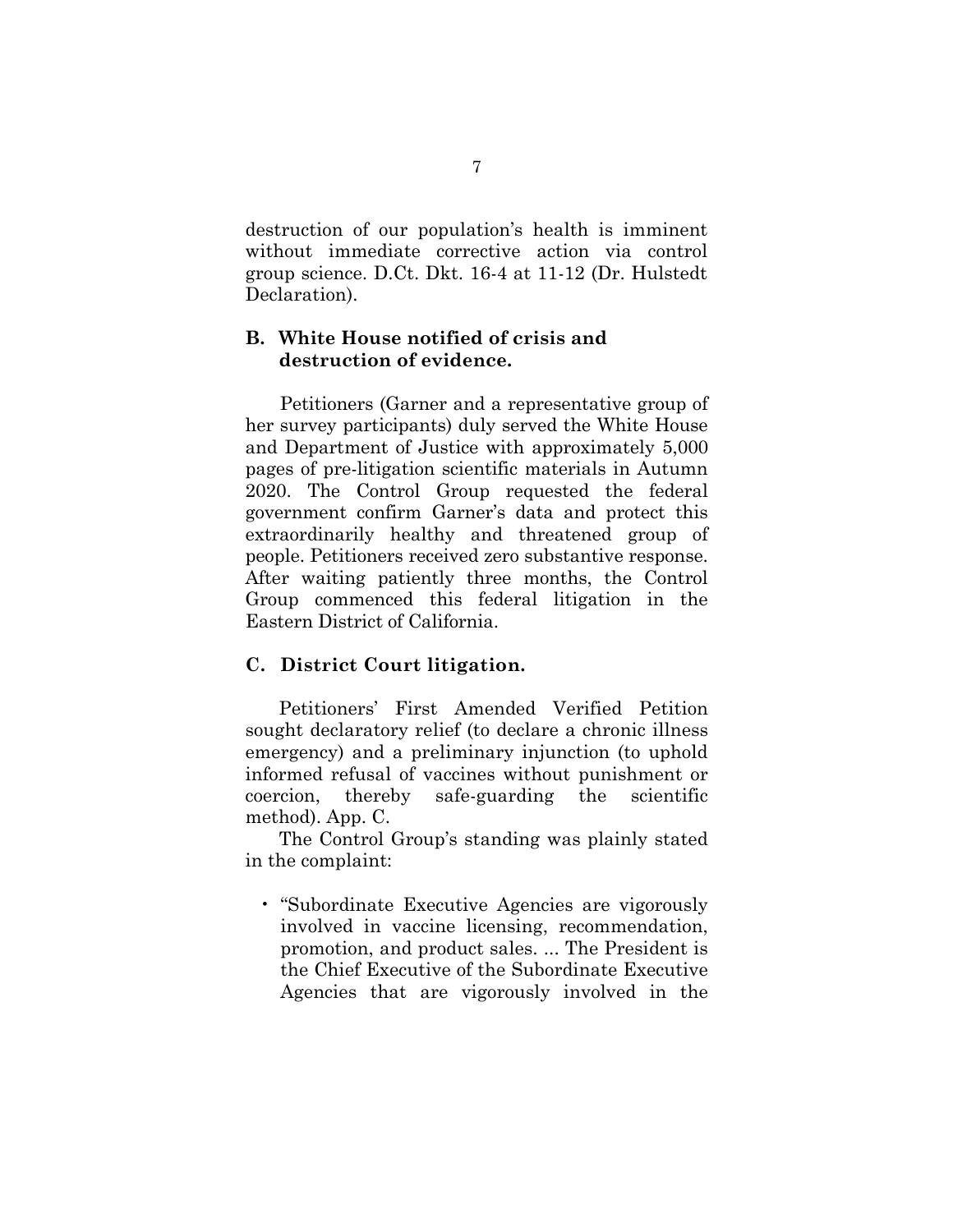destruction of our population's health is imminent without immediate corrective action via control group science. D.Ct. Dkt. 16-4 at 11-12 (Dr. Hulstedt Declaration).

### B. White House notified of crisis and destruction of evidence.

Petitioners (Garner and a representative group of her survey participants) duly served the White House and Department of Justice with approximately 5,000 pages of pre-litigation scientific materials in Autumn 2020. The Control Group requested the federal government confirm Garner's data and protect this extraordinarily healthy and threatened group of people. Petitioners received zero substantive response. After waiting patiently three months, the Control Group commenced this federal litigation in the Eastern District of California.

### C. District Court litigation.

Petitioners' First Amended Verified Petition sought declaratory relief (to declare a chronic illness emergency) and a preliminary injunction (to uphold informed refusal of vaccines without punishment or coercion, thereby safe-guarding the scientific method). App. C.

The Control Group's standing was plainly stated in the complaint:

- "Subordinate Executive Agencies are vigorously involved in vaccine licensing, recommendation, promotion, and product sales. ... The President is the Chief Executive of the Subordinate Executive Agencies that are vigorously involved in the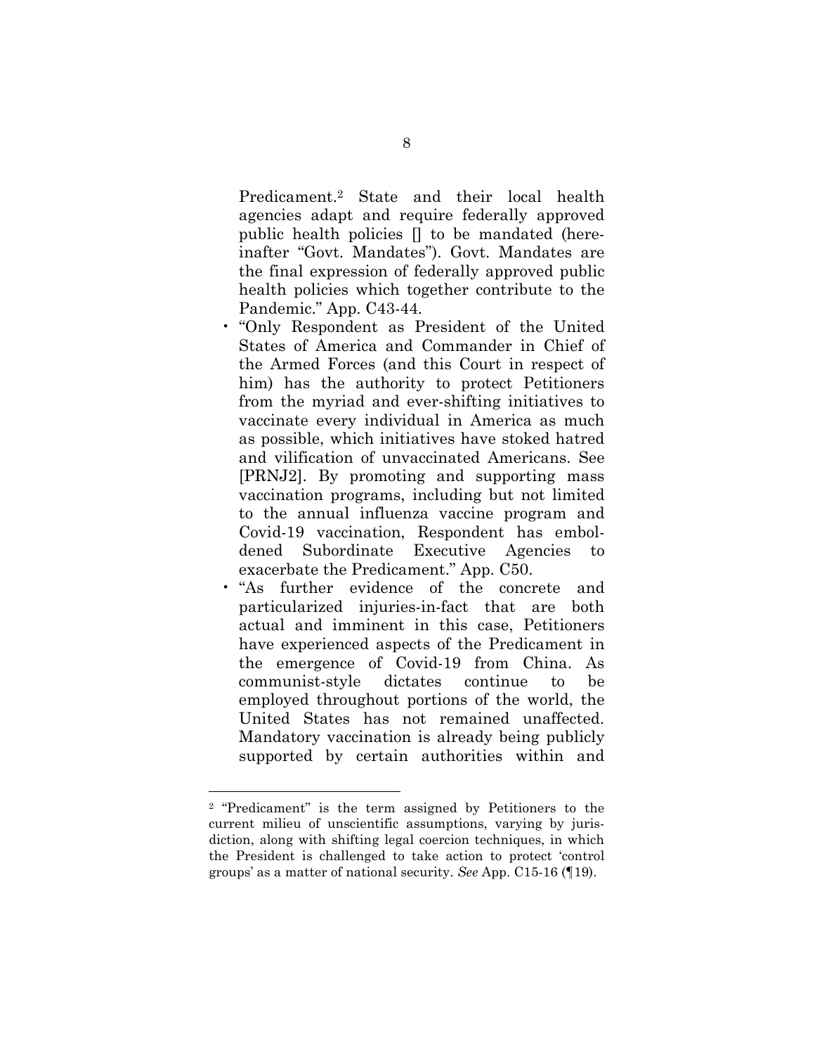Predicament.[2] State and their local health agencies adapt and require federally approved public health policies [] to be mandated (hereinafter "Govt. Mandates"). Govt. Mandates are the final expression of federally approved public health policies which together contribute to the Pandemic." App. C43-44.

- "Only Respondent as President of the United States of America and Commander in Chief of the Armed Forces (and this Court in respect of him) has the authority to protect Petitioners from the myriad and ever-shifting initiatives to vaccinate every individual in America as much as possible, which initiatives have stoked hatred and vilification of unvaccinated Americans. See [PRNJ2]. By promoting and supporting mass vaccination programs, including but not limited to the annual influenza vaccine program and Covid-19 vaccination, Respondent has emboldened Subordinate Executive Agencies to exacerbate the Predicament." App. C50.
- "As further evidence of the concrete and particularized injuries-in-fact that are both actual and imminent in this case, Petitioners have experienced aspects of the Predicament in the emergence of Covid-19 from China. As communist-style dictates continue to be employed throughout portions of the world, the United States has not remained unaffected. Mandatory vaccination is already being publicly supported by certain authorities within and

---

[2] "Predicament" is the term assigned by Petitioners to the current milieu of unscientific assumptions, varying by jurisdiction, along with shifting legal coercion techniques, in which the President is challenged to take action to protect 'control groups' as a matter of national security. *See* App. C15-16 (¶19).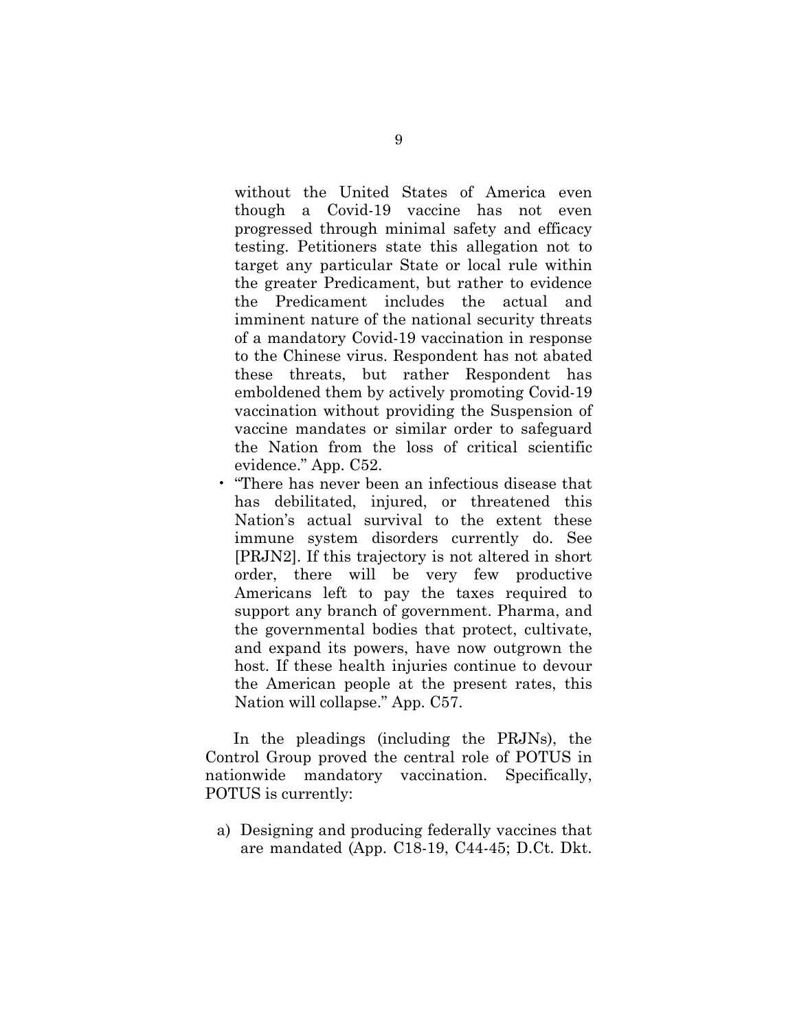without the United States of America even though a Covid-19 vaccine has not even progressed through minimal safety and efficacy testing. Petitioners state this allegation not to target any particular State or local rule within the greater Predicament, but rather to evidence the Predicament includes the actual and imminent nature of the national security threats of a mandatory Covid-19 vaccination in response to the Chinese virus. Respondent has not abated these threats, but rather Respondent has emboldened them by actively promoting Covid-19 vaccination without providing the Suspension of vaccine mandates or similar order to safeguard the Nation from the loss of critical scientific evidence." App. C52.

- "There has never been an infectious disease that has debilitated, injured, or threatened this Nation's actual survival to the extent these immune system disorders currently do. See [PRJN2]. If this trajectory is not altered in short order, there will be very few productive Americans left to pay the taxes required to support any branch of government. Pharma, and the governmental bodies that protect, cultivate, and expand its powers, have now outgrown the host. If these health injuries continue to devour the American people at the present rates, this Nation will collapse." App. C57.

In the pleadings (including the PRJNs), the Control Group proved the central role of POTUS in nationwide mandatory vaccination. Specifically, POTUS is currently:

a) Designing and producing federally vaccines that are mandated (App. C18-19, C44-45; D.Ct. Dkt.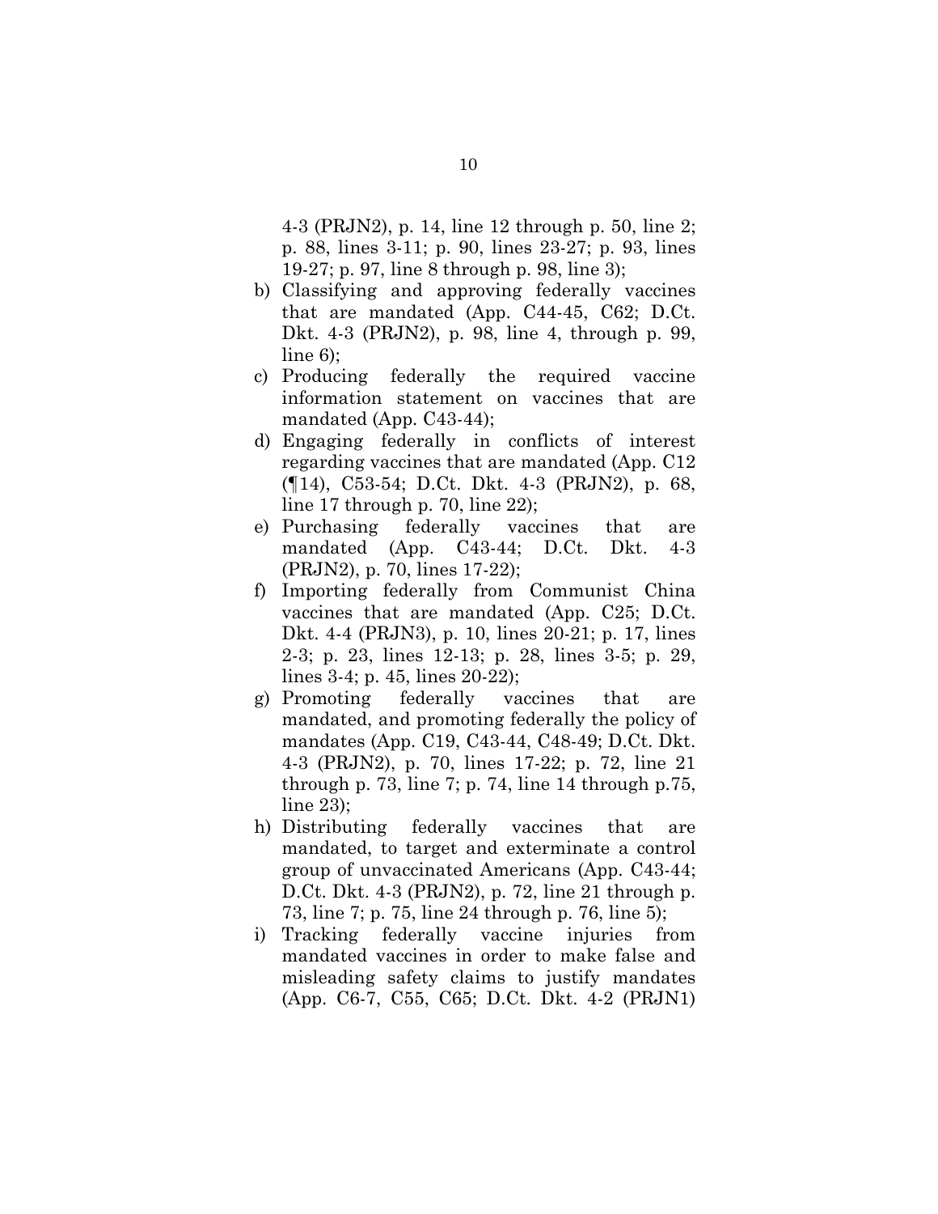4-3 (PRJN2), p. 14, line 12 through p. 50, line 2; p. 88, lines 3-11; p. 90, lines 23-27; p. 93, lines 19-27; p. 97, line 8 through p. 98, line 3);

b) Classifying and approving federally vaccines that are mandated (App. C44-45, C62; D.Ct. Dkt. 4-3 (PRJN2), p. 98, line 4, through p. 99, line 6);
c) Producing federally the required vaccine information statement on vaccines that are mandated (App. C43-44);
d) Engaging federally in conflicts of interest regarding vaccines that are mandated (App. C12 (¶14), C53-54; D.Ct. Dkt. 4-3 (PRJN2), p. 68, line 17 through p. 70, line 22);
e) Purchasing federally vaccines that are mandated (App. C43-44; D.Ct. Dkt. 4-3 (PRJN2), p. 70, lines 17-22);
f) Importing federally from Communist China vaccines that are mandated (App. C25; D.Ct. Dkt. 4-4 (PRJN3), p. 10, lines 20-21; p. 17, lines 2-3; p. 23, lines 12-13; p. 28, lines 3-5; p. 29, lines 3-4; p. 45, lines 20-22);
g) Promoting federally vaccines that are mandated, and promoting federally the policy of mandates (App. C19, C43-44, C48-49; D.Ct. Dkt. 4-3 (PRJN2), p. 70, lines 17-22; p. 72, line 21 through p. 73, line 7; p. 74, line 14 through p.75, line 23);
h) Distributing federally vaccines that are mandated, to target and exterminate a control group of unvaccinated Americans (App. C43-44; D.Ct. Dkt. 4-3 (PRJN2), p. 72, line 21 through p. 73, line 7; p. 75, line 24 through p. 76, line 5);
i) Tracking federally vaccine injuries from mandated vaccines in order to make false and misleading safety claims to justify mandates (App. C6-7, C55, C65; D.Ct. Dkt. 4-2 (PRJN1)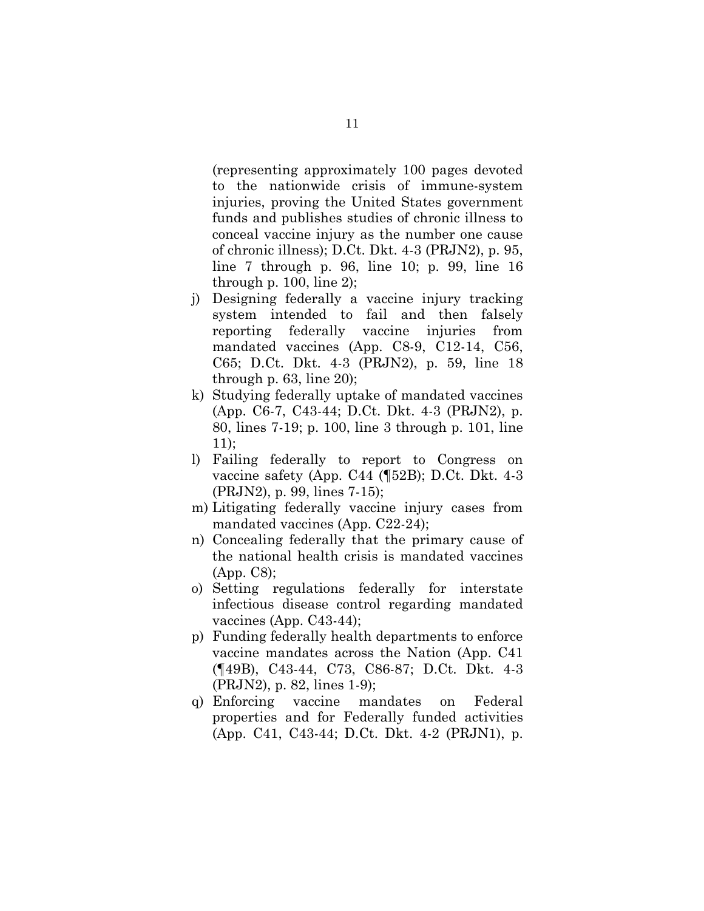(representing approximately 100 pages devoted to the nationwide crisis of immune-system injuries, proving the United States government funds and publishes studies of chronic illness to conceal vaccine injury as the number one cause of chronic illness); D.Ct. Dkt. 4-3 (PRJN2), p. 95, line 7 through p. 96, line 10; p. 99, line 16 through p. 100, line 2);

j) Designing federally a vaccine injury tracking system intended to fail and then falsely reporting federally vaccine injuries from mandated vaccines (App. C8-9, C12-14, C56, C65; D.Ct. Dkt. 4-3 (PRJN2), p. 59, line 18 through p. 63, line 20);
k) Studying federally uptake of mandated vaccines (App. C6-7, C43-44; D.Ct. Dkt. 4-3 (PRJN2), p. 80, lines 7-19; p. 100, line 3 through p. 101, line 11);
l) Failing federally to report to Congress on vaccine safety (App. C44 (¶52B); D.Ct. Dkt. 4-3 (PRJN2), p. 99, lines 7-15);
m) Litigating federally vaccine injury cases from mandated vaccines (App. C22-24);
n) Concealing federally that the primary cause of the national health crisis is mandated vaccines (App. C8);
o) Setting regulations federally for interstate infectious disease control regarding mandated vaccines (App. C43-44);
p) Funding federally health departments to enforce vaccine mandates across the Nation (App. C41 (¶49B), C43-44, C73, C86-87; D.Ct. Dkt. 4-3 (PRJN2), p. 82, lines 1-9);
q) Enforcing vaccine mandates on Federal properties and for Federally funded activities (App. C41, C43-44; D.Ct. Dkt. 4-2 (PRJN1), p.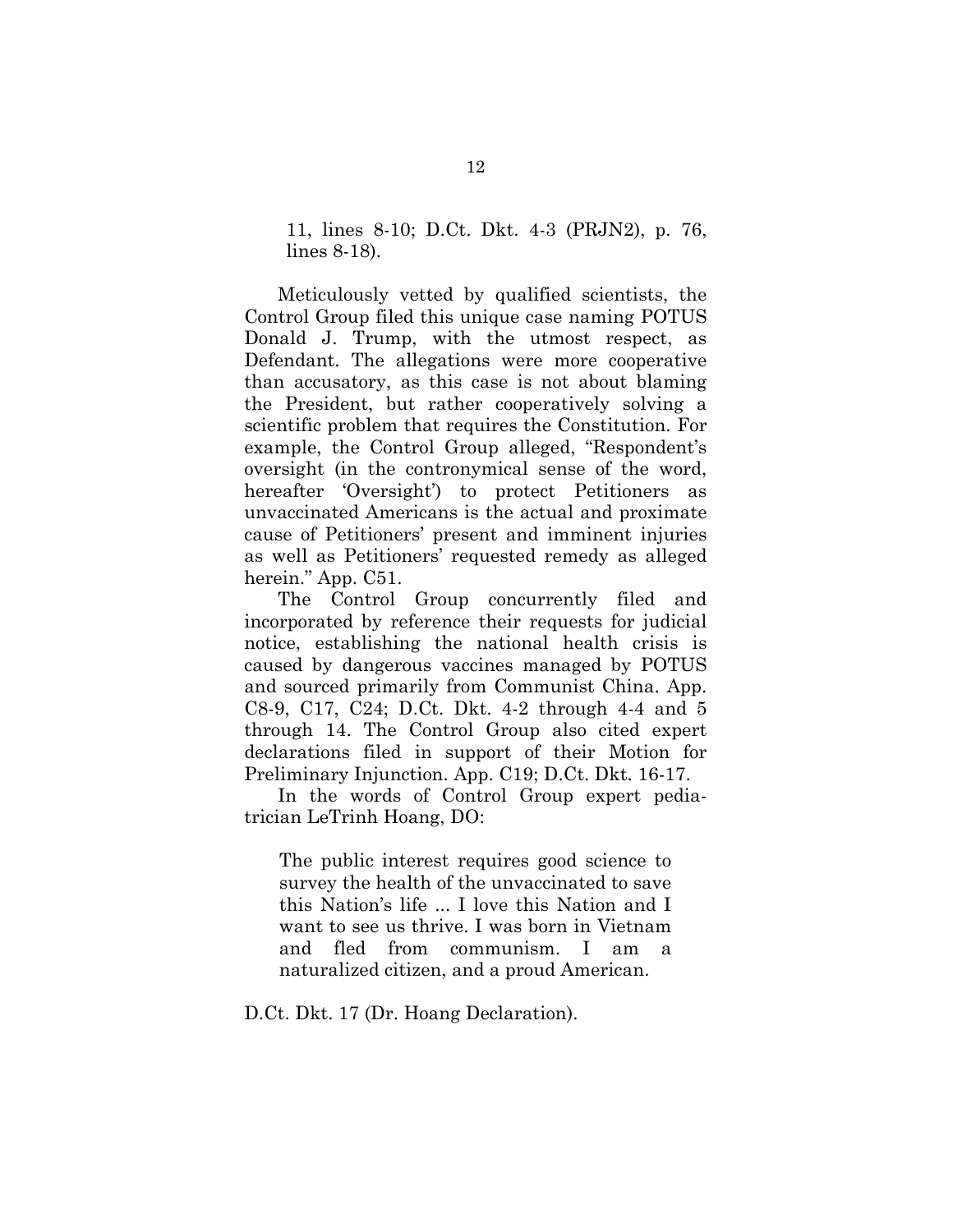11, lines 8-10; D.Ct. Dkt. 4-3 (PRJN2), p. 76, lines 8-18).

Meticulously vetted by qualified scientists, the Control Group filed this unique case naming POTUS Donald J. Trump, with the utmost respect, as Defendant. The allegations were more cooperative than accusatory, as this case is not about blaming the President, but rather cooperatively solving a scientific problem that requires the Constitution. For example, the Control Group alleged, "Respondent's oversight (in the contronymical sense of the word, hereafter 'Oversight') to protect Petitioners as unvaccinated Americans is the actual and proximate cause of Petitioners' present and imminent injuries as well as Petitioners' requested remedy as alleged herein." App. C51.

The Control Group concurrently filed and incorporated by reference their requests for judicial notice, establishing the national health crisis is caused by dangerous vaccines managed by POTUS and sourced primarily from Communist China. App. C8-9, C17, C24; D.Ct. Dkt. 4-2 through 4-4 and 5 through 14. The Control Group also cited expert declarations filed in support of their Motion for Preliminary Injunction. App. C19; D.Ct. Dkt. 16-17.

In the words of Control Group expert pediatrician LeTrinh Hoang, DO:

> The public interest requires good science to survey the health of the unvaccinated to save this Nation's life ... I love this Nation and I want to see us thrive. I was born in Vietnam and fled from communism. I am a naturalized citizen, and a proud American.

D.Ct. Dkt. 17 (Dr. Hoang Declaration).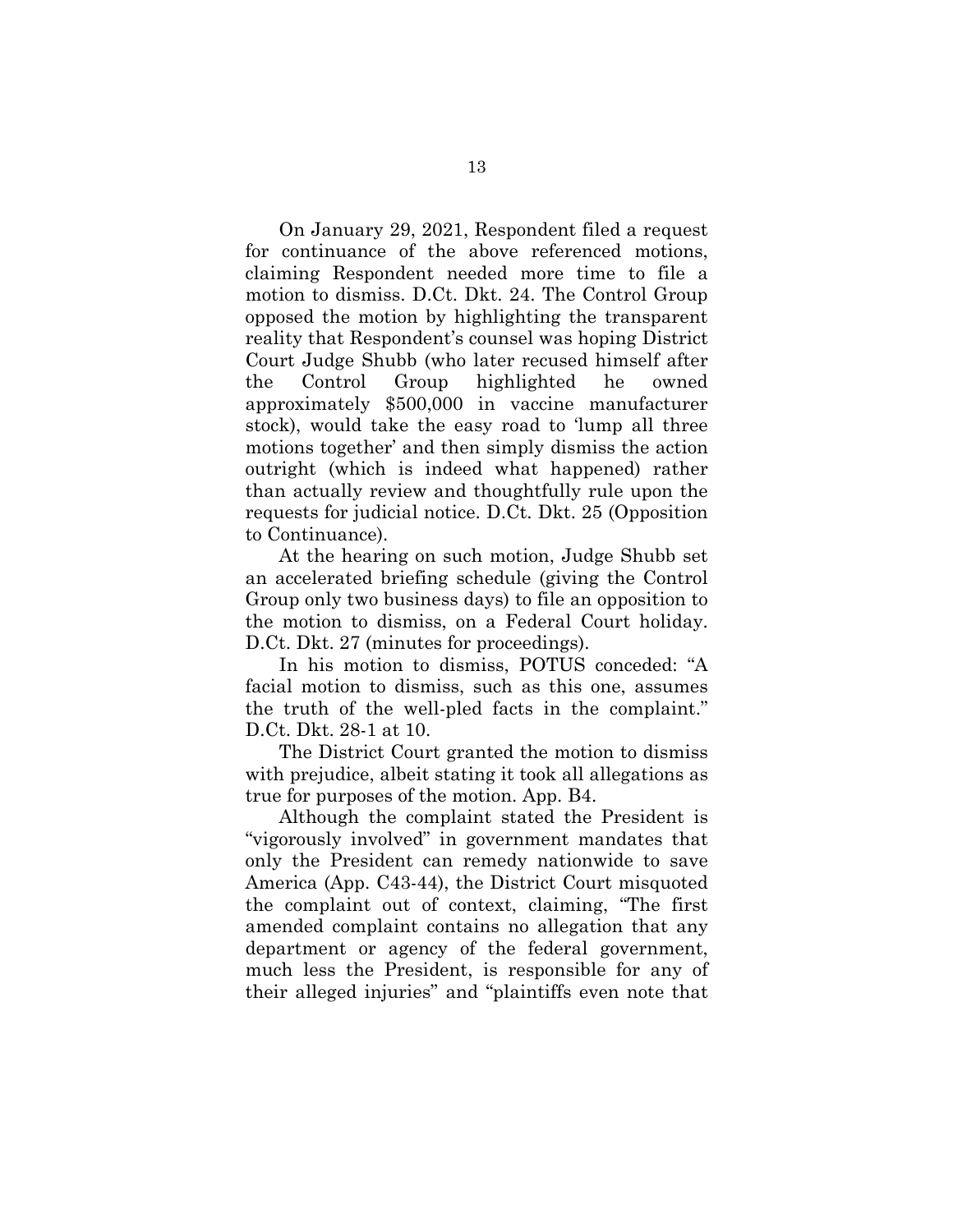On January 29, 2021, Respondent filed a request for continuance of the above referenced motions, claiming Respondent needed more time to file a motion to dismiss. D.Ct. Dkt. 24. The Control Group opposed the motion by highlighting the transparent reality that Respondent's counsel was hoping District Court Judge Shubb (who later recused himself after the Control Group highlighted he owned approximately $500,000 in vaccine manufacturer stock), would take the easy road to 'lump all three motions together' and then simply dismiss the action outright (which is indeed what happened) rather than actually review and thoughtfully rule upon the requests for judicial notice. D.Ct. Dkt. 25 (Opposition to Continuance).

At the hearing on such motion, Judge Shubb set an accelerated briefing schedule (giving the Control Group only two business days) to file an opposition to the motion to dismiss, on a Federal Court holiday. D.Ct. Dkt. 27 (minutes for proceedings).

In his motion to dismiss, POTUS conceded: "A facial motion to dismiss, such as this one, assumes the truth of the well-pled facts in the complaint." D.Ct. Dkt. 28-1 at 10.

The District Court granted the motion to dismiss with prejudice, albeit stating it took all allegations as true for purposes of the motion. App. B4.

Although the complaint stated the President is "vigorously involved" in government mandates that only the President can remedy nationwide to save America (App. C43-44), the District Court misquoted the complaint out of context, claiming, "The first amended complaint contains no allegation that any department or agency of the federal government, much less the President, is responsible for any of their alleged injuries" and "plaintiffs even note that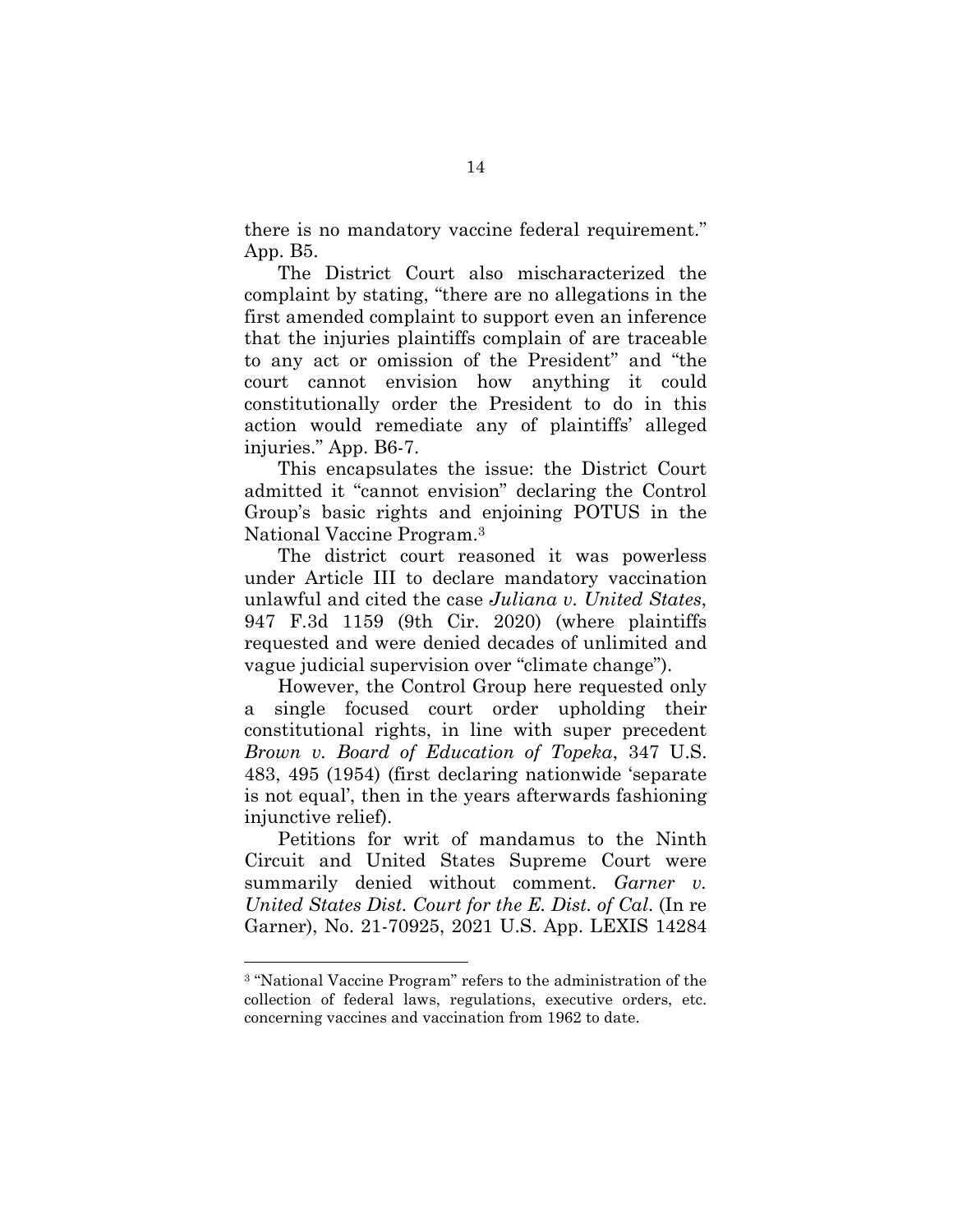there is no mandatory vaccine federal requirement." App. B5.

The District Court also mischaracterized the complaint by stating, "there are no allegations in the first amended complaint to support even an inference that the injuries plaintiffs complain of are traceable to any act or omission of the President" and "the court cannot envision how anything it could constitutionally order the President to do in this action would remediate any of plaintiffs' alleged injuries." App. B6-7.

This encapsulates the issue: the District Court admitted it "cannot envision" declaring the Control Group's basic rights and enjoining POTUS in the National Vaccine Program.[3]

The district court reasoned it was powerless under Article III to declare mandatory vaccination unlawful and cited the case *Juliana v. United States*, 947 F.3d 1159 (9th Cir. 2020) (where plaintiffs requested and were denied decades of unlimited and vague judicial supervision over "climate change").

However, the Control Group here requested only a single focused court order upholding their constitutional rights, in line with super precedent *Brown v. Board of Education of Topeka*, 347 U.S. 483, 495 (1954) (first declaring nationwide 'separate is not equal', then in the years afterwards fashioning injunctive relief).

Petitions for writ of mandamus to the Ninth Circuit and United States Supreme Court were summarily denied without comment. *Garner v. United States Dist. Court for the E. Dist. of Cal.* (In re Garner), No. 21-70925, 2021 U.S. App. LEXIS 14284

---

[3] "National Vaccine Program" refers to the administration of the collection of federal laws, regulations, executive orders, etc. concerning vaccines and vaccination from 1962 to date.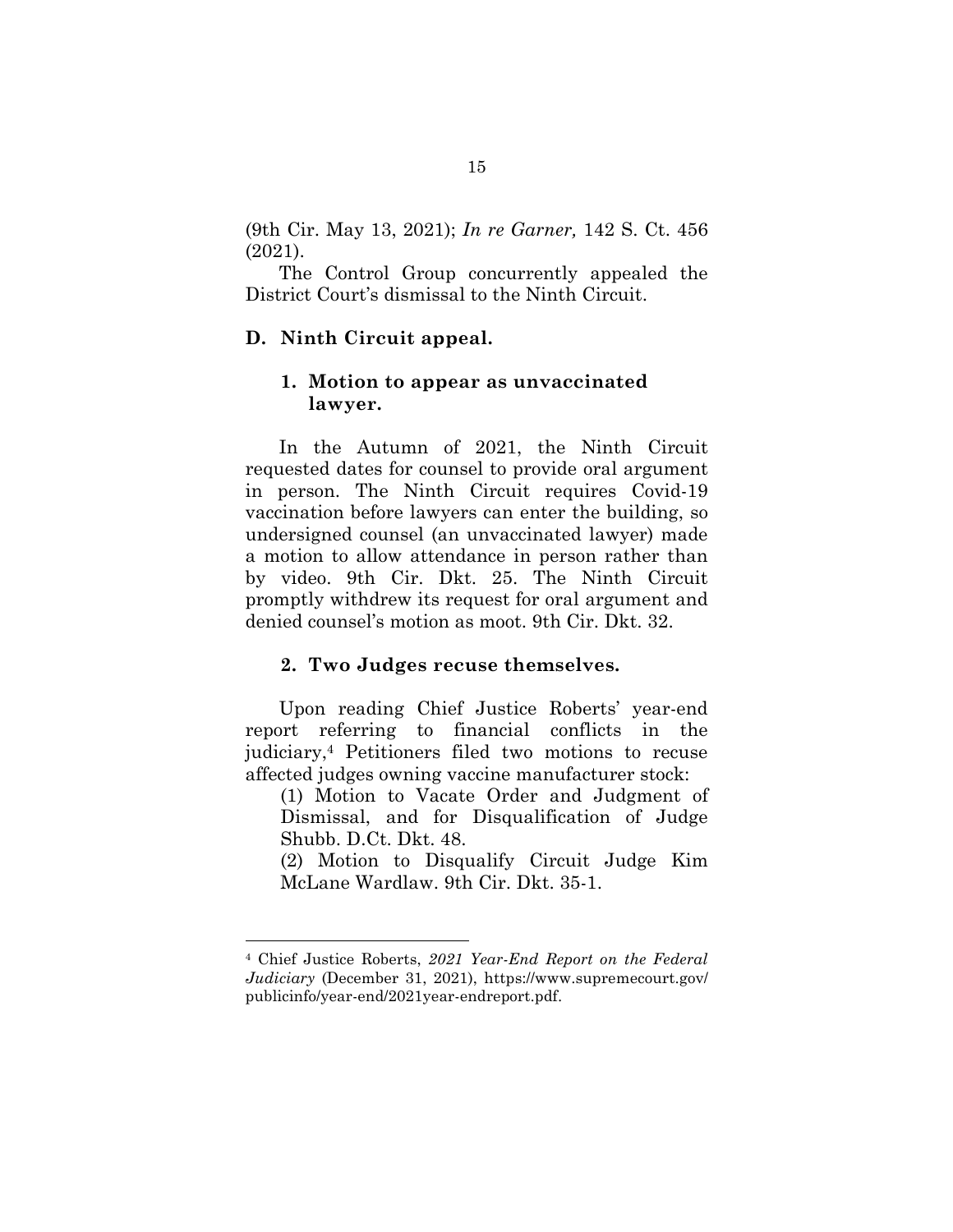(9th Cir. May 13, 2021); *In re Garner,* 142 S. Ct. 456 (2021).

The Control Group concurrently appealed the District Court's dismissal to the Ninth Circuit.

### D. Ninth Circuit appeal.

#### 1. Motion to appear as unvaccinated lawyer.

In the Autumn of 2021, the Ninth Circuit requested dates for counsel to provide oral argument in person. The Ninth Circuit requires Covid-19 vaccination before lawyers can enter the building, so undersigned counsel (an unvaccinated lawyer) made a motion to allow attendance in person rather than by video. 9th Cir. Dkt. 25. The Ninth Circuit promptly withdrew its request for oral argument and denied counsel's motion as moot. 9th Cir. Dkt. 32.

#### 2. Two Judges recuse themselves.

Upon reading Chief Justice Roberts' year-end report referring to financial conflicts in the judiciary,[4] Petitioners filed two motions to recuse affected judges owning vaccine manufacturer stock:

(1) Motion to Vacate Order and Judgment of Dismissal, and for Disqualification of Judge Shubb. D.Ct. Dkt. 48.

(2) Motion to Disqualify Circuit Judge Kim McLane Wardlaw. 9th Cir. Dkt. 35-1.

---

[4] Chief Justice Roberts, *2021 Year-End Report on the Federal Judiciary* (December 31, 2021), https://www.supremecourt.gov/publicinfo/year-end/2021year-endreport.pdf.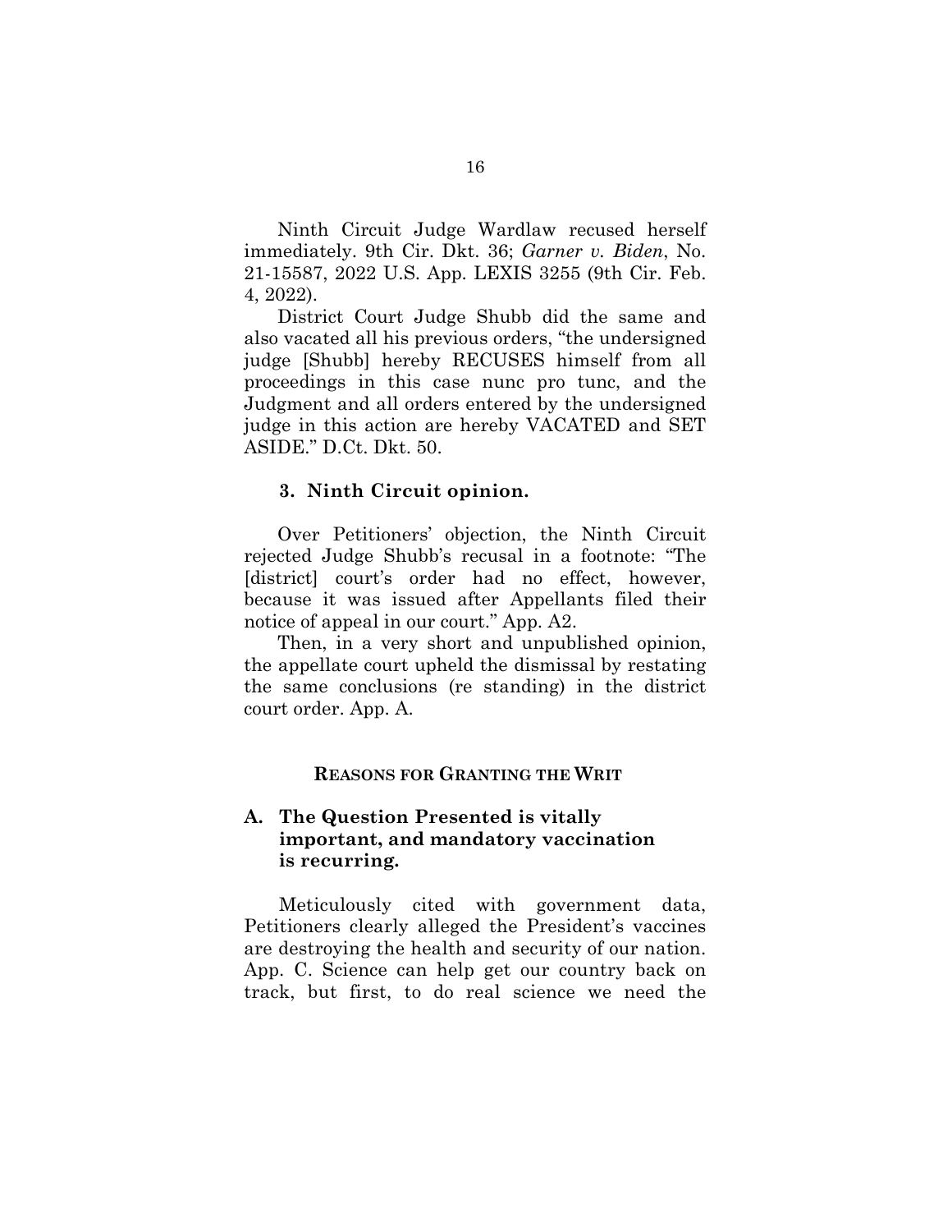Ninth Circuit Judge Wardlaw recused herself immediately. 9th Cir. Dkt. 36; *Garner v. Biden*, No. 21-15587, 2022 U.S. App. LEXIS 3255 (9th Cir. Feb. 4, 2022).

District Court Judge Shubb did the same and also vacated all his previous orders, "the undersigned judge [Shubb] hereby RECUSES himself from all proceedings in this case nunc pro tunc, and the Judgment and all orders entered by the undersigned judge in this action are hereby VACATED and SET ASIDE." D.Ct. Dkt. 50.

### 3. Ninth Circuit opinion.

Over Petitioners' objection, the Ninth Circuit rejected Judge Shubb's recusal in a footnote: "The [district] court's order had no effect, however, because it was issued after Appellants filed their notice of appeal in our court." App. A2.

Then, in a very short and unpublished opinion, the appellate court upheld the dismissal by restating the same conclusions (re standing) in the district court order. App. A.

## REASONS FOR GRANTING THE WRIT

### A. The Question Presented is vitally important, and mandatory vaccination is recurring.

Meticulously cited with government data, Petitioners clearly alleged the President's vaccines are destroying the health and security of our nation. App. C. Science can help get our country back on track, but first, to do real science we need the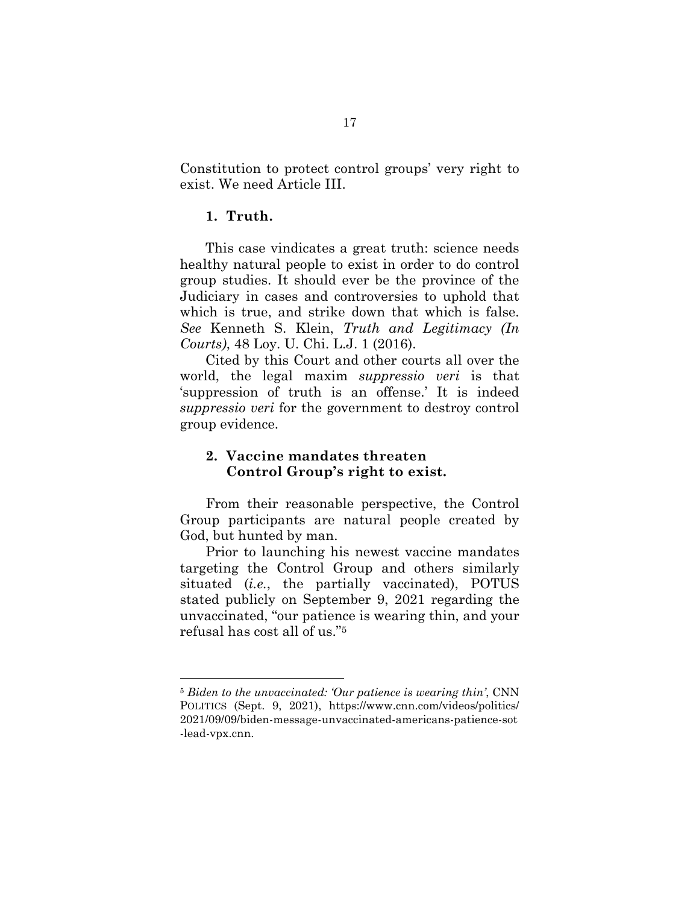Constitution to protect control groups' very right to exist. We need Article III.

### 1. Truth.

This case vindicates a great truth: science needs healthy natural people to exist in order to do control group studies. It should ever be the province of the Judiciary in cases and controversies to uphold that which is true, and strike down that which is false. *See* Kenneth S. Klein, *Truth and Legitimacy (In Courts)*, 48 Loy. U. Chi. L.J. 1 (2016).

Cited by this Court and other courts all over the world, the legal maxim *suppressio veri* is that 'suppression of truth is an offense.' It is indeed *suppressio veri* for the government to destroy control group evidence.

### 2. Vaccine mandates threaten Control Group's right to exist.

From their reasonable perspective, the Control Group participants are natural people created by God, but hunted by man.

Prior to launching his newest vaccine mandates targeting the Control Group and others similarly situated (*i.e.*, the partially vaccinated), POTUS stated publicly on September 9, 2021 regarding the unvaccinated, "our patience is wearing thin, and your refusal has cost all of us."[5]

---

[5] *Biden to the unvaccinated: 'Our patience is wearing thin'*, CNN POLITICS (Sept. 9, 2021), https://www.cnn.com/videos/politics/2021/09/09/biden-message-unvaccinated-americans-patience-sot-lead-vpx.cnn.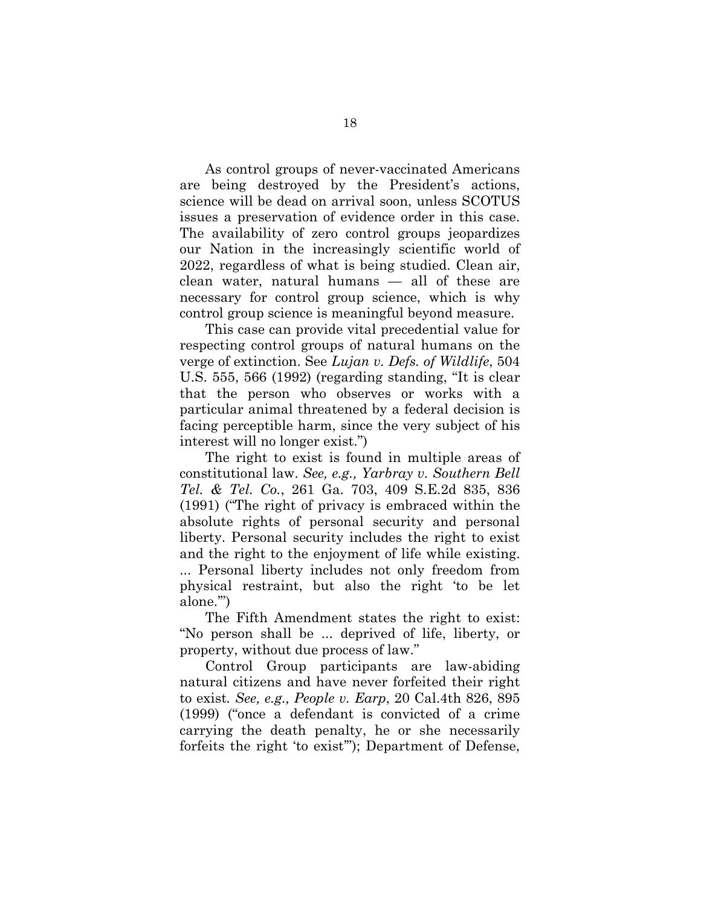As control groups of never-vaccinated Americans are being destroyed by the President's actions, science will be dead on arrival soon, unless SCOTUS issues a preservation of evidence order in this case. The availability of zero control groups jeopardizes our Nation in the increasingly scientific world of 2022, regardless of what is being studied. Clean air, clean water, natural humans — all of these are necessary for control group science, which is why control group science is meaningful beyond measure.

This case can provide vital precedential value for respecting control groups of natural humans on the verge of extinction. See *Lujan v. Defs. of Wildlife*, 504 U.S. 555, 566 (1992) (regarding standing, "It is clear that the person who observes or works with a particular animal threatened by a federal decision is facing perceptible harm, since the very subject of his interest will no longer exist.")

The right to exist is found in multiple areas of constitutional law. *See, e.g., Yarbray v. Southern Bell Tel. & Tel. Co.*, 261 Ga. 703, 409 S.E.2d 835, 836 (1991) ("The right of privacy is embraced within the absolute rights of personal security and personal liberty. Personal security includes the right to exist and the right to the enjoyment of life while existing. ... Personal liberty includes not only freedom from physical restraint, but also the right 'to be let alone.'")

The Fifth Amendment states the right to exist: "No person shall be ... deprived of life, liberty, or property, without due process of law."

Control Group participants are law-abiding natural citizens and have never forfeited their right to exist. *See, e.g., People v. Earp*, 20 Cal.4th 826, 895 (1999) ("once a defendant is convicted of a crime carrying the death penalty, he or she necessarily forfeits the right 'to exist'"); Department of Defense,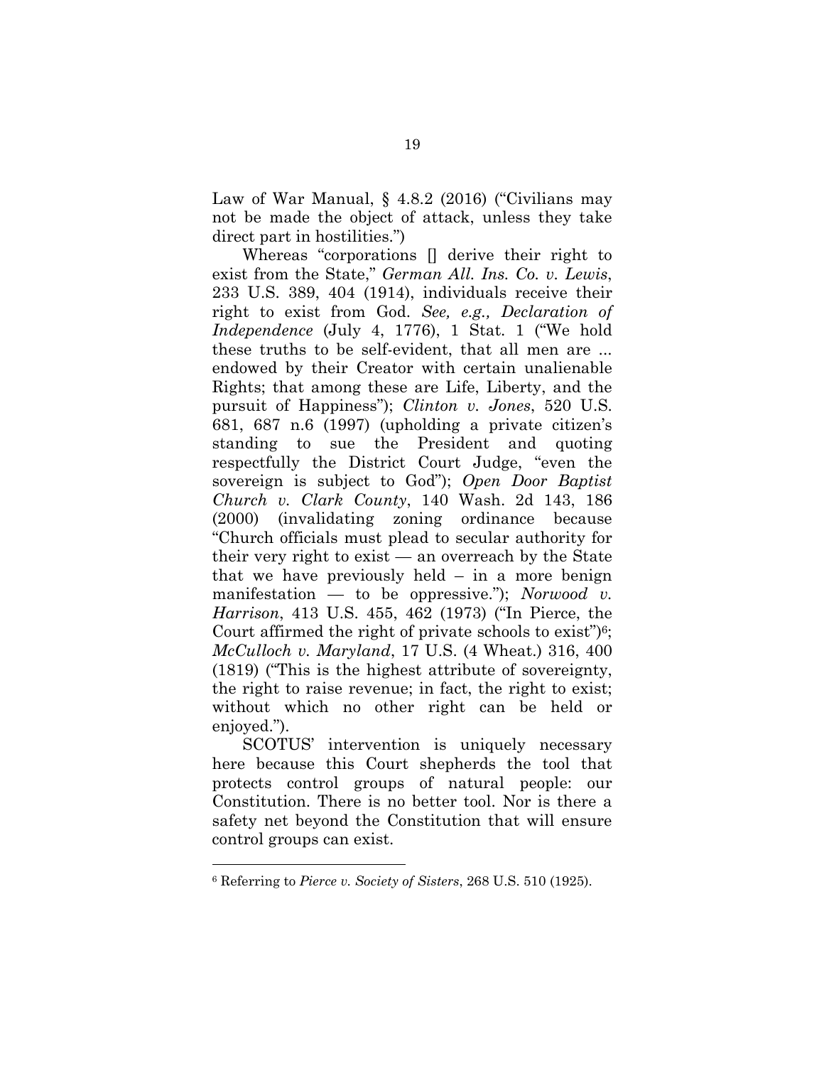Law of War Manual, § 4.8.2 (2016) ("Civilians may not be made the object of attack, unless they take direct part in hostilities.")

Whereas "corporations [] derive their right to exist from the State," *German All. Ins. Co. v. Lewis*, 233 U.S. 389, 404 (1914), individuals receive their right to exist from God. *See, e.g., Declaration of Independence* (July 4, 1776), 1 Stat. 1 ("We hold these truths to be self-evident, that all men are ... endowed by their Creator with certain unalienable Rights; that among these are Life, Liberty, and the pursuit of Happiness"); *Clinton v. Jones*, 520 U.S. 681, 687 n.6 (1997) (upholding a private citizen's standing to sue the President and quoting respectfully the District Court Judge, "even the sovereign is subject to God"); *Open Door Baptist Church v. Clark County*, 140 Wash. 2d 143, 186 (2000) (invalidating zoning ordinance because "Church officials must plead to secular authority for their very right to exist — an overreach by the State that we have previously held – in a more benign manifestation — to be oppressive."); *Norwood v. Harrison*, 413 U.S. 455, 462 (1973) ("In Pierce, the Court affirmed the right of private schools to exist")[6]; *McCulloch v. Maryland*, 17 U.S. (4 Wheat.) 316, 400 (1819) ("This is the highest attribute of sovereignty, the right to raise revenue; in fact, the right to exist; without which no other right can be held or enjoyed.").

SCOTUS' intervention is uniquely necessary here because this Court shepherds the tool that protects control groups of natural people: our Constitution. There is no better tool. Nor is there a safety net beyond the Constitution that will ensure control groups can exist.

[6] Referring to *Pierce v. Society of Sisters*, 268 U.S. 510 (1925).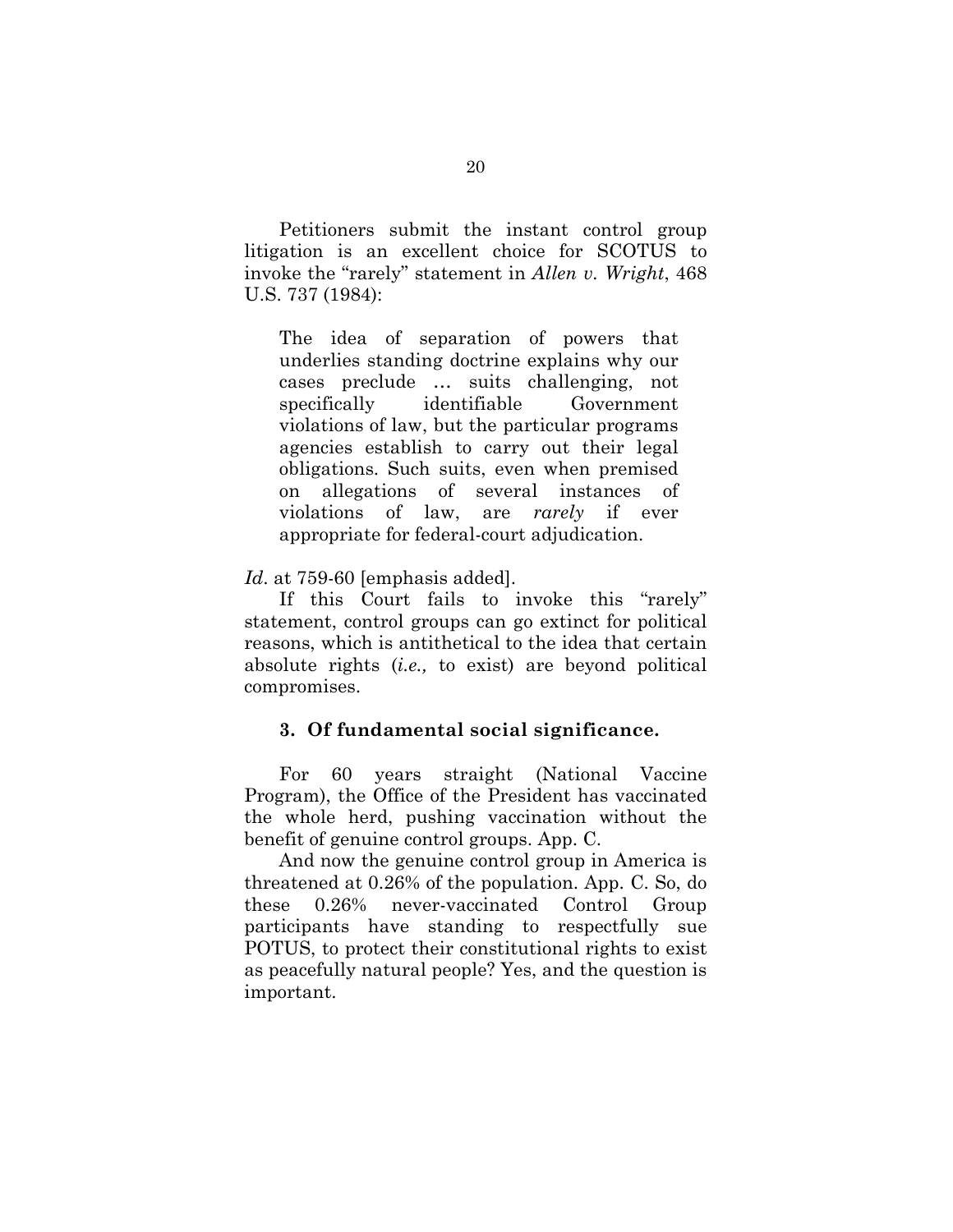Petitioners submit the instant control group litigation is an excellent choice for SCOTUS to invoke the "rarely" statement in *Allen v. Wright*, 468 U.S. 737 (1984):

> The idea of separation of powers that underlies standing doctrine explains why our cases preclude … suits challenging, not specifically identifiable Government violations of law, but the particular programs agencies establish to carry out their legal obligations. Such suits, even when premised on allegations of several instances of violations of law, are *rarely* if ever appropriate for federal-court adjudication.

*Id*. at 759-60 [emphasis added].

If this Court fails to invoke this "rarely" statement, control groups can go extinct for political reasons, which is antithetical to the idea that certain absolute rights (*i.e.,* to exist) are beyond political compromises.

### 3. Of fundamental social significance.

For 60 years straight (National Vaccine Program), the Office of the President has vaccinated the whole herd, pushing vaccination without the benefit of genuine control groups. App. C.

And now the genuine control group in America is threatened at 0.26% of the population. App. C. So, do these 0.26% never-vaccinated Control Group participants have standing to respectfully sue POTUS, to protect their constitutional rights to exist as peacefully natural people? Yes, and the question is important.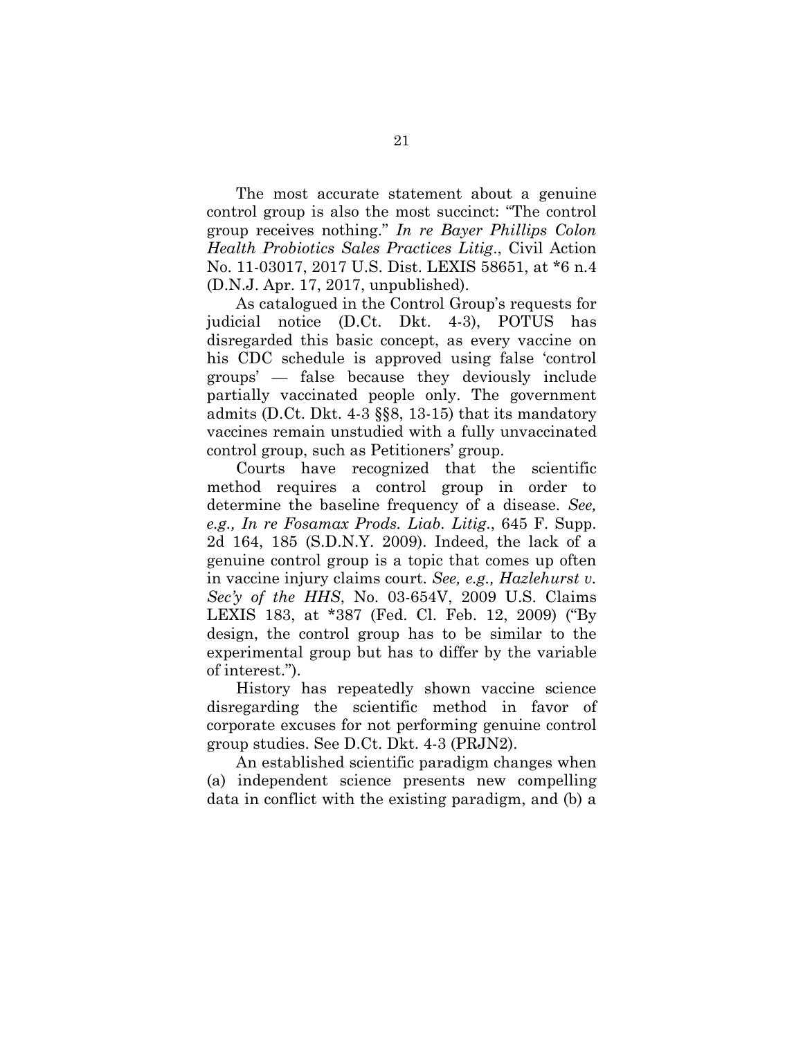The most accurate statement about a genuine control group is also the most succinct: "The control group receives nothing." *In re Bayer Phillips Colon Health Probiotics Sales Practices Litig.*, Civil Action No. 11-03017, 2017 U.S. Dist. LEXIS 58651, at *6 n.4 (D.N.J. Apr. 17, 2017, unpublished).

As catalogued in the Control Group's requests for judicial notice (D.Ct. Dkt. 4-3), POTUS has disregarded this basic concept, as every vaccine on his CDC schedule is approved using false 'control groups' — false because they deviously include partially vaccinated people only. The government admits (D.Ct. Dkt. 4-3 §§8, 13-15) that its mandatory vaccines remain unstudied with a fully unvaccinated control group, such as Petitioners' group.

Courts have recognized that the scientific method requires a control group in order to determine the baseline frequency of a disease. *See, e.g., In re Fosamax Prods. Liab. Litig.*, 645 F. Supp. 2d 164, 185 (S.D.N.Y. 2009). Indeed, the lack of a genuine control group is a topic that comes up often in vaccine injury claims court. *See, e.g., Hazlehurst v. Sec'y of the HHS*, No. 03-654V, 2009 U.S. Claims LEXIS 183, at *387 (Fed. Cl. Feb. 12, 2009) ("By design, the control group has to be similar to the experimental group but has to differ by the variable of interest.").

History has repeatedly shown vaccine science disregarding the scientific method in favor of corporate excuses for not performing genuine control group studies. See D.Ct. Dkt. 4-3 (PRJN2).

An established scientific paradigm changes when (a) independent science presents new compelling data in conflict with the existing paradigm, and (b) a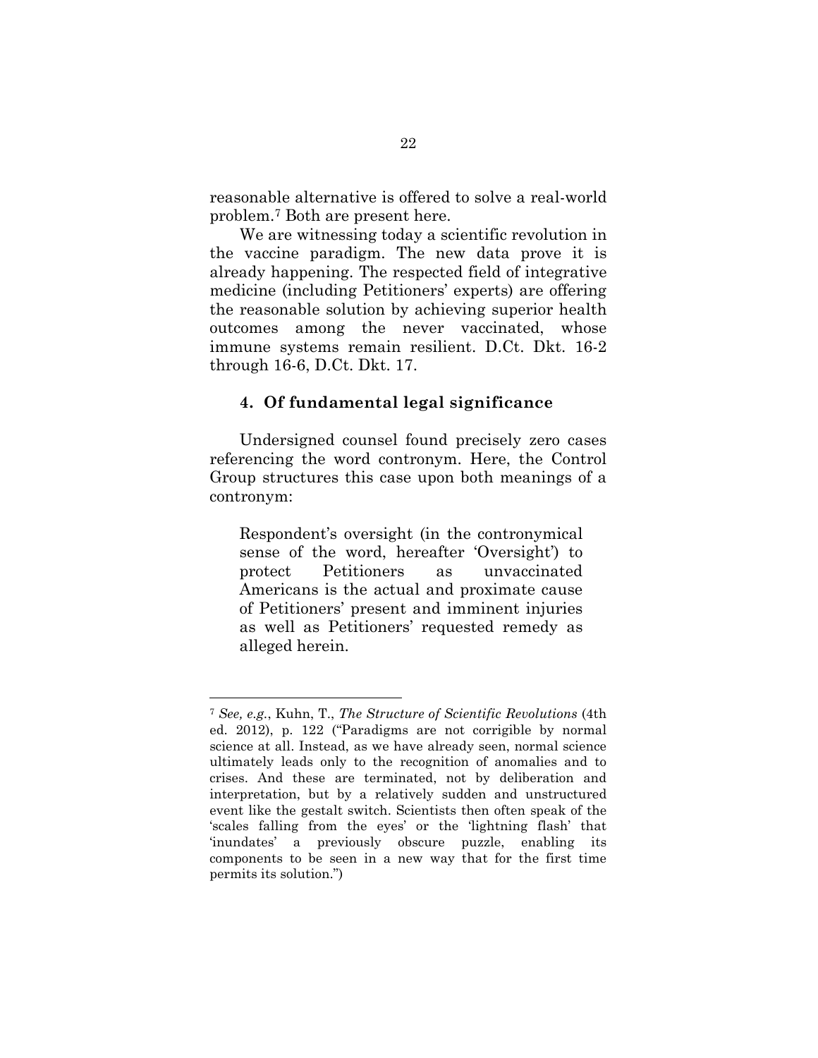reasonable alternative is offered to solve a real-world problem.[7] Both are present here.

We are witnessing today a scientific revolution in the vaccine paradigm. The new data prove it is already happening. The respected field of integrative medicine (including Petitioners' experts) are offering the reasonable solution by achieving superior health outcomes among the never vaccinated, whose immune systems remain resilient. D.Ct. Dkt. 16-2 through 16-6, D.Ct. Dkt. 17.

### 4. Of fundamental legal significance

Undersigned counsel found precisely zero cases referencing the word contronym. Here, the Control Group structures this case upon both meanings of a contronym:

> Respondent's oversight (in the contronymical sense of the word, hereafter 'Oversight') to protect Petitioners as unvaccinated Americans is the actual and proximate cause of Petitioners' present and imminent injuries as well as Petitioners' requested remedy as alleged herein.

---

[7] *See, e.g.*, Kuhn, T., *The Structure of Scientific Revolutions* (4th ed. 2012), p. 122 ("Paradigms are not corrigible by normal science at all. Instead, as we have already seen, normal science ultimately leads only to the recognition of anomalies and to crises. And these are terminated, not by deliberation and interpretation, but by a relatively sudden and unstructured event like the gestalt switch. Scientists then often speak of the 'scales falling from the eyes' or the 'lightning flash' that 'inundates' a previously obscure puzzle, enabling its components to be seen in a new way that for the first time permits its solution.")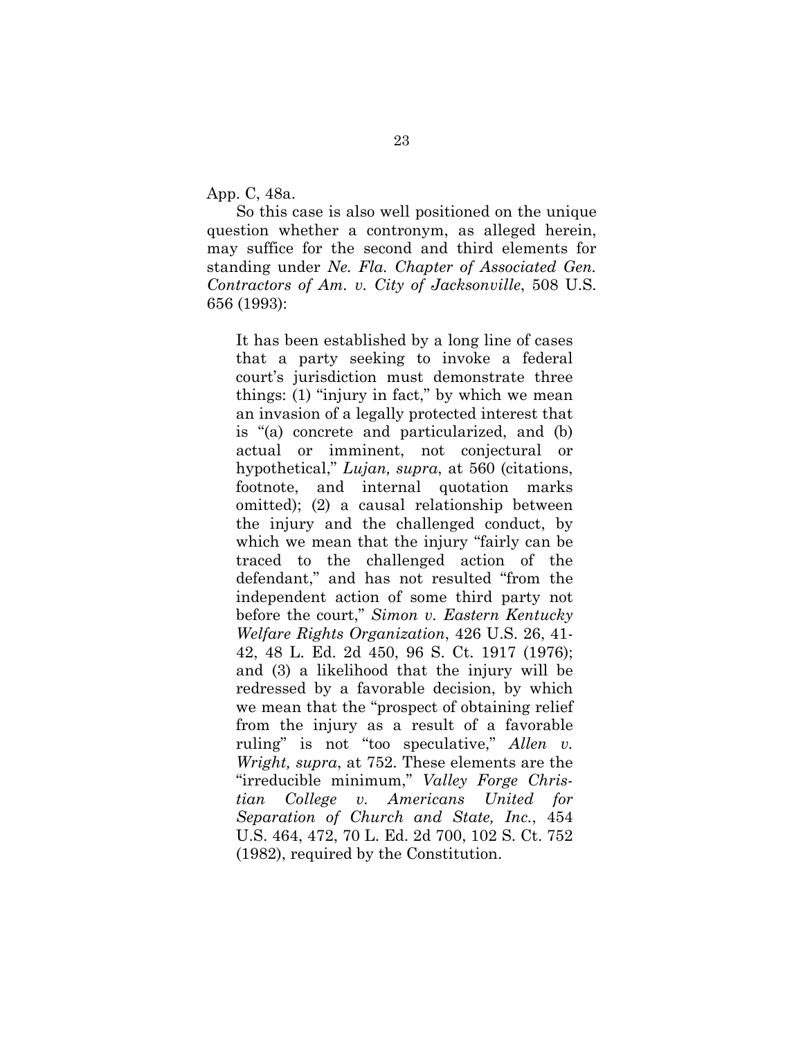App. C, 48a.

So this case is also well positioned on the unique question whether a contronym, as alleged herein, may suffice for the second and third elements for standing under *Ne. Fla. Chapter of Associated Gen. Contractors of Am. v. City of Jacksonville*, 508 U.S. 656 (1993):

> It has been established by a long line of cases that a party seeking to invoke a federal court's jurisdiction must demonstrate three things: (1) "injury in fact," by which we mean an invasion of a legally protected interest that is "(a) concrete and particularized, and (b) actual or imminent, not conjectural or hypothetical," *Lujan, supra*, at 560 (citations, footnote, and internal quotation marks omitted); (2) a causal relationship between the injury and the challenged conduct, by which we mean that the injury "fairly can be traced to the challenged action of the defendant," and has not resulted "from the independent action of some third party not before the court," *Simon v. Eastern Kentucky Welfare Rights Organization*, 426 U.S. 26, 41-42, 48 L. Ed. 2d 450, 96 S. Ct. 1917 (1976); and (3) a likelihood that the injury will be redressed by a favorable decision, by which we mean that the "prospect of obtaining relief from the injury as a result of a favorable ruling" is not "too speculative," *Allen v. Wright, supra*, at 752. These elements are the "irreducible minimum," *Valley Forge Christian College v. Americans United for Separation of Church and State, Inc.*, 454 U.S. 464, 472, 70 L. Ed. 2d 700, 102 S. Ct. 752 (1982), required by the Constitution.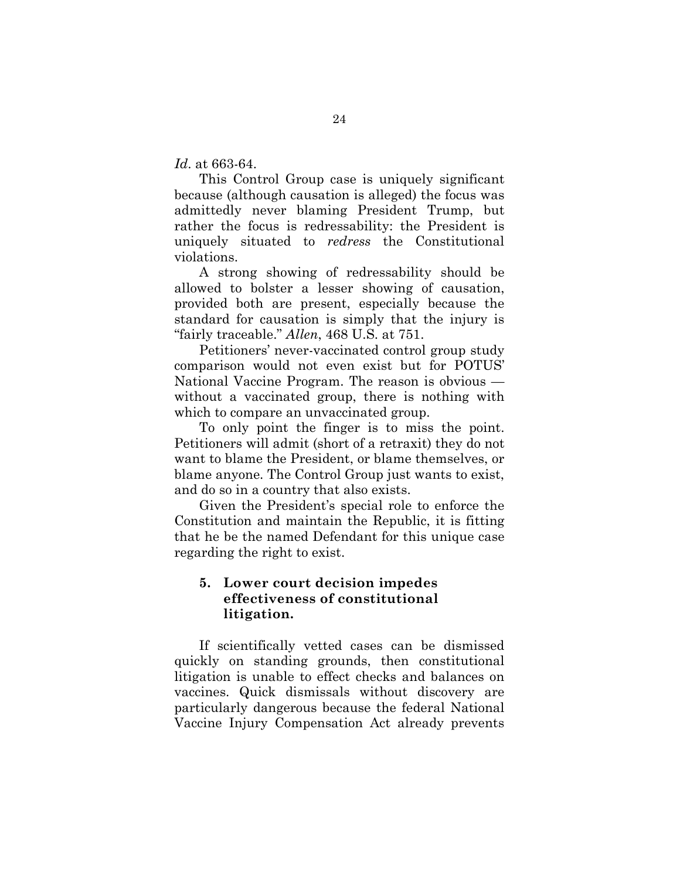*Id*. at 663-64.

This Control Group case is uniquely significant because (although causation is alleged) the focus was admittedly never blaming President Trump, but rather the focus is redressability: the President is uniquely situated to *redress* the Constitutional violations.

A strong showing of redressability should be allowed to bolster a lesser showing of causation, provided both are present, especially because the standard for causation is simply that the injury is "fairly traceable." *Allen*, 468 U.S. at 751.

Petitioners' never-vaccinated control group study comparison would not even exist but for POTUS' National Vaccine Program. The reason is obvious — without a vaccinated group, there is nothing with which to compare an unvaccinated group.

To only point the finger is to miss the point. Petitioners will admit (short of a retraxit) they do not want to blame the President, or blame themselves, or blame anyone. The Control Group just wants to exist, and do so in a country that also exists.

Given the President's special role to enforce the Constitution and maintain the Republic, it is fitting that he be the named Defendant for this unique case regarding the right to exist.

### 5. Lower court decision impedes effectiveness of constitutional litigation.

If scientifically vetted cases can be dismissed quickly on standing grounds, then constitutional litigation is unable to effect checks and balances on vaccines. Quick dismissals without discovery are particularly dangerous because the federal National Vaccine Injury Compensation Act already prevents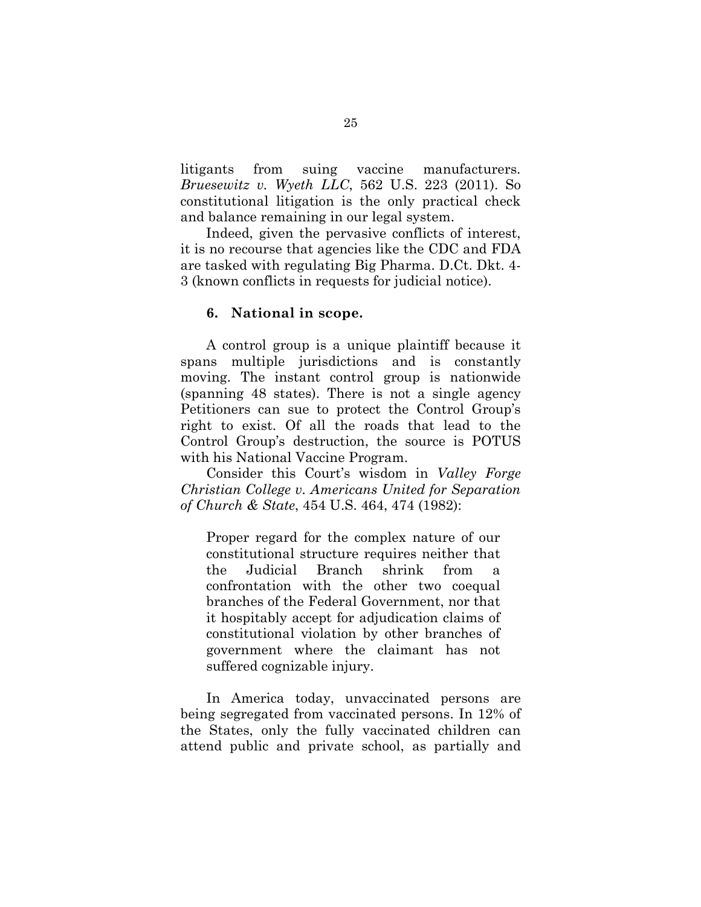litigants from suing vaccine manufacturers. *Bruesewitz v. Wyeth LLC*, 562 U.S. 223 (2011). So constitutional litigation is the only practical check and balance remaining in our legal system.

Indeed, given the pervasive conflicts of interest, it is no recourse that agencies like the CDC and FDA are tasked with regulating Big Pharma. D.Ct. Dkt. 4-3 (known conflicts in requests for judicial notice).

### 6. National in scope.

A control group is a unique plaintiff because it spans multiple jurisdictions and is constantly moving. The instant control group is nationwide (spanning 48 states). There is not a single agency Petitioners can sue to protect the Control Group's right to exist. Of all the roads that lead to the Control Group's destruction, the source is POTUS with his National Vaccine Program.

Consider this Court's wisdom in *Valley Forge Christian College v. Americans United for Separation of Church & State*, 454 U.S. 464, 474 (1982):

> Proper regard for the complex nature of our constitutional structure requires neither that the Judicial Branch shrink from a confrontation with the other two coequal branches of the Federal Government, nor that it hospitably accept for adjudication claims of constitutional violation by other branches of government where the claimant has not suffered cognizable injury.

In America today, unvaccinated persons are being segregated from vaccinated persons. In 12% of the States, only the fully vaccinated children can attend public and private school, as partially and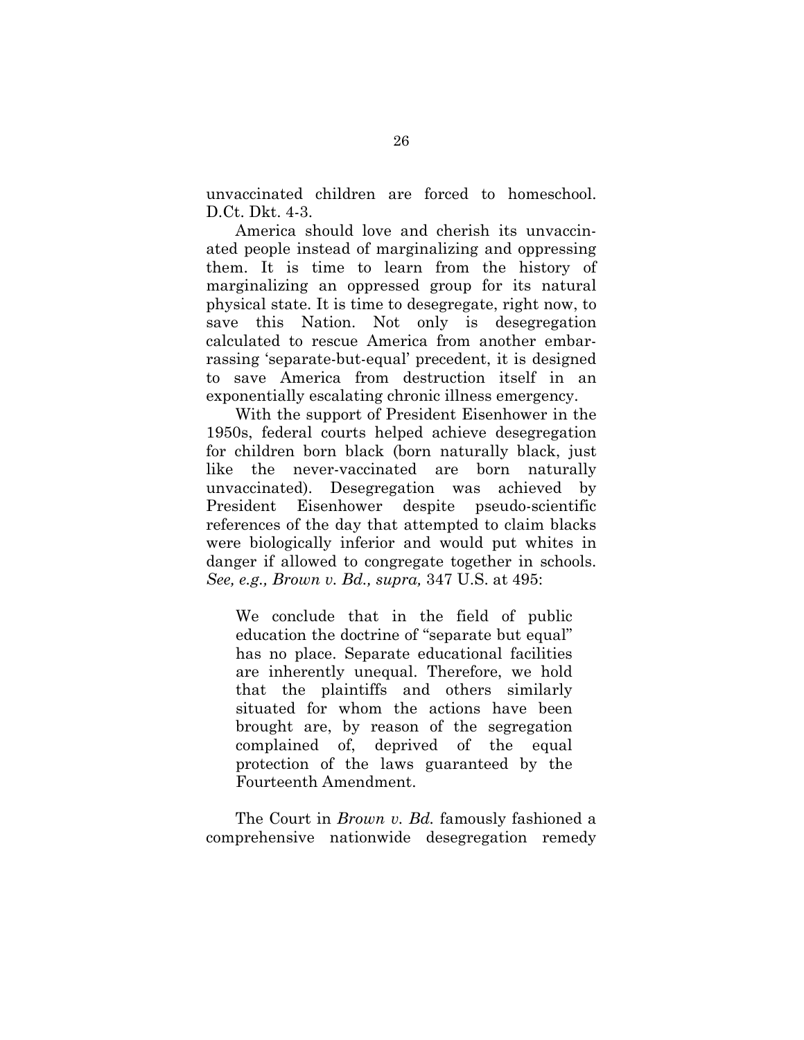unvaccinated children are forced to homeschool. D.Ct. Dkt. 4-3.

America should love and cherish its unvaccinated people instead of marginalizing and oppressing them. It is time to learn from the history of marginalizing an oppressed group for its natural physical state. It is time to desegregate, right now, to save this Nation. Not only is desegregation calculated to rescue America from another embarrassing 'separate-but-equal' precedent, it is designed to save America from destruction itself in an exponentially escalating chronic illness emergency.

With the support of President Eisenhower in the 1950s, federal courts helped achieve desegregation for children born black (born naturally black, just like the never-vaccinated are born naturally unvaccinated). Desegregation was achieved by President Eisenhower despite pseudo-scientific references of the day that attempted to claim blacks were biologically inferior and would put whites in danger if allowed to congregate together in schools. *See, e.g., Brown v. Bd., supra,* 347 U.S. at 495:

> We conclude that in the field of public education the doctrine of "separate but equal" has no place. Separate educational facilities are inherently unequal. Therefore, we hold that the plaintiffs and others similarly situated for whom the actions have been brought are, by reason of the segregation complained of, deprived of the equal protection of the laws guaranteed by the Fourteenth Amendment.

The Court in *Brown v. Bd.* famously fashioned a comprehensive nationwide desegregation remedy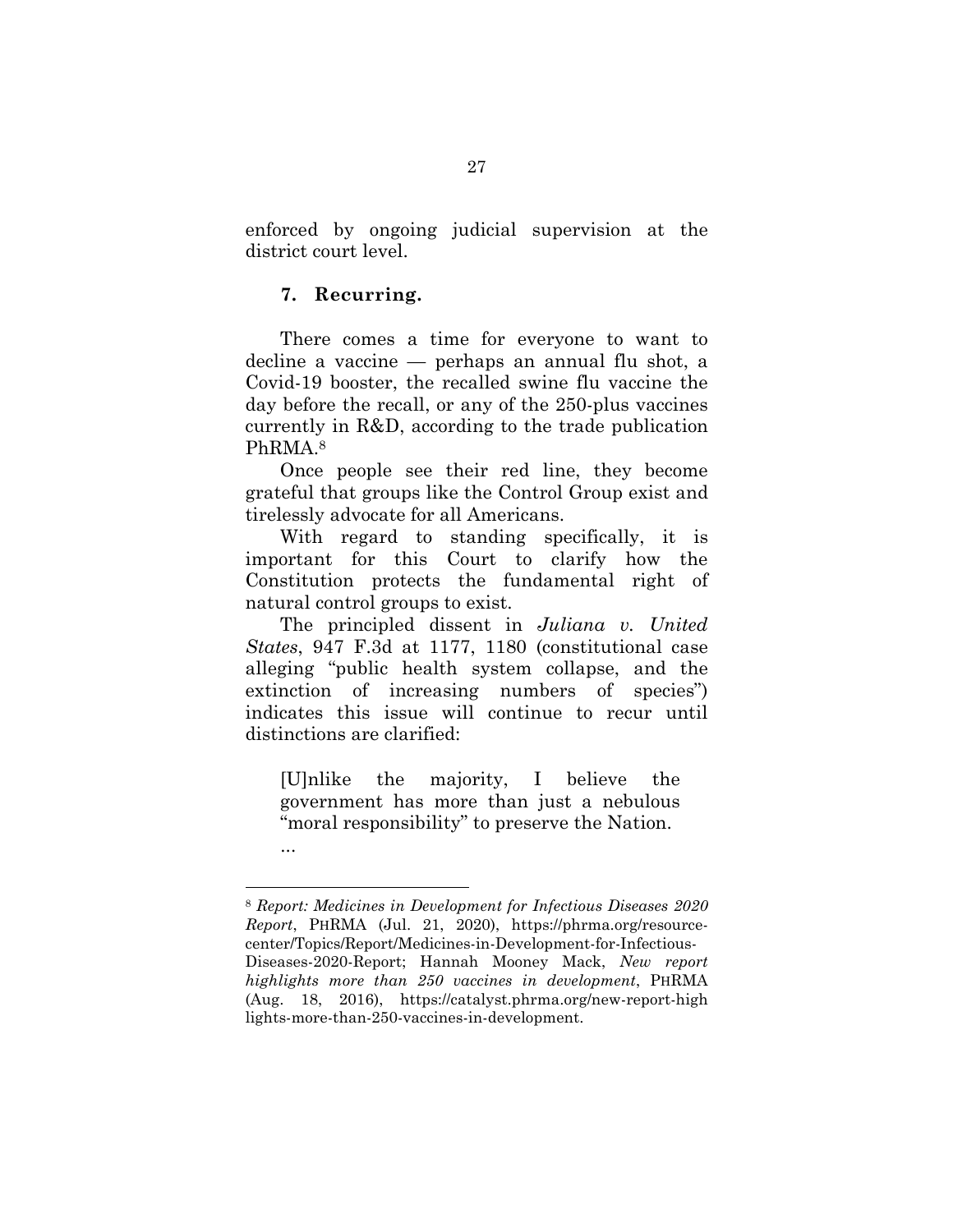enforced by ongoing judicial supervision at the district court level.

### 7. Recurring.

There comes a time for everyone to want to decline a vaccine — perhaps an annual flu shot, a Covid-19 booster, the recalled swine flu vaccine the day before the recall, or any of the 250-plus vaccines currently in R&D, according to the trade publication PhRMA.[8]

Once people see their red line, they become grateful that groups like the Control Group exist and tirelessly advocate for all Americans.

With regard to standing specifically, it is important for this Court to clarify how the Constitution protects the fundamental right of natural control groups to exist.

The principled dissent in *Juliana v. United States*, 947 F.3d at 1177, 1180 (constitutional case alleging "public health system collapse, and the extinction of increasing numbers of species") indicates this issue will continue to recur until distinctions are clarified:

> [U]nlike the majority, I believe the government has more than just a nebulous "moral responsibility" to preserve the Nation.
>
> ...

---

[8] *Report: Medicines in Development for Infectious Diseases 2020 Report*, PhRMA (Jul. 21, 2020), https://phrma.org/resource-center/Topics/Report/Medicines-in-Development-for-Infectious-Diseases-2020-Report; Hannah Mooney Mack, *New report highlights more than 250 vaccines in development*, PhRMA (Aug. 18, 2016), https://catalyst.phrma.org/new-report-highlights-more-than-250-vaccines-in-development.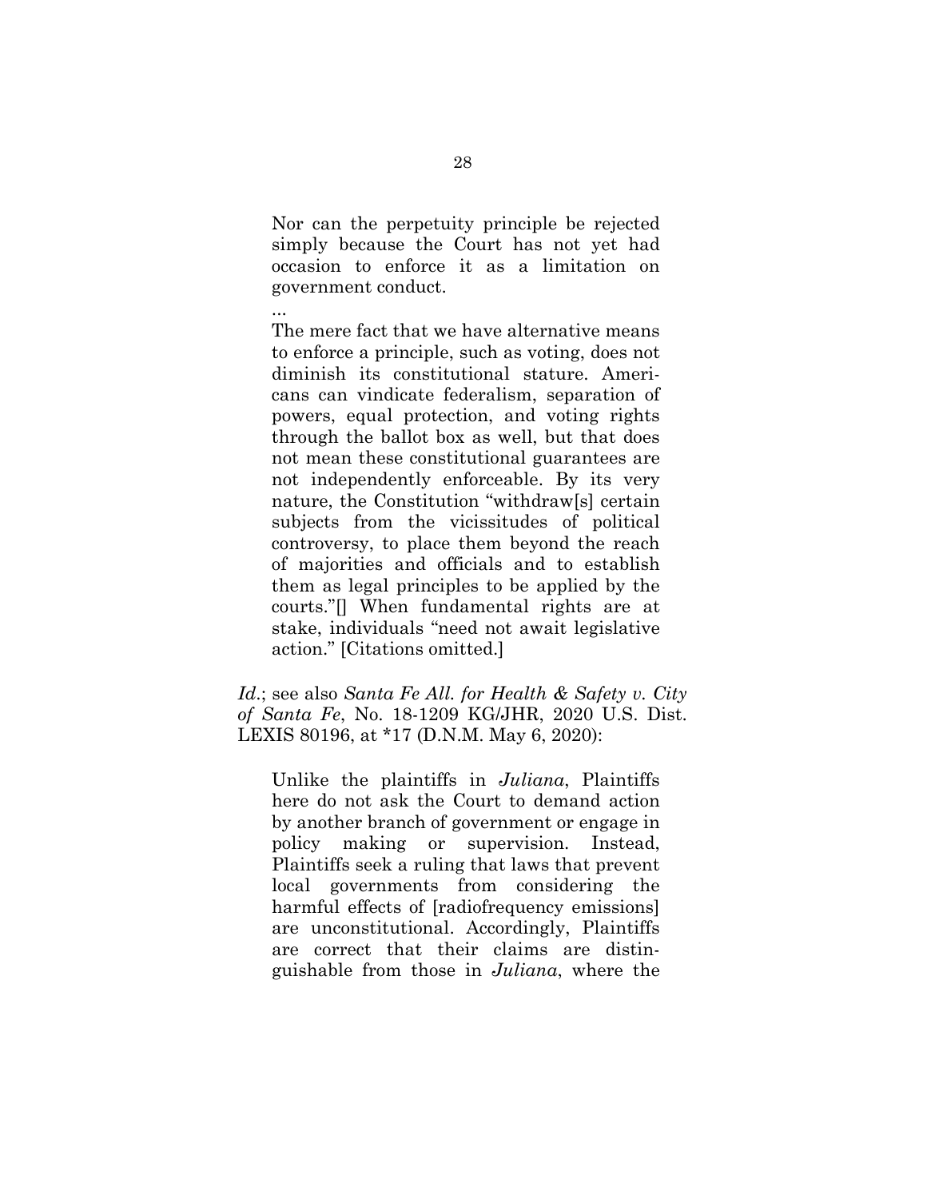> Nor can the perpetuity principle be rejected simply because the Court has not yet had occasion to enforce it as a limitation on government conduct.
>
> ...
>
> The mere fact that we have alternative means to enforce a principle, such as voting, does not diminish its constitutional stature. Americans can vindicate federalism, separation of powers, equal protection, and voting rights through the ballot box as well, but that does not mean these constitutional guarantees are not independently enforceable. By its very nature, the Constitution "withdraw[s] certain subjects from the vicissitudes of political controversy, to place them beyond the reach of majorities and officials and to establish them as legal principles to be applied by the courts."[] When fundamental rights are at stake, individuals "need not await legislative action." [Citations omitted.]

*Id*.; see also *Santa Fe All. for Health & Safety v. City of Santa Fe*, No. 18-1209 KG/JHR, 2020 U.S. Dist. LEXIS 80196, at *17 (D.N.M. May 6, 2020):

> Unlike the plaintiffs in *Juliana*, Plaintiffs here do not ask the Court to demand action by another branch of government or engage in policy making or supervision. Instead, Plaintiffs seek a ruling that laws that prevent local governments from considering the harmful effects of [radiofrequency emissions] are unconstitutional. Accordingly, Plaintiffs are correct that their claims are distinguishable from those in *Juliana*, where the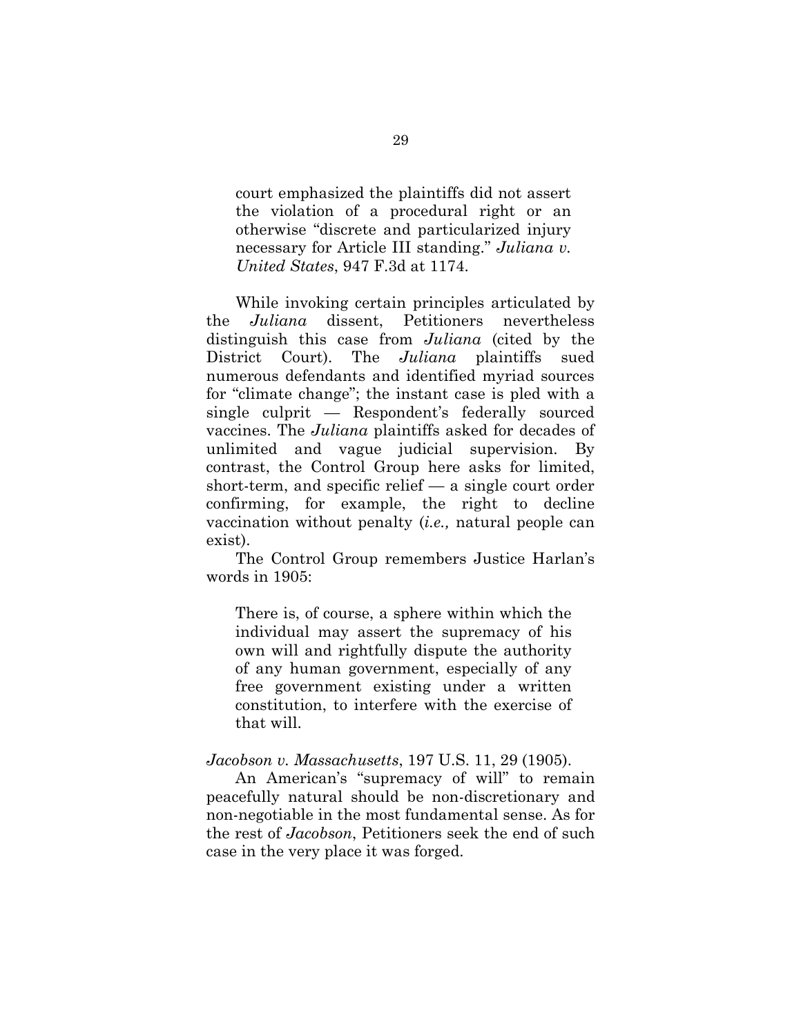> court emphasized the plaintiffs did not assert the violation of a procedural right or an otherwise "discrete and particularized injury necessary for Article III standing." *Juliana v. United States*, 947 F.3d at 1174.

While invoking certain principles articulated by the *Juliana* dissent, Petitioners nevertheless distinguish this case from *Juliana* (cited by the District Court). The *Juliana* plaintiffs sued numerous defendants and identified myriad sources for "climate change"; the instant case is pled with a single culprit — Respondent's federally sourced vaccines. The *Juliana* plaintiffs asked for decades of unlimited and vague judicial supervision. By contrast, the Control Group here asks for limited, short-term, and specific relief — a single court order confirming, for example, the right to decline vaccination without penalty (*i.e.,* natural people can exist).

The Control Group remembers Justice Harlan's words in 1905:

> There is, of course, a sphere within which the individual may assert the supremacy of his own will and rightfully dispute the authority of any human government, especially of any free government existing under a written constitution, to interfere with the exercise of that will.

*Jacobson v. Massachusetts*, 197 U.S. 11, 29 (1905).

An American's "supremacy of will" to remain peacefully natural should be non-discretionary and non-negotiable in the most fundamental sense. As for the rest of *Jacobson*, Petitioners seek the end of such case in the very place it was forged.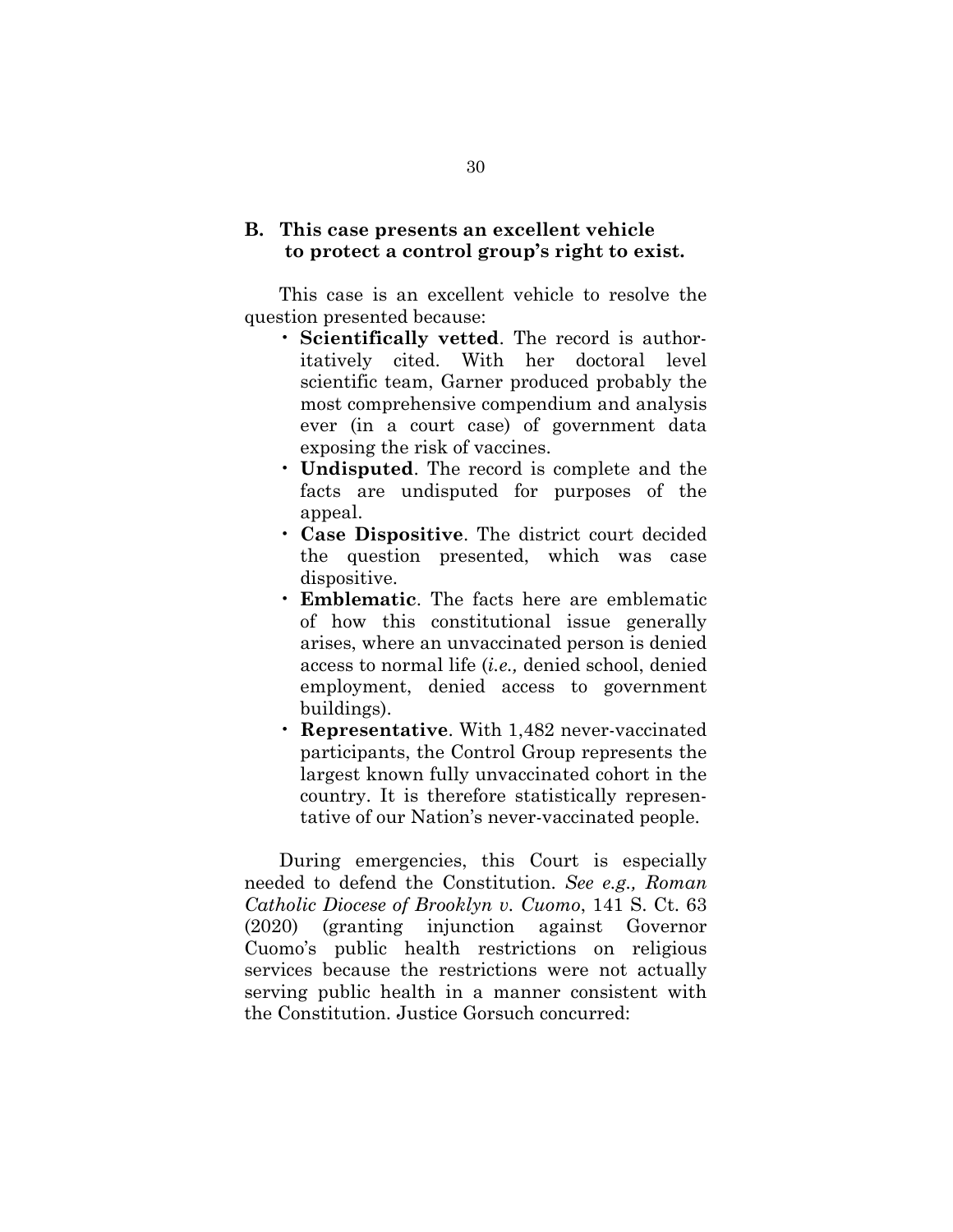### B. This case presents an excellent vehicle to protect a control group's right to exist.

This case is an excellent vehicle to resolve the question presented because:

- **Scientifically vetted**. The record is authoritatively cited. With her doctoral level scientific team, Garner produced probably the most comprehensive compendium and analysis ever (in a court case) of government data exposing the risk of vaccines.
- **Undisputed**. The record is complete and the facts are undisputed for purposes of the appeal.
- **Case Dispositive**. The district court decided the question presented, which was case dispositive.
- **Emblematic**. The facts here are emblematic of how this constitutional issue generally arises, where an unvaccinated person is denied access to normal life (*i.e.,* denied school, denied employment, denied access to government buildings).
- **Representative**. With 1,482 never-vaccinated participants, the Control Group represents the largest known fully unvaccinated cohort in the country. It is therefore statistically representative of our Nation's never-vaccinated people.

During emergencies, this Court is especially needed to defend the Constitution. *See e.g., Roman Catholic Diocese of Brooklyn v. Cuomo*, 141 S. Ct. 63 (2020) (granting injunction against Governor Cuomo's public health restrictions on religious services because the restrictions were not actually serving public health in a manner consistent with the Constitution. Justice Gorsuch concurred: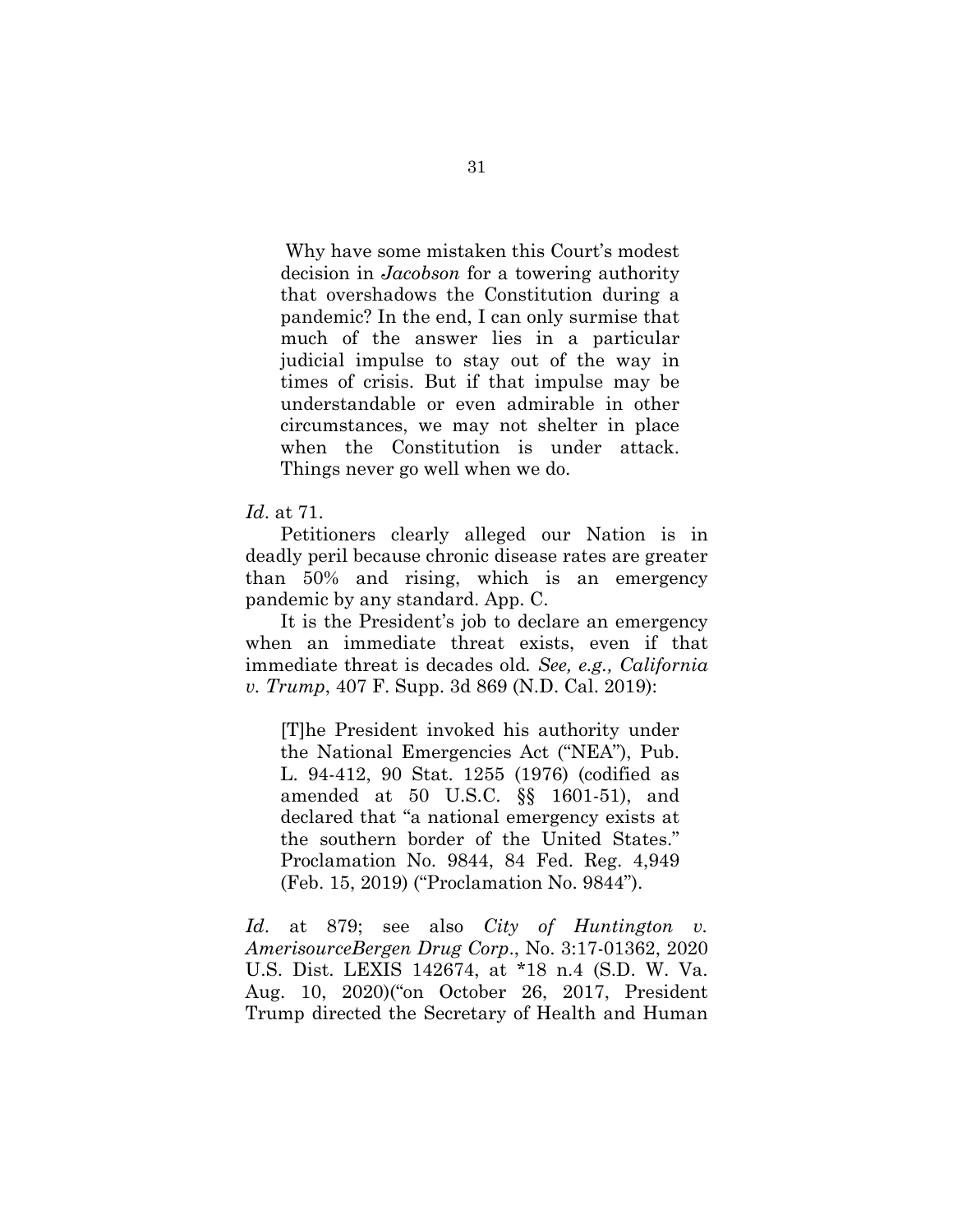> Why have some mistaken this Court's modest decision in *Jacobson* for a towering authority that overshadows the Constitution during a pandemic? In the end, I can only surmise that much of the answer lies in a particular judicial impulse to stay out of the way in times of crisis. But if that impulse may be understandable or even admirable in other circumstances, we may not shelter in place when the Constitution is under attack. Things never go well when we do.

*Id*. at 71.

Petitioners clearly alleged our Nation is in deadly peril because chronic disease rates are greater than 50% and rising, which is an emergency pandemic by any standard. App. C.

It is the President's job to declare an emergency when an immediate threat exists, even if that immediate threat is decades old. *See, e.g., California v. Trump*, 407 F. Supp. 3d 869 (N.D. Cal. 2019):

> [T]he President invoked his authority under the National Emergencies Act ("NEA"), Pub. L. 94-412, 90 Stat. 1255 (1976) (codified as amended at 50 U.S.C. §§ 1601-51), and declared that "a national emergency exists at the southern border of the United States." Proclamation No. 9844, 84 Fed. Reg. 4,949 (Feb. 15, 2019) ("Proclamation No. 9844").

*Id*. at 879; see also *City of Huntington v. AmerisourceBergen Drug Corp*., No. 3:17-01362, 2020 U.S. Dist. LEXIS 142674, at *18 n.4 (S.D. W. Va. Aug. 10, 2020)("on October 26, 2017, President Trump directed the Secretary of Health and Human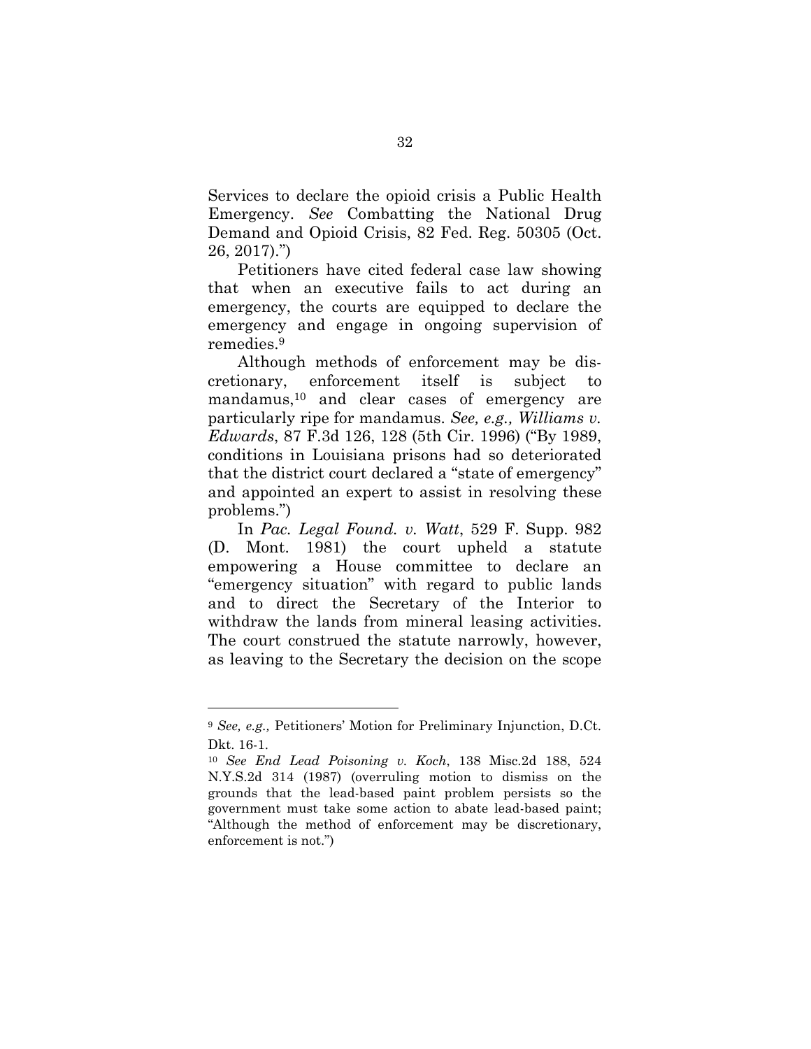Services to declare the opioid crisis a Public Health Emergency. *See* Combatting the National Drug Demand and Opioid Crisis, 82 Fed. Reg. 50305 (Oct. 26, 2017).")

Petitioners have cited federal case law showing that when an executive fails to act during an emergency, the courts are equipped to declare the emergency and engage in ongoing supervision of remedies.[9]

Although methods of enforcement may be discretionary, enforcement itself is subject to mandamus,[10] and clear cases of emergency are particularly ripe for mandamus. *See, e.g., Williams v. Edwards*, 87 F.3d 126, 128 (5th Cir. 1996) ("By 1989, conditions in Louisiana prisons had so deteriorated that the district court declared a "state of emergency" and appointed an expert to assist in resolving these problems.")

In *Pac. Legal Found. v. Watt*, 529 F. Supp. 982 (D. Mont. 1981) the court upheld a statute empowering a House committee to declare an "emergency situation" with regard to public lands and to direct the Secretary of the Interior to withdraw the lands from mineral leasing activities. The court construed the statute narrowly, however, as leaving to the Secretary the decision on the scope

---

[9] *See, e.g.,* Petitioners' Motion for Preliminary Injunction, D.Ct. Dkt. 16-1.

[10] *See End Lead Poisoning v. Koch*, 138 Misc.2d 188, 524 N.Y.S.2d 314 (1987) (overruling motion to dismiss on the grounds that the lead-based paint problem persists so the government must take some action to abate lead-based paint; "Although the method of enforcement may be discretionary, enforcement is not.")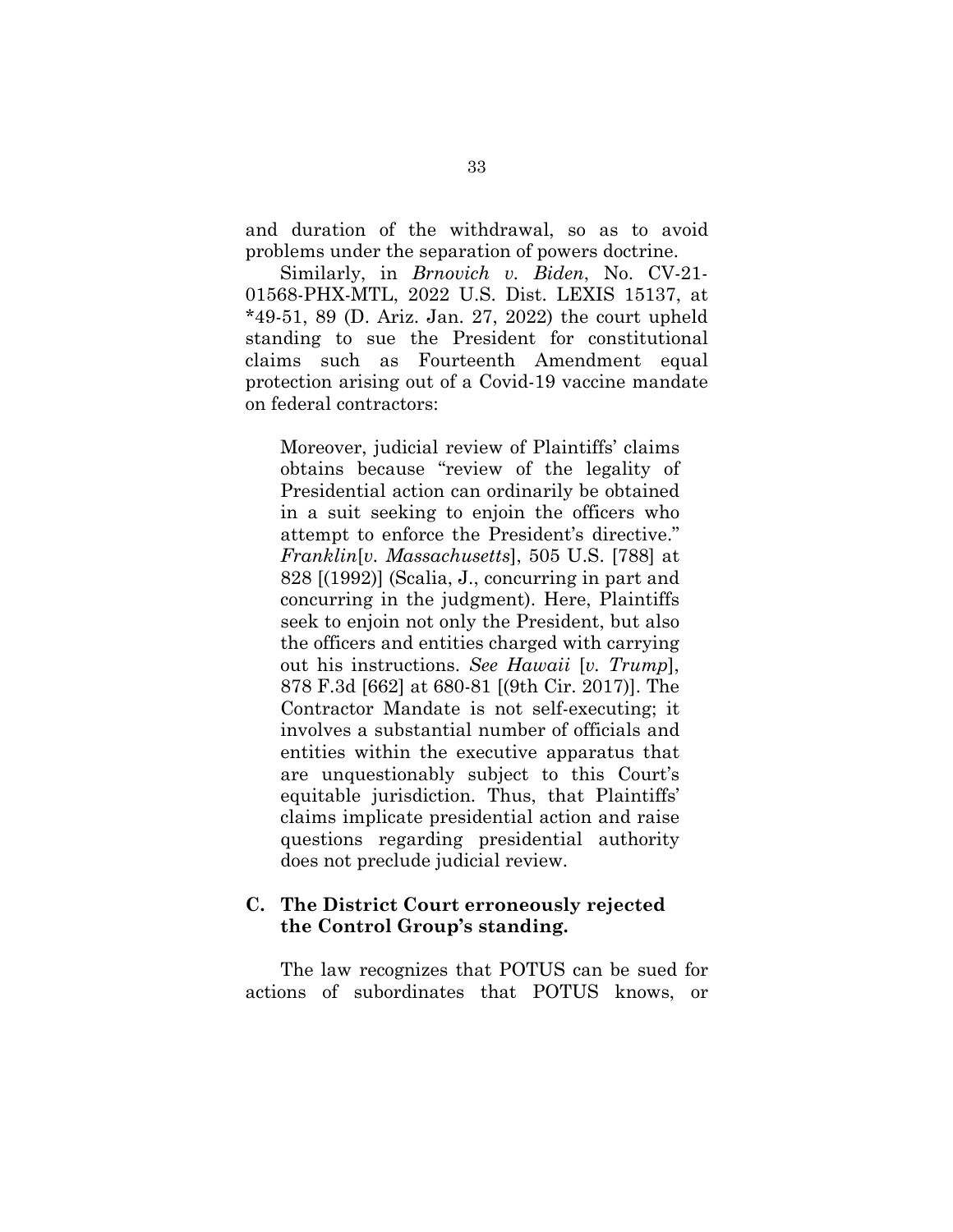and duration of the withdrawal, so as to avoid problems under the separation of powers doctrine.

Similarly, in *Brnovich v. Biden*, No. CV-21-01568-PHX-MTL, 2022 U.S. Dist. LEXIS 15137, at *49-51, 89 (D. Ariz. Jan. 27, 2022) the court upheld standing to sue the President for constitutional claims such as Fourteenth Amendment equal protection arising out of a Covid-19 vaccine mandate on federal contractors:

> Moreover, judicial review of Plaintiffs' claims obtains because "review of the legality of Presidential action can ordinarily be obtained in a suit seeking to enjoin the officers who attempt to enforce the President's directive." *Franklin*[*v. Massachusetts*], 505 U.S. [788] at 828 [(1992)] (Scalia, J., concurring in part and concurring in the judgment). Here, Plaintiffs seek to enjoin not only the President, but also the officers and entities charged with carrying out his instructions. *See Hawaii* [*v. Trump*], 878 F.3d [662] at 680-81 [(9th Cir. 2017)]. The Contractor Mandate is not self-executing; it involves a substantial number of officials and entities within the executive apparatus that are unquestionably subject to this Court's equitable jurisdiction. Thus, that Plaintiffs' claims implicate presidential action and raise questions regarding presidential authority does not preclude judicial review.

### C. The District Court erroneously rejected the Control Group's standing.

The law recognizes that POTUS can be sued for actions of subordinates that POTUS knows, or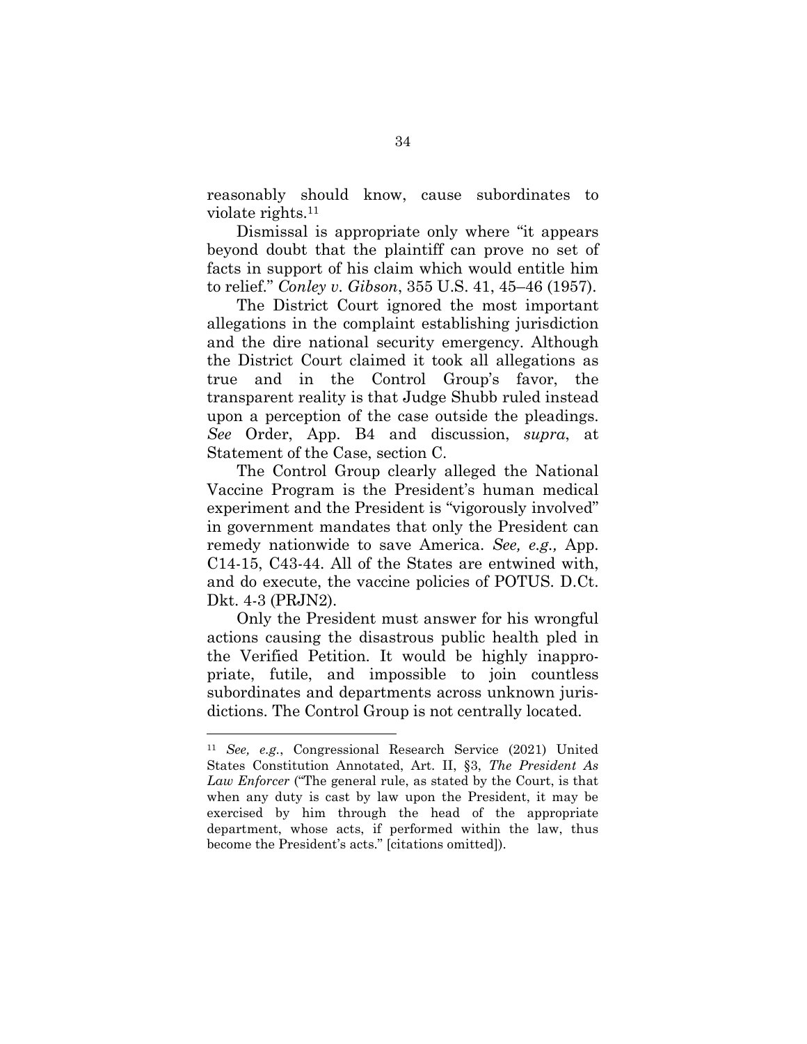reasonably should know, cause subordinates to violate rights.[11]

Dismissal is appropriate only where "it appears beyond doubt that the plaintiff can prove no set of facts in support of his claim which would entitle him to relief." *Conley v. Gibson*, 355 U.S. 41, 45–46 (1957).

The District Court ignored the most important allegations in the complaint establishing jurisdiction and the dire national security emergency. Although the District Court claimed it took all allegations as true and in the Control Group's favor, the transparent reality is that Judge Shubb ruled instead upon a perception of the case outside the pleadings. *See* Order, App. B4 and discussion, *supra*, at Statement of the Case, section C.

The Control Group clearly alleged the National Vaccine Program is the President's human medical experiment and the President is "vigorously involved" in government mandates that only the President can remedy nationwide to save America. *See, e.g.,* App. C14-15, C43-44. All of the States are entwined with, and do execute, the vaccine policies of POTUS. D.Ct. Dkt. 4-3 (PRJN2).

Only the President must answer for his wrongful actions causing the disastrous public health pled in the Verified Petition. It would be highly inappropriate, futile, and impossible to join countless subordinates and departments across unknown jurisdictions. The Control Group is not centrally located.

---

[11] *See, e.g.*, Congressional Research Service (2021) United States Constitution Annotated, Art. II, §3, *The President As Law Enforcer* ("The general rule, as stated by the Court, is that when any duty is cast by law upon the President, it may be exercised by him through the head of the appropriate department, whose acts, if performed within the law, thus become the President's acts." [citations omitted]).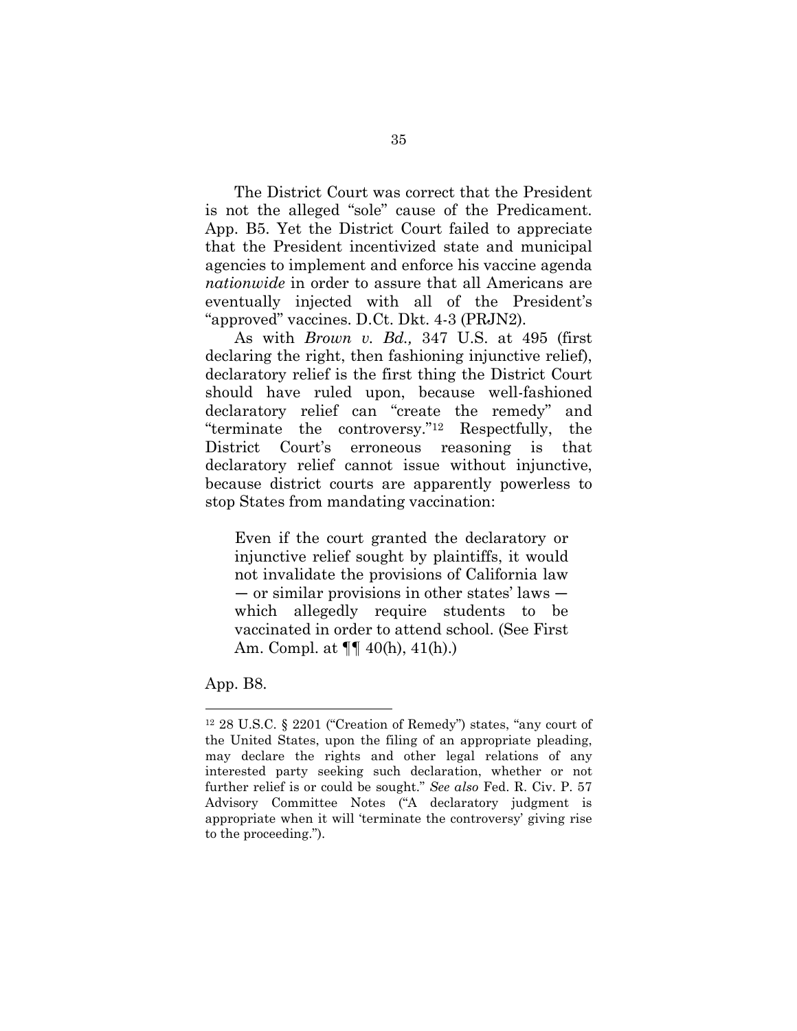The District Court was correct that the President is not the alleged "sole" cause of the Predicament. App. B5. Yet the District Court failed to appreciate that the President incentivized state and municipal agencies to implement and enforce his vaccine agenda *nationwide* in order to assure that all Americans are eventually injected with all of the President's "approved" vaccines. D.Ct. Dkt. 4-3 (PRJN2).

As with *Brown v. Bd.,* 347 U.S. at 495 (first declaring the right, then fashioning injunctive relief), declaratory relief is the first thing the District Court should have ruled upon, because well-fashioned declaratory relief can "create the remedy" and "terminate the controversy."[12] Respectfully, the District Court's erroneous reasoning is that declaratory relief cannot issue without injunctive, because district courts are apparently powerless to stop States from mandating vaccination:

> Even if the court granted the declaratory or injunctive relief sought by plaintiffs, it would not invalidate the provisions of California law — or similar provisions in other states' laws — which allegedly require students to be vaccinated in order to attend school. (See First Am. Compl. at ¶¶ 40(h), 41(h).)

App. B8.

---

[12] 28 U.S.C. § 2201 ("Creation of Remedy") states, "any court of the United States, upon the filing of an appropriate pleading, may declare the rights and other legal relations of any interested party seeking such declaration, whether or not further relief is or could be sought." *See also* Fed. R. Civ. P. 57 Advisory Committee Notes ("A declaratory judgment is appropriate when it will 'terminate the controversy' giving rise to the proceeding.").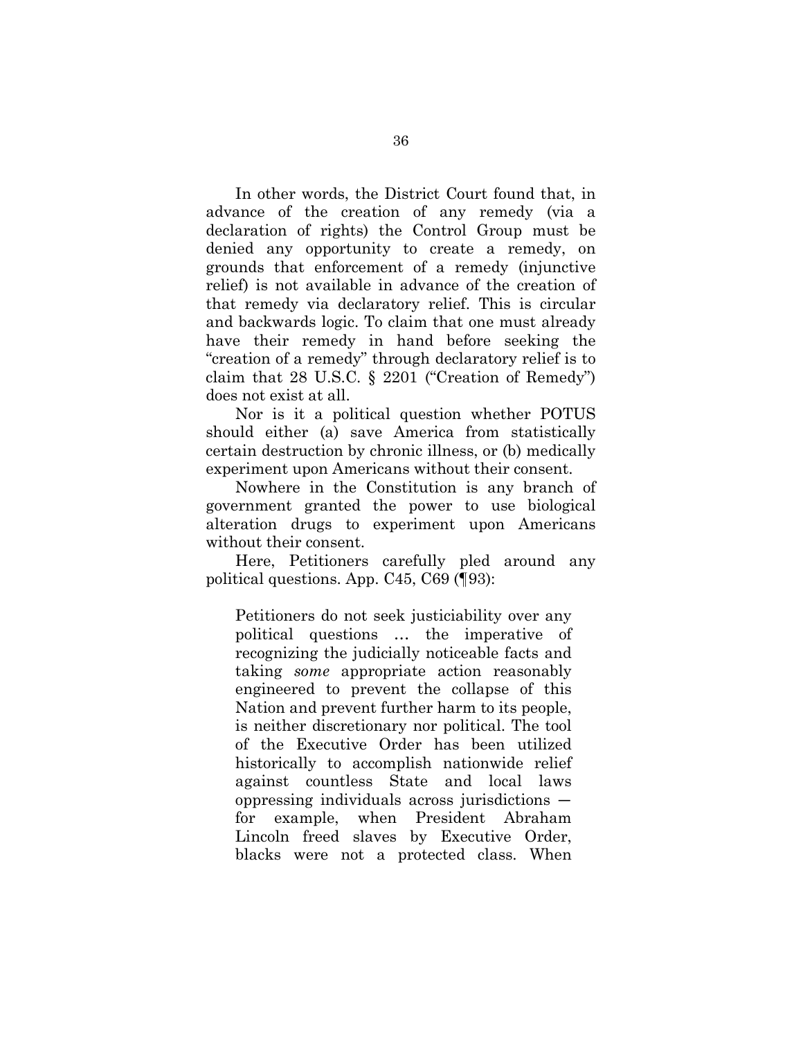In other words, the District Court found that, in advance of the creation of any remedy (via a declaration of rights) the Control Group must be denied any opportunity to create a remedy, on grounds that enforcement of a remedy (injunctive relief) is not available in advance of the creation of that remedy via declaratory relief. This is circular and backwards logic. To claim that one must already have their remedy in hand before seeking the "creation of a remedy" through declaratory relief is to claim that 28 U.S.C. § 2201 ("Creation of Remedy") does not exist at all.

Nor is it a political question whether POTUS should either (a) save America from statistically certain destruction by chronic illness, or (b) medically experiment upon Americans without their consent.

Nowhere in the Constitution is any branch of government granted the power to use biological alteration drugs to experiment upon Americans without their consent.

Here, Petitioners carefully pled around any political questions. App. C45, C69 (¶93):

> Petitioners do not seek justiciability over any political questions … the imperative of recognizing the judicially noticeable facts and taking *some* appropriate action reasonably engineered to prevent the collapse of this Nation and prevent further harm to its people, is neither discretionary nor political. The tool of the Executive Order has been utilized historically to accomplish nationwide relief against countless State and local laws oppressing individuals across jurisdictions — for example, when President Abraham Lincoln freed slaves by Executive Order, blacks were not a protected class. When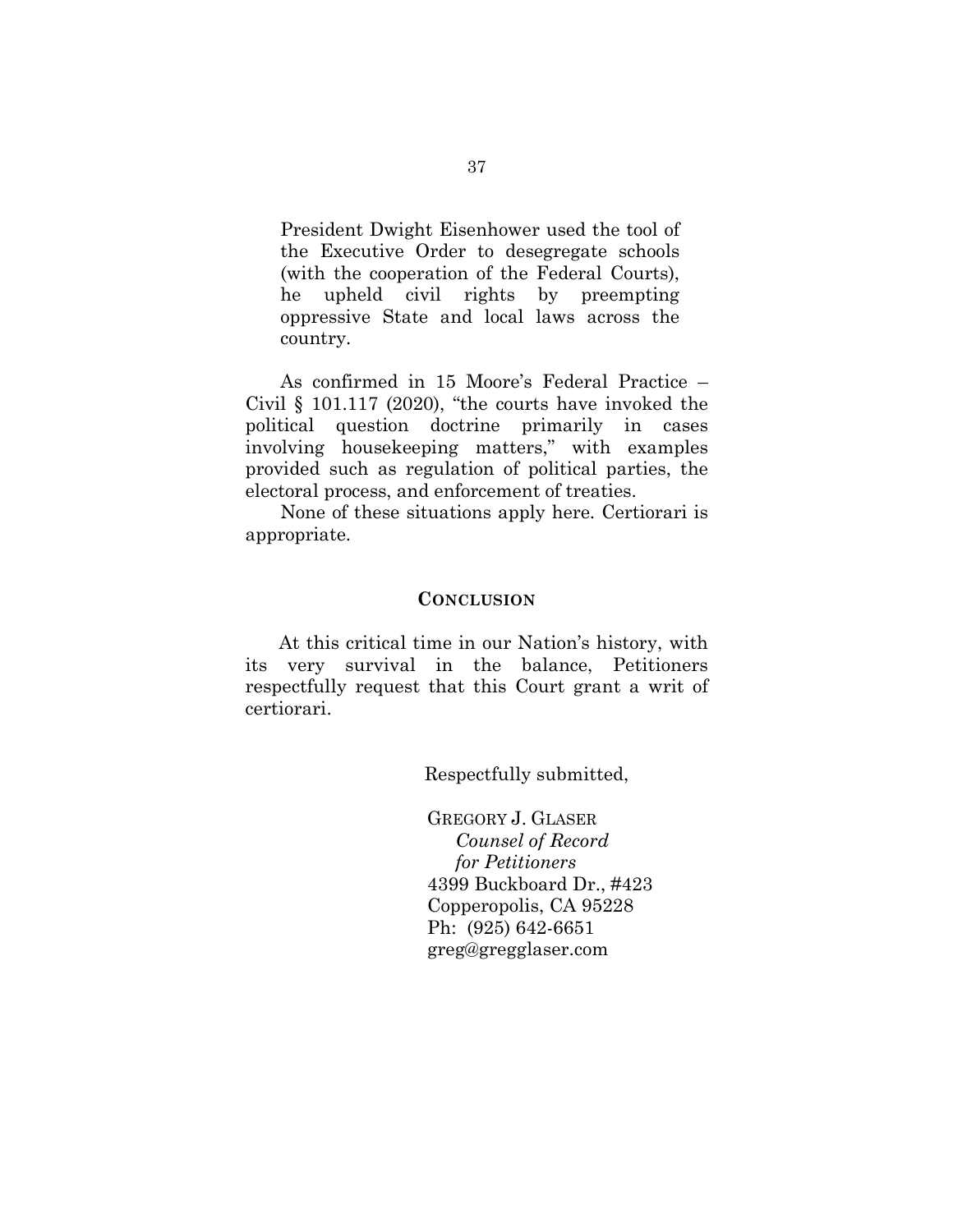> President Dwight Eisenhower used the tool of the Executive Order to desegregate schools (with the cooperation of the Federal Courts), he upheld civil rights by preempting oppressive State and local laws across the country.

As confirmed in 15 Moore's Federal Practice – Civil § 101.117 (2020), "the courts have invoked the political question doctrine primarily in cases involving housekeeping matters," with examples provided such as regulation of political parties, the electoral process, and enforcement of treaties.

None of these situations apply here. Certiorari is appropriate.

## CONCLUSION

At this critical time in our Nation's history, with its very survival in the balance, Petitioners respectfully request that this Court grant a writ of certiorari.

Respectfully submitted,

GREGORY J. GLASER
*Counsel of Record for Petitioners*
4399 Buckboard Dr., #423
Copperopolis, CA 95228
Ph: (925) 642-6651
greg@gregglaser.com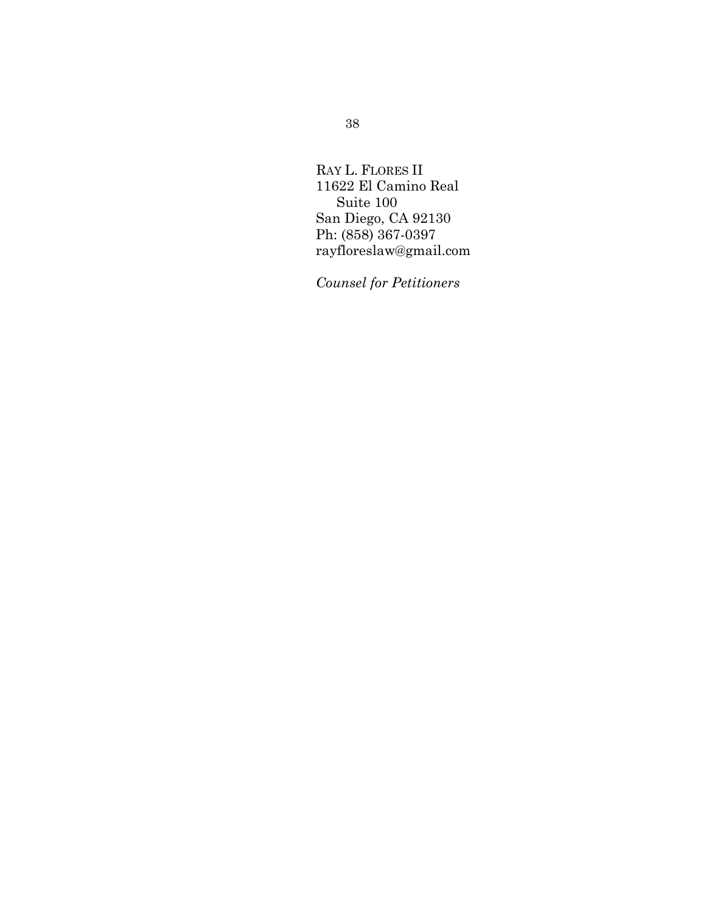RAY L. FLORES II
11622 El Camino Real
Suite 100
San Diego, CA 92130
Ph: (858) 367-0397
rayfloreslaw@gmail.com

*Counsel for Petitioners*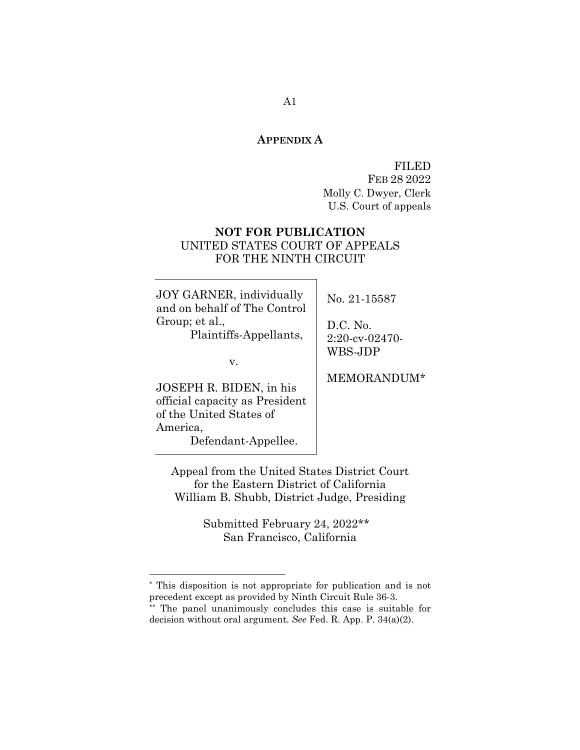**APPENDIX A**

FILED
FEB 28 2022
Molly C. Dwyer, Clerk
U.S. Court of appeals

**NOT FOR PUBLICATION**
UNITED STATES COURT OF APPEALS
FOR THE NINTH CIRCUIT

| | |
|---|---|
| JOY GARNER, individually and on behalf of The Control Group; et al.,<br>Plaintiffs-Appellants,<br><br>v.<br><br>JOSEPH R. BIDEN, in his official capacity as President of the United States of America,<br>Defendant-Appellee. | No. 21-15587<br><br>D.C. No. 2:20-cv-02470-WBS-JDP<br><br>MEMORANDUM* |

Appeal from the United States District Court
for the Eastern District of California
William B. Shubb, District Judge, Presiding

Submitted February 24, 2022**
San Francisco, California

---

\* This disposition is not appropriate for publication and is not precedent except as provided by Ninth Circuit Rule 36-3.

\*\* The panel unanimously concludes this case is suitable for decision without oral argument. *See* Fed. R. App. P. 34(a)(2).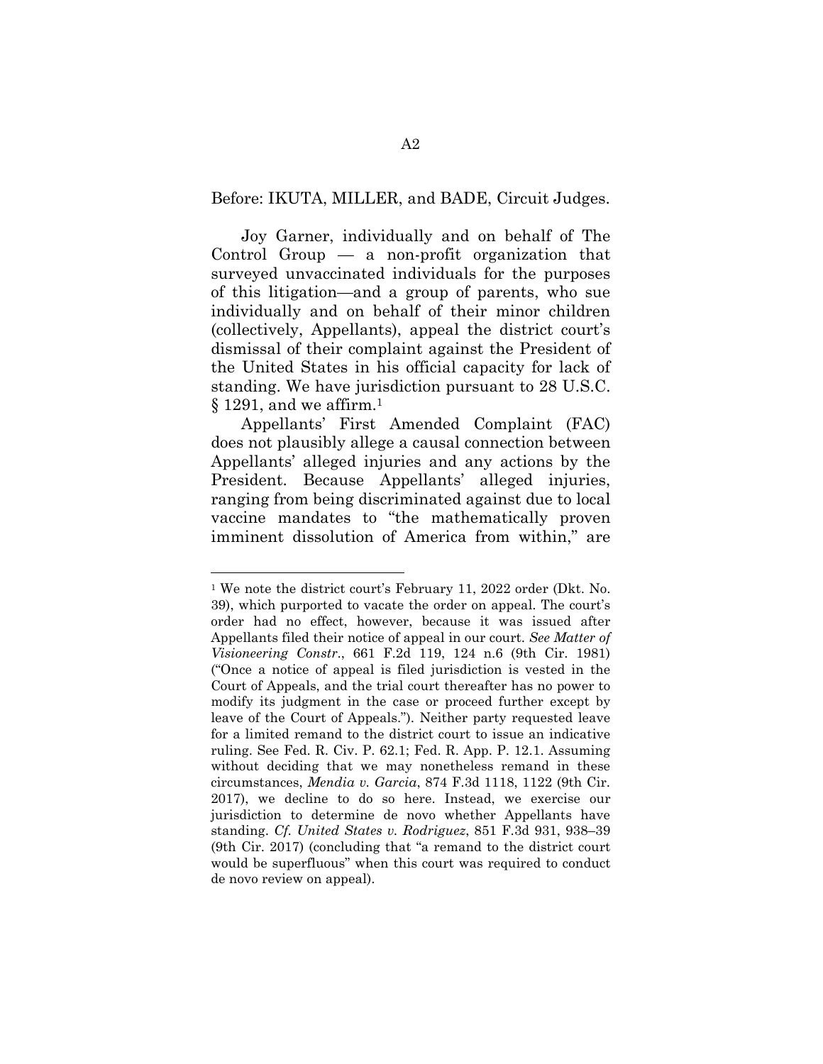Before: IKUTA, MILLER, and BADE, Circuit Judges.

Joy Garner, individually and on behalf of The Control Group — a non-profit organization that surveyed unvaccinated individuals for the purposes of this litigation—and a group of parents, who sue individually and on behalf of their minor children (collectively, Appellants), appeal the district court's dismissal of their complaint against the President of the United States in his official capacity for lack of standing. We have jurisdiction pursuant to 28 U.S.C. § 1291, and we affirm.[1]

Appellants' First Amended Complaint (FAC) does not plausibly allege a causal connection between Appellants' alleged injuries and any actions by the President. Because Appellants' alleged injuries, ranging from being discriminated against due to local vaccine mandates to "the mathematically proven imminent dissolution of America from within," are

---

[1] We note the district court's February 11, 2022 order (Dkt. No. 39), which purported to vacate the order on appeal. The court's order had no effect, however, because it was issued after Appellants filed their notice of appeal in our court. *See Matter of Visioneering Constr.*, 661 F.2d 119, 124 n.6 (9th Cir. 1981) ("Once a notice of appeal is filed jurisdiction is vested in the Court of Appeals, and the trial court thereafter has no power to modify its judgment in the case or proceed further except by leave of the Court of Appeals."). Neither party requested leave for a limited remand to the district court to issue an indicative ruling. See Fed. R. Civ. P. 62.1; Fed. R. App. P. 12.1. Assuming without deciding that we may nonetheless remand in these circumstances, *Mendia v. Garcia*, 874 F.3d 1118, 1122 (9th Cir. 2017), we decline to do so here. Instead, we exercise our jurisdiction to determine de novo whether Appellants have standing. *Cf. United States v. Rodriguez*, 851 F.3d 931, 938–39 (9th Cir. 2017) (concluding that "a remand to the district court would be superfluous" when this court was required to conduct de novo review on appeal).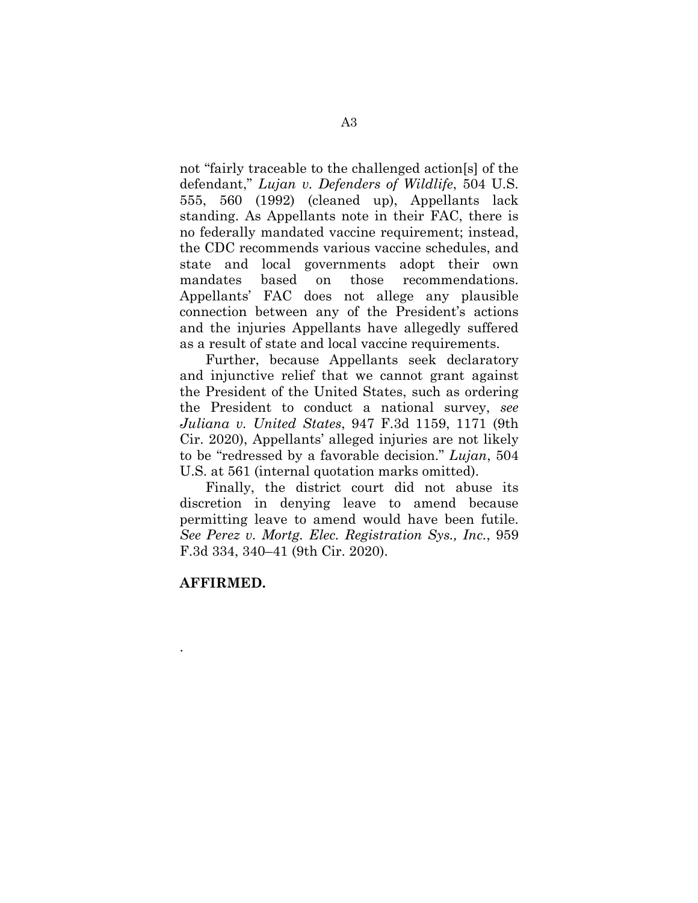not "fairly traceable to the challenged action[s] of the defendant," *Lujan v. Defenders of Wildlife*, 504 U.S. 555, 560 (1992) (cleaned up), Appellants lack standing. As Appellants note in their FAC, there is no federally mandated vaccine requirement; instead, the CDC recommends various vaccine schedules, and state and local governments adopt their own mandates based on those recommendations. Appellants' FAC does not allege any plausible connection between any of the President's actions and the injuries Appellants have allegedly suffered as a result of state and local vaccine requirements.

Further, because Appellants seek declaratory and injunctive relief that we cannot grant against the President of the United States, such as ordering the President to conduct a national survey, *see Juliana v. United States*, 947 F.3d 1159, 1171 (9th Cir. 2020), Appellants' alleged injuries are not likely to be "redressed by a favorable decision." *Lujan*, 504 U.S. at 561 (internal quotation marks omitted).

Finally, the district court did not abuse its discretion in denying leave to amend because permitting leave to amend would have been futile. *See Perez v. Mortg. Elec. Registration Sys., Inc.*, 959 F.3d 334, 340–41 (9th Cir. 2020).

**AFFIRMED.**

.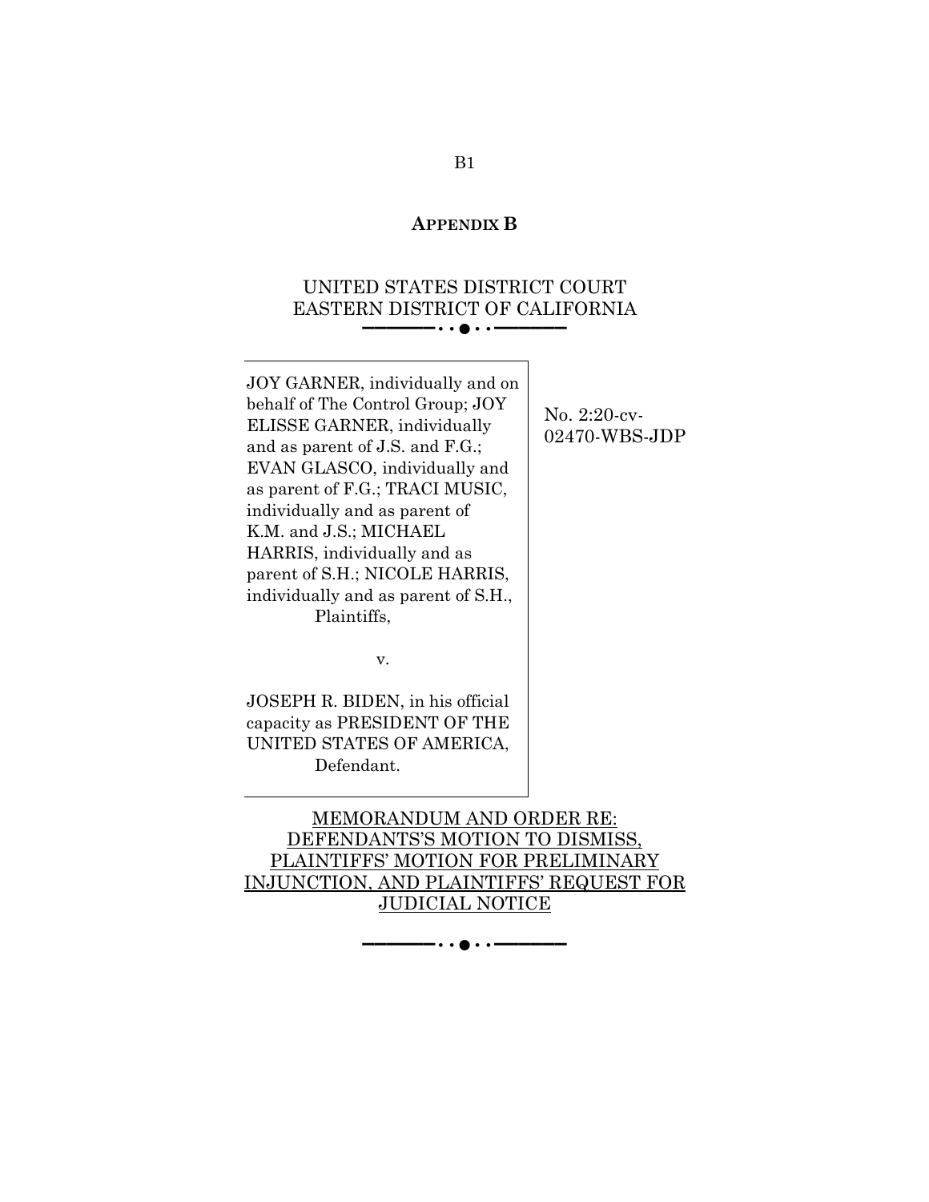# APPENDIX B

UNITED STATES DISTRICT COURT
EASTERN DISTRICT OF CALIFORNIA

———— • • ● • • ————

| | |
|---|---|
| JOY GARNER, individually and on behalf of The Control Group; JOY ELISSE GARNER, individually and as parent of J.S. and F.G.; EVAN GLASCO, individually and as parent of F.G.; TRACI MUSIC, individually and as parent of K.M. and J.S.; MICHAEL HARRIS, individually and as parent of S.H.; NICOLE HARRIS, individually and as parent of S.H., Plaintiffs,<br><br>v.<br><br>JOSEPH R. BIDEN, in his official capacity as PRESIDENT OF THE UNITED STATES OF AMERICA, Defendant. | No. 2:20-cv-02470-WBS-JDP |

MEMORANDUM AND ORDER RE: DEFENDANTS'S MOTION TO DISMISS, PLAINTIFFS' MOTION FOR PRELIMINARY INJUNCTION, AND PLAINTIFFS' REQUEST FOR JUDICIAL NOTICE

———— • • ● • • ————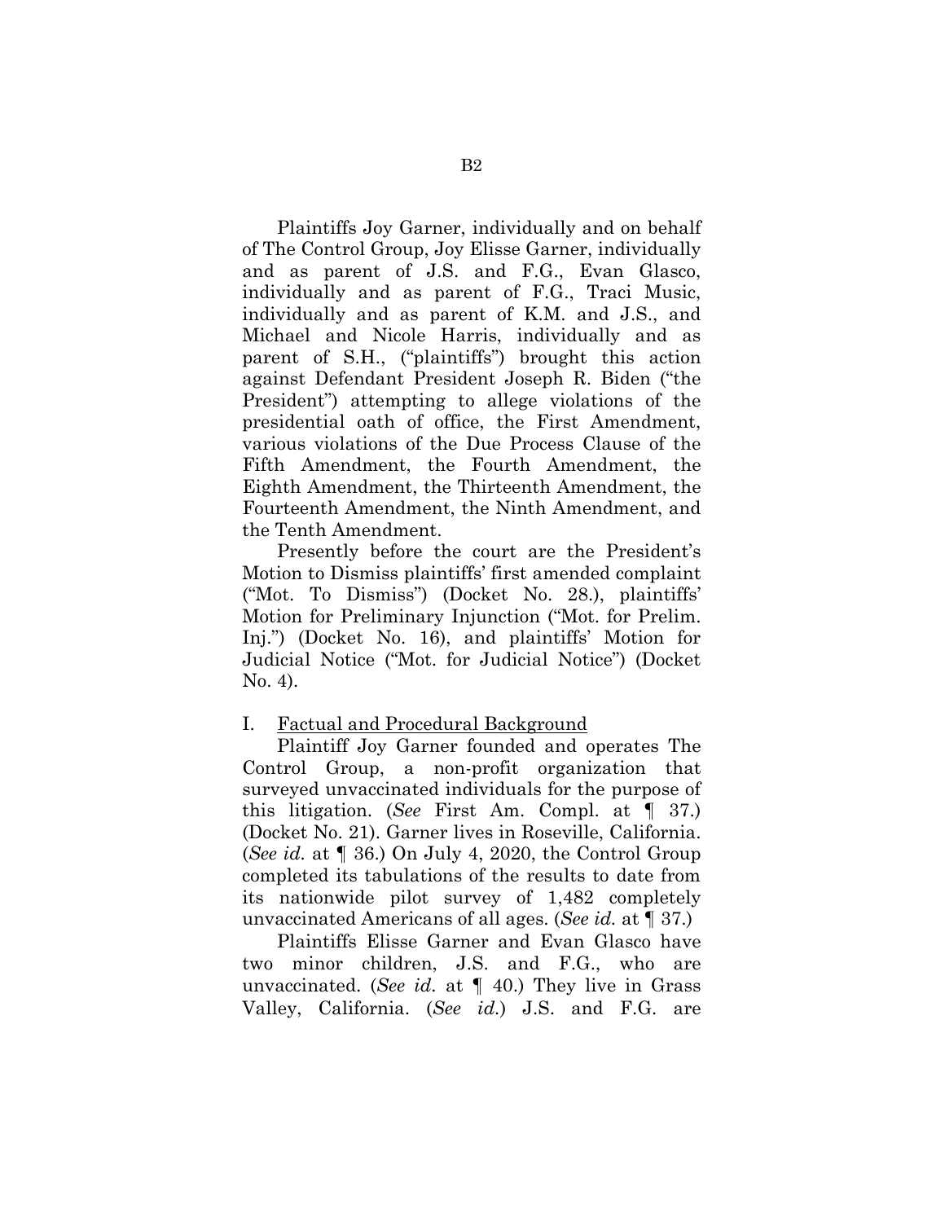Plaintiffs Joy Garner, individually and on behalf of The Control Group, Joy Elisse Garner, individually and as parent of J.S. and F.G., Evan Glasco, individually and as parent of F.G., Traci Music, individually and as parent of K.M. and J.S., and Michael and Nicole Harris, individually and as parent of S.H., ("plaintiffs") brought this action against Defendant President Joseph R. Biden ("the President") attempting to allege violations of the presidential oath of office, the First Amendment, various violations of the Due Process Clause of the Fifth Amendment, the Fourth Amendment, the Eighth Amendment, the Thirteenth Amendment, the Fourteenth Amendment, the Ninth Amendment, and the Tenth Amendment.

Presently before the court are the President's Motion to Dismiss plaintiffs' first amended complaint ("Mot. To Dismiss") (Docket No. 28.), plaintiffs' Motion for Preliminary Injunction ("Mot. for Prelim. Inj.") (Docket No. 16), and plaintiffs' Motion for Judicial Notice ("Mot. for Judicial Notice") (Docket No. 4).

I. <u>Factual and Procedural Background</u>

Plaintiff Joy Garner founded and operates The Control Group, a non-profit organization that surveyed unvaccinated individuals for the purpose of this litigation. (*See* First Am. Compl. at ¶ 37.) (Docket No. 21). Garner lives in Roseville, California. (*See id.* at ¶ 36.) On July 4, 2020, the Control Group completed its tabulations of the results to date from its nationwide pilot survey of 1,482 completely unvaccinated Americans of all ages. (*See id.* at ¶ 37.)

Plaintiffs Elisse Garner and Evan Glasco have two minor children, J.S. and F.G., who are unvaccinated. (*See id.* at ¶ 40.) They live in Grass Valley, California. (*See id.*) J.S. and F.G. are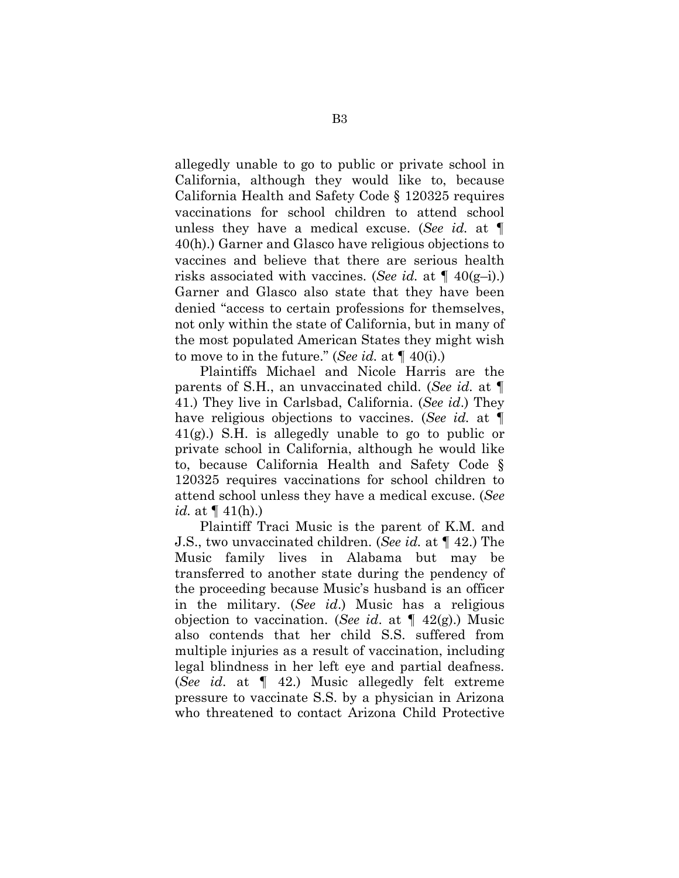allegedly unable to go to public or private school in California, although they would like to, because California Health and Safety Code § 120325 requires vaccinations for school children to attend school unless they have a medical excuse. (*See id.* at ¶ 40(h).) Garner and Glasco have religious objections to vaccines and believe that there are serious health risks associated with vaccines. (*See id.* at ¶ 40(g–i).) Garner and Glasco also state that they have been denied "access to certain professions for themselves, not only within the state of California, but in many of the most populated American States they might wish to move to in the future." (*See id.* at ¶ 40(i).)

Plaintiffs Michael and Nicole Harris are the parents of S.H., an unvaccinated child. (*See id.* at ¶ 41.) They live in Carlsbad, California. (*See id.*) They have religious objections to vaccines. (*See id.* at ¶ 41(g).) S.H. is allegedly unable to go to public or private school in California, although he would like to, because California Health and Safety Code § 120325 requires vaccinations for school children to attend school unless they have a medical excuse. (*See id.* at ¶ 41(h).)

Plaintiff Traci Music is the parent of K.M. and J.S., two unvaccinated children. (*See id.* at ¶ 42.) The Music family lives in Alabama but may be transferred to another state during the pendency of the proceeding because Music's husband is an officer in the military. (*See id.*) Music has a religious objection to vaccination. (*See id*. at ¶ 42(g).) Music also contends that her child S.S. suffered from multiple injuries as a result of vaccination, including legal blindness in her left eye and partial deafness. (*See id*. at ¶ 42.) Music allegedly felt extreme pressure to vaccinate S.S. by a physician in Arizona who threatened to contact Arizona Child Protective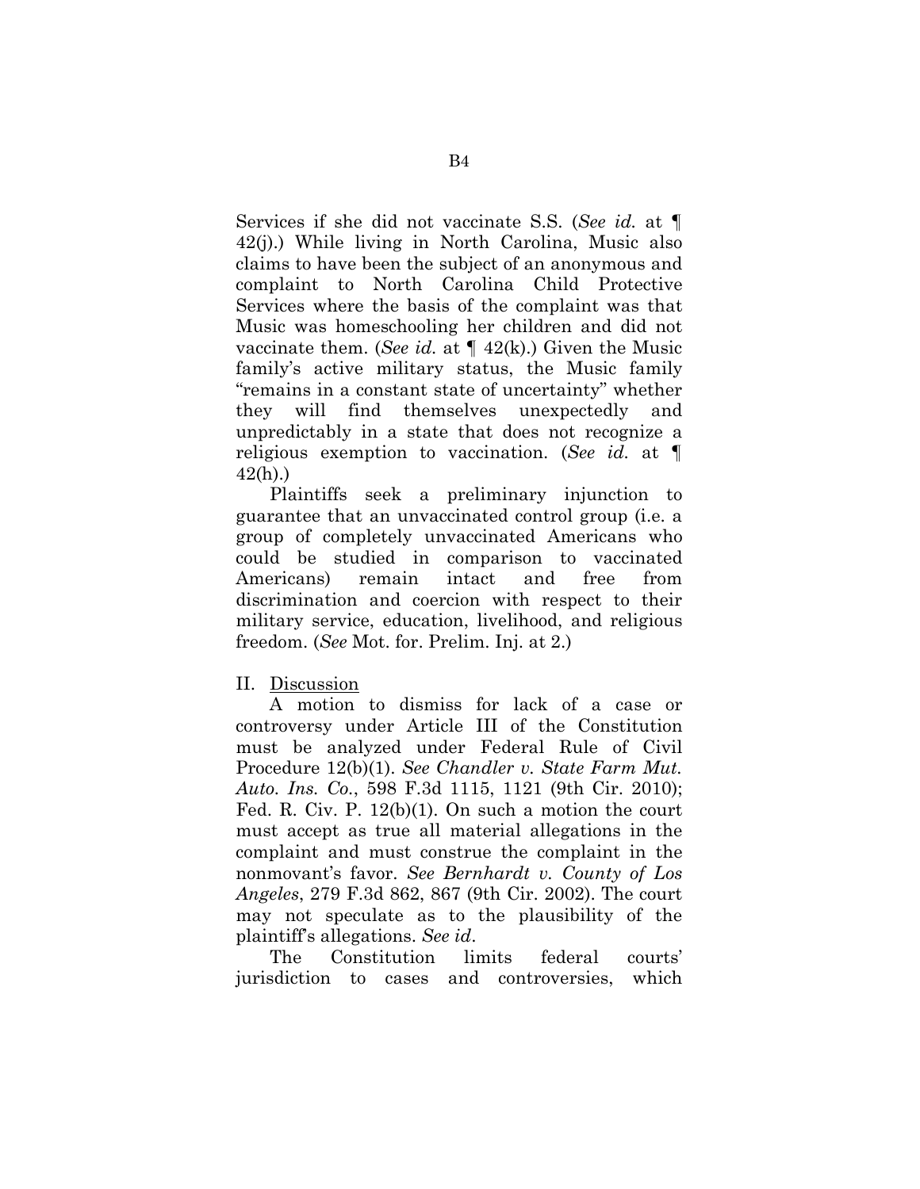Services if she did not vaccinate S.S. (*See id.* at ¶ 42(j).) While living in North Carolina, Music also claims to have been the subject of an anonymous and complaint to North Carolina Child Protective Services where the basis of the complaint was that Music was homeschooling her children and did not vaccinate them. (*See id.* at ¶ 42(k).) Given the Music family's active military status, the Music family "remains in a constant state of uncertainty" whether they will find themselves unexpectedly and unpredictably in a state that does not recognize a religious exemption to vaccination. (*See id.* at ¶ 42(h).)

Plaintiffs seek a preliminary injunction to guarantee that an unvaccinated control group (i.e. a group of completely unvaccinated Americans who could be studied in comparison to vaccinated Americans) remain intact and free from discrimination and coercion with respect to their military service, education, livelihood, and religious freedom. (*See* Mot. for. Prelim. Inj. at 2.)

II. Discussion

A motion to dismiss for lack of a case or controversy under Article III of the Constitution must be analyzed under Federal Rule of Civil Procedure 12(b)(1). *See Chandler v. State Farm Mut. Auto. Ins. Co.*, 598 F.3d 1115, 1121 (9th Cir. 2010); Fed. R. Civ. P. 12(b)(1). On such a motion the court must accept as true all material allegations in the complaint and must construe the complaint in the nonmovant's favor. *See Bernhardt v. County of Los Angeles*, 279 F.3d 862, 867 (9th Cir. 2002). The court may not speculate as to the plausibility of the plaintiff's allegations. *See id*.

The Constitution limits federal courts' jurisdiction to cases and controversies, which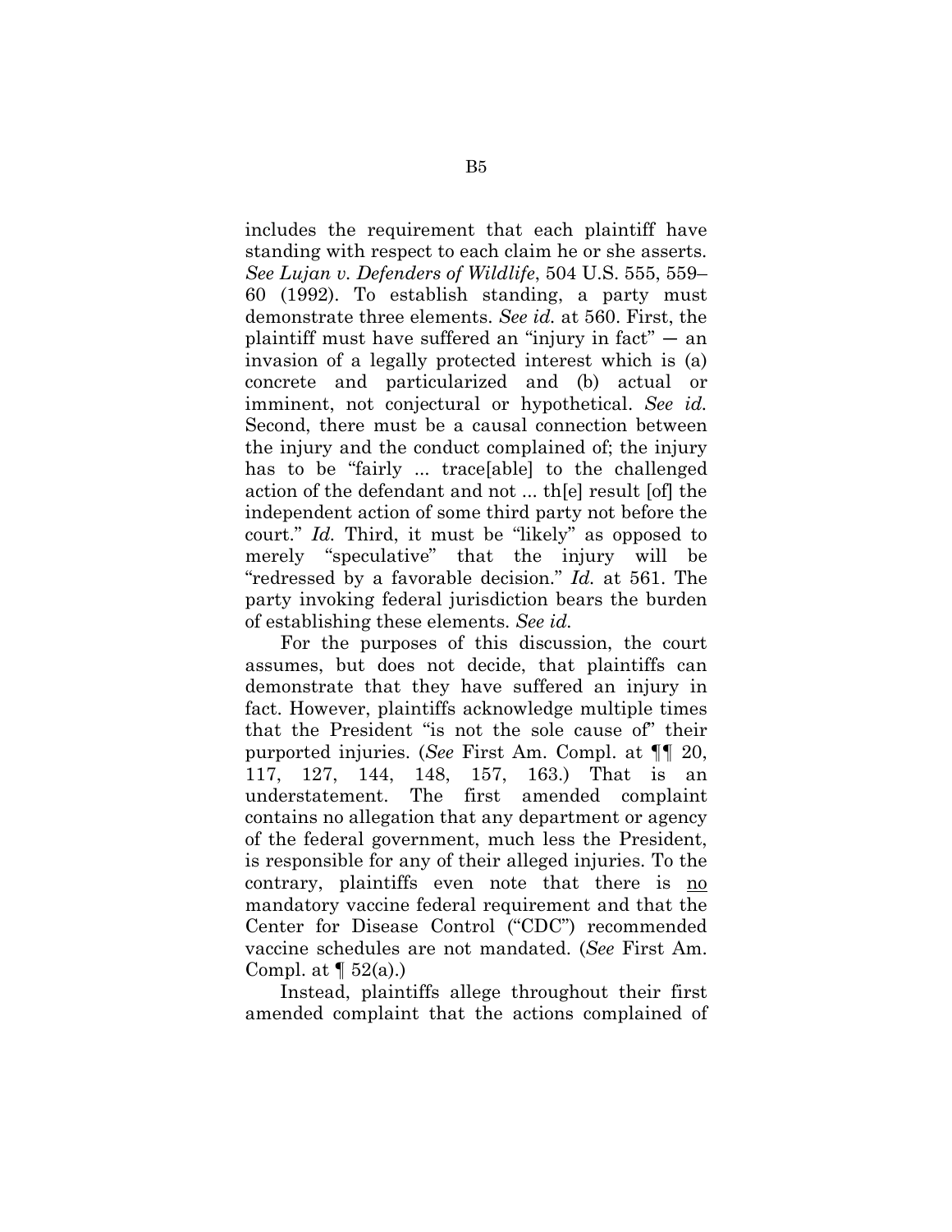includes the requirement that each plaintiff have standing with respect to each claim he or she asserts. *See Lujan v. Defenders of Wildlife*, 504 U.S. 555, 559–60 (1992). To establish standing, a party must demonstrate three elements. *See id.* at 560. First, the plaintiff must have suffered an "injury in fact" — an invasion of a legally protected interest which is (a) concrete and particularized and (b) actual or imminent, not conjectural or hypothetical. *See id.* Second, there must be a causal connection between the injury and the conduct complained of; the injury has to be "fairly ... trace[able] to the challenged action of the defendant and not ... th[e] result [of] the independent action of some third party not before the court." *Id.* Third, it must be "likely" as opposed to merely "speculative" that the injury will be "redressed by a favorable decision." *Id.* at 561. The party invoking federal jurisdiction bears the burden of establishing these elements. *See id.*

For the purposes of this discussion, the court assumes, but does not decide, that plaintiffs can demonstrate that they have suffered an injury in fact. However, plaintiffs acknowledge multiple times that the President "is not the sole cause of" their purported injuries. (*See* First Am. Compl. at ¶¶ 20, 117, 127, 144, 148, 157, 163.) That is an understatement. The first amended complaint contains no allegation that any department or agency of the federal government, much less the President, is responsible for any of their alleged injuries. To the contrary, plaintiffs even note that there is no mandatory vaccine federal requirement and that the Center for Disease Control ("CDC") recommended vaccine schedules are not mandated. (*See* First Am. Compl. at ¶ 52(a).)

Instead, plaintiffs allege throughout their first amended complaint that the actions complained of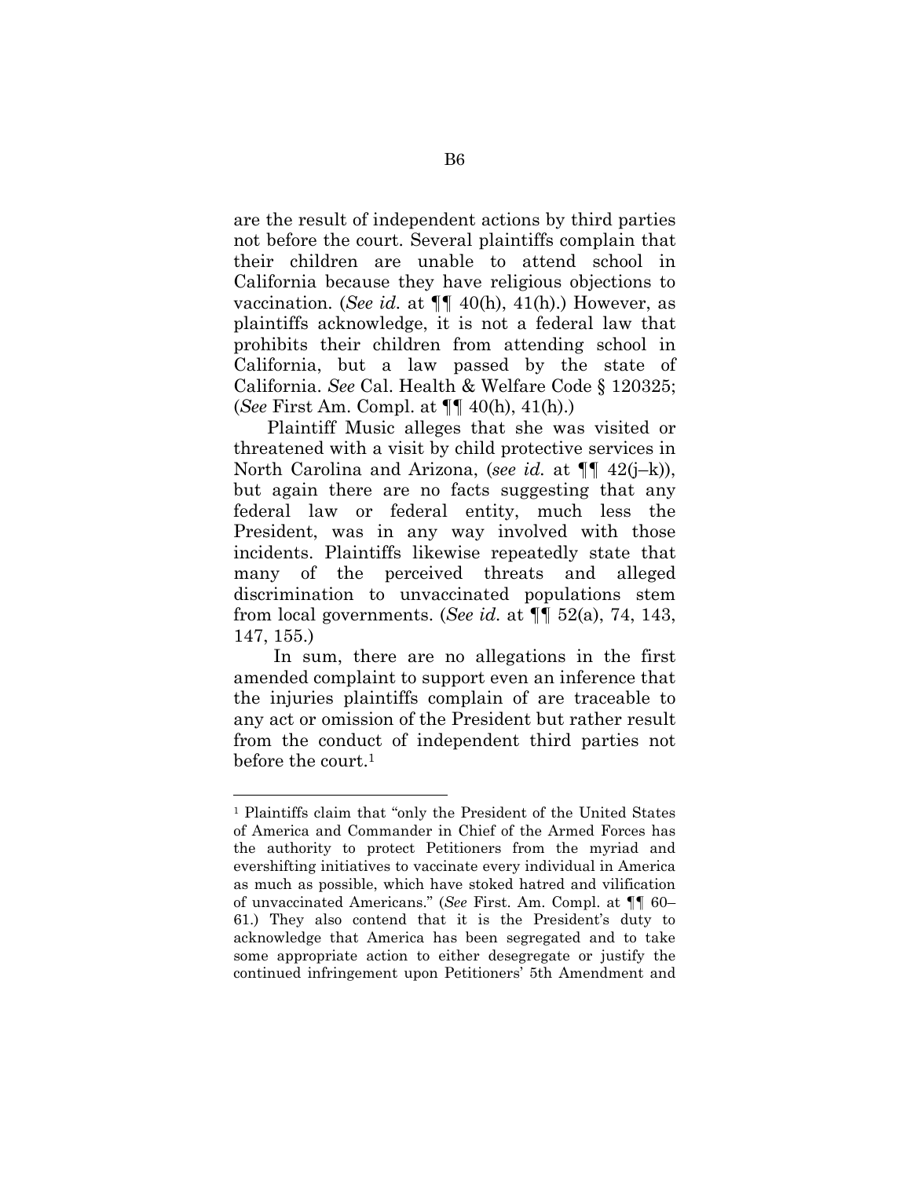are the result of independent actions by third parties not before the court. Several plaintiffs complain that their children are unable to attend school in California because they have religious objections to vaccination. (*See id.* at ¶¶ 40(h), 41(h).) However, as plaintiffs acknowledge, it is not a federal law that prohibits their children from attending school in California, but a law passed by the state of California. *See* Cal. Health & Welfare Code § 120325; (*See* First Am. Compl. at ¶¶ 40(h), 41(h).)

Plaintiff Music alleges that she was visited or threatened with a visit by child protective services in North Carolina and Arizona, (*see id.* at ¶¶ 42(j–k)), but again there are no facts suggesting that any federal law or federal entity, much less the President, was in any way involved with those incidents. Plaintiffs likewise repeatedly state that many of the perceived threats and alleged discrimination to unvaccinated populations stem from local governments. (*See id.* at ¶¶ 52(a), 74, 143, 147, 155.)

In sum, there are no allegations in the first amended complaint to support even an inference that the injuries plaintiffs complain of are traceable to any act or omission of the President but rather result from the conduct of independent third parties not before the court.[1]

---

[1] Plaintiffs claim that "only the President of the United States of America and Commander in Chief of the Armed Forces has the authority to protect Petitioners from the myriad and evershifting initiatives to vaccinate every individual in America as much as possible, which have stoked hatred and vilification of unvaccinated Americans." (*See* First. Am. Compl. at ¶¶ 60–61.) They also contend that it is the President's duty to acknowledge that America has been segregated and to take some appropriate action to either desegregate or justify the continued infringement upon Petitioners' 5th Amendment and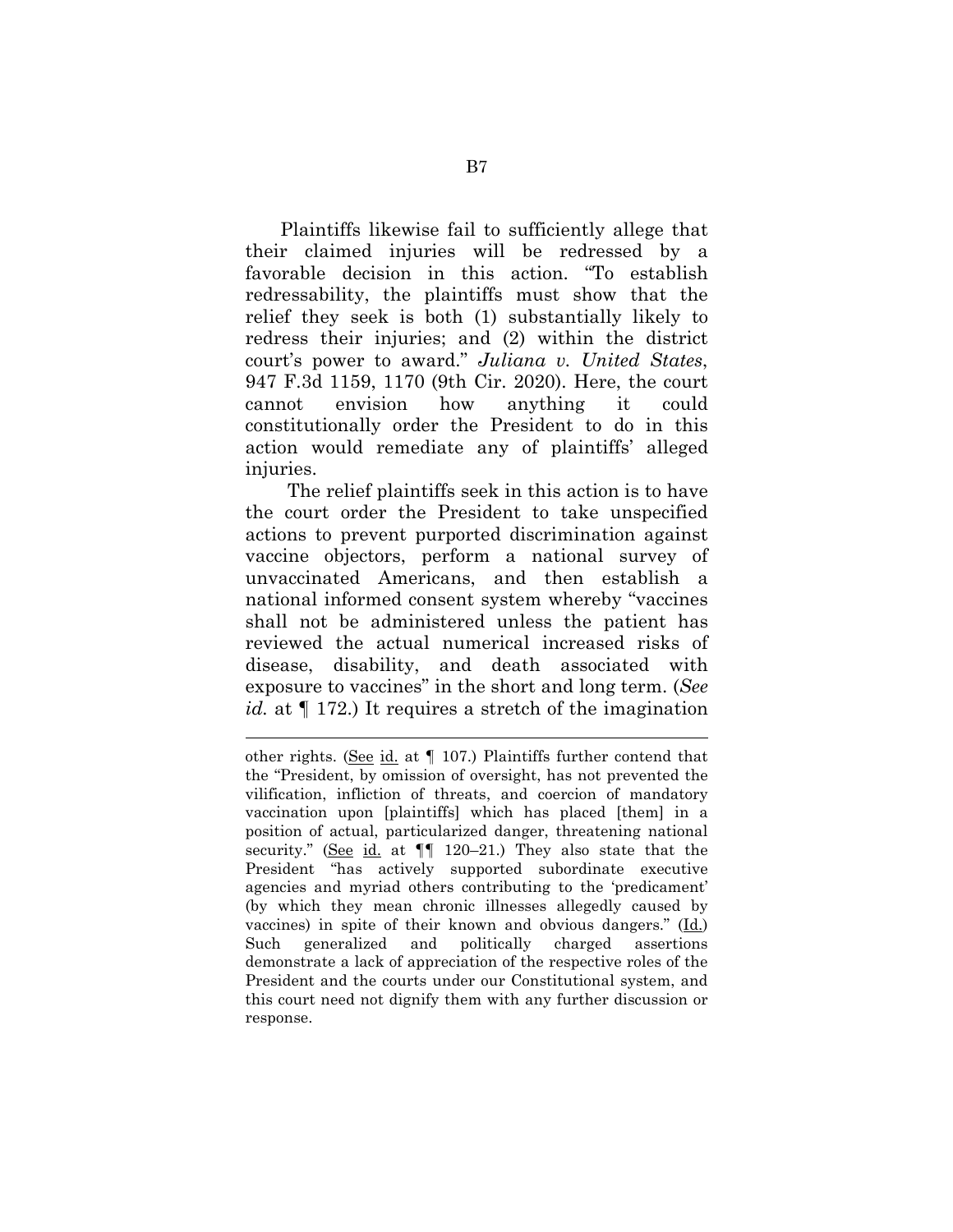Plaintiffs likewise fail to sufficiently allege that their claimed injuries will be redressed by a favorable decision in this action. "To establish redressability, the plaintiffs must show that the relief they seek is both (1) substantially likely to redress their injuries; and (2) within the district court's power to award." *Juliana v. United States*, 947 F.3d 1159, 1170 (9th Cir. 2020). Here, the court cannot envision how anything it could constitutionally order the President to do in this action would remediate any of plaintiffs' alleged injuries.

The relief plaintiffs seek in this action is to have the court order the President to take unspecified actions to prevent purported discrimination against vaccine objectors, perform a national survey of unvaccinated Americans, and then establish a national informed consent system whereby "vaccines shall not be administered unless the patient has reviewed the actual numerical increased risks of disease, disability, and death associated with exposure to vaccines" in the short and long term. (*See id.* at ¶ 172.) It requires a stretch of the imagination

---

other rights. (See id. at ¶ 107.) Plaintiffs further contend that the "President, by omission of oversight, has not prevented the vilification, infliction of threats, and coercion of mandatory vaccination upon [plaintiffs] which has placed [them] in a position of actual, particularized danger, threatening national security." (See id. at ¶¶ 120–21.) They also state that the President "has actively supported subordinate executive agencies and myriad others contributing to the 'predicament' (by which they mean chronic illnesses allegedly caused by vaccines) in spite of their known and obvious dangers." (Id.) Such generalized and politically charged assertions demonstrate a lack of appreciation of the respective roles of the President and the courts under our Constitutional system, and this court need not dignify them with any further discussion or response.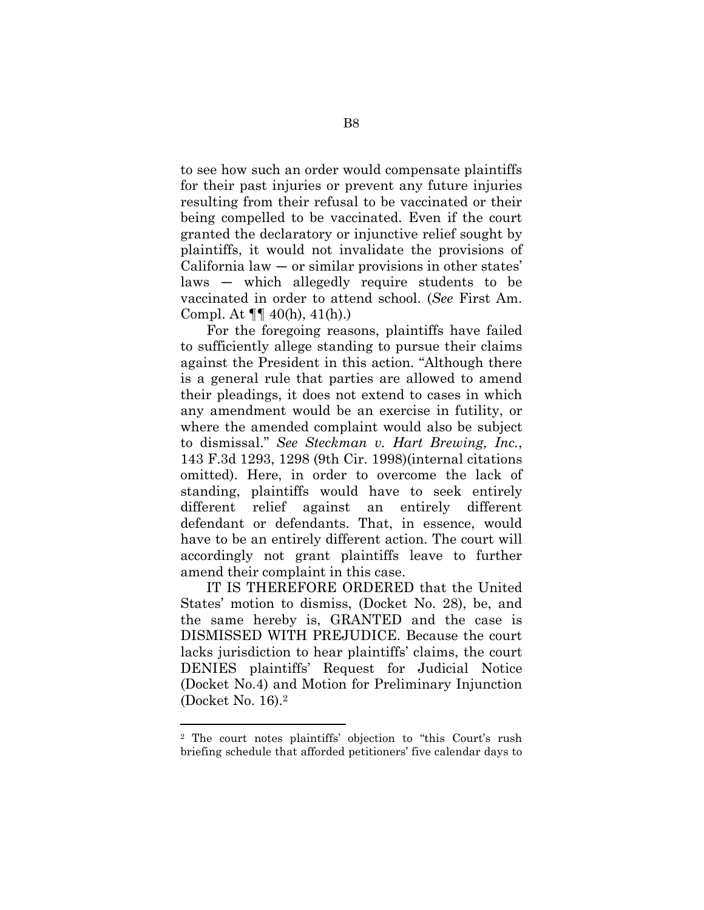to see how such an order would compensate plaintiffs for their past injuries or prevent any future injuries resulting from their refusal to be vaccinated or their being compelled to be vaccinated. Even if the court granted the declaratory or injunctive relief sought by plaintiffs, it would not invalidate the provisions of California law — or similar provisions in other states' laws — which allegedly require students to be vaccinated in order to attend school. (*See* First Am. Compl. At ¶¶ 40(h), 41(h).)

For the foregoing reasons, plaintiffs have failed to sufficiently allege standing to pursue their claims against the President in this action. "Although there is a general rule that parties are allowed to amend their pleadings, it does not extend to cases in which any amendment would be an exercise in futility, or where the amended complaint would also be subject to dismissal." *See Steckman v. Hart Brewing, Inc.*, 143 F.3d 1293, 1298 (9th Cir. 1998)(internal citations omitted). Here, in order to overcome the lack of standing, plaintiffs would have to seek entirely different relief against an entirely different defendant or defendants. That, in essence, would have to be an entirely different action. The court will accordingly not grant plaintiffs leave to further amend their complaint in this case.

IT IS THEREFORE ORDERED that the United States' motion to dismiss, (Docket No. 28), be, and the same hereby is, GRANTED and the case is DISMISSED WITH PREJUDICE. Because the court lacks jurisdiction to hear plaintiffs' claims, the court DENIES plaintiffs' Request for Judicial Notice (Docket No.4) and Motion for Preliminary Injunction (Docket No. 16).[2]

---

[2] The court notes plaintiffs' objection to "this Court's rush briefing schedule that afforded petitioners' five calendar days to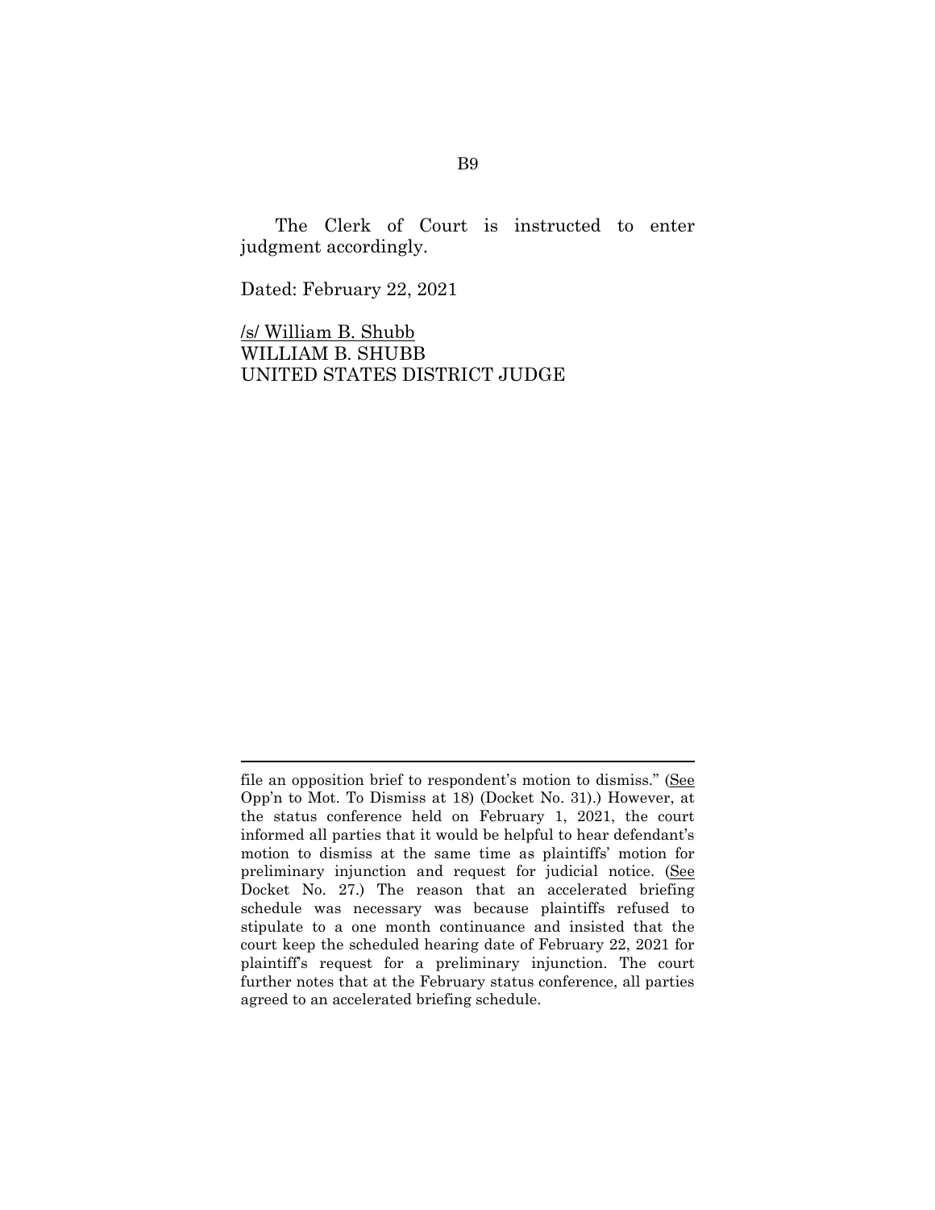The Clerk of Court is instructed to enter judgment accordingly.

Dated: February 22, 2021

/s/ William B. Shubb
WILLIAM B. SHUBB
UNITED STATES DISTRICT JUDGE

---

file an opposition brief to respondent's motion to dismiss." (See Opp'n to Mot. To Dismiss at 18) (Docket No. 31).) However, at the status conference held on February 1, 2021, the court informed all parties that it would be helpful to hear defendant's motion to dismiss at the same time as plaintiffs' motion for preliminary injunction and request for judicial notice. (See Docket No. 27.) The reason that an accelerated briefing schedule was necessary was because plaintiffs refused to stipulate to a one month continuance and insisted that the court keep the scheduled hearing date of February 22, 2021 for plaintiff's request for a preliminary injunction. The court further notes that at the February status conference, all parties agreed to an accelerated briefing schedule.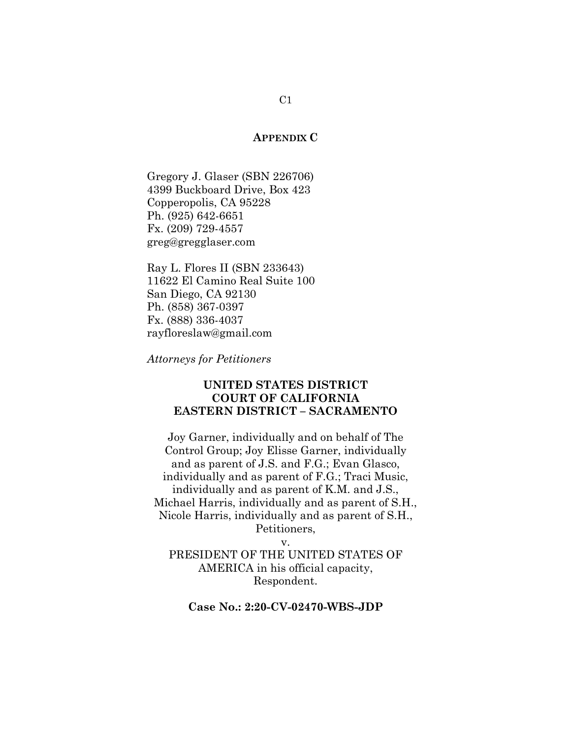## APPENDIX C

Gregory J. Glaser (SBN 226706)
4399 Buckboard Drive, Box 423
Copperopolis, CA 95228
Ph. (925) 642-6651
Fx. (209) 729-4557
greg@gregglaser.com

Ray L. Flores II (SBN 233643)
11622 El Camino Real Suite 100
San Diego, CA 92130
Ph. (858) 367-0397
Fx. (888) 336-4037
rayfloreslaw@gmail.com

*Attorneys for Petitioners*

**UNITED STATES DISTRICT COURT OF CALIFORNIA EASTERN DISTRICT – SACRAMENTO**

Joy Garner, individually and on behalf of The Control Group; Joy Elisse Garner, individually and as parent of J.S. and F.G.; Evan Glasco, individually and as parent of F.G.; Traci Music, individually and as parent of K.M. and J.S., Michael Harris, individually and as parent of S.H., Nicole Harris, individually and as parent of S.H., Petitioners,

v.

PRESIDENT OF THE UNITED STATES OF AMERICA in his official capacity,
Respondent.

**Case No.: 2:20-CV-02470-WBS-JDP**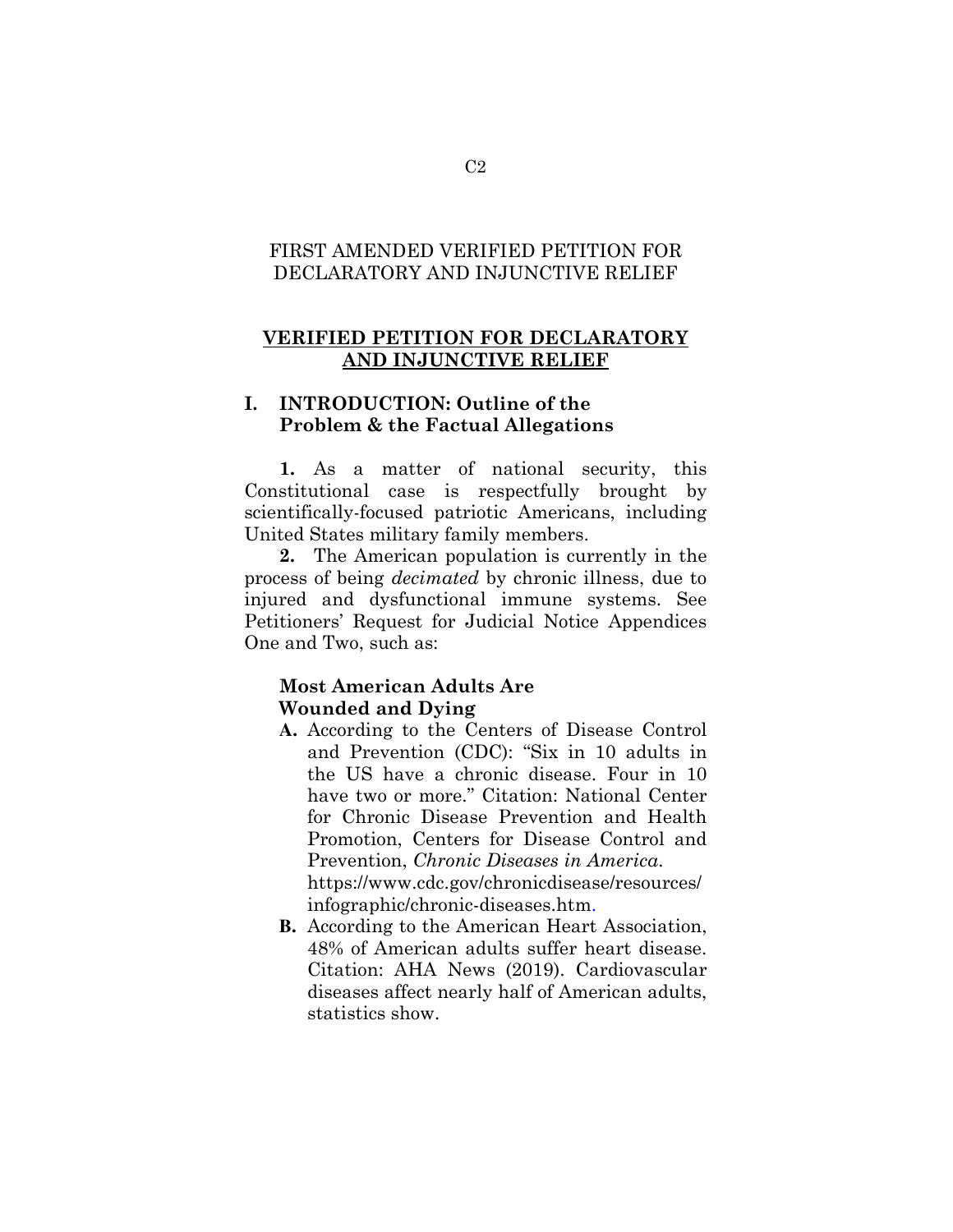FIRST AMENDED VERIFIED PETITION FOR DECLARATORY AND INJUNCTIVE RELIEF

## VERIFIED PETITION FOR DECLARATORY AND INJUNCTIVE RELIEF

### I. INTRODUCTION: Outline of the Problem & the Factual Allegations

**1.** As a matter of national security, this Constitutional case is respectfully brought by scientifically-focused patriotic Americans, including United States military family members.

**2.** The American population is currently in the process of being *decimated* by chronic illness, due to injured and dysfunctional immune systems. See Petitioners' Request for Judicial Notice Appendices One and Two, such as:

**Most American Adults Are Wounded and Dying**

- **A.** According to the Centers of Disease Control and Prevention (CDC): "Six in 10 adults in the US have a chronic disease. Four in 10 have two or more." Citation: National Center for Chronic Disease Prevention and Health Promotion, Centers for Disease Control and Prevention, *Chronic Diseases in America*. https://www.cdc.gov/chronicdisease/resources/infographic/chronic-diseases.htm.
- **B.** According to the American Heart Association, 48% of American adults suffer heart disease. Citation: AHA News (2019). Cardiovascular diseases affect nearly half of American adults, statistics show.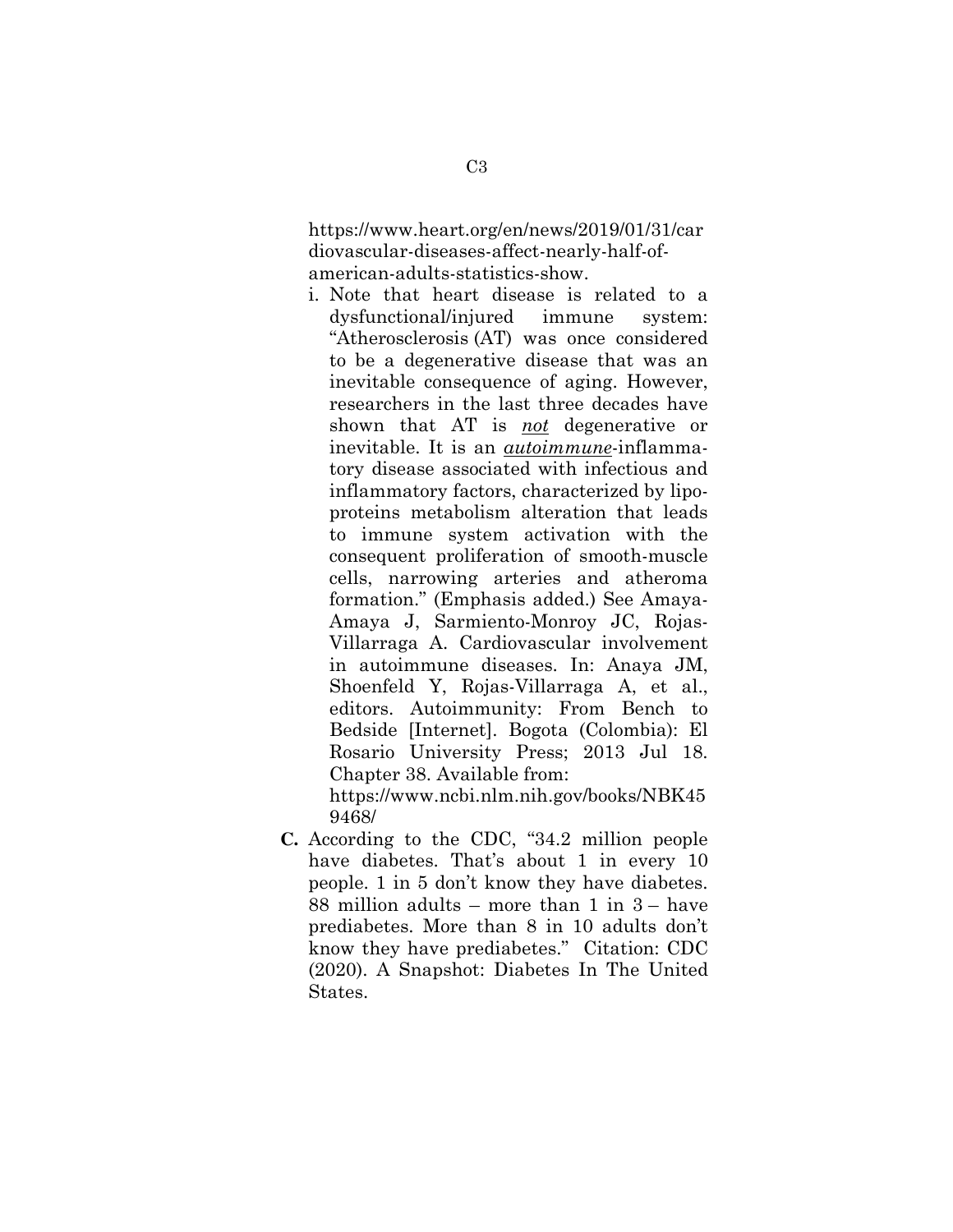https://www.heart.org/en/news/2019/01/31/cardiovascular-diseases-affect-nearly-half-of-american-adults-statistics-show.

i. Note that heart disease is related to a dysfunctional/injured immune system: "Atherosclerosis (AT) was once considered to be a degenerative disease that was an inevitable consequence of aging. However, researchers in the last three decades have shown that AT is ***not*** degenerative or inevitable. It is an ***autoimmune***-inflammatory disease associated with infectious and inflammatory factors, characterized by lipoproteins metabolism alteration that leads to immune system activation with the consequent proliferation of smooth-muscle cells, narrowing arteries and atheroma formation." (Emphasis added.) See Amaya-Amaya J, Sarmiento-Monroy JC, Rojas-Villarraga A. Cardiovascular involvement in autoimmune diseases. In: Anaya JM, Shoenfeld Y, Rojas-Villarraga A, et al., editors. Autoimmunity: From Bench to Bedside [Internet]. Bogota (Colombia): El Rosario University Press; 2013 Jul 18. Chapter 38. Available from: https://www.ncbi.nlm.nih.gov/books/NBK459468/

**C.** According to the CDC, "34.2 million people have diabetes. That's about 1 in every 10 people. 1 in 5 don't know they have diabetes. 88 million adults – more than 1 in 3 – have prediabetes. More than 8 in 10 adults don't know they have prediabetes." Citation: CDC (2020). A Snapshot: Diabetes In The United States.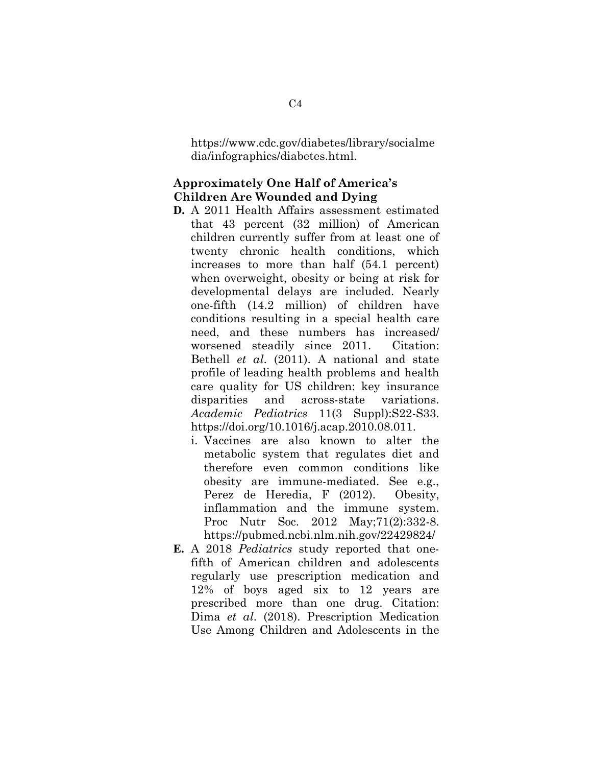https://www.cdc.gov/diabetes/library/socialmedia/infographics/diabetes.html.

**Approximately One Half of America's Children Are Wounded and Dying**

**D.** A 2011 Health Affairs assessment estimated that 43 percent (32 million) of American children currently suffer from at least one of twenty chronic health conditions, which increases to more than half (54.1 percent) when overweight, obesity or being at risk for developmental delays are included. Nearly one-fifth (14.2 million) of children have conditions resulting in a special health care need, and these numbers has increased/ worsened steadily since 2011. Citation: Bethell *et al*. (2011). A national and state profile of leading health problems and health care quality for US children: key insurance disparities and across-state variations. *Academic Pediatrics* 11(3 Suppl):S22-S33. https://doi.org/10.1016/j.acap.2010.08.011.

   i. Vaccines are also known to alter the metabolic system that regulates diet and therefore even common conditions like obesity are immune-mediated. See e.g., Perez de Heredia, F (2012). Obesity, inflammation and the immune system. Proc Nutr Soc. 2012 May;71(2):332-8. https://pubmed.ncbi.nlm.nih.gov/22429824/

**E.** A 2018 *Pediatrics* study reported that one-fifth of American children and adolescents regularly use prescription medication and 12% of boys aged six to 12 years are prescribed more than one drug. Citation: Dima *et al*. (2018). Prescription Medication Use Among Children and Adolescents in the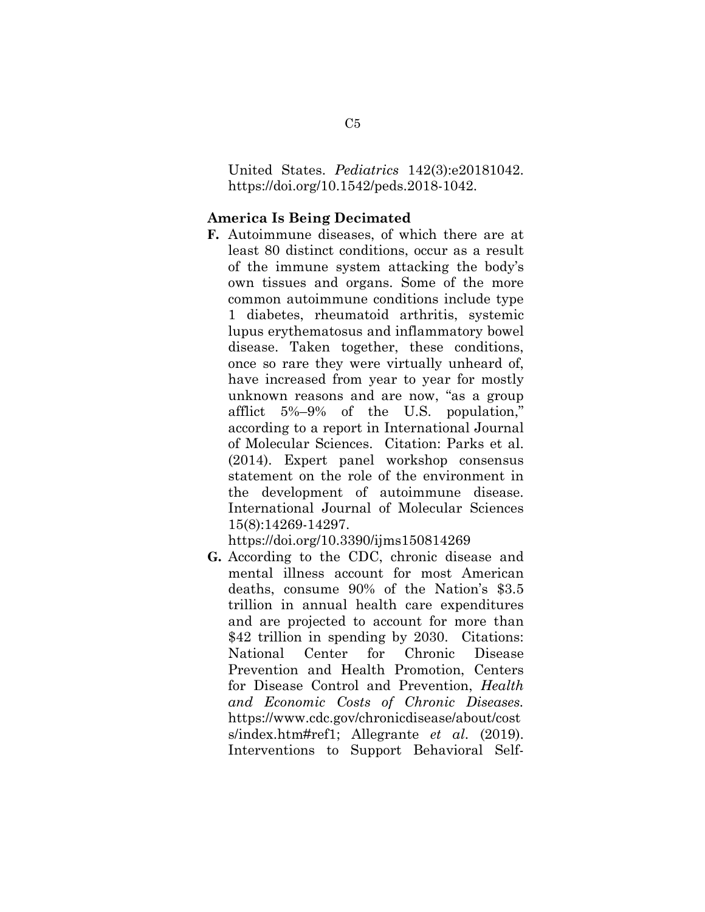United States. *Pediatrics* 142(3):e20181042. https://doi.org/10.1542/peds.2018-1042.

**America Is Being Decimated**

**F.** Autoimmune diseases, of which there are at least 80 distinct conditions, occur as a result of the immune system attacking the body's own tissues and organs. Some of the more common autoimmune conditions include type 1 diabetes, rheumatoid arthritis, systemic lupus erythematosus and inflammatory bowel disease. Taken together, these conditions, once so rare they were virtually unheard of, have increased from year to year for mostly unknown reasons and are now, "as a group afflict 5%–9% of the U.S. population," according to a report in International Journal of Molecular Sciences. Citation: Parks et al. (2014). Expert panel workshop consensus statement on the role of the environment in the development of autoimmune disease. International Journal of Molecular Sciences 15(8):14269-14297. https://doi.org/10.3390/ijms150814269

**G.** According to the CDC, chronic disease and mental illness account for most American deaths, consume 90% of the Nation's $3.5 trillion in annual health care expenditures and are projected to account for more than $42 trillion in spending by 2030. Citations: National Center for Chronic Disease Prevention and Health Promotion, Centers for Disease Control and Prevention, *Health and Economic Costs of Chronic Diseases.* https://www.cdc.gov/chronicdisease/about/costs/index.htm#ref1; Allegrante *et al*. (2019). Interventions to Support Behavioral Self-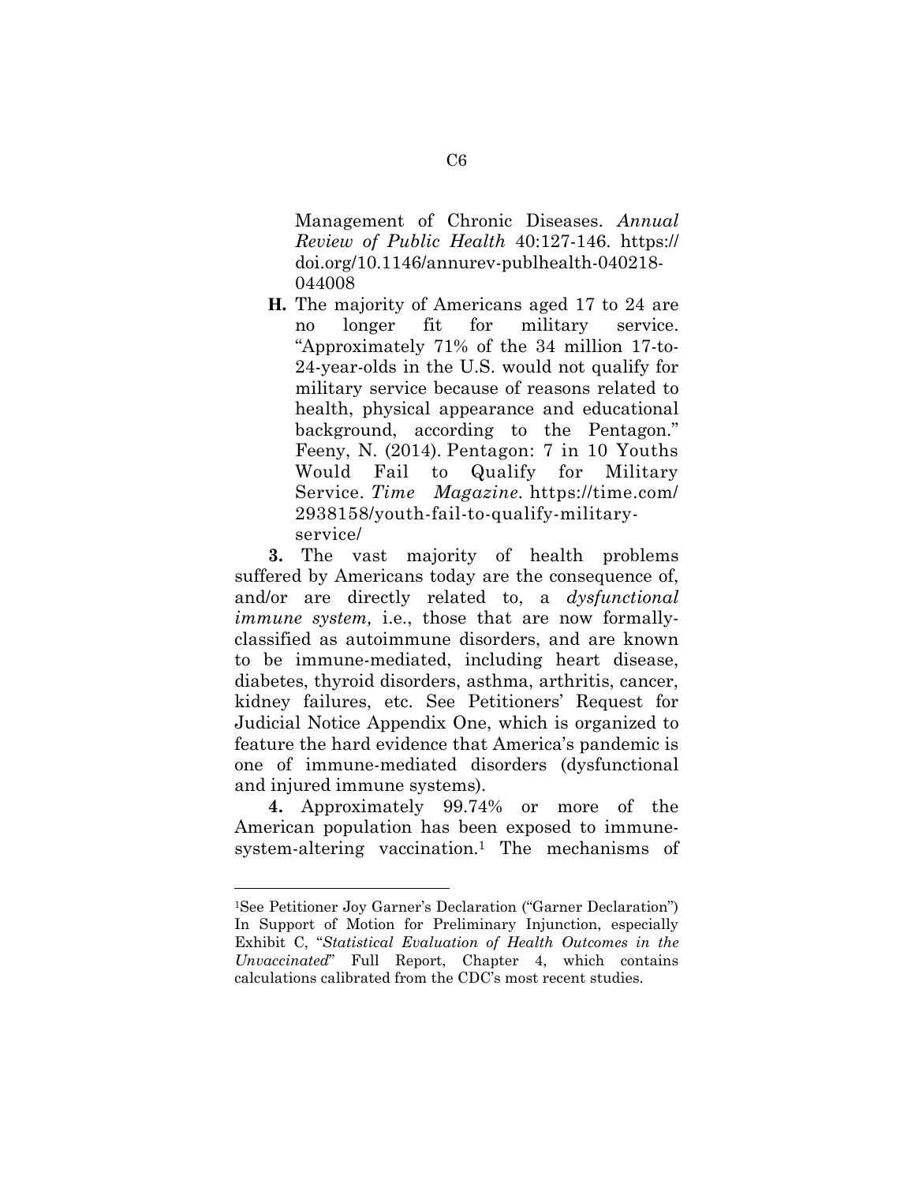Management of Chronic Diseases. *Annual Review of Public Health* 40:127-146. https://doi.org/10.1146/annurev-publhealth-040218-044008

**H.** The majority of Americans aged 17 to 24 are no longer fit for military service. "Approximately 71% of the 34 million 17-to-24-year-olds in the U.S. would not qualify for military service because of reasons related to health, physical appearance and educational background, according to the Pentagon." Feeny, N. (2014). Pentagon: 7 in 10 Youths Would Fail to Qualify for Military Service. *Time Magazine*. https://time.com/2938158/youth-fail-to-qualify-military-service/

**3.** The vast majority of health problems suffered by Americans today are the consequence of, and/or are directly related to, a *dysfunctional immune system,* i.e., those that are now formally-classified as autoimmune disorders, and are known to be immune-mediated, including heart disease, diabetes, thyroid disorders, asthma, arthritis, cancer, kidney failures, etc. See Petitioners' Request for Judicial Notice Appendix One, which is organized to feature the hard evidence that America's pandemic is one of immune-mediated disorders (dysfunctional and injured immune systems).

**4.** Approximately 99.74% or more of the American population has been exposed to immune-system-altering vaccination.[1] The mechanisms of

[1] See Petitioner Joy Garner's Declaration ("Garner Declaration") In Support of Motion for Preliminary Injunction, especially Exhibit C, "*Statistical Evaluation of Health Outcomes in the Unvaccinated*" Full Report, Chapter 4, which contains calculations calibrated from the CDC's most recent studies.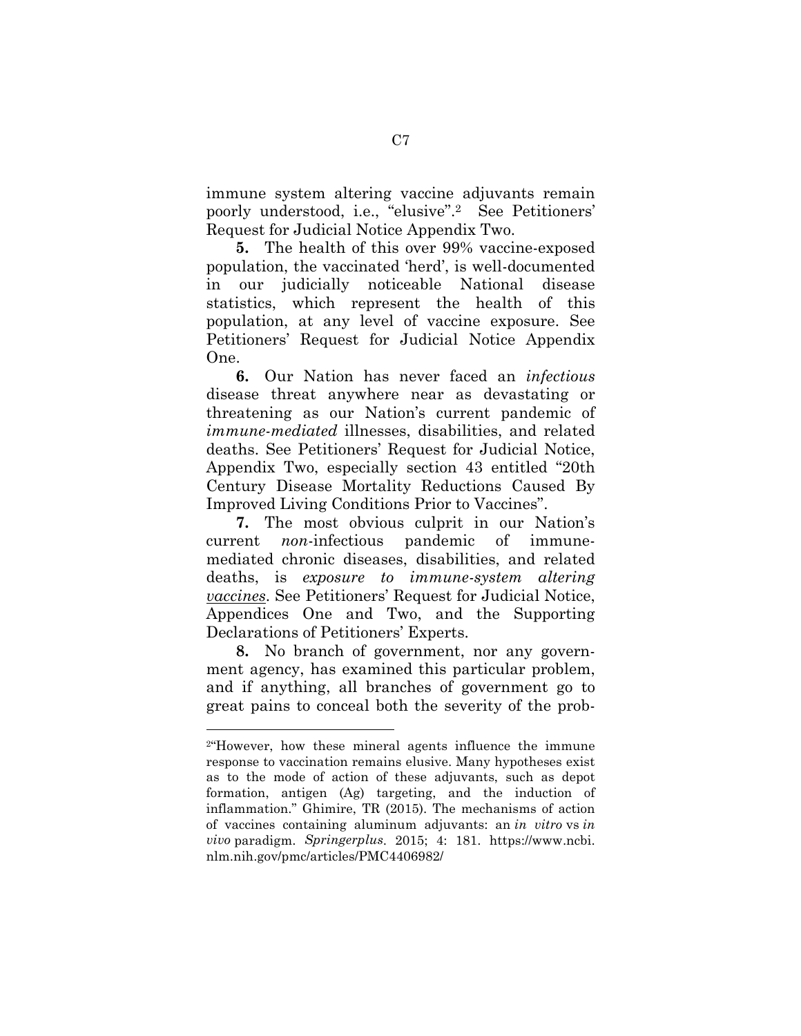immune system altering vaccine adjuvants remain poorly understood, i.e., "elusive".[2] See Petitioners' Request for Judicial Notice Appendix Two.

**5.** The health of this over 99% vaccine-exposed population, the vaccinated 'herd', is well-documented in our judicially noticeable National disease statistics, which represent the health of this population, at any level of vaccine exposure. See Petitioners' Request for Judicial Notice Appendix One.

**6.** Our Nation has never faced an *infectious* disease threat anywhere near as devastating or threatening as our Nation's current pandemic of *immune-mediated* illnesses, disabilities, and related deaths. See Petitioners' Request for Judicial Notice, Appendix Two, especially section 43 entitled "20th Century Disease Mortality Reductions Caused By Improved Living Conditions Prior to Vaccines".

**7.** The most obvious culprit in our Nation's current *non*-infectious pandemic of immune-mediated chronic diseases, disabilities, and related deaths, is *exposure to immune-system altering vaccines*. See Petitioners' Request for Judicial Notice, Appendices One and Two, and the Supporting Declarations of Petitioners' Experts.

**8.** No branch of government, nor any government agency, has examined this particular problem, and if anything, all branches of government go to great pains to conceal both the severity of the prob-

---

[2]"However, how these mineral agents influence the immune response to vaccination remains elusive. Many hypotheses exist as to the mode of action of these adjuvants, such as depot formation, antigen (Ag) targeting, and the induction of inflammation." Ghimire, TR (2015). The mechanisms of action of vaccines containing aluminum adjuvants: an *in vitro* vs *in vivo* paradigm. *Springerplus*. 2015; 4: 181. https://www.ncbi.nlm.nih.gov/pmc/articles/PMC4406982/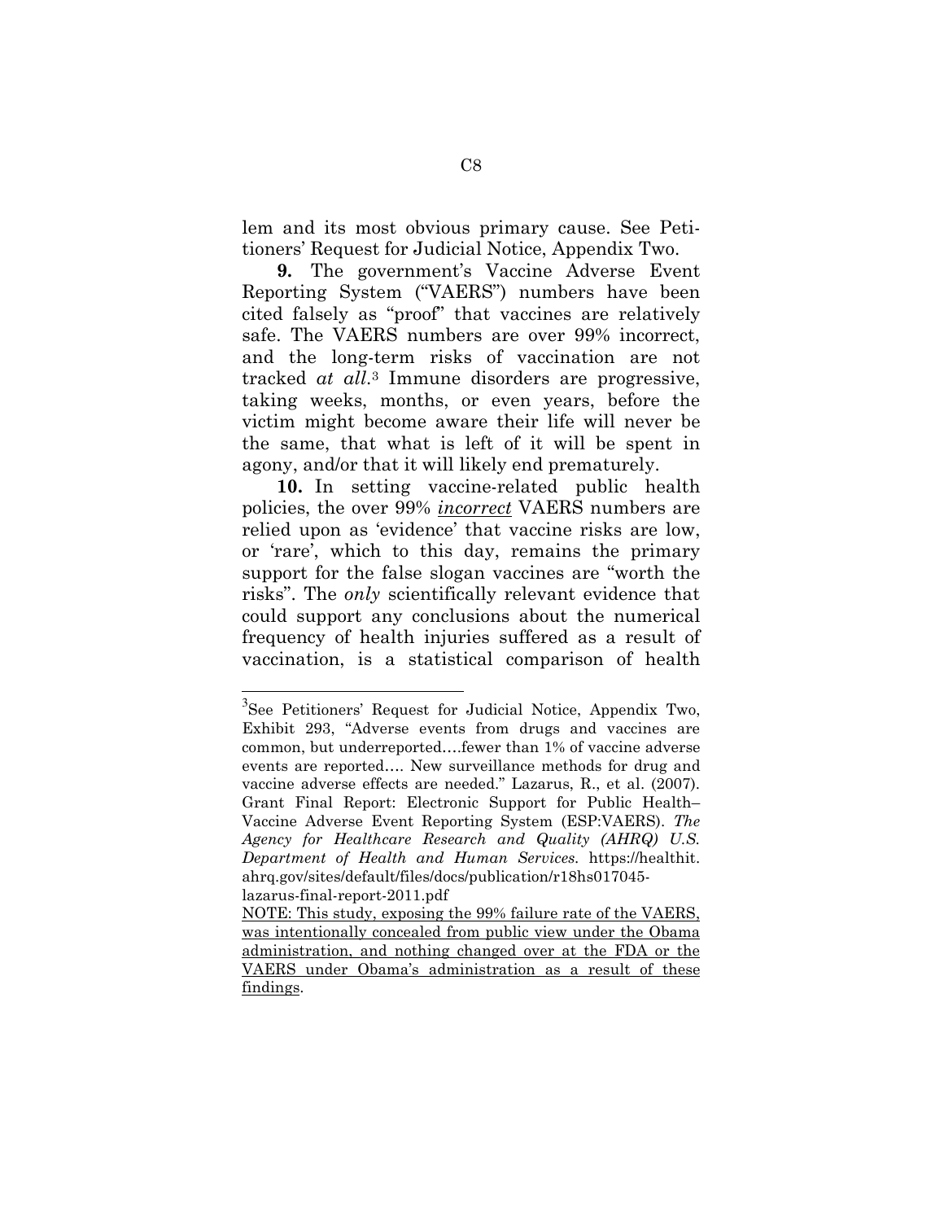lem and its most obvious primary cause. See Petitioners' Request for Judicial Notice, Appendix Two.

**9.** The government's Vaccine Adverse Event Reporting System ("VAERS") numbers have been cited falsely as "proof" that vaccines are relatively safe. The VAERS numbers are over 99% incorrect, and the long-term risks of vaccination are not tracked *at all*.[3] Immune disorders are progressive, taking weeks, months, or even years, before the victim might become aware their life will never be the same, that what is left of it will be spent in agony, and/or that it will likely end prematurely.

**10.** In setting vaccine-related public health policies, the over 99% ***incorrect*** VAERS numbers are relied upon as 'evidence' that vaccine risks are low, or 'rare', which to this day, remains the primary support for the false slogan vaccines are "worth the risks". The *only* scientifically relevant evidence that could support any conclusions about the numerical frequency of health injuries suffered as a result of vaccination, is a statistical comparison of health

---

[3]See Petitioners' Request for Judicial Notice, Appendix Two, Exhibit 293, "Adverse events from drugs and vaccines are common, but underreported….fewer than 1% of vaccine adverse events are reported…. New surveillance methods for drug and vaccine adverse effects are needed." Lazarus, R., et al. (2007). Grant Final Report: Electronic Support for Public Health–Vaccine Adverse Event Reporting System (ESP:VAERS). *The Agency for Healthcare Research and Quality (AHRQ) U.S. Department of Health and Human Services.* https://healthit.ahrq.gov/sites/default/files/docs/publication/r18hs017045-lazarus-final-report-2011.pdf

NOTE: This study, exposing the 99% failure rate of the VAERS, was intentionally concealed from public view under the Obama administration, and nothing changed over at the FDA or the VAERS under Obama's administration as a result of these findings.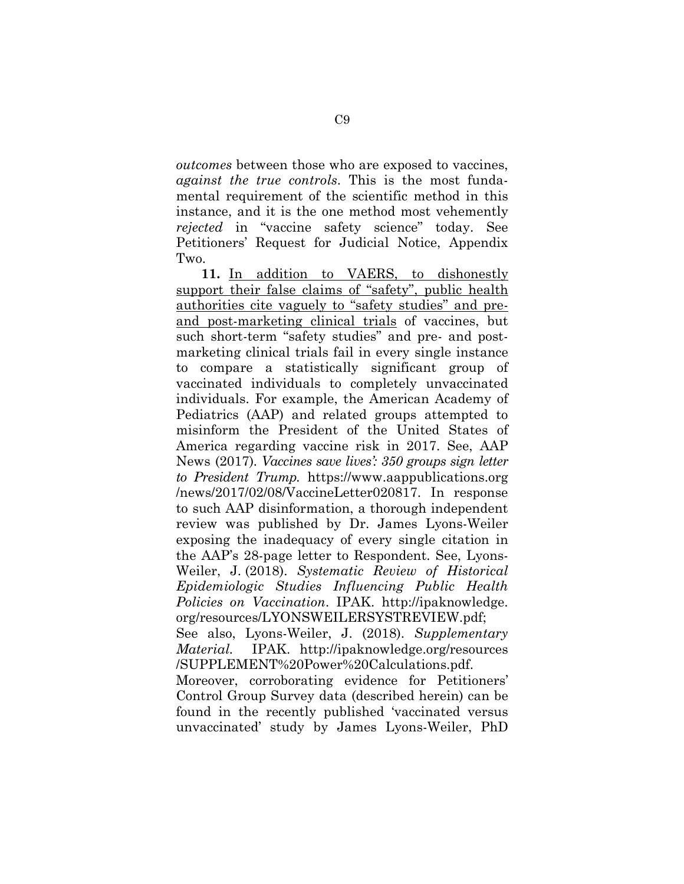*outcomes* between those who are exposed to vaccines, *against the true controls*. This is the most fundamental requirement of the scientific method in this instance, and it is the one method most vehemently *rejected* in "vaccine safety science" today. See Petitioners' Request for Judicial Notice, Appendix Two.

**11.** <u>In addition to VAERS, to dishonestly support their false claims of "safety", public health authorities cite vaguely to "safety studies" and pre- and post-marketing clinical trials</u> of vaccines, but such short-term "safety studies" and pre- and post-marketing clinical trials fail in every single instance to compare a statistically significant group of vaccinated individuals to completely unvaccinated individuals. For example, the American Academy of Pediatrics (AAP) and related groups attempted to misinform the President of the United States of America regarding vaccine risk in 2017. See, AAP News (2017). *Vaccines save lives': 350 groups sign letter to President Trump.* https://www.aappublications.org/news/2017/02/08/VaccineLetter020817. In response to such AAP disinformation, a thorough independent review was published by Dr. James Lyons-Weiler exposing the inadequacy of every single citation in the AAP's 28-page letter to Respondent. See, Lyons-Weiler, J. (2018). *Systematic Review of Historical Epidemiologic Studies Influencing Public Health Policies on Vaccination*. IPAK. http://ipaknowledge.org/resources/LYONSWEILERSYSTREVIEW.pdf; See also, Lyons-Weiler, J. (2018). *Supplementary Material.* IPAK. http://ipaknowledge.org/resources/SUPPLEMENT%20Power%20Calculations.pdf. Moreover, corroborating evidence for Petitioners' Control Group Survey data (described herein) can be found in the recently published 'vaccinated versus unvaccinated' study by James Lyons-Weiler, PhD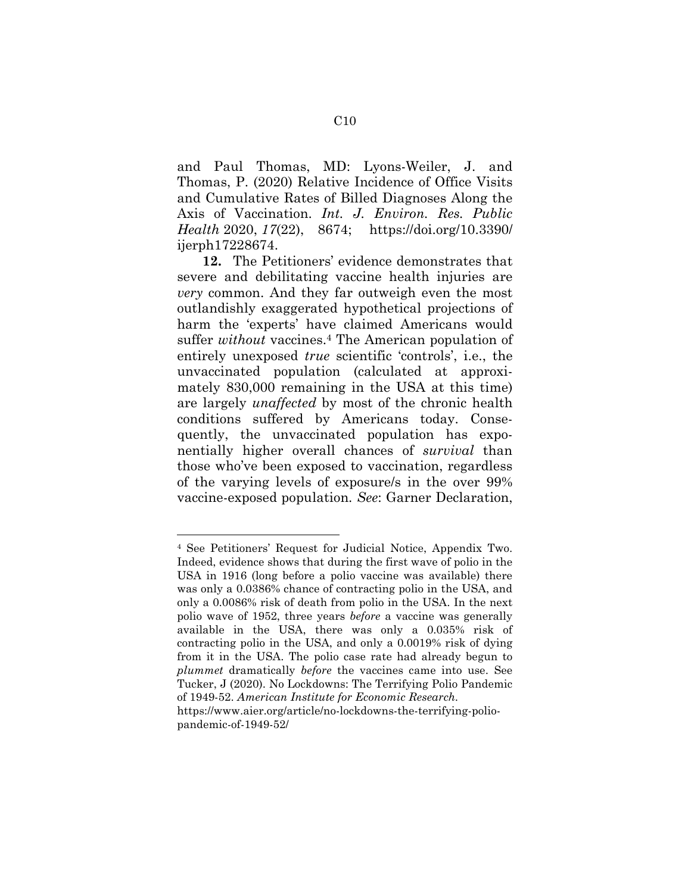and Paul Thomas, MD: Lyons-Weiler, J. and Thomas, P. (2020) Relative Incidence of Office Visits and Cumulative Rates of Billed Diagnoses Along the Axis of Vaccination. *Int. J. Environ. Res. Public Health* 2020, *17*(22), 8674; https://doi.org/10.3390/ijerph17228674.

**12.** The Petitioners' evidence demonstrates that severe and debilitating vaccine health injuries are *very* common. And they far outweigh even the most outlandishly exaggerated hypothetical projections of harm the 'experts' have claimed Americans would suffer *without* vaccines.[4] The American population of entirely unexposed *true* scientific 'controls', i.e., the unvaccinated population (calculated at approximately 830,000 remaining in the USA at this time) are largely *unaffected* by most of the chronic health conditions suffered by Americans today. Consequently, the unvaccinated population has exponentially higher overall chances of *survival* than those who've been exposed to vaccination, regardless of the varying levels of exposure/s in the over 99% vaccine-exposed population. *See*: Garner Declaration,

---

[4] See Petitioners' Request for Judicial Notice, Appendix Two. Indeed, evidence shows that during the first wave of polio in the USA in 1916 (long before a polio vaccine was available) there was only a 0.0386% chance of contracting polio in the USA, and only a 0.0086% risk of death from polio in the USA. In the next polio wave of 1952, three years *before* a vaccine was generally available in the USA, there was only a 0.035% risk of contracting polio in the USA, and only a 0.0019% risk of dying from it in the USA. The polio case rate had already begun to *plummet* dramatically *before* the vaccines came into use. See Tucker, J (2020). No Lockdowns: The Terrifying Polio Pandemic of 1949-52. *American Institute for Economic Research*. https://www.aier.org/article/no-lockdowns-the-terrifying-polio-pandemic-of-1949-52/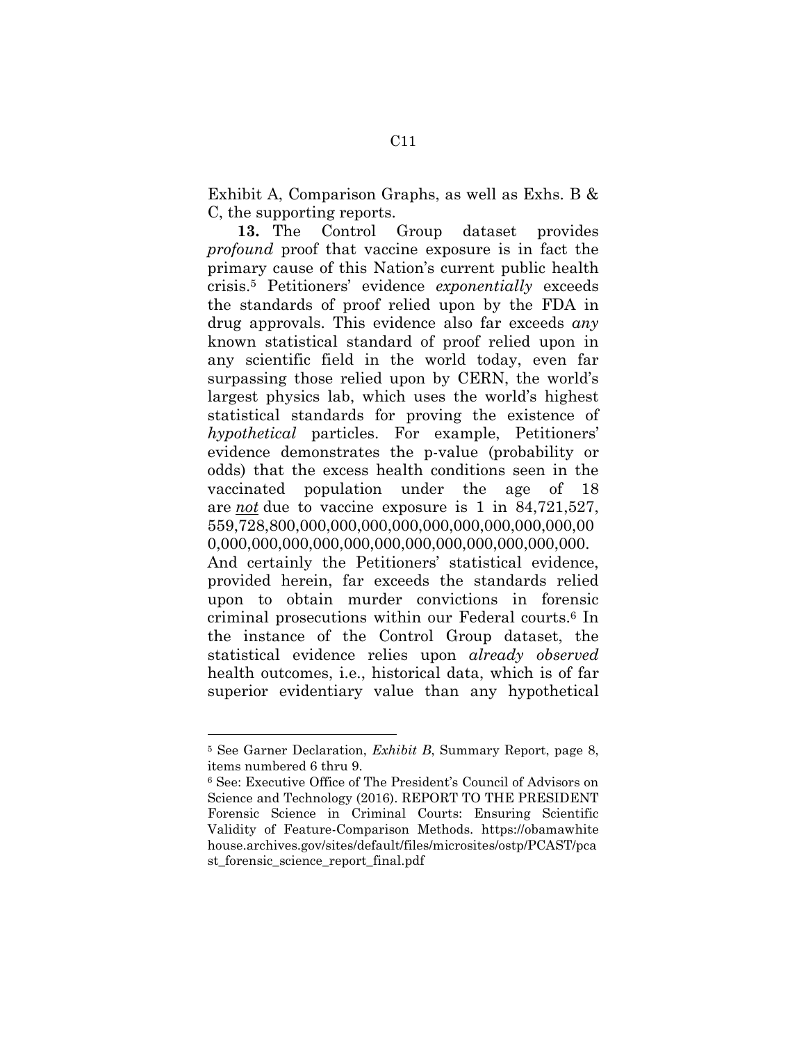Exhibit A, Comparison Graphs, as well as Exhs. B & C, the supporting reports.

**13.** The Control Group dataset provides *profound* proof that vaccine exposure is in fact the primary cause of this Nation's current public health crisis.[5] Petitioners' evidence *exponentially* exceeds the standards of proof relied upon by the FDA in drug approvals. This evidence also far exceeds *any* known statistical standard of proof relied upon in any scientific field in the world today, even far surpassing those relied upon by CERN, the world's largest physics lab, which uses the world's highest statistical standards for proving the existence of *hypothetical* particles. For example, Petitioners' evidence demonstrates the p-value (probability or odds) that the excess health conditions seen in the vaccinated population under the age of 18 are ***not*** due to vaccine exposure is 1 in 84,721,527, 559,728,800,000,000,000,000,000,000,000,000,000,00 0,000,000,000,000,000,000,000,000,000,000,000,000. And certainly the Petitioners' statistical evidence, provided herein, far exceeds the standards relied upon to obtain murder convictions in forensic criminal prosecutions within our Federal courts.[6] In the instance of the Control Group dataset, the statistical evidence relies upon *already observed* health outcomes, i.e., historical data, which is of far superior evidentiary value than any hypothetical

---

[5] See Garner Declaration, *Exhibit B*, Summary Report, page 8, items numbered 6 thru 9.

[6] See: Executive Office of The President's Council of Advisors on Science and Technology (2016). REPORT TO THE PRESIDENT Forensic Science in Criminal Courts: Ensuring Scientific Validity of Feature-Comparison Methods. https://obamawhitehouse.archives.gov/sites/default/files/microsites/ostp/PCAST/pcast_forensic_science_report_final.pdf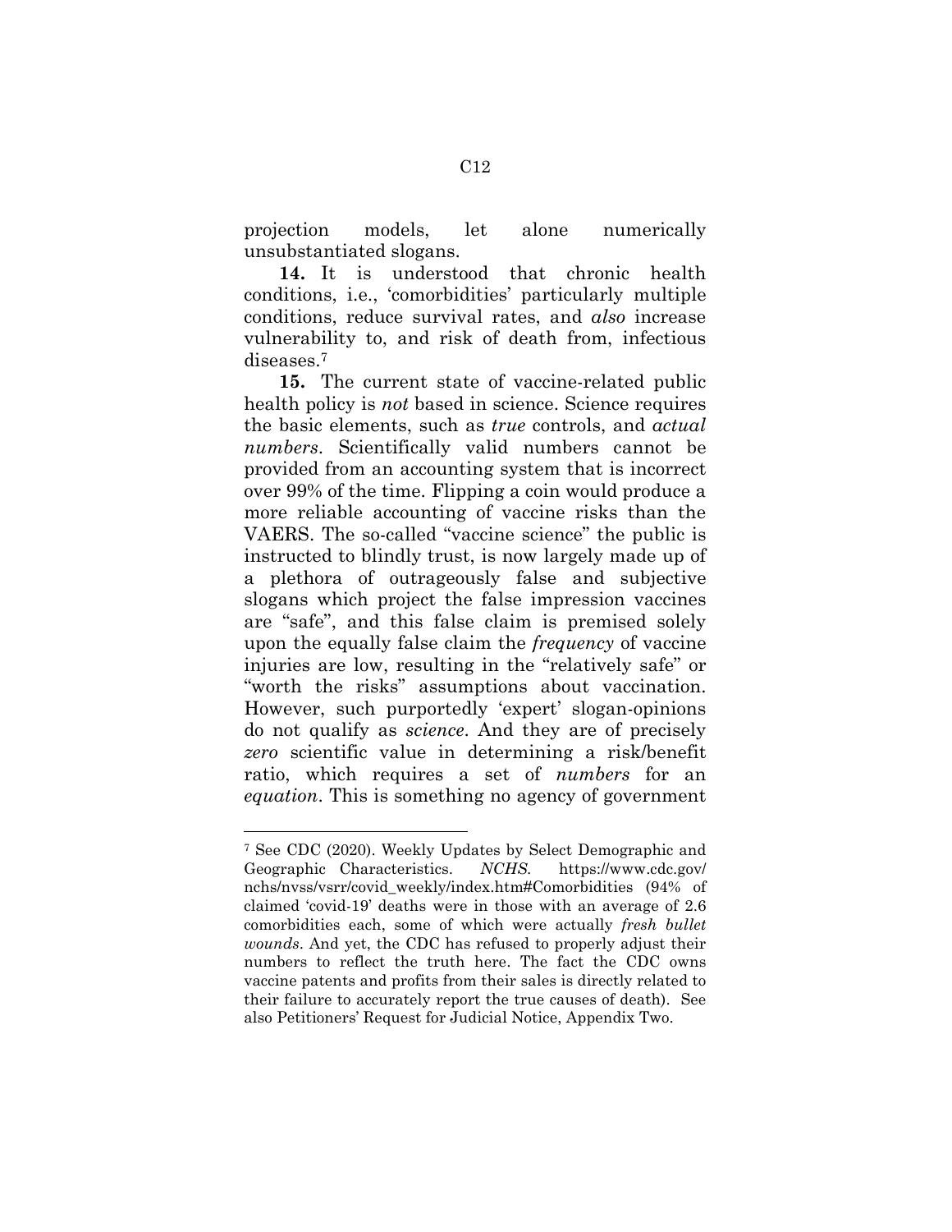projection models, let alone numerically unsubstantiated slogans.

**14.** It is understood that chronic health conditions, i.e., 'comorbidities' particularly multiple conditions, reduce survival rates, and *also* increase vulnerability to, and risk of death from, infectious diseases.[7]

**15.** The current state of vaccine-related public health policy is *not* based in science. Science requires the basic elements, such as *true* controls, and *actual numbers*. Scientifically valid numbers cannot be provided from an accounting system that is incorrect over 99% of the time. Flipping a coin would produce a more reliable accounting of vaccine risks than the VAERS. The so-called "vaccine science" the public is instructed to blindly trust, is now largely made up of a plethora of outrageously false and subjective slogans which project the false impression vaccines are "safe", and this false claim is premised solely upon the equally false claim the *frequency* of vaccine injuries are low, resulting in the "relatively safe" or "worth the risks" assumptions about vaccination. However, such purportedly 'expert' slogan-opinions do not qualify as *science*. And they are of precisely *zero* scientific value in determining a risk/benefit ratio, which requires a set of *numbers* for an *equation*. This is something no agency of government

---

[7] See CDC (2020). Weekly Updates by Select Demographic and Geographic Characteristics. *NCHS*. https://www.cdc.gov/nchs/nvss/vsrr/covid_weekly/index.htm#Comorbidities (94% of claimed 'covid-19' deaths were in those with an average of 2.6 comorbidities each, some of which were actually *fresh bullet wounds*. And yet, the CDC has refused to properly adjust their numbers to reflect the truth here. The fact the CDC owns vaccine patents and profits from their sales is directly related to their failure to accurately report the true causes of death). See also Petitioners' Request for Judicial Notice, Appendix Two.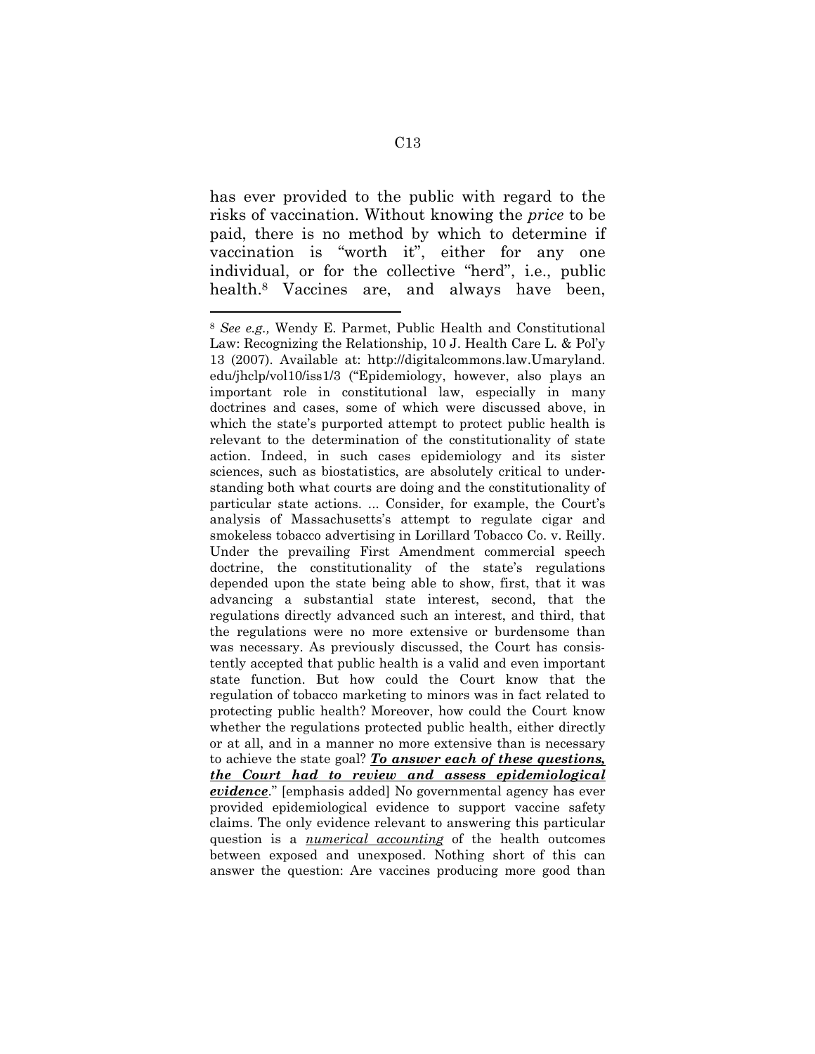has ever provided to the public with regard to the risks of vaccination. Without knowing the *price* to be paid, there is no method by which to determine if vaccination is "worth it", either for any one individual, or for the collective "herd", i.e., public health.[8] Vaccines are, and always have been,

---

[8] *See e.g.,* Wendy E. Parmet, Public Health and Constitutional Law: Recognizing the Relationship, 10 J. Health Care L. & Pol'y 13 (2007). Available at: http://digitalcommons.law.Umaryland.edu/jhclp/vol10/iss1/3 ("Epidemiology, however, also plays an important role in constitutional law, especially in many doctrines and cases, some of which were discussed above, in which the state's purported attempt to protect public health is relevant to the determination of the constitutionality of state action. Indeed, in such cases epidemiology and its sister sciences, such as biostatistics, are absolutely critical to understanding both what courts are doing and the constitutionality of particular state actions. ... Consider, for example, the Court's analysis of Massachusetts's attempt to regulate cigar and smokeless tobacco advertising in Lorillard Tobacco Co. v. Reilly. Under the prevailing First Amendment commercial speech doctrine, the constitutionality of the state's regulations depended upon the state being able to show, first, that it was advancing a substantial state interest, second, that the regulations directly advanced such an interest, and third, that the regulations were no more extensive or burdensome than was necessary. As previously discussed, the Court has consistently accepted that public health is a valid and even important state function. But how could the Court know that the regulation of tobacco marketing to minors was in fact related to protecting public health? Moreover, how could the Court know whether the regulations protected public health, either directly or at all, and in a manner no more extensive than is necessary to achieve the state goal? ***<u>To answer each of these questions, the Court had to review and assess epidemiological evidence</u>***." [emphasis added] No governmental agency has ever provided epidemiological evidence to support vaccine safety claims. The only evidence relevant to answering this particular question is a *<u>numerical accounting</u>* of the health outcomes between exposed and unexposed. Nothing short of this can answer the question: Are vaccines producing more good than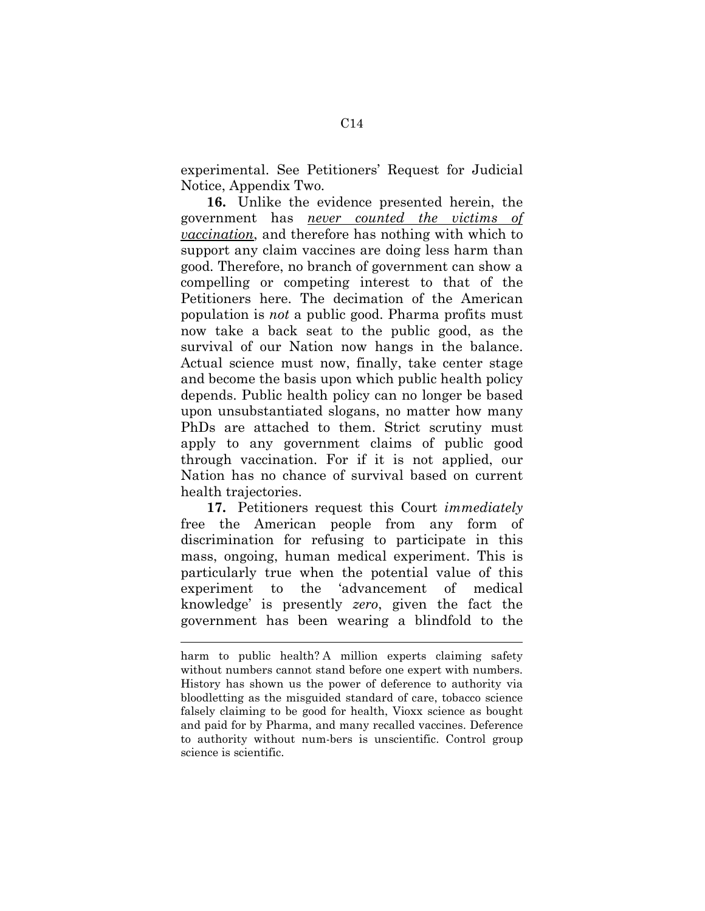experimental. See Petitioners' Request for Judicial Notice, Appendix Two.

**16.** Unlike the evidence presented herein, the government has ***never counted the victims of vaccination***, and therefore has nothing with which to support any claim vaccines are doing less harm than good. Therefore, no branch of government can show a compelling or competing interest to that of the Petitioners here. The decimation of the American population is *not* a public good. Pharma profits must now take a back seat to the public good, as the survival of our Nation now hangs in the balance. Actual science must now, finally, take center stage and become the basis upon which public health policy depends. Public health policy can no longer be based upon unsubstantiated slogans, no matter how many PhDs are attached to them. Strict scrutiny must apply to any government claims of public good through vaccination. For if it is not applied, our Nation has no chance of survival based on current health trajectories.

**17.** Petitioners request this Court *immediately* free the American people from any form of discrimination for refusing to participate in this mass, ongoing, human medical experiment. This is particularly true when the potential value of this experiment to the 'advancement of medical knowledge' is presently *zero*, given the fact the government has been wearing a blindfold to the

---

harm to public health? A million experts claiming safety without numbers cannot stand before one expert with numbers. History has shown us the power of deference to authority via bloodletting as the misguided standard of care, tobacco science falsely claiming to be good for health, Vioxx science as bought and paid for by Pharma, and many recalled vaccines. Deference to authority without num-bers is unscientific. Control group science is scientific.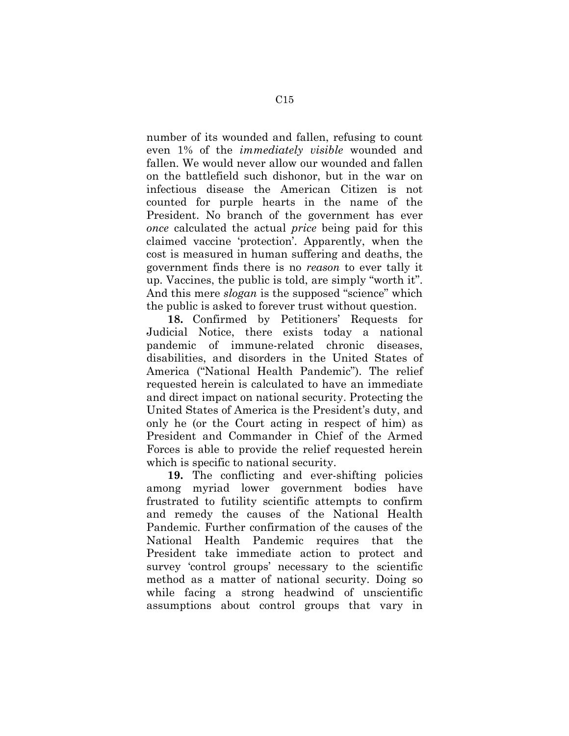number of its wounded and fallen, refusing to count even 1% of the *immediately visible* wounded and fallen. We would never allow our wounded and fallen on the battlefield such dishonor, but in the war on infectious disease the American Citizen is not counted for purple hearts in the name of the President. No branch of the government has ever *once* calculated the actual *price* being paid for this claimed vaccine 'protection'. Apparently, when the cost is measured in human suffering and deaths, the government finds there is no *reason* to ever tally it up. Vaccines, the public is told, are simply "worth it". And this mere *slogan* is the supposed "science" which the public is asked to forever trust without question.

**18.** Confirmed by Petitioners' Requests for Judicial Notice, there exists today a national pandemic of immune-related chronic diseases, disabilities, and disorders in the United States of America ("National Health Pandemic"). The relief requested herein is calculated to have an immediate and direct impact on national security. Protecting the United States of America is the President's duty, and only he (or the Court acting in respect of him) as President and Commander in Chief of the Armed Forces is able to provide the relief requested herein which is specific to national security.

**19.** The conflicting and ever-shifting policies among myriad lower government bodies have frustrated to futility scientific attempts to confirm and remedy the causes of the National Health Pandemic. Further confirmation of the causes of the National Health Pandemic requires that the President take immediate action to protect and survey 'control groups' necessary to the scientific method as a matter of national security. Doing so while facing a strong headwind of unscientific assumptions about control groups that vary in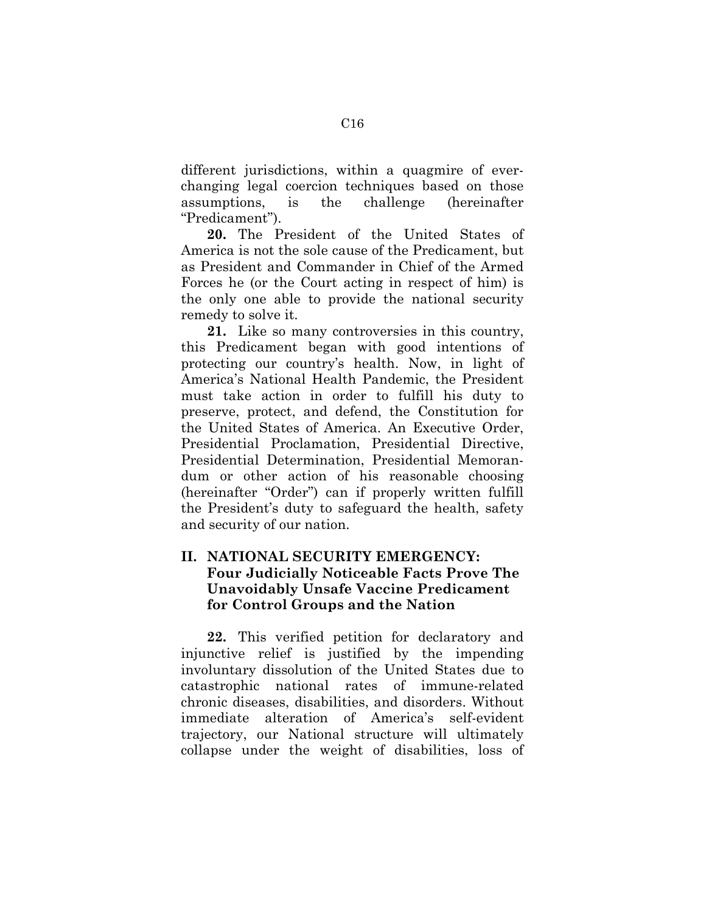different jurisdictions, within a quagmire of ever-changing legal coercion techniques based on those assumptions, is the challenge (hereinafter "Predicament").

**20.** The President of the United States of America is not the sole cause of the Predicament, but as President and Commander in Chief of the Armed Forces he (or the Court acting in respect of him) is the only one able to provide the national security remedy to solve it.

**21.** Like so many controversies in this country, this Predicament began with good intentions of protecting our country's health. Now, in light of America's National Health Pandemic, the President must take action in order to fulfill his duty to preserve, protect, and defend, the Constitution for the United States of America. An Executive Order, Presidential Proclamation, Presidential Directive, Presidential Determination, Presidential Memorandum or other action of his reasonable choosing (hereinafter "Order") can if properly written fulfill the President's duty to safeguard the health, safety and security of our nation.

## II. NATIONAL SECURITY EMERGENCY: Four Judicially Noticeable Facts Prove The Unavoidably Unsafe Vaccine Predicament for Control Groups and the Nation

**22.** This verified petition for declaratory and injunctive relief is justified by the impending involuntary dissolution of the United States due to catastrophic national rates of immune-related chronic diseases, disabilities, and disorders. Without immediate alteration of America's self-evident trajectory, our National structure will ultimately collapse under the weight of disabilities, loss of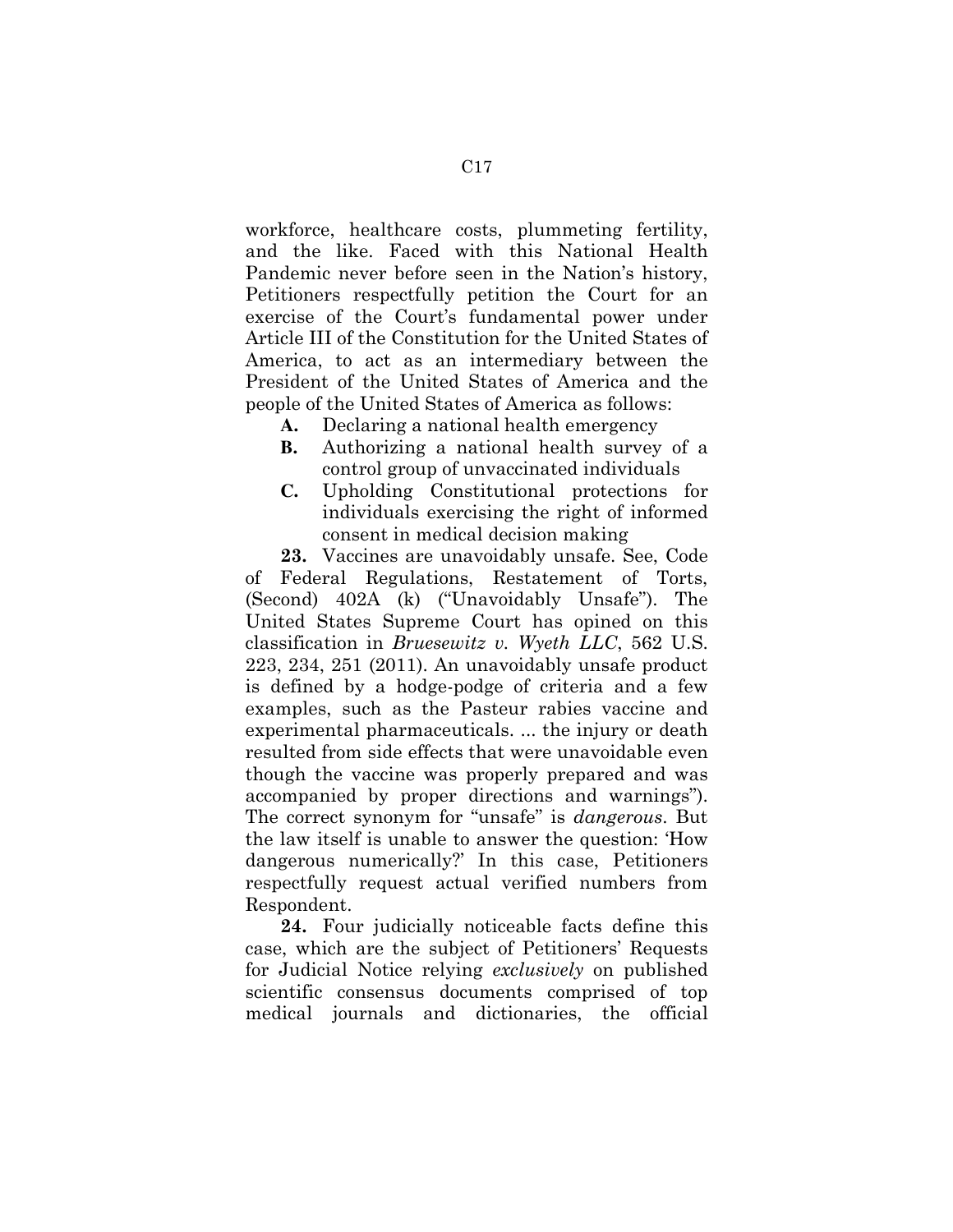workforce, healthcare costs, plummeting fertility, and the like. Faced with this National Health Pandemic never before seen in the Nation's history, Petitioners respectfully petition the Court for an exercise of the Court's fundamental power under Article III of the Constitution for the United States of America, to act as an intermediary between the President of the United States of America and the people of the United States of America as follows:

- **A.** Declaring a national health emergency
- **B.** Authorizing a national health survey of a control group of unvaccinated individuals
- **C.** Upholding Constitutional protections for individuals exercising the right of informed consent in medical decision making

**23.** Vaccines are unavoidably unsafe. See, Code of Federal Regulations, Restatement of Torts, (Second) 402A (k) ("Unavoidably Unsafe"). The United States Supreme Court has opined on this classification in *Bruesewitz v. Wyeth LLC*, 562 U.S. 223, 234, 251 (2011). An unavoidably unsafe product is defined by a hodge-podge of criteria and a few examples, such as the Pasteur rabies vaccine and experimental pharmaceuticals. ... the injury or death resulted from side effects that were unavoidable even though the vaccine was properly prepared and was accompanied by proper directions and warnings"). The correct synonym for "unsafe" is *dangerous*. But the law itself is unable to answer the question: 'How dangerous numerically?' In this case, Petitioners respectfully request actual verified numbers from Respondent.

**24.** Four judicially noticeable facts define this case, which are the subject of Petitioners' Requests for Judicial Notice relying *exclusively* on published scientific consensus documents comprised of top medical journals and dictionaries, the official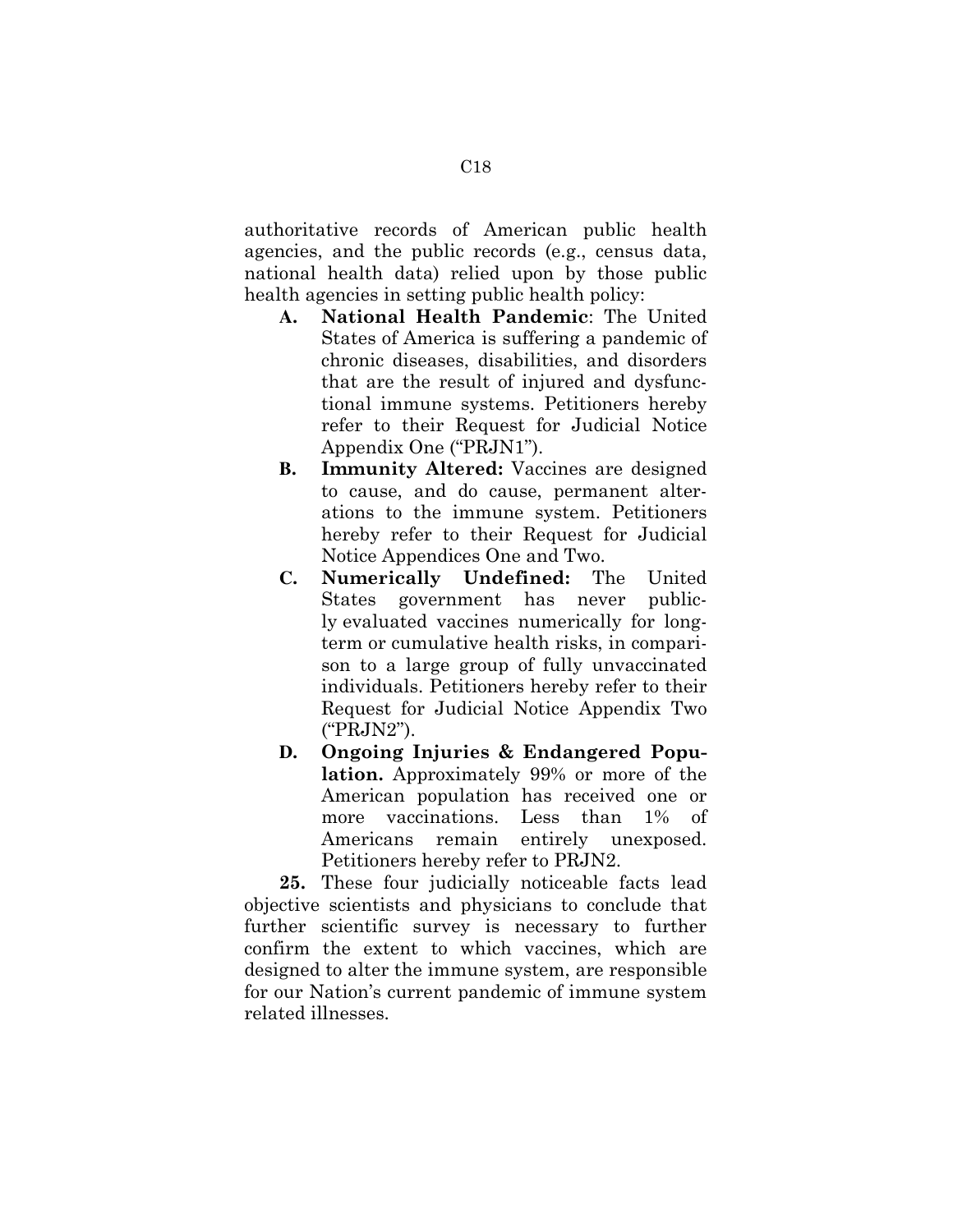authoritative records of American public health agencies, and the public records (e.g., census data, national health data) relied upon by those public health agencies in setting public health policy:

- **A. National Health Pandemic**: The United States of America is suffering a pandemic of chronic diseases, disabilities, and disorders that are the result of injured and dysfunctional immune systems. Petitioners hereby refer to their Request for Judicial Notice Appendix One ("PRJN1").
- **B. Immunity Altered:** Vaccines are designed to cause, and do cause, permanent alterations to the immune system. Petitioners hereby refer to their Request for Judicial Notice Appendices One and Two.
- **C. Numerically Undefined:** The United States government has never publicly evaluated vaccines numerically for long-term or cumulative health risks, in comparison to a large group of fully unvaccinated individuals. Petitioners hereby refer to their Request for Judicial Notice Appendix Two ("PRJN2").
- **D. Ongoing Injuries & Endangered Population.** Approximately 99% or more of the American population has received one or more vaccinations. Less than 1% of Americans remain entirely unexposed. Petitioners hereby refer to PRJN2.

**25.** These four judicially noticeable facts lead objective scientists and physicians to conclude that further scientific survey is necessary to further confirm the extent to which vaccines, which are designed to alter the immune system, are responsible for our Nation's current pandemic of immune system related illnesses.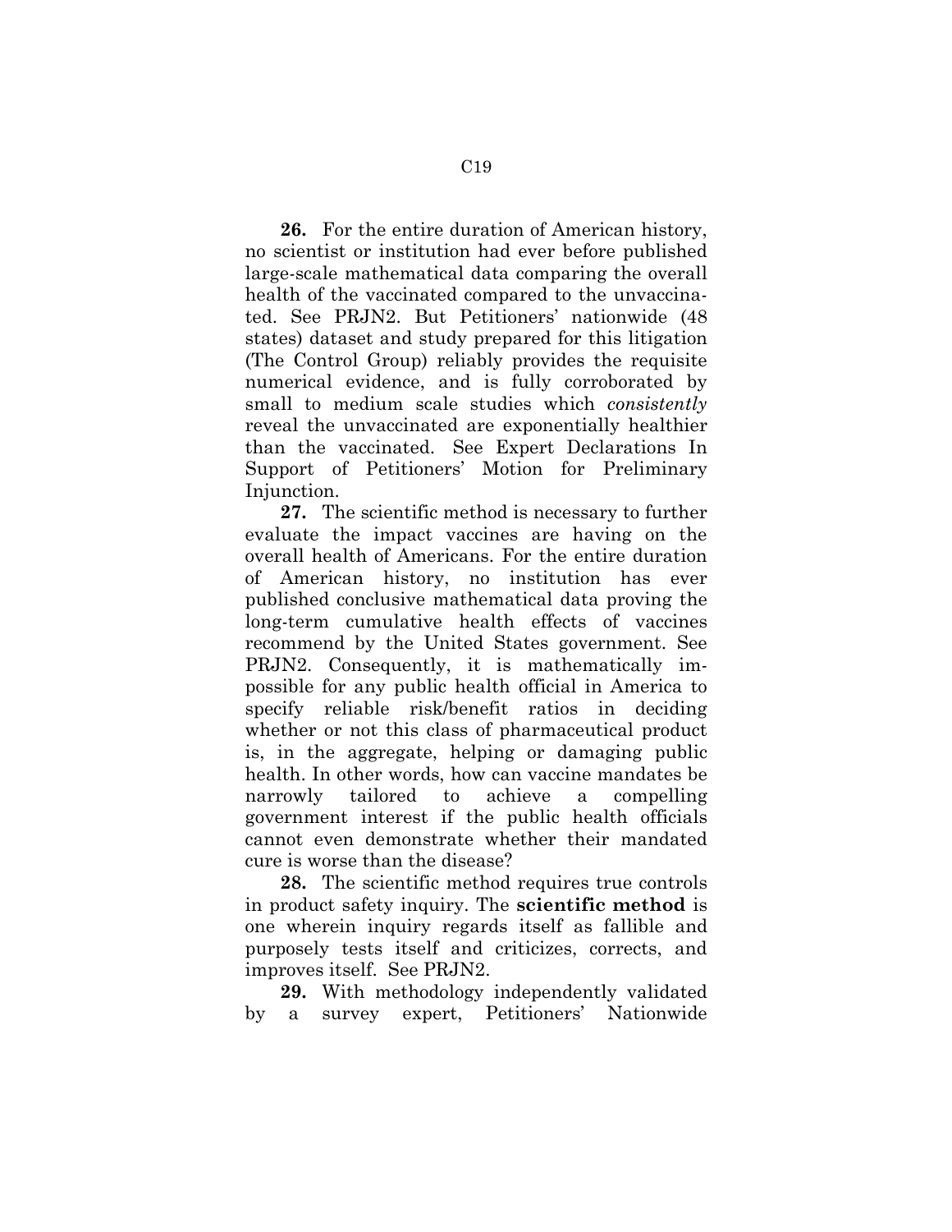**26.** For the entire duration of American history, no scientist or institution had ever before published large-scale mathematical data comparing the overall health of the vaccinated compared to the unvaccinated. See PRJN2. But Petitioners' nationwide (48 states) dataset and study prepared for this litigation (The Control Group) reliably provides the requisite numerical evidence, and is fully corroborated by small to medium scale studies which *consistently* reveal the unvaccinated are exponentially healthier than the vaccinated. See Expert Declarations In Support of Petitioners' Motion for Preliminary Injunction.

**27.** The scientific method is necessary to further evaluate the impact vaccines are having on the overall health of Americans. For the entire duration of American history, no institution has ever published conclusive mathematical data proving the long-term cumulative health effects of vaccines recommend by the United States government. See PRJN2. Consequently, it is mathematically impossible for any public health official in America to specify reliable risk/benefit ratios in deciding whether or not this class of pharmaceutical product is, in the aggregate, helping or damaging public health. In other words, how can vaccine mandates be narrowly tailored to achieve a compelling government interest if the public health officials cannot even demonstrate whether their mandated cure is worse than the disease?

**28.** The scientific method requires true controls in product safety inquiry. The **scientific method** is one wherein inquiry regards itself as fallible and purposely tests itself and criticizes, corrects, and improves itself. See PRJN2.

**29.** With methodology independently validated by a survey expert, Petitioners' Nationwide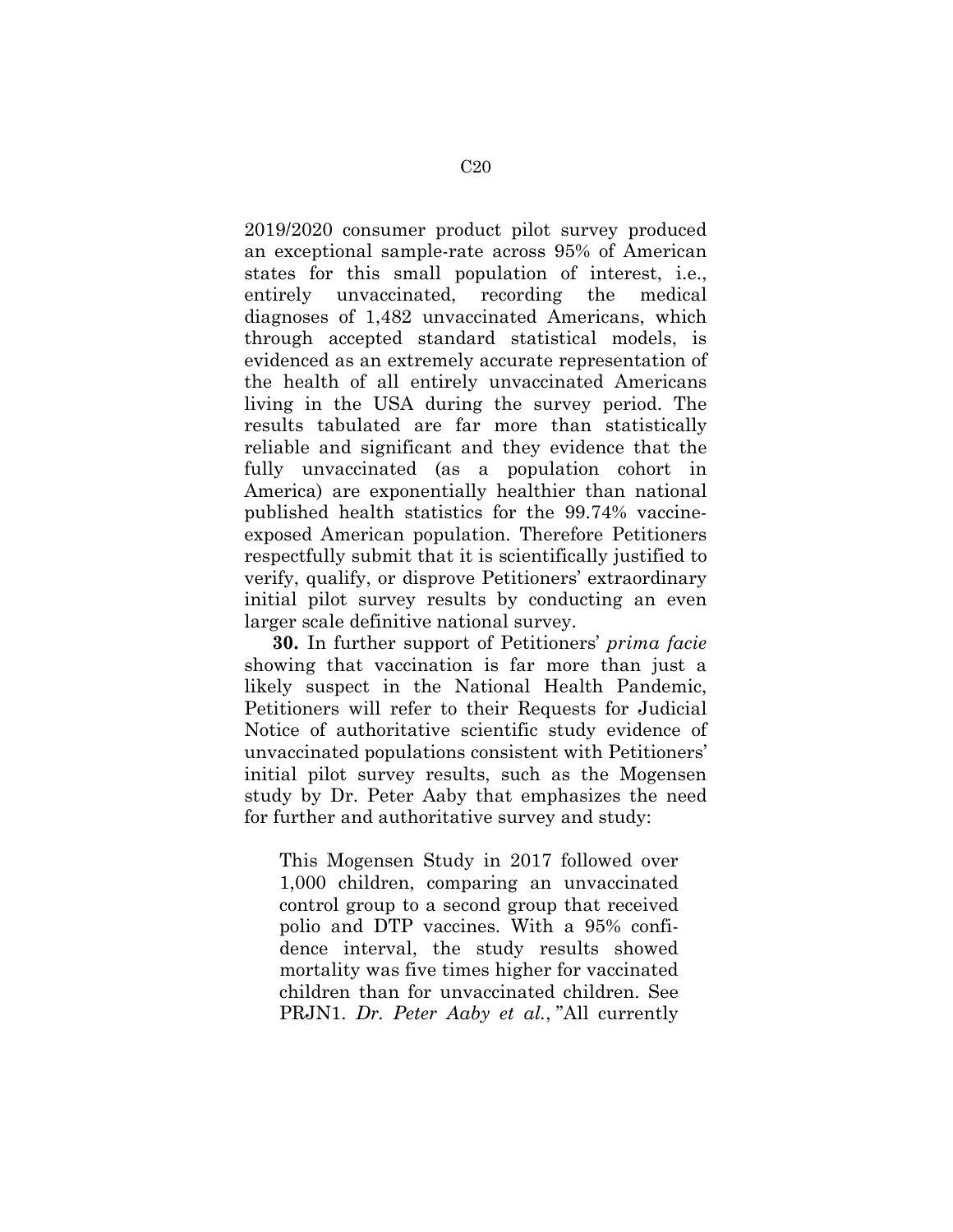2019/2020 consumer product pilot survey produced an exceptional sample-rate across 95% of American states for this small population of interest, i.e., entirely unvaccinated, recording the medical diagnoses of 1,482 unvaccinated Americans, which through accepted standard statistical models, is evidenced as an extremely accurate representation of the health of all entirely unvaccinated Americans living in the USA during the survey period. The results tabulated are far more than statistically reliable and significant and they evidence that the fully unvaccinated (as a population cohort in America) are exponentially healthier than national published health statistics for the 99.74% vaccine-exposed American population. Therefore Petitioners respectfully submit that it is scientifically justified to verify, qualify, or disprove Petitioners' extraordinary initial pilot survey results by conducting an even larger scale definitive national survey.

**30.** In further support of Petitioners' *prima facie* showing that vaccination is far more than just a likely suspect in the National Health Pandemic, Petitioners will refer to their Requests for Judicial Notice of authoritative scientific study evidence of unvaccinated populations consistent with Petitioners' initial pilot survey results, such as the Mogensen study by Dr. Peter Aaby that emphasizes the need for further and authoritative survey and study:

> This Mogensen Study in 2017 followed over 1,000 children, comparing an unvaccinated control group to a second group that received polio and DTP vaccines. With a 95% confidence interval, the study results showed mortality was five times higher for vaccinated children than for unvaccinated children. See PRJN1. *Dr. Peter Aaby et al.*, "All currently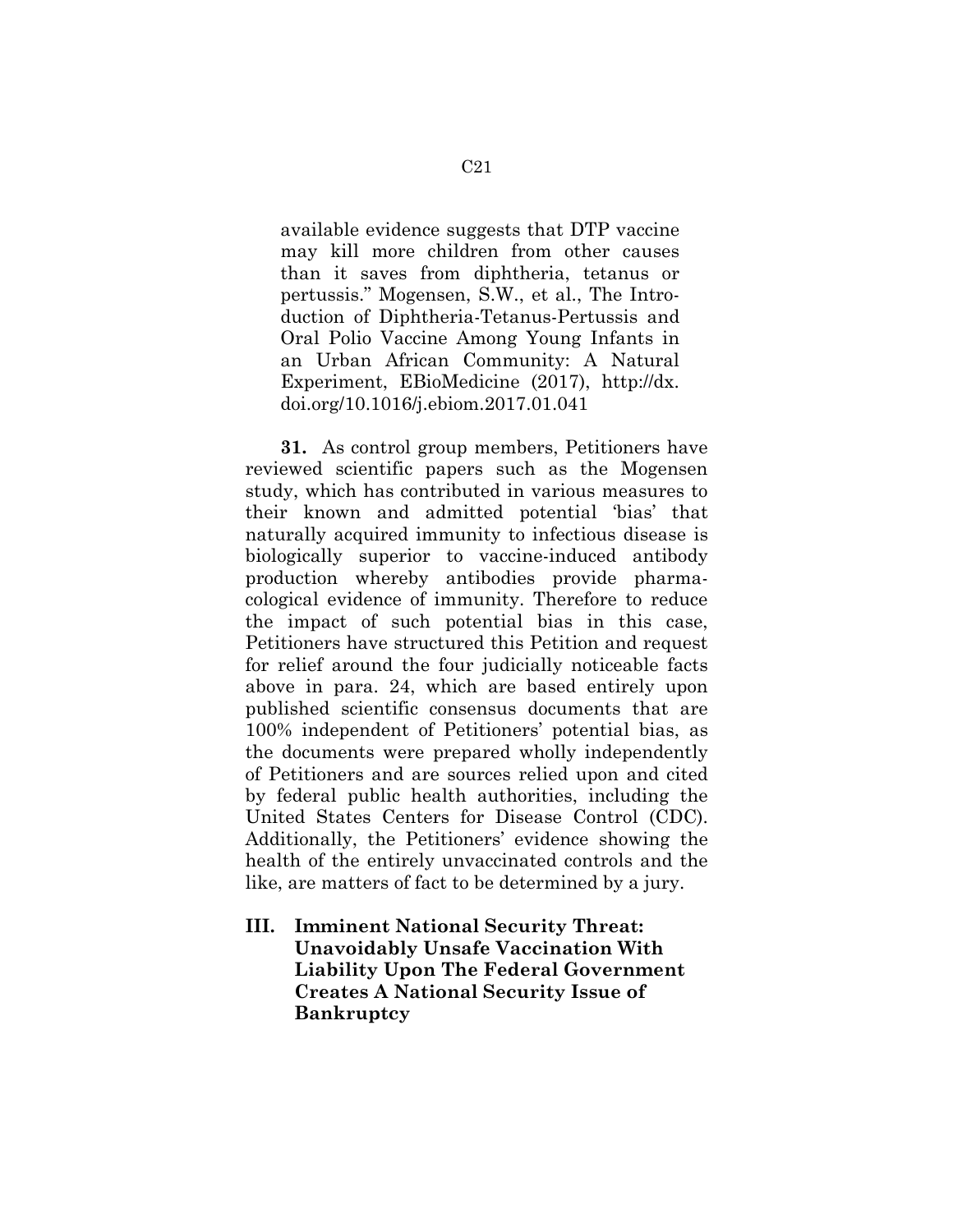available evidence suggests that DTP vaccine may kill more children from other causes than it saves from diphtheria, tetanus or pertussis." Mogensen, S.W., et al., The Introduction of Diphtheria-Tetanus-Pertussis and Oral Polio Vaccine Among Young Infants in an Urban African Community: A Natural Experiment, EBioMedicine (2017), http://dx.doi.org/10.1016/j.ebiom.2017.01.041

**31.** As control group members, Petitioners have reviewed scientific papers such as the Mogensen study, which has contributed in various measures to their known and admitted potential 'bias' that naturally acquired immunity to infectious disease is biologically superior to vaccine-induced antibody production whereby antibodies provide pharmacological evidence of immunity. Therefore to reduce the impact of such potential bias in this case, Petitioners have structured this Petition and request for relief around the four judicially noticeable facts above in para. 24, which are based entirely upon published scientific consensus documents that are 100% independent of Petitioners' potential bias, as the documents were prepared wholly independently of Petitioners and are sources relied upon and cited by federal public health authorities, including the United States Centers for Disease Control (CDC). Additionally, the Petitioners' evidence showing the health of the entirely unvaccinated controls and the like, are matters of fact to be determined by a jury.

## III. Imminent National Security Threat: Unavoidably Unsafe Vaccination With Liability Upon The Federal Government Creates A National Security Issue of Bankruptcy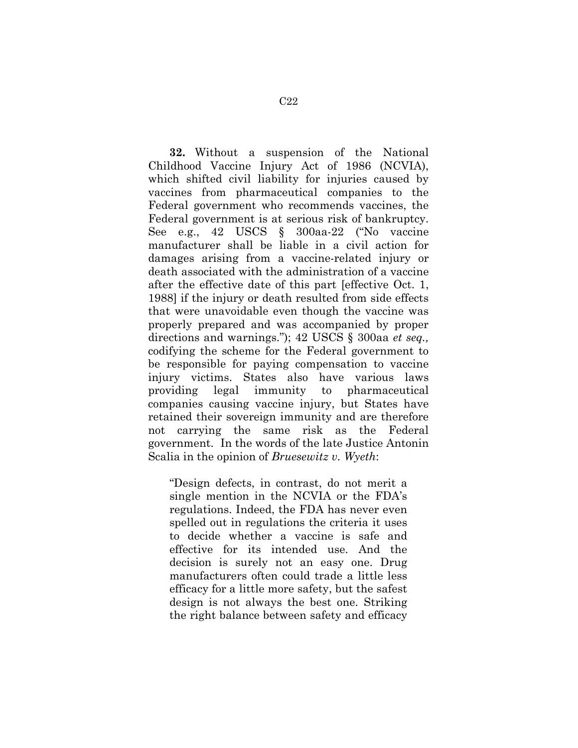**32.** Without a suspension of the National Childhood Vaccine Injury Act of 1986 (NCVIA), which shifted civil liability for injuries caused by vaccines from pharmaceutical companies to the Federal government who recommends vaccines, the Federal government is at serious risk of bankruptcy. See e.g., 42 USCS § 300aa-22 ("No vaccine manufacturer shall be liable in a civil action for damages arising from a vaccine-related injury or death associated with the administration of a vaccine after the effective date of this part [effective Oct. 1, 1988] if the injury or death resulted from side effects that were unavoidable even though the vaccine was properly prepared and was accompanied by proper directions and warnings."); 42 USCS § 300aa *et seq.,* codifying the scheme for the Federal government to be responsible for paying compensation to vaccine injury victims. States also have various laws providing legal immunity to pharmaceutical companies causing vaccine injury, but States have retained their sovereign immunity and are therefore not carrying the same risk as the Federal government. In the words of the late Justice Antonin Scalia in the opinion of *Bruesewitz v. Wyeth*:

> "Design defects, in contrast, do not merit a single mention in the NCVIA or the FDA's regulations. Indeed, the FDA has never even spelled out in regulations the criteria it uses to decide whether a vaccine is safe and effective for its intended use. And the decision is surely not an easy one. Drug manufacturers often could trade a little less efficacy for a little more safety, but the safest design is not always the best one. Striking the right balance between safety and efficacy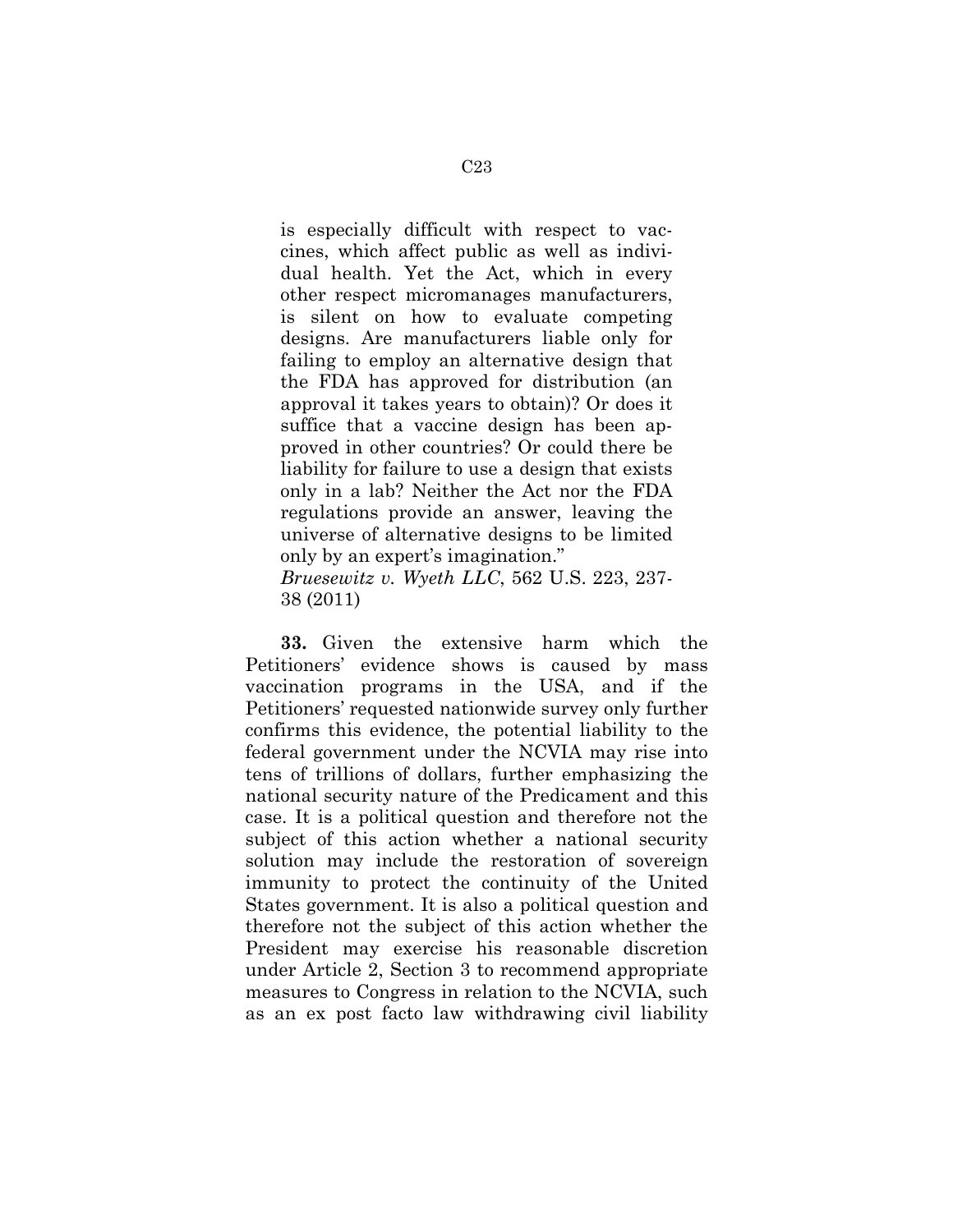> is especially difficult with respect to vaccines, which affect public as well as individual health. Yet the Act, which in every other respect micromanages manufacturers, is silent on how to evaluate competing designs. Are manufacturers liable only for failing to employ an alternative design that the FDA has approved for distribution (an approval it takes years to obtain)? Or does it suffice that a vaccine design has been approved in other countries? Or could there be liability for failure to use a design that exists only in a lab? Neither the Act nor the FDA regulations provide an answer, leaving the universe of alternative designs to be limited only by an expert's imagination."
>
> *Bruesewitz v. Wyeth LLC*, 562 U.S. 223, 237-38 (2011)

**33.** Given the extensive harm which the Petitioners' evidence shows is caused by mass vaccination programs in the USA, and if the Petitioners' requested nationwide survey only further confirms this evidence, the potential liability to the federal government under the NCVIA may rise into tens of trillions of dollars, further emphasizing the national security nature of the Predicament and this case. It is a political question and therefore not the subject of this action whether a national security solution may include the restoration of sovereign immunity to protect the continuity of the United States government. It is also a political question and therefore not the subject of this action whether the President may exercise his reasonable discretion under Article 2, Section 3 to recommend appropriate measures to Congress in relation to the NCVIA, such as an ex post facto law withdrawing civil liability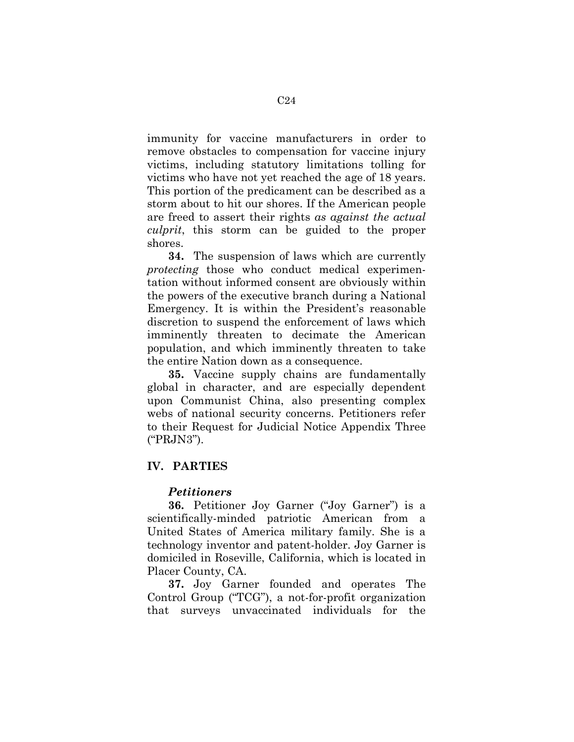immunity for vaccine manufacturers in order to remove obstacles to compensation for vaccine injury victims, including statutory limitations tolling for victims who have not yet reached the age of 18 years. This portion of the predicament can be described as a storm about to hit our shores. If the American people are freed to assert their rights *as against the actual culprit*, this storm can be guided to the proper shores.

**34.** The suspension of laws which are currently *protecting* those who conduct medical experimentation without informed consent are obviously within the powers of the executive branch during a National Emergency. It is within the President's reasonable discretion to suspend the enforcement of laws which imminently threaten to decimate the American population, and which imminently threaten to take the entire Nation down as a consequence.

**35.** Vaccine supply chains are fundamentally global in character, and are especially dependent upon Communist China, also presenting complex webs of national security concerns. Petitioners refer to their Request for Judicial Notice Appendix Three ("PRJN3").

## IV. PARTIES

### *Petitioners*

**36.** Petitioner Joy Garner ("Joy Garner") is a scientifically-minded patriotic American from a United States of America military family. She is a technology inventor and patent-holder. Joy Garner is domiciled in Roseville, California, which is located in Placer County, CA.

**37.** Joy Garner founded and operates The Control Group ("TCG"), a not-for-profit organization that surveys unvaccinated individuals for the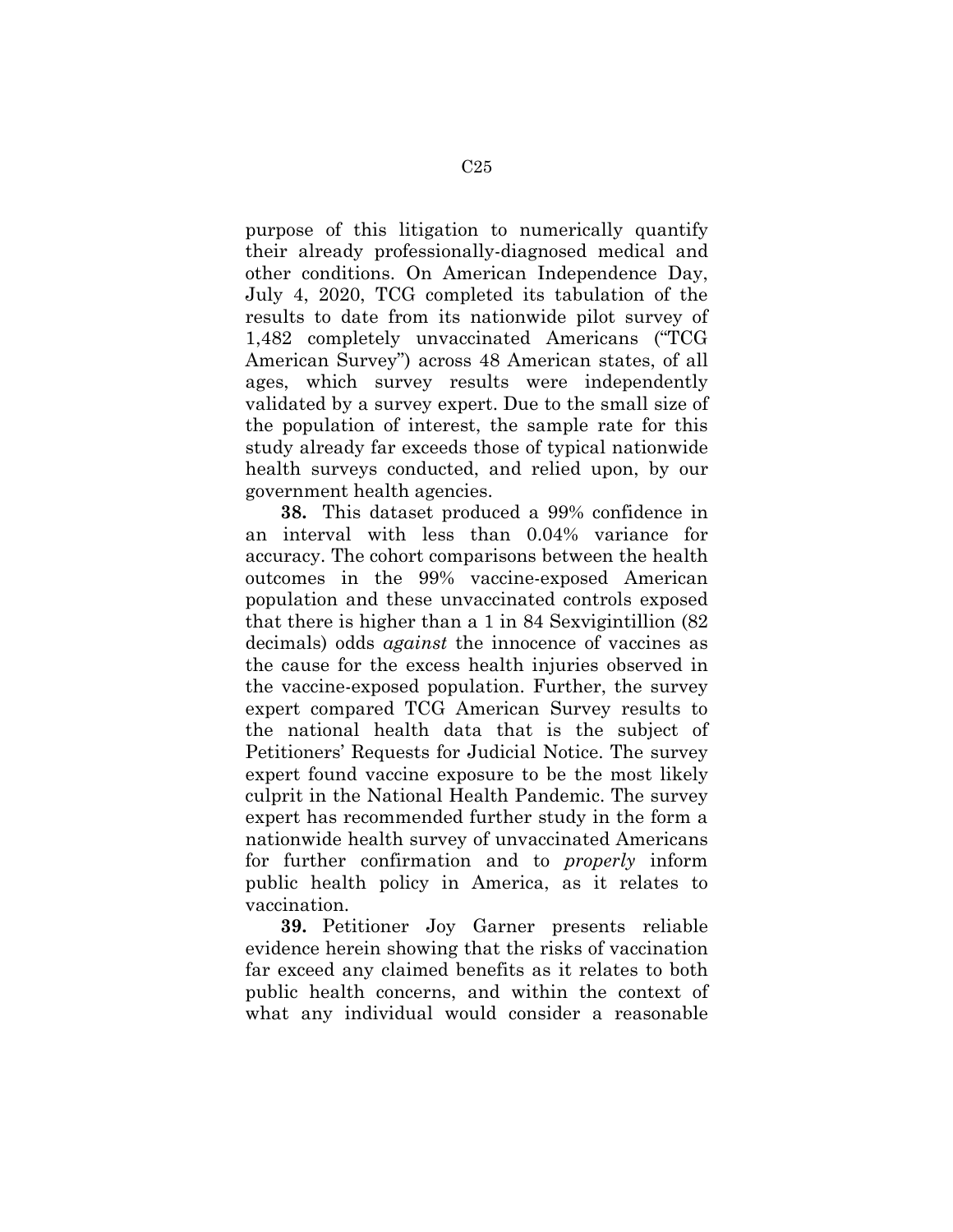purpose of this litigation to numerically quantify their already professionally-diagnosed medical and other conditions. On American Independence Day, July 4, 2020, TCG completed its tabulation of the results to date from its nationwide pilot survey of 1,482 completely unvaccinated Americans ("TCG American Survey") across 48 American states, of all ages, which survey results were independently validated by a survey expert. Due to the small size of the population of interest, the sample rate for this study already far exceeds those of typical nationwide health surveys conducted, and relied upon, by our government health agencies.

**38.** This dataset produced a 99% confidence in an interval with less than 0.04% variance for accuracy. The cohort comparisons between the health outcomes in the 99% vaccine-exposed American population and these unvaccinated controls exposed that there is higher than a 1 in 84 Sexvigintillion (82 decimals) odds *against* the innocence of vaccines as the cause for the excess health injuries observed in the vaccine-exposed population. Further, the survey expert compared TCG American Survey results to the national health data that is the subject of Petitioners' Requests for Judicial Notice. The survey expert found vaccine exposure to be the most likely culprit in the National Health Pandemic. The survey expert has recommended further study in the form a nationwide health survey of unvaccinated Americans for further confirmation and to *properly* inform public health policy in America, as it relates to vaccination.

**39.** Petitioner Joy Garner presents reliable evidence herein showing that the risks of vaccination far exceed any claimed benefits as it relates to both public health concerns, and within the context of what any individual would consider a reasonable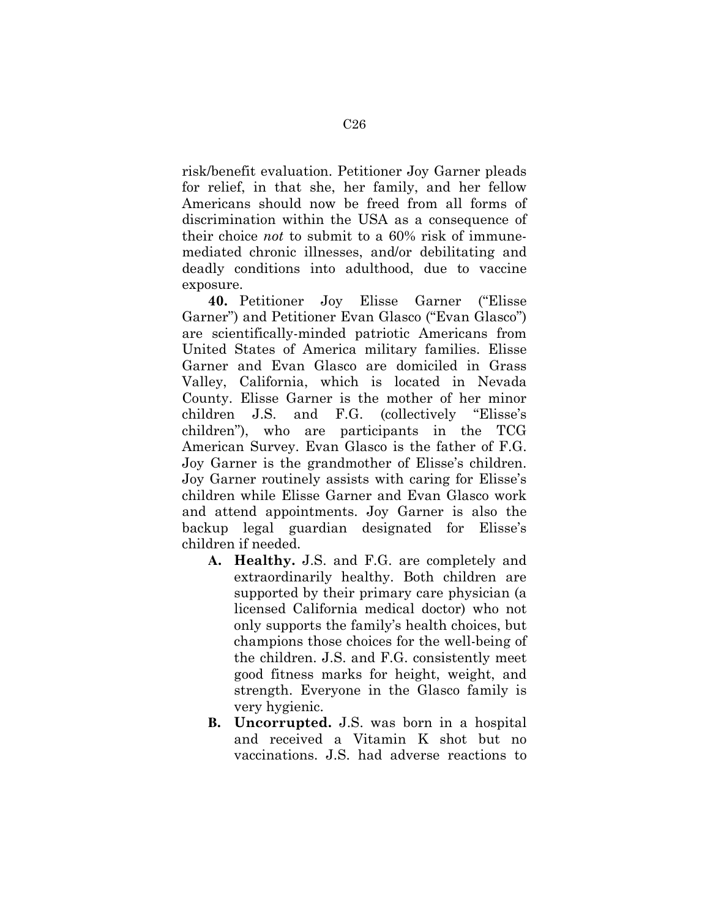risk/benefit evaluation. Petitioner Joy Garner pleads for relief, in that she, her family, and her fellow Americans should now be freed from all forms of discrimination within the USA as a consequence of their choice *not* to submit to a 60% risk of immune-mediated chronic illnesses, and/or debilitating and deadly conditions into adulthood, due to vaccine exposure.

**40.** Petitioner Joy Elisse Garner ("Elisse Garner") and Petitioner Evan Glasco ("Evan Glasco") are scientifically-minded patriotic Americans from United States of America military families. Elisse Garner and Evan Glasco are domiciled in Grass Valley, California, which is located in Nevada County. Elisse Garner is the mother of her minor children J.S. and F.G. (collectively "Elisse's children"), who are participants in the TCG American Survey. Evan Glasco is the father of F.G. Joy Garner is the grandmother of Elisse's children. Joy Garner routinely assists with caring for Elisse's children while Elisse Garner and Evan Glasco work and attend appointments. Joy Garner is also the backup legal guardian designated for Elisse's children if needed.

- **A. Healthy.** J.S. and F.G. are completely and extraordinarily healthy. Both children are supported by their primary care physician (a licensed California medical doctor) who not only supports the family's health choices, but champions those choices for the well-being of the children. J.S. and F.G. consistently meet good fitness marks for height, weight, and strength. Everyone in the Glasco family is very hygienic.
- **B. Uncorrupted.** J.S. was born in a hospital and received a Vitamin K shot but no vaccinations. J.S. had adverse reactions to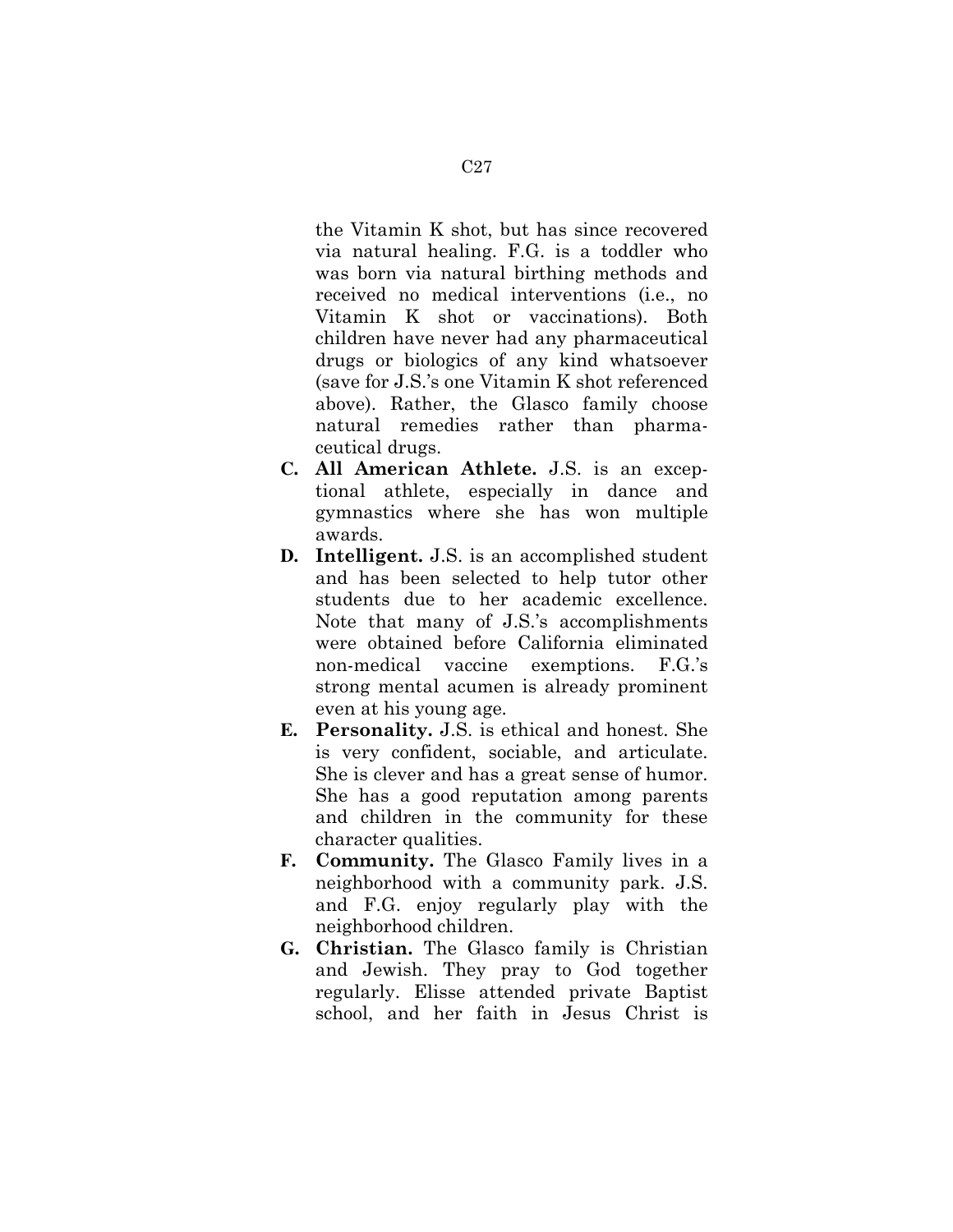the Vitamin K shot, but has since recovered via natural healing. F.G. is a toddler who was born via natural birthing methods and received no medical interventions (i.e., no Vitamin K shot or vaccinations). Both children have never had any pharmaceutical drugs or biologics of any kind whatsoever (save for J.S.'s one Vitamin K shot referenced above). Rather, the Glasco family choose natural remedies rather than pharmaceutical drugs.

C. **All American Athlete.** J.S. is an exceptional athlete, especially in dance and gymnastics where she has won multiple awards.

D. **Intelligent.** J.S. is an accomplished student and has been selected to help tutor other students due to her academic excellence. Note that many of J.S.'s accomplishments were obtained before California eliminated non-medical vaccine exemptions. F.G.'s strong mental acumen is already prominent even at his young age.

E. **Personality.** J.S. is ethical and honest. She is very confident, sociable, and articulate. She is clever and has a great sense of humor. She has a good reputation among parents and children in the community for these character qualities.

F. **Community.** The Glasco Family lives in a neighborhood with a community park. J.S. and F.G. enjoy regularly play with the neighborhood children.

G. **Christian.** The Glasco family is Christian and Jewish. They pray to God together regularly. Elisse attended private Baptist school, and her faith in Jesus Christ is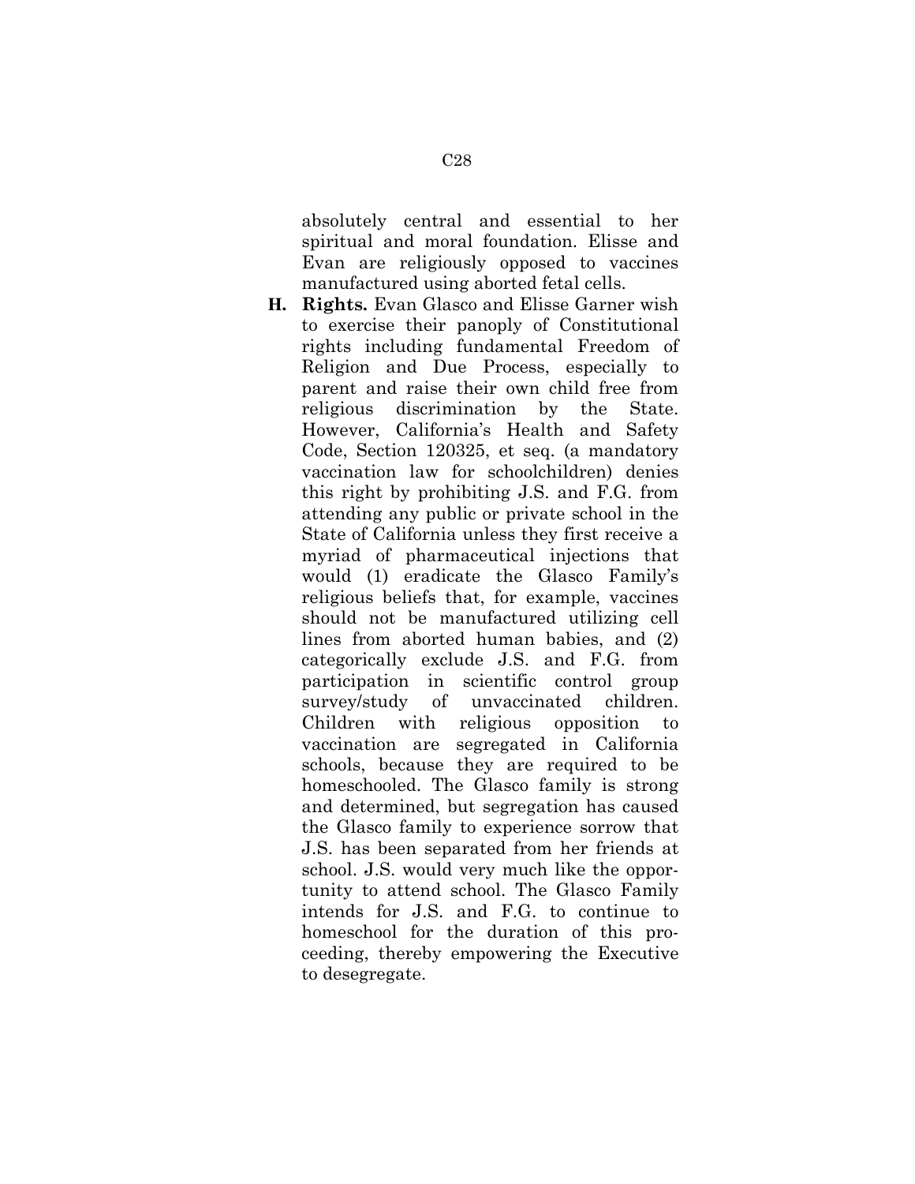absolutely central and essential to her spiritual and moral foundation. Elisse and Evan are religiously opposed to vaccines manufactured using aborted fetal cells.

**H. Rights.** Evan Glasco and Elisse Garner wish to exercise their panoply of Constitutional rights including fundamental Freedom of Religion and Due Process, especially to parent and raise their own child free from religious discrimination by the State. However, California's Health and Safety Code, Section 120325, et seq. (a mandatory vaccination law for schoolchildren) denies this right by prohibiting J.S. and F.G. from attending any public or private school in the State of California unless they first receive a myriad of pharmaceutical injections that would (1) eradicate the Glasco Family's religious beliefs that, for example, vaccines should not be manufactured utilizing cell lines from aborted human babies, and (2) categorically exclude J.S. and F.G. from participation in scientific control group survey/study of unvaccinated children. Children with religious opposition to vaccination are segregated in California schools, because they are required to be homeschooled. The Glasco family is strong and determined, but segregation has caused the Glasco family to experience sorrow that J.S. has been separated from her friends at school. J.S. would very much like the opportunity to attend school. The Glasco Family intends for J.S. and F.G. to continue to homeschool for the duration of this proceeding, thereby empowering the Executive to desegregate.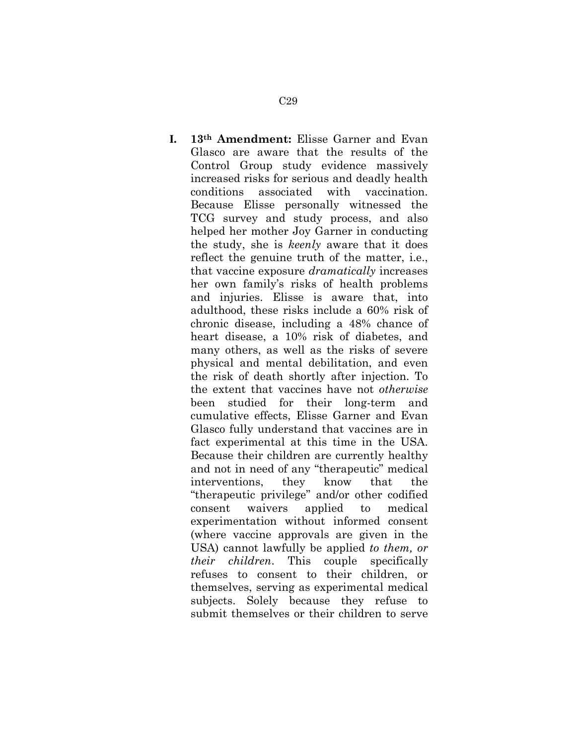**I. 13th Amendment:** Elisse Garner and Evan Glasco are aware that the results of the Control Group study evidence massively increased risks for serious and deadly health conditions associated with vaccination. Because Elisse personally witnessed the TCG survey and study process, and also helped her mother Joy Garner in conducting the study, she is *keenly* aware that it does reflect the genuine truth of the matter, i.e., that vaccine exposure *dramatically* increases her own family's risks of health problems and injuries. Elisse is aware that, into adulthood, these risks include a 60% risk of chronic disease, including a 48% chance of heart disease, a 10% risk of diabetes, and many others, as well as the risks of severe physical and mental debilitation, and even the risk of death shortly after injection. To the extent that vaccines have not *otherwise* been studied for their long-term and cumulative effects, Elisse Garner and Evan Glasco fully understand that vaccines are in fact experimental at this time in the USA. Because their children are currently healthy and not in need of any "therapeutic" medical interventions, they know that the "therapeutic privilege" and/or other codified consent waivers applied to medical experimentation without informed consent (where vaccine approvals are given in the USA) cannot lawfully be applied *to them, or their children*. This couple specifically refuses to consent to their children, or themselves, serving as experimental medical subjects. Solely because they refuse to submit themselves or their children to serve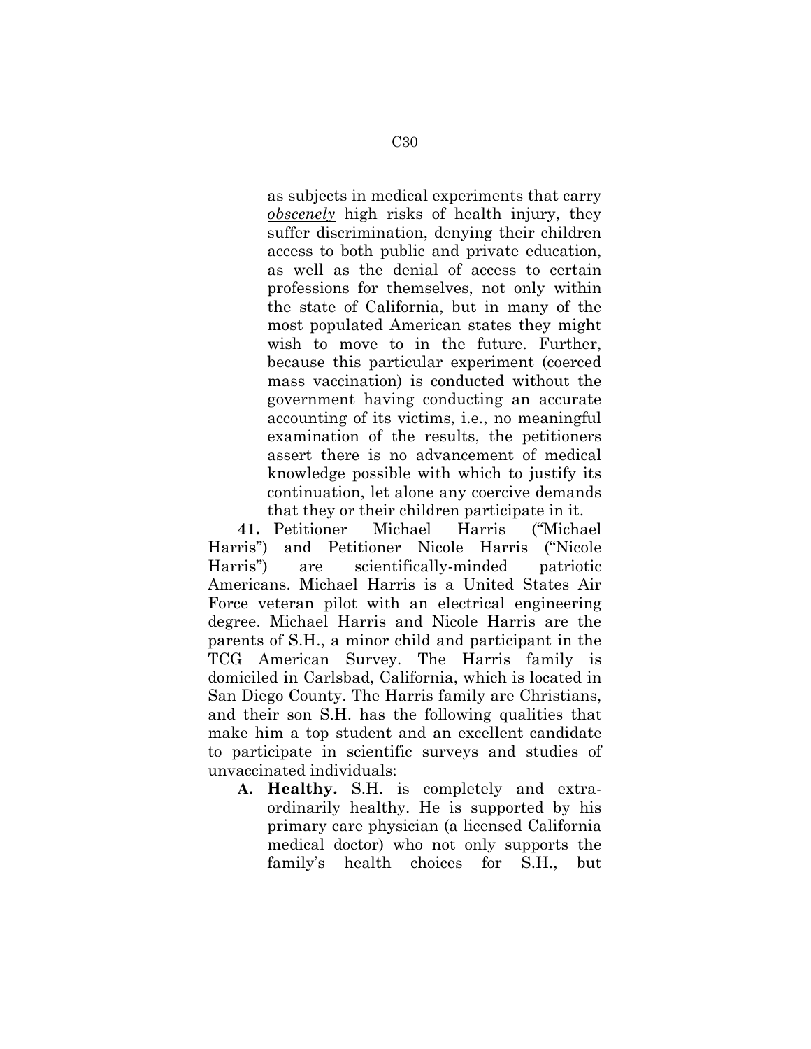as subjects in medical experiments that carry ***obscenely*** high risks of health injury, they suffer discrimination, denying their children access to both public and private education, as well as the denial of access to certain professions for themselves, not only within the state of California, but in many of the most populated American states they might wish to move to in the future. Further, because this particular experiment (coerced mass vaccination) is conducted without the government having conducting an accurate accounting of its victims, i.e., no meaningful examination of the results, the petitioners assert there is no advancement of medical knowledge possible with which to justify its continuation, let alone any coercive demands that they or their children participate in it.

**41.** Petitioner Michael Harris ("Michael Harris") and Petitioner Nicole Harris ("Nicole Harris") are scientifically-minded patriotic Americans. Michael Harris is a United States Air Force veteran pilot with an electrical engineering degree. Michael Harris and Nicole Harris are the parents of S.H., a minor child and participant in the TCG American Survey. The Harris family is domiciled in Carlsbad, California, which is located in San Diego County. The Harris family are Christians, and their son S.H. has the following qualities that make him a top student and an excellent candidate to participate in scientific surveys and studies of unvaccinated individuals:

**A. Healthy.** S.H. is completely and extraordinarily healthy. He is supported by his primary care physician (a licensed California medical doctor) who not only supports the family's health choices for S.H., but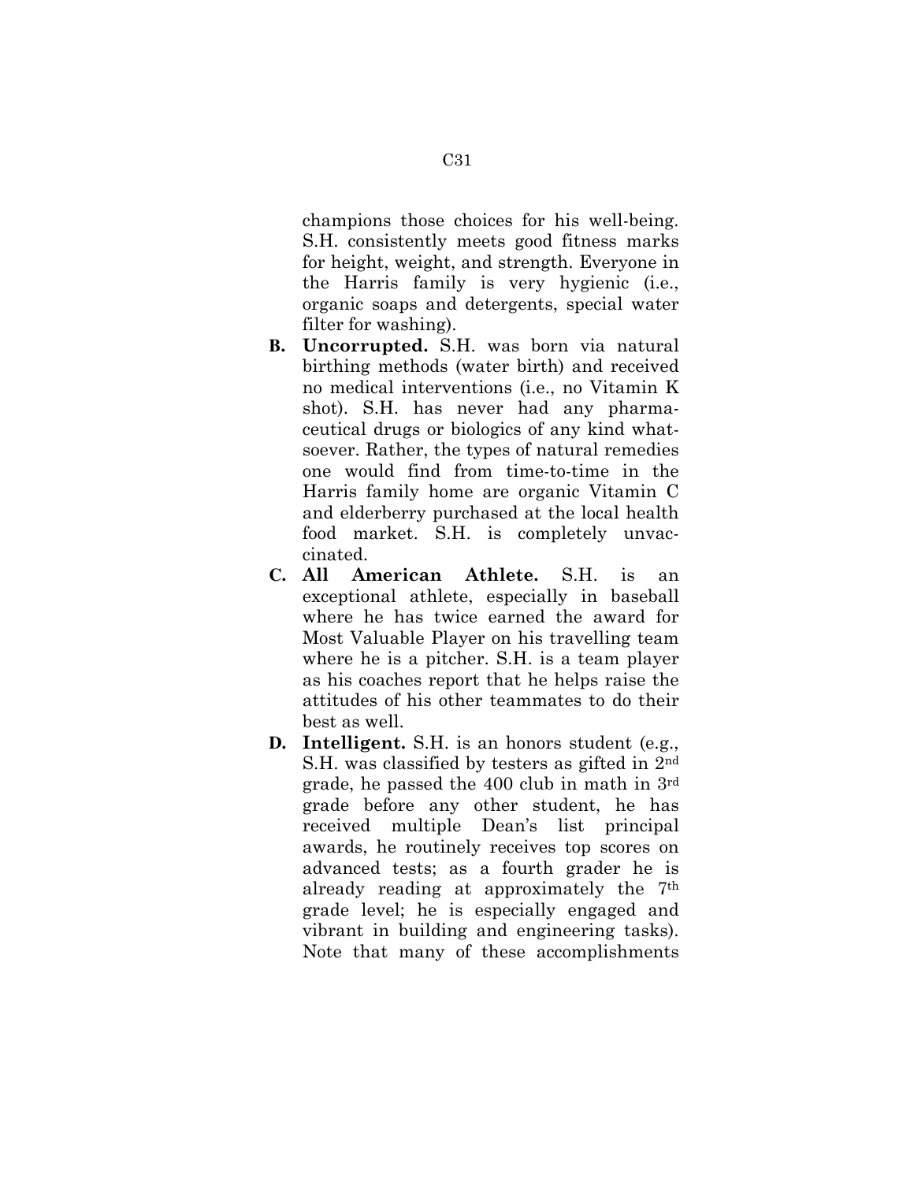champions those choices for his well-being. S.H. consistently meets good fitness marks for height, weight, and strength. Everyone in the Harris family is very hygienic (i.e., organic soaps and detergents, special water filter for washing).

- **B. Uncorrupted.** S.H. was born via natural birthing methods (water birth) and received no medical interventions (i.e., no Vitamin K shot). S.H. has never had any pharmaceutical drugs or biologics of any kind whatsoever. Rather, the types of natural remedies one would find from time-to-time in the Harris family home are organic Vitamin C and elderberry purchased at the local health food market. S.H. is completely unvaccinated.
- **C. All American Athlete.** S.H. is an exceptional athlete, especially in baseball where he has twice earned the award for Most Valuable Player on his travelling team where he is a pitcher. S.H. is a team player as his coaches report that he helps raise the attitudes of his other teammates to do their best as well.
- **D. Intelligent.** S.H. is an honors student (e.g., S.H. was classified by testers as gifted in 2nd grade, he passed the 400 club in math in 3rd grade before any other student, he has received multiple Dean's list principal awards, he routinely receives top scores on advanced tests; as a fourth grader he is already reading at approximately the 7th grade level; he is especially engaged and vibrant in building and engineering tasks). Note that many of these accomplishments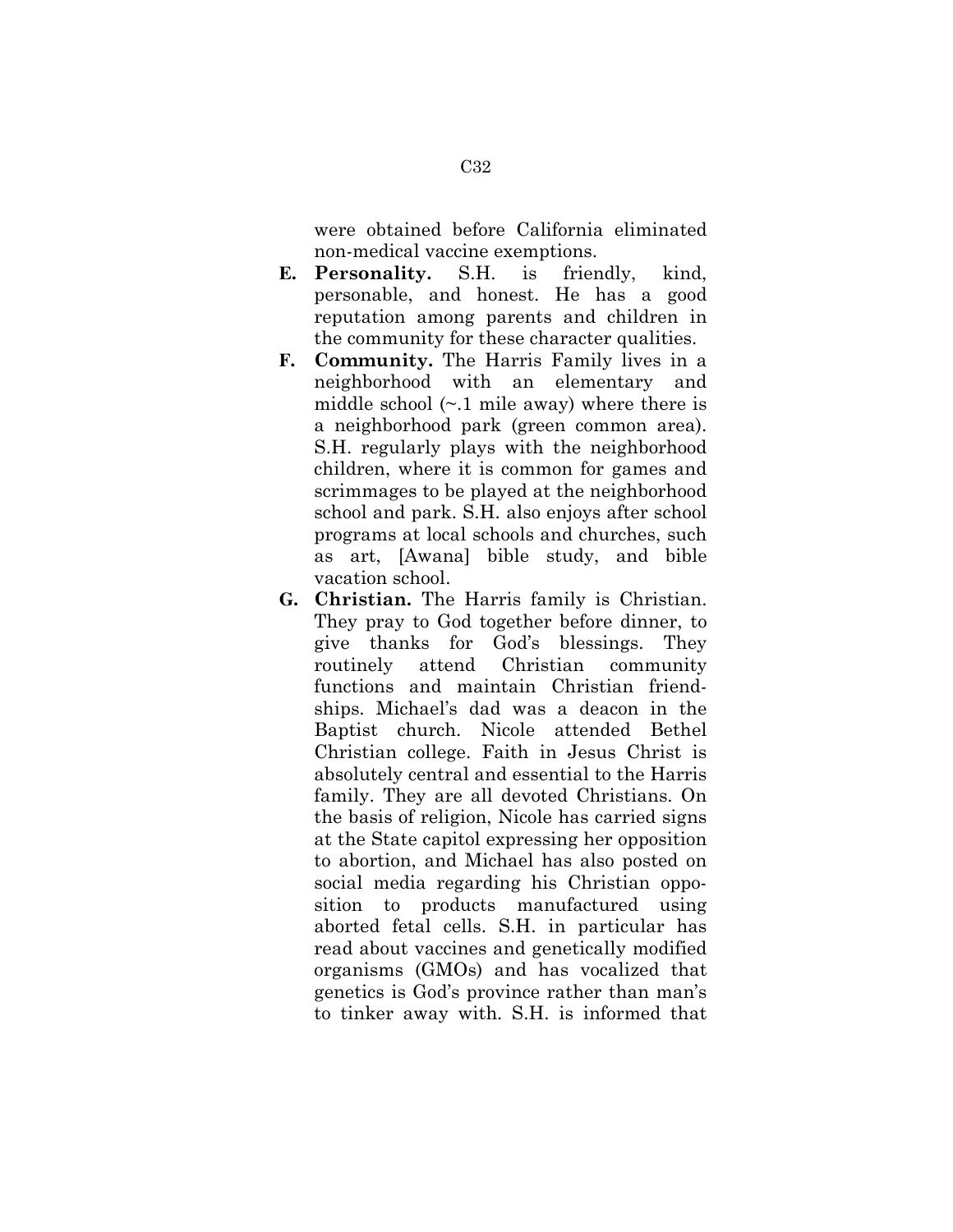were obtained before California eliminated non-medical vaccine exemptions.

E. **Personality.** S.H. is friendly, kind, personable, and honest. He has a good reputation among parents and children in the community for these character qualities.

F. **Community.** The Harris Family lives in a neighborhood with an elementary and middle school (~.1 mile away) where there is a neighborhood park (green common area). S.H. regularly plays with the neighborhood children, where it is common for games and scrimmages to be played at the neighborhood school and park. S.H. also enjoys after school programs at local schools and churches, such as art, [Awana] bible study, and bible vacation school.

G. **Christian.** The Harris family is Christian. They pray to God together before dinner, to give thanks for God's blessings. They routinely attend Christian community functions and maintain Christian friendships. Michael's dad was a deacon in the Baptist church. Nicole attended Bethel Christian college. Faith in Jesus Christ is absolutely central and essential to the Harris family. They are all devoted Christians. On the basis of religion, Nicole has carried signs at the State capitol expressing her opposition to abortion, and Michael has also posted on social media regarding his Christian opposition to products manufactured using aborted fetal cells. S.H. in particular has read about vaccines and genetically modified organisms (GMOs) and has vocalized that genetics is God's province rather than man's to tinker away with. S.H. is informed that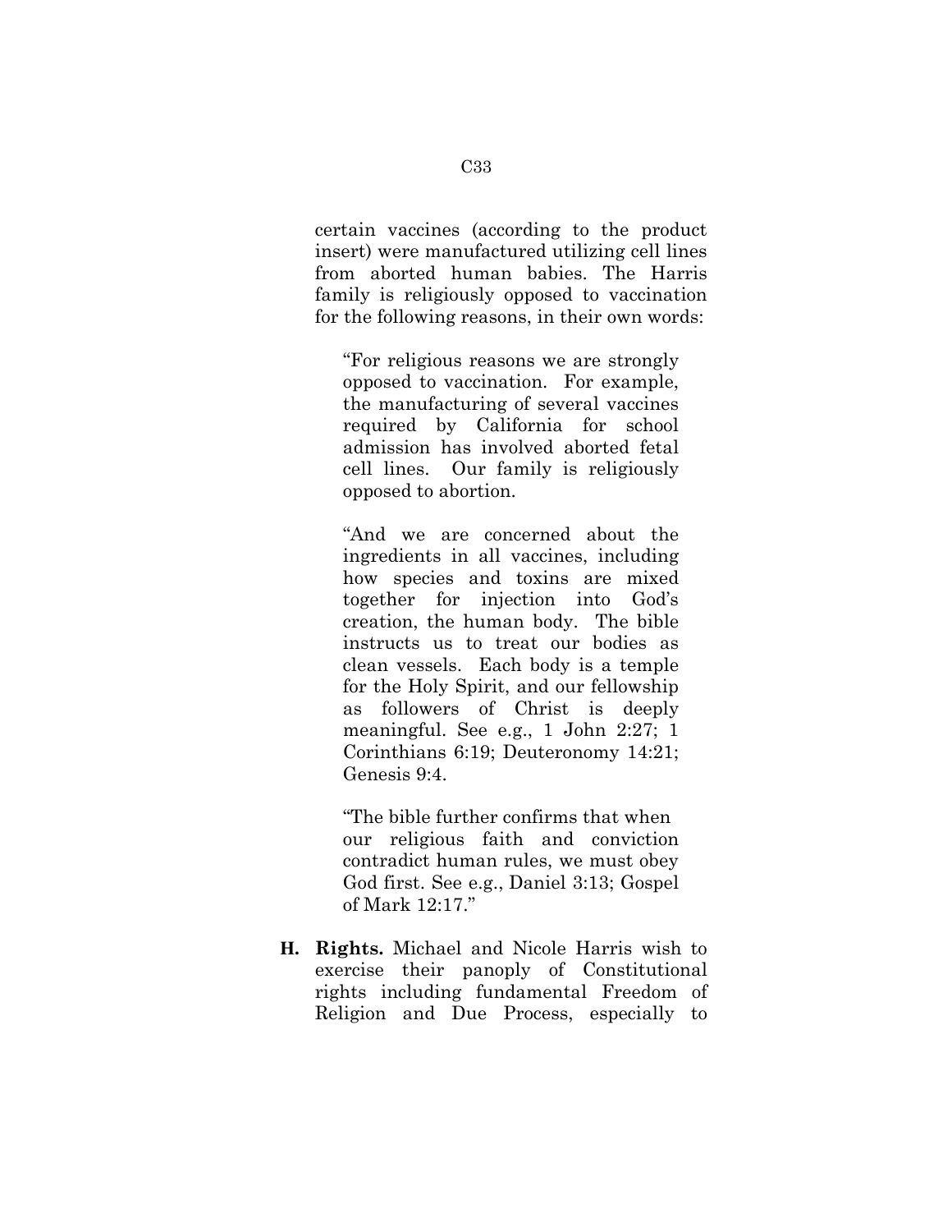certain vaccines (according to the product insert) were manufactured utilizing cell lines from aborted human babies. The Harris family is religiously opposed to vaccination for the following reasons, in their own words:

> "For religious reasons we are strongly opposed to vaccination. For example, the manufacturing of several vaccines required by California for school admission has involved aborted fetal cell lines. Our family is religiously opposed to abortion.
>
> "And we are concerned about the ingredients in all vaccines, including how species and toxins are mixed together for injection into God's creation, the human body. The bible instructs us to treat our bodies as clean vessels. Each body is a temple for the Holy Spirit, and our fellowship as followers of Christ is deeply meaningful. See e.g., 1 John 2:27; 1 Corinthians 6:19; Deuteronomy 14:21; Genesis 9:4.
>
> "The bible further confirms that when our religious faith and conviction contradict human rules, we must obey God first. See e.g., Daniel 3:13; Gospel of Mark 12:17."

**H. Rights.** Michael and Nicole Harris wish to exercise their panoply of Constitutional rights including fundamental Freedom of Religion and Due Process, especially to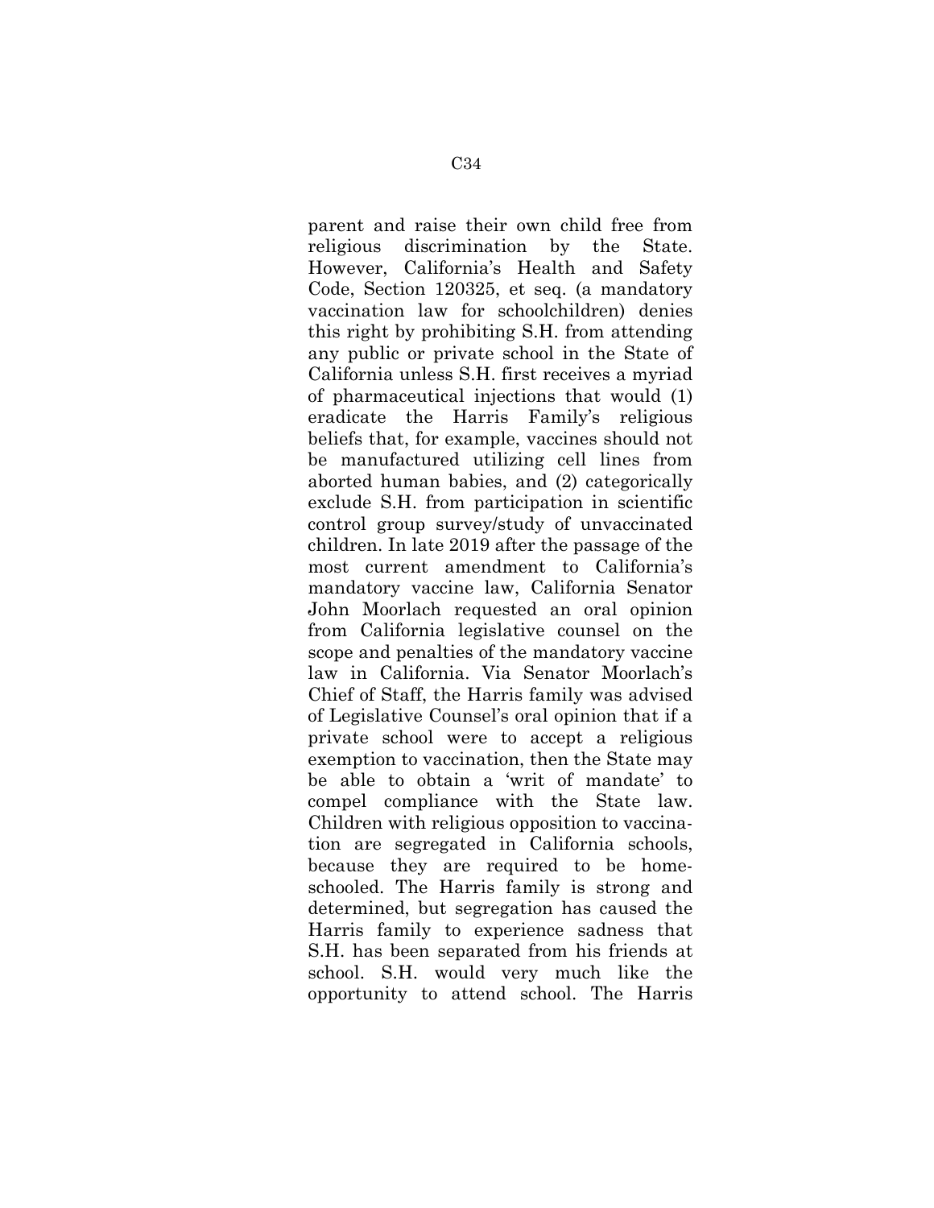parent and raise their own child free from religious discrimination by the State. However, California's Health and Safety Code, Section 120325, et seq. (a mandatory vaccination law for schoolchildren) denies this right by prohibiting S.H. from attending any public or private school in the State of California unless S.H. first receives a myriad of pharmaceutical injections that would (1) eradicate the Harris Family's religious beliefs that, for example, vaccines should not be manufactured utilizing cell lines from aborted human babies, and (2) categorically exclude S.H. from participation in scientific control group survey/study of unvaccinated children. In late 2019 after the passage of the most current amendment to California's mandatory vaccine law, California Senator John Moorlach requested an oral opinion from California legislative counsel on the scope and penalties of the mandatory vaccine law in California. Via Senator Moorlach's Chief of Staff, the Harris family was advised of Legislative Counsel's oral opinion that if a private school were to accept a religious exemption to vaccination, then the State may be able to obtain a 'writ of mandate' to compel compliance with the State law. Children with religious opposition to vaccination are segregated in California schools, because they are required to be homeschooled. The Harris family is strong and determined, but segregation has caused the Harris family to experience sadness that S.H. has been separated from his friends at school. S.H. would very much like the opportunity to attend school. The Harris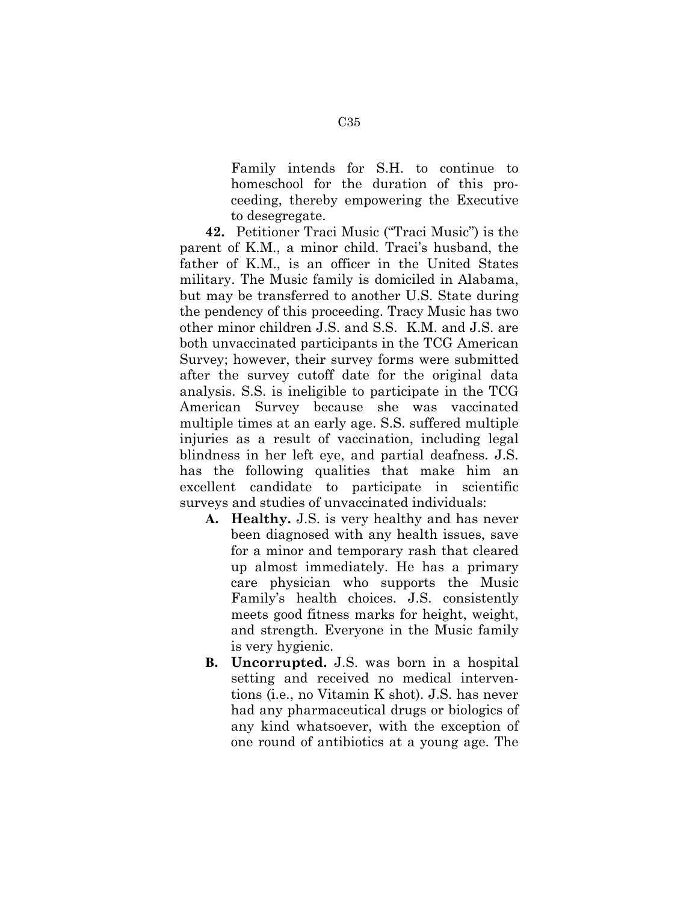Family intends for S.H. to continue to homeschool for the duration of this proceeding, thereby empowering the Executive to desegregate.

**42.** Petitioner Traci Music ("Traci Music") is the parent of K.M., a minor child. Traci's husband, the father of K.M., is an officer in the United States military. The Music family is domiciled in Alabama, but may be transferred to another U.S. State during the pendency of this proceeding. Tracy Music has two other minor children J.S. and S.S. K.M. and J.S. are both unvaccinated participants in the TCG American Survey; however, their survey forms were submitted after the survey cutoff date for the original data analysis. S.S. is ineligible to participate in the TCG American Survey because she was vaccinated multiple times at an early age. S.S. suffered multiple injuries as a result of vaccination, including legal blindness in her left eye, and partial deafness. J.S. has the following qualities that make him an excellent candidate to participate in scientific surveys and studies of unvaccinated individuals:

- **A. Healthy.** J.S. is very healthy and has never been diagnosed with any health issues, save for a minor and temporary rash that cleared up almost immediately. He has a primary care physician who supports the Music Family's health choices. J.S. consistently meets good fitness marks for height, weight, and strength. Everyone in the Music family is very hygienic.
- **B. Uncorrupted.** J.S. was born in a hospital setting and received no medical interventions (i.e., no Vitamin K shot). J.S. has never had any pharmaceutical drugs or biologics of any kind whatsoever, with the exception of one round of antibiotics at a young age. The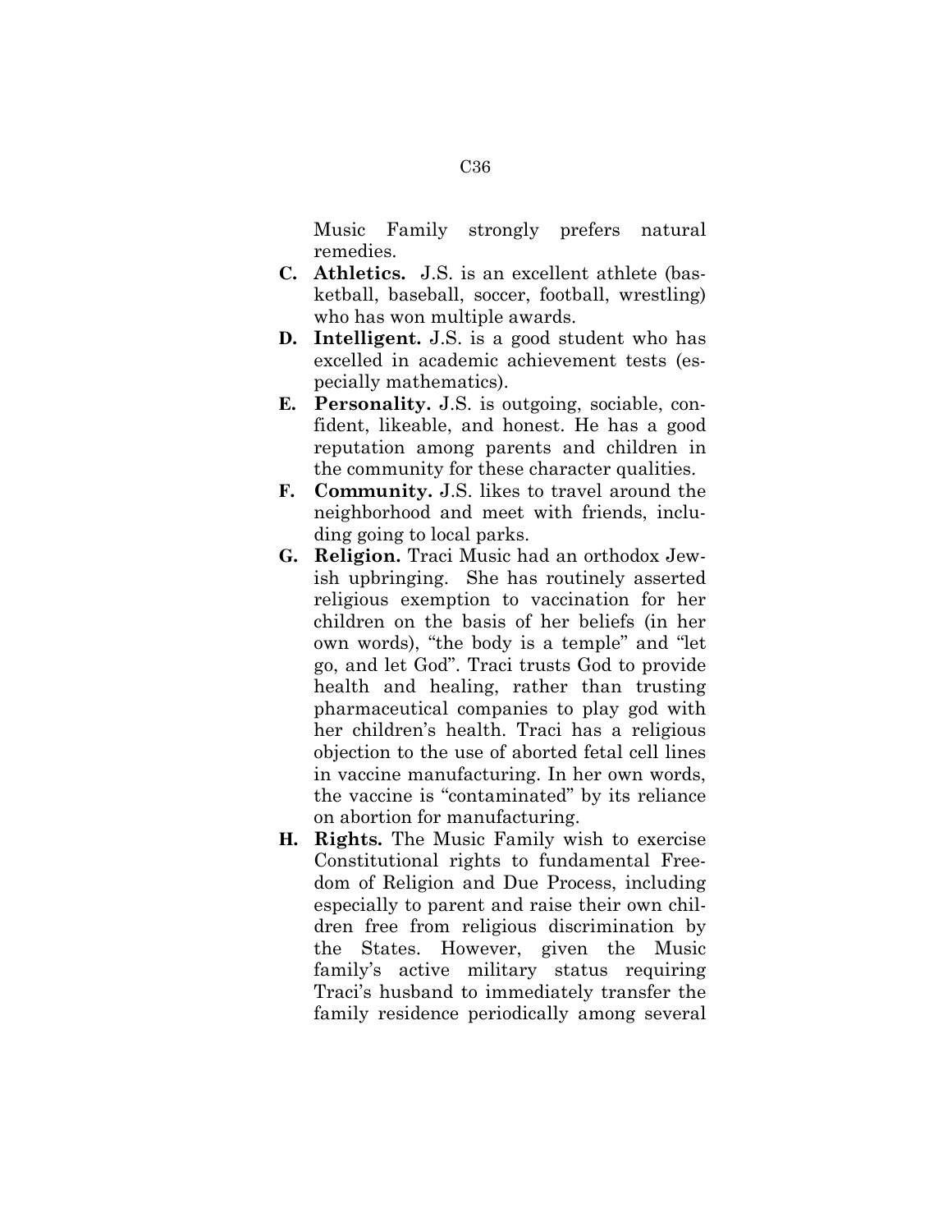Music Family strongly prefers natural remedies.

- **C. Athletics.** J.S. is an excellent athlete (basketball, baseball, soccer, football, wrestling) who has won multiple awards.
- **D. Intelligent.** J.S. is a good student who has excelled in academic achievement tests (especially mathematics).
- **E. Personality.** J.S. is outgoing, sociable, confident, likeable, and honest. He has a good reputation among parents and children in the community for these character qualities.
- **F. Community.** J.S. likes to travel around the neighborhood and meet with friends, including going to local parks.
- **G. Religion.** Traci Music had an orthodox Jewish upbringing. She has routinely asserted religious exemption to vaccination for her children on the basis of her beliefs (in her own words), "the body is a temple" and "let go, and let God". Traci trusts God to provide health and healing, rather than trusting pharmaceutical companies to play god with her children's health. Traci has a religious objection to the use of aborted fetal cell lines in vaccine manufacturing. In her own words, the vaccine is "contaminated" by its reliance on abortion for manufacturing.
- **H. Rights.** The Music Family wish to exercise Constitutional rights to fundamental Freedom of Religion and Due Process, including especially to parent and raise their own children free from religious discrimination by the States. However, given the Music family's active military status requiring Traci's husband to immediately transfer the family residence periodically among several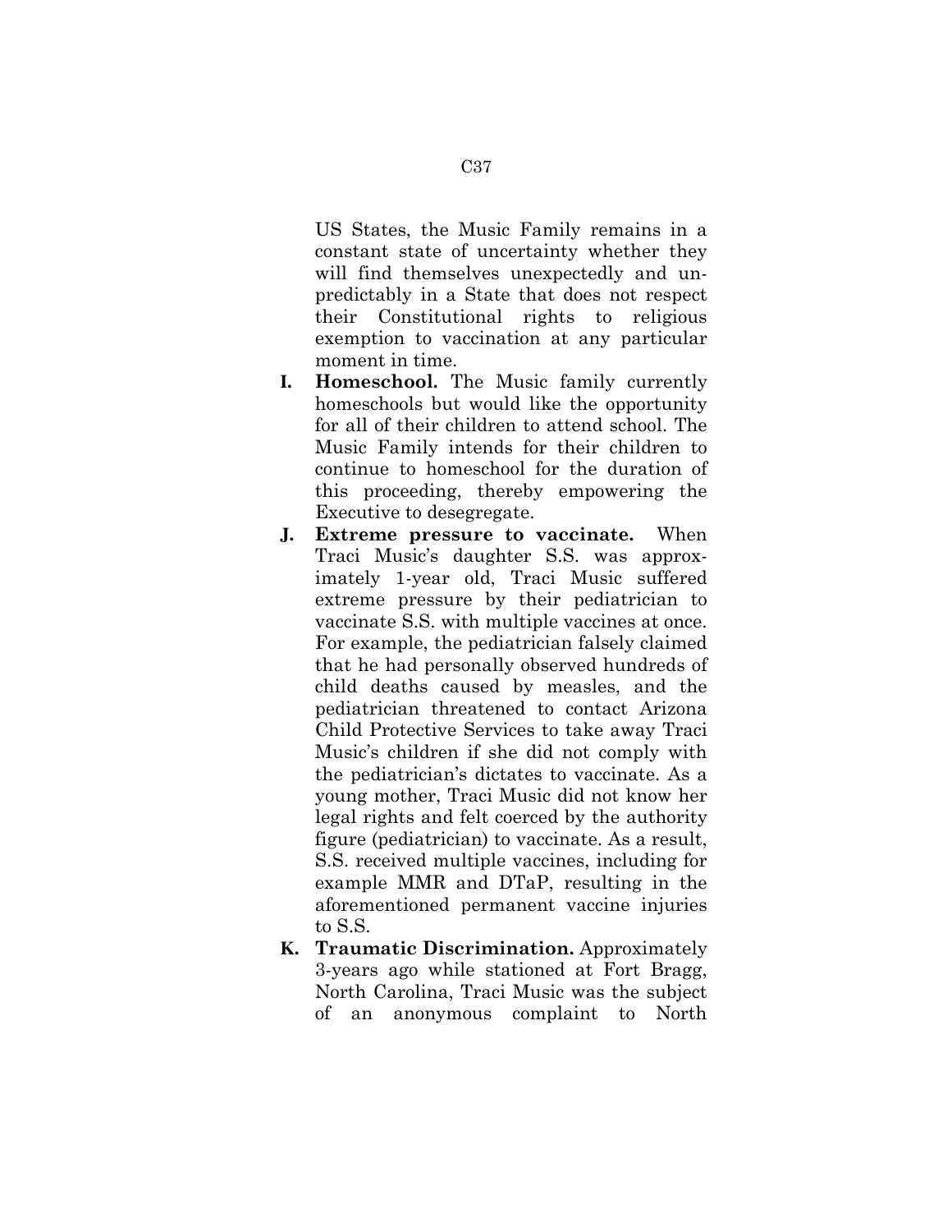US States, the Music Family remains in a constant state of uncertainty whether they will find themselves unexpectedly and unpredictably in a State that does not respect their Constitutional rights to religious exemption to vaccination at any particular moment in time.

I. **Homeschool.** The Music family currently homeschools but would like the opportunity for all of their children to attend school. The Music Family intends for their children to continue to homeschool for the duration of this proceeding, thereby empowering the Executive to desegregate.

J. **Extreme pressure to vaccinate.** When Traci Music's daughter S.S. was approximately 1-year old, Traci Music suffered extreme pressure by their pediatrician to vaccinate S.S. with multiple vaccines at once. For example, the pediatrician falsely claimed that he had personally observed hundreds of child deaths caused by measles, and the pediatrician threatened to contact Arizona Child Protective Services to take away Traci Music's children if she did not comply with the pediatrician's dictates to vaccinate. As a young mother, Traci Music did not know her legal rights and felt coerced by the authority figure (pediatrician) to vaccinate. As a result, S.S. received multiple vaccines, including for example MMR and DTaP, resulting in the aforementioned permanent vaccine injuries to S.S.

K. **Traumatic Discrimination.** Approximately 3-years ago while stationed at Fort Bragg, North Carolina, Traci Music was the subject of an anonymous complaint to North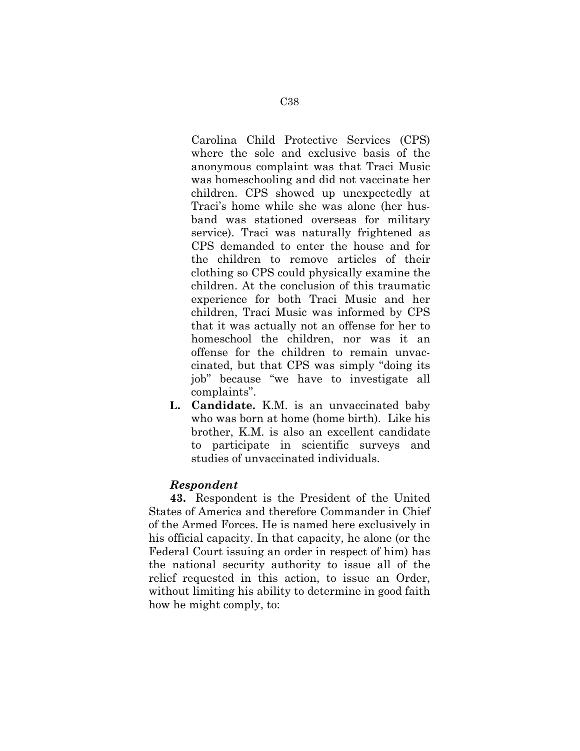Carolina Child Protective Services (CPS) where the sole and exclusive basis of the anonymous complaint was that Traci Music was homeschooling and did not vaccinate her children. CPS showed up unexpectedly at Traci's home while she was alone (her husband was stationed overseas for military service). Traci was naturally frightened as CPS demanded to enter the house and for the children to remove articles of their clothing so CPS could physically examine the children. At the conclusion of this traumatic experience for both Traci Music and her children, Traci Music was informed by CPS that it was actually not an offense for her to homeschool the children, nor was it an offense for the children to remain unvaccinated, but that CPS was simply "doing its job" because "we have to investigate all complaints".

**L. Candidate.** K.M. is an unvaccinated baby who was born at home (home birth). Like his brother, K.M. is also an excellent candidate to participate in scientific surveys and studies of unvaccinated individuals.

***Respondent***

**43.** Respondent is the President of the United States of America and therefore Commander in Chief of the Armed Forces. He is named here exclusively in his official capacity. In that capacity, he alone (or the Federal Court issuing an order in respect of him) has the national security authority to issue all of the relief requested in this action, to issue an Order, without limiting his ability to determine in good faith how he might comply, to: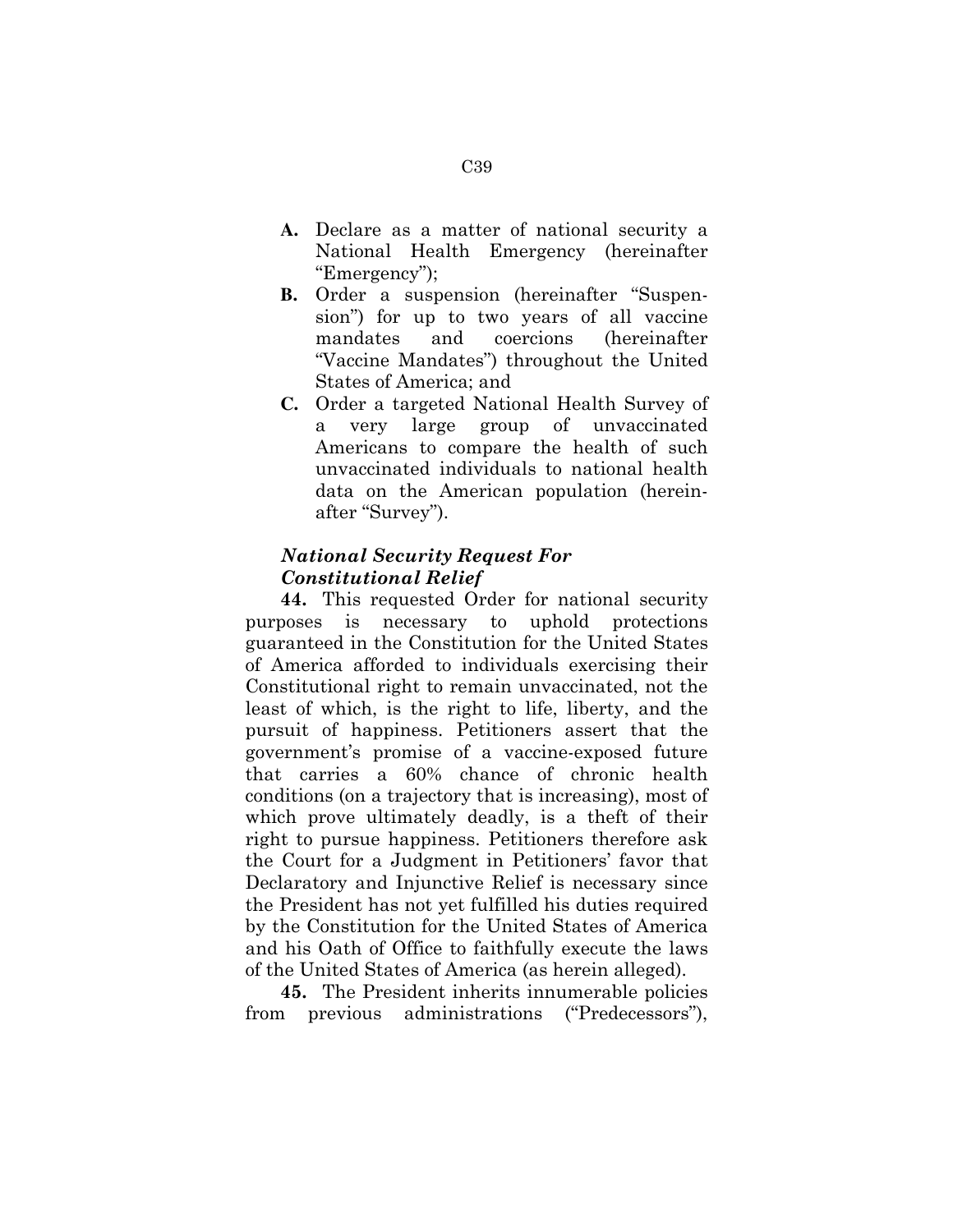- **A.** Declare as a matter of national security a National Health Emergency (hereinafter "Emergency");
- **B.** Order a suspension (hereinafter "Suspension") for up to two years of all vaccine mandates and coercions (hereinafter "Vaccine Mandates") throughout the United States of America; and
- **C.** Order a targeted National Health Survey of a very large group of unvaccinated Americans to compare the health of such unvaccinated individuals to national health data on the American population (hereinafter "Survey").

***National Security Request For Constitutional Relief***

**44.** This requested Order for national security purposes is necessary to uphold protections guaranteed in the Constitution for the United States of America afforded to individuals exercising their Constitutional right to remain unvaccinated, not the least of which, is the right to life, liberty, and the pursuit of happiness. Petitioners assert that the government's promise of a vaccine-exposed future that carries a 60% chance of chronic health conditions (on a trajectory that is increasing), most of which prove ultimately deadly, is a theft of their right to pursue happiness. Petitioners therefore ask the Court for a Judgment in Petitioners' favor that Declaratory and Injunctive Relief is necessary since the President has not yet fulfilled his duties required by the Constitution for the United States of America and his Oath of Office to faithfully execute the laws of the United States of America (as herein alleged).

**45.** The President inherits innumerable policies from previous administrations ("Predecessors"),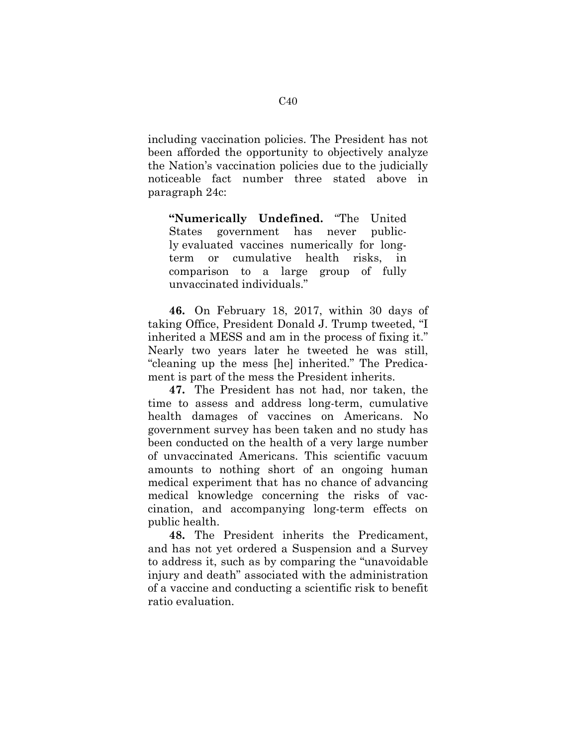including vaccination policies. The President has not been afforded the opportunity to objectively analyze the Nation's vaccination policies due to the judicially noticeable fact number three stated above in paragraph 24c:

> **"Numerically Undefined.** "The United States government has never publicly evaluated vaccines numerically for long-term or cumulative health risks, in comparison to a large group of fully unvaccinated individuals."

**46.** On February 18, 2017, within 30 days of taking Office, President Donald J. Trump tweeted, "I inherited a MESS and am in the process of fixing it." Nearly two years later he tweeted he was still, "cleaning up the mess [he] inherited." The Predicament is part of the mess the President inherits.

**47.** The President has not had, nor taken, the time to assess and address long-term, cumulative health damages of vaccines on Americans. No government survey has been taken and no study has been conducted on the health of a very large number of unvaccinated Americans. This scientific vacuum amounts to nothing short of an ongoing human medical experiment that has no chance of advancing medical knowledge concerning the risks of vaccination, and accompanying long-term effects on public health.

**48.** The President inherits the Predicament, and has not yet ordered a Suspension and a Survey to address it, such as by comparing the "unavoidable injury and death" associated with the administration of a vaccine and conducting a scientific risk to benefit ratio evaluation.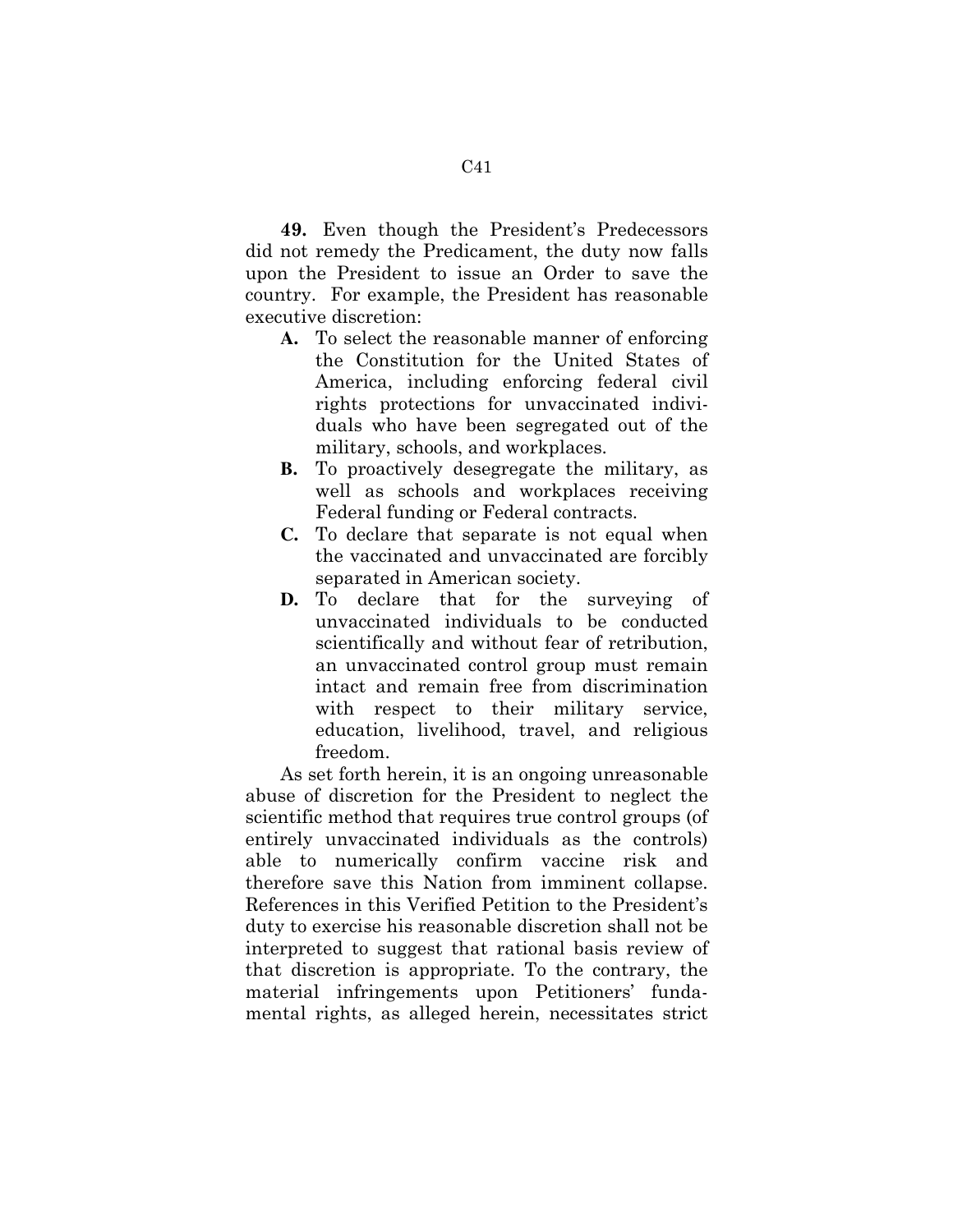**49.** Even though the President's Predecessors did not remedy the Predicament, the duty now falls upon the President to issue an Order to save the country. For example, the President has reasonable executive discretion:

- **A.** To select the reasonable manner of enforcing the Constitution for the United States of America, including enforcing federal civil rights protections for unvaccinated individuals who have been segregated out of the military, schools, and workplaces.
- **B.** To proactively desegregate the military, as well as schools and workplaces receiving Federal funding or Federal contracts.
- **C.** To declare that separate is not equal when the vaccinated and unvaccinated are forcibly separated in American society.
- **D.** To declare that for the surveying of unvaccinated individuals to be conducted scientifically and without fear of retribution, an unvaccinated control group must remain intact and remain free from discrimination with respect to their military service, education, livelihood, travel, and religious freedom.

As set forth herein, it is an ongoing unreasonable abuse of discretion for the President to neglect the scientific method that requires true control groups (of entirely unvaccinated individuals as the controls) able to numerically confirm vaccine risk and therefore save this Nation from imminent collapse. References in this Verified Petition to the President's duty to exercise his reasonable discretion shall not be interpreted to suggest that rational basis review of that discretion is appropriate. To the contrary, the material infringements upon Petitioners' fundamental rights, as alleged herein, necessitates strict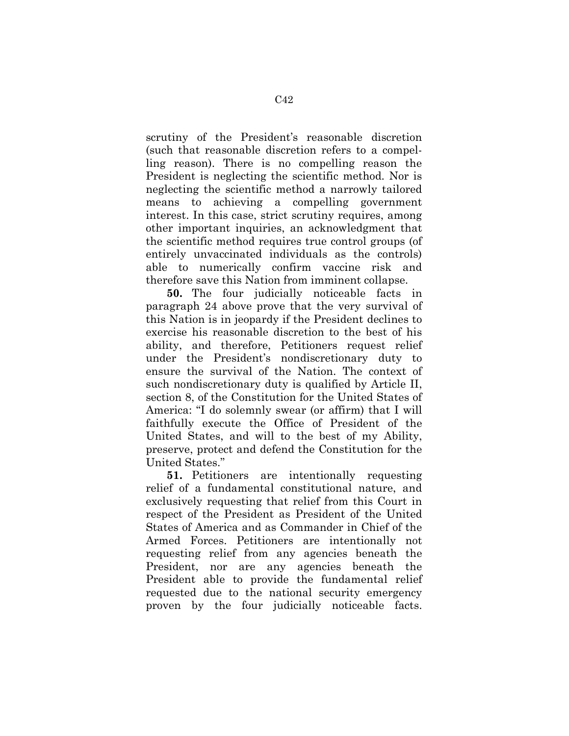scrutiny of the President's reasonable discretion (such that reasonable discretion refers to a compelling reason). There is no compelling reason the President is neglecting the scientific method. Nor is neglecting the scientific method a narrowly tailored means to achieving a compelling government interest. In this case, strict scrutiny requires, among other important inquiries, an acknowledgment that the scientific method requires true control groups (of entirely unvaccinated individuals as the controls) able to numerically confirm vaccine risk and therefore save this Nation from imminent collapse.

**50.** The four judicially noticeable facts in paragraph 24 above prove that the very survival of this Nation is in jeopardy if the President declines to exercise his reasonable discretion to the best of his ability, and therefore, Petitioners request relief under the President's nondiscretionary duty to ensure the survival of the Nation. The context of such nondiscretionary duty is qualified by Article II, section 8, of the Constitution for the United States of America: "I do solemnly swear (or affirm) that I will faithfully execute the Office of President of the United States, and will to the best of my Ability, preserve, protect and defend the Constitution for the United States."

**51.** Petitioners are intentionally requesting relief of a fundamental constitutional nature, and exclusively requesting that relief from this Court in respect of the President as President of the United States of America and as Commander in Chief of the Armed Forces. Petitioners are intentionally not requesting relief from any agencies beneath the President, nor are any agencies beneath the President able to provide the fundamental relief requested due to the national security emergency proven by the four judicially noticeable facts.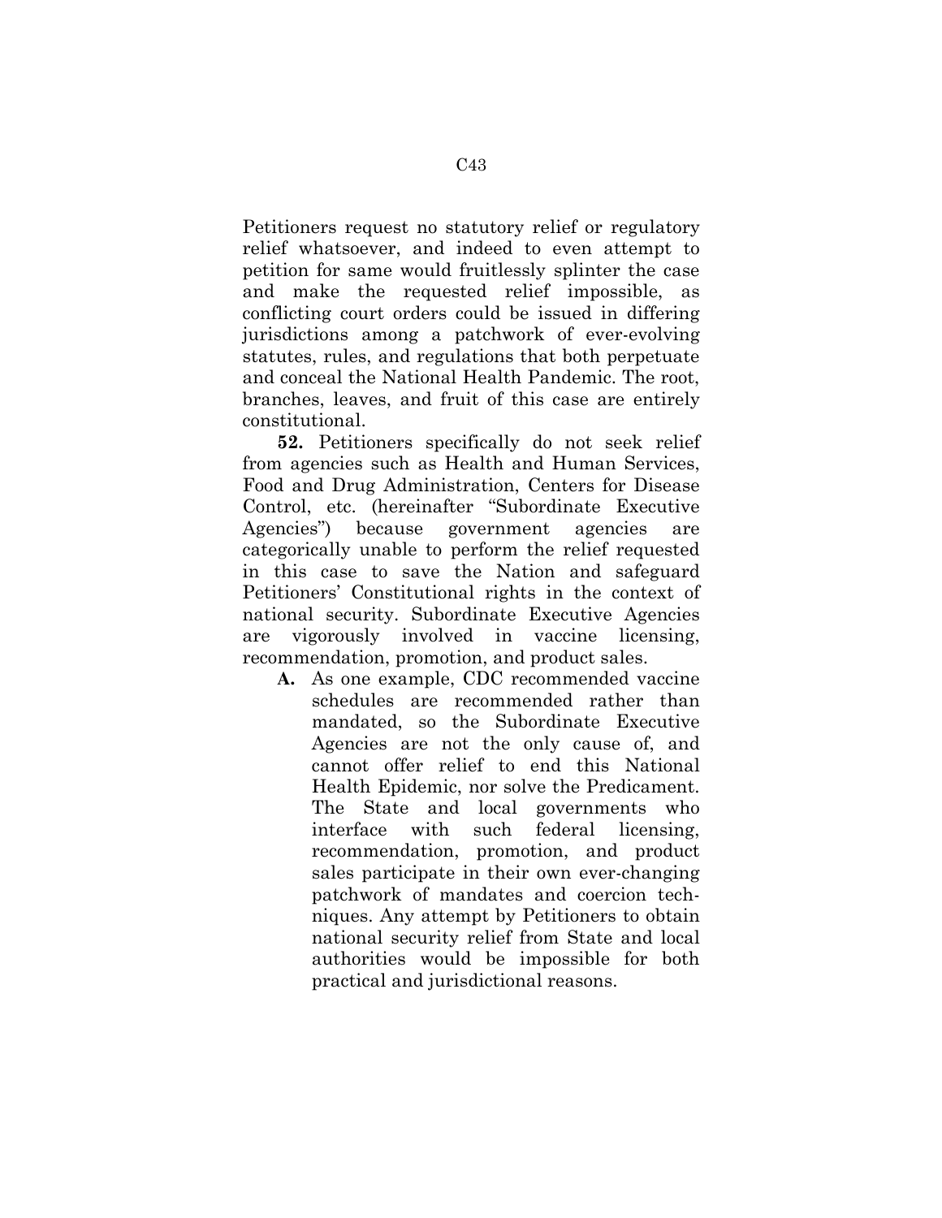Petitioners request no statutory relief or regulatory relief whatsoever, and indeed to even attempt to petition for same would fruitlessly splinter the case and make the requested relief impossible, as conflicting court orders could be issued in differing jurisdictions among a patchwork of ever-evolving statutes, rules, and regulations that both perpetuate and conceal the National Health Pandemic. The root, branches, leaves, and fruit of this case are entirely constitutional.

**52.** Petitioners specifically do not seek relief from agencies such as Health and Human Services, Food and Drug Administration, Centers for Disease Control, etc. (hereinafter "Subordinate Executive Agencies") because government agencies are categorically unable to perform the relief requested in this case to save the Nation and safeguard Petitioners' Constitutional rights in the context of national security. Subordinate Executive Agencies are vigorously involved in vaccine licensing, recommendation, promotion, and product sales.

**A.** As one example, CDC recommended vaccine schedules are recommended rather than mandated, so the Subordinate Executive Agencies are not the only cause of, and cannot offer relief to end this National Health Epidemic, nor solve the Predicament. The State and local governments who interface with such federal licensing, recommendation, promotion, and product sales participate in their own ever-changing patchwork of mandates and coercion techniques. Any attempt by Petitioners to obtain national security relief from State and local authorities would be impossible for both practical and jurisdictional reasons.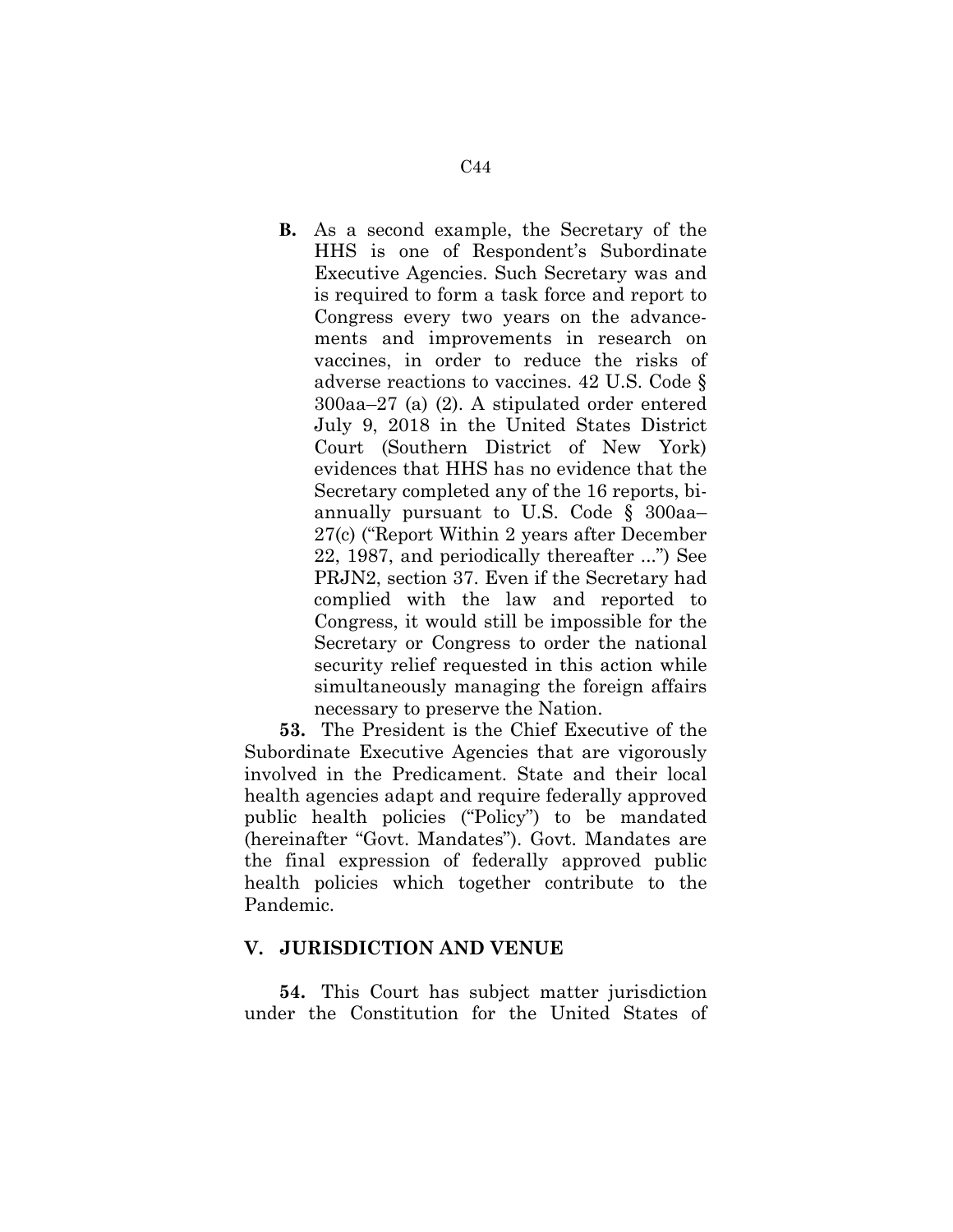**B.** As a second example, the Secretary of the HHS is one of Respondent's Subordinate Executive Agencies. Such Secretary was and is required to form a task force and report to Congress every two years on the advancements and improvements in research on vaccines, in order to reduce the risks of adverse reactions to vaccines. 42 U.S. Code § 300aa–27 (a) (2). A stipulated order entered July 9, 2018 in the United States District Court (Southern District of New York) evidences that HHS has no evidence that the Secretary completed any of the 16 reports, bi-annually pursuant to U.S. Code § 300aa–27(c) ("Report Within 2 years after December 22, 1987, and periodically thereafter ...") See PRJN2, section 37. Even if the Secretary had complied with the law and reported to Congress, it would still be impossible for the Secretary or Congress to order the national security relief requested in this action while simultaneously managing the foreign affairs necessary to preserve the Nation.

**53.** The President is the Chief Executive of the Subordinate Executive Agencies that are vigorously involved in the Predicament. State and their local health agencies adapt and require federally approved public health policies ("Policy") to be mandated (hereinafter "Govt. Mandates"). Govt. Mandates are the final expression of federally approved public health policies which together contribute to the Pandemic.

## V. JURISDICTION AND VENUE

**54.** This Court has subject matter jurisdiction under the Constitution for the United States of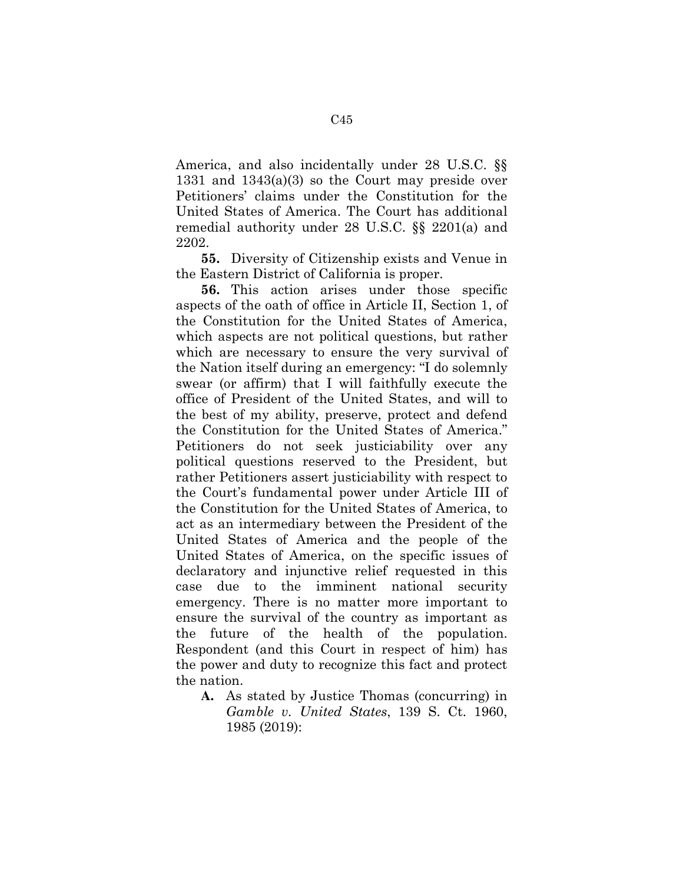America, and also incidentally under 28 U.S.C. §§ 1331 and 1343(a)(3) so the Court may preside over Petitioners' claims under the Constitution for the United States of America. The Court has additional remedial authority under 28 U.S.C. §§ 2201(a) and 2202.

**55.** Diversity of Citizenship exists and Venue in the Eastern District of California is proper.

**56.** This action arises under those specific aspects of the oath of office in Article II, Section 1, of the Constitution for the United States of America, which aspects are not political questions, but rather which are necessary to ensure the very survival of the Nation itself during an emergency: "I do solemnly swear (or affirm) that I will faithfully execute the office of President of the United States, and will to the best of my ability, preserve, protect and defend the Constitution for the United States of America." Petitioners do not seek justiciability over any political questions reserved to the President, but rather Petitioners assert justiciability with respect to the Court's fundamental power under Article III of the Constitution for the United States of America, to act as an intermediary between the President of the United States of America and the people of the United States of America, on the specific issues of declaratory and injunctive relief requested in this case due to the imminent national security emergency. There is no matter more important to ensure the survival of the country as important as the future of the health of the population. Respondent (and this Court in respect of him) has the power and duty to recognize this fact and protect the nation.

- **A.** As stated by Justice Thomas (concurring) in *Gamble v. United States*, 139 S. Ct. 1960, 1985 (2019):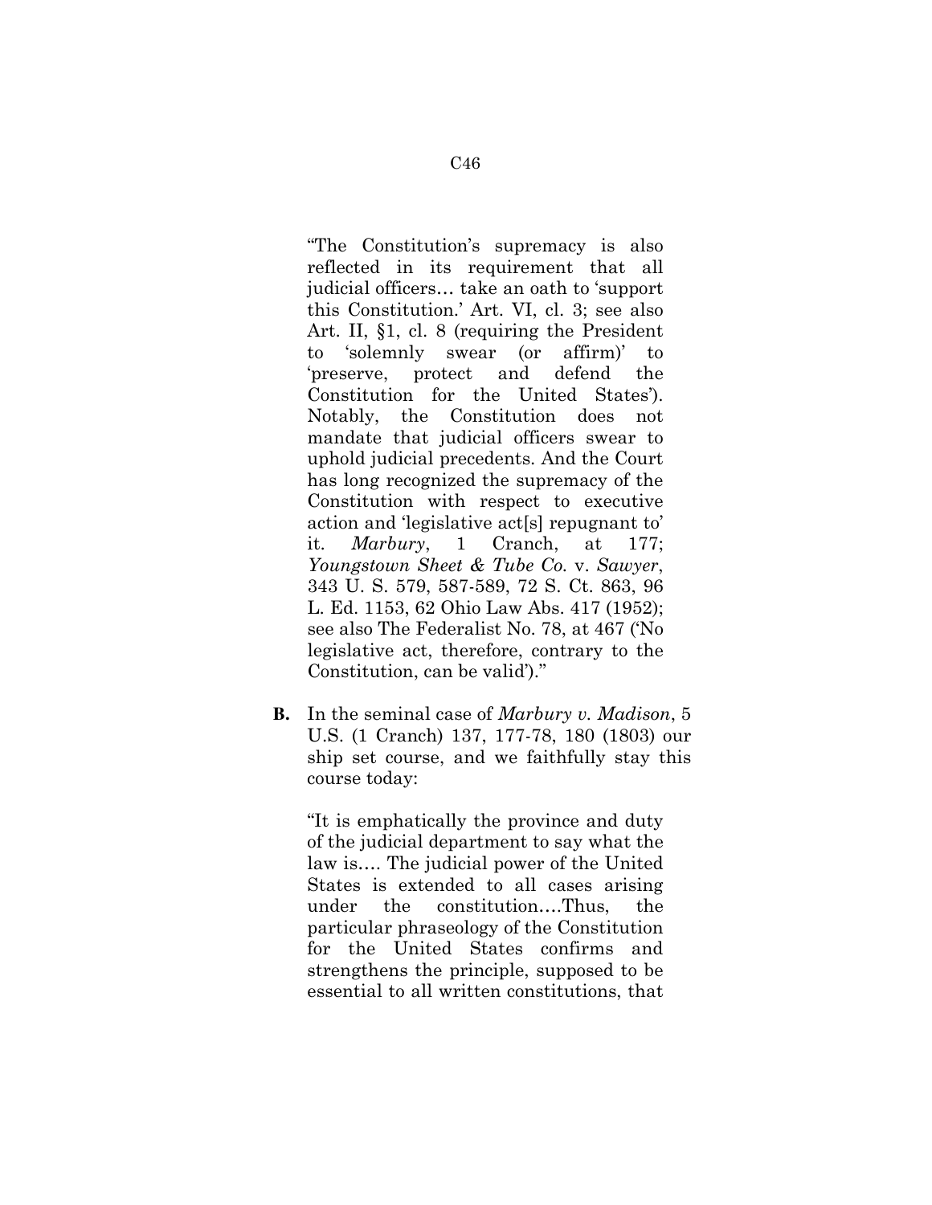"The Constitution's supremacy is also reflected in its requirement that all judicial officers… take an oath to 'support this Constitution.' Art. VI, cl. 3; see also Art. II, §1, cl. 8 (requiring the President to 'solemnly swear (or affirm)' to 'preserve, protect and defend the Constitution for the United States'). Notably, the Constitution does not mandate that judicial officers swear to uphold judicial precedents. And the Court has long recognized the supremacy of the Constitution with respect to executive action and 'legislative act[s] repugnant to' it. *Marbury*, 1 Cranch, at 177; *Youngstown Sheet & Tube Co.* v. *Sawyer*, 343 U. S. 579, 587-589, 72 S. Ct. 863, 96 L. Ed. 1153, 62 Ohio Law Abs. 417 (1952); see also The Federalist No. 78, at 467 ('No legislative act, therefore, contrary to the Constitution, can be valid')."

**B.** In the seminal case of *Marbury v. Madison*, 5 U.S. (1 Cranch) 137, 177-78, 180 (1803) our ship set course, and we faithfully stay this course today:

"It is emphatically the province and duty of the judicial department to say what the law is…. The judicial power of the United States is extended to all cases arising under the constitution….Thus, the particular phraseology of the Constitution for the United States confirms and strengthens the principle, supposed to be essential to all written constitutions, that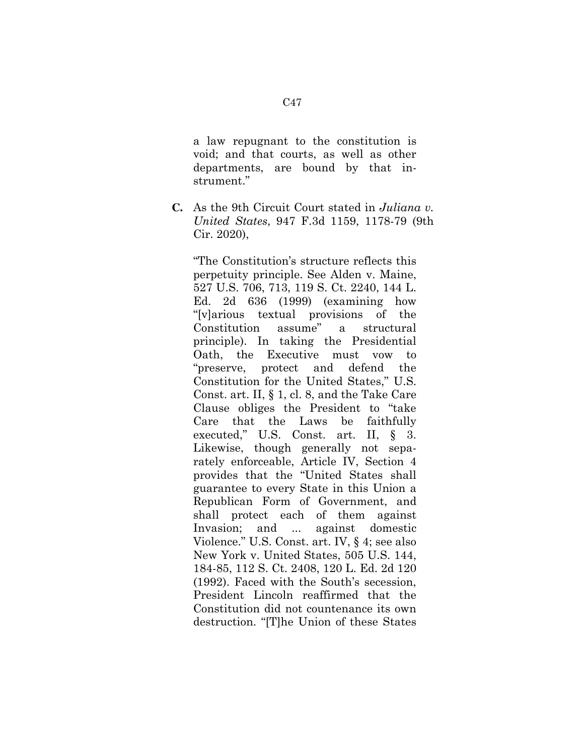a law repugnant to the constitution is void; and that courts, as well as other departments, are bound by that instrument."

**C.** As the 9th Circuit Court stated in *Juliana v. United States*, 947 F.3d 1159, 1178-79 (9th Cir. 2020),

"The Constitution's structure reflects this perpetuity principle. See Alden v. Maine, 527 U.S. 706, 713, 119 S. Ct. 2240, 144 L. Ed. 2d 636 (1999) (examining how "[v]arious textual provisions of the Constitution assume" a structural principle). In taking the Presidential Oath, the Executive must vow to "preserve, protect and defend the Constitution for the United States," U.S. Const. art. II, § 1, cl. 8, and the Take Care Clause obliges the President to "take Care that the Laws be faithfully executed," U.S. Const. art. II, § 3. Likewise, though generally not separately enforceable, Article IV, Section 4 provides that the "United States shall guarantee to every State in this Union a Republican Form of Government, and shall protect each of them against Invasion; and ... against domestic Violence." U.S. Const. art. IV, § 4; see also New York v. United States, 505 U.S. 144, 184-85, 112 S. Ct. 2408, 120 L. Ed. 2d 120 (1992). Faced with the South's secession, President Lincoln reaffirmed that the Constitution did not countenance its own destruction. "[T]he Union of these States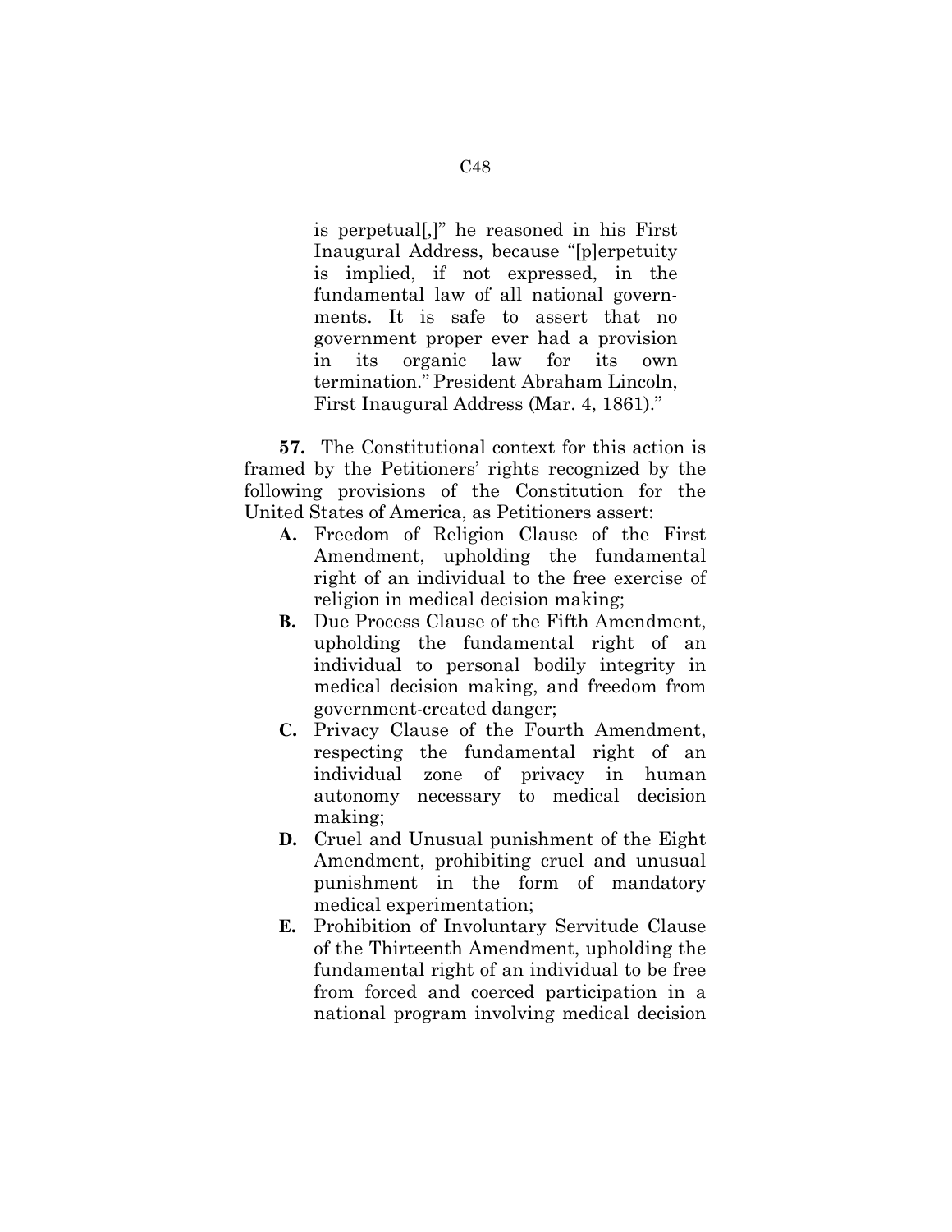> is perpetual[,]" he reasoned in his First Inaugural Address, because "[p]erpetuity is implied, if not expressed, in the fundamental law of all national governments. It is safe to assert that no government proper ever had a provision in its organic law for its own termination." President Abraham Lincoln, First Inaugural Address (Mar. 4, 1861)."

**57.** The Constitutional context for this action is framed by the Petitioners' rights recognized by the following provisions of the Constitution for the United States of America, as Petitioners assert:

- **A.** Freedom of Religion Clause of the First Amendment, upholding the fundamental right of an individual to the free exercise of religion in medical decision making;
- **B.** Due Process Clause of the Fifth Amendment, upholding the fundamental right of an individual to personal bodily integrity in medical decision making, and freedom from government-created danger;
- **C.** Privacy Clause of the Fourth Amendment, respecting the fundamental right of an individual zone of privacy in human autonomy necessary to medical decision making;
- **D.** Cruel and Unusual punishment of the Eight Amendment, prohibiting cruel and unusual punishment in the form of mandatory medical experimentation;
- **E.** Prohibition of Involuntary Servitude Clause of the Thirteenth Amendment, upholding the fundamental right of an individual to be free from forced and coerced participation in a national program involving medical decision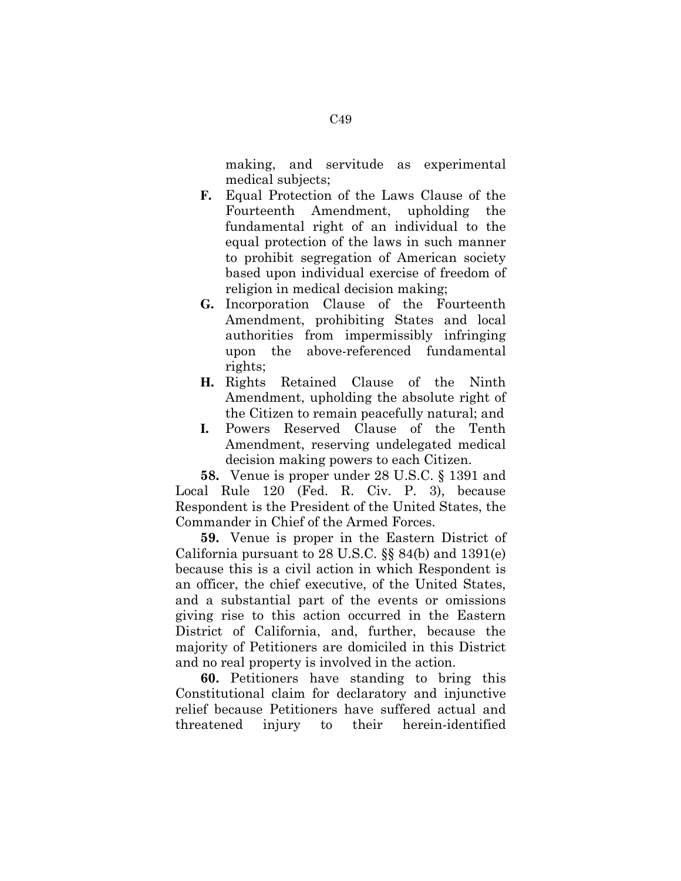making, and servitude as experimental medical subjects;

**F.** Equal Protection of the Laws Clause of the Fourteenth Amendment, upholding the fundamental right of an individual to the equal protection of the laws in such manner to prohibit segregation of American society based upon individual exercise of freedom of religion in medical decision making;

**G.** Incorporation Clause of the Fourteenth Amendment, prohibiting States and local authorities from impermissibly infringing upon the above-referenced fundamental rights;

**H.** Rights Retained Clause of the Ninth Amendment, upholding the absolute right of the Citizen to remain peacefully natural; and

**I.** Powers Reserved Clause of the Tenth Amendment, reserving undelegated medical decision making powers to each Citizen.

**58.** Venue is proper under 28 U.S.C. § 1391 and Local Rule 120 (Fed. R. Civ. P. 3), because Respondent is the President of the United States, the Commander in Chief of the Armed Forces.

**59.** Venue is proper in the Eastern District of California pursuant to 28 U.S.C. §§ 84(b) and 1391(e) because this is a civil action in which Respondent is an officer, the chief executive, of the United States, and a substantial part of the events or omissions giving rise to this action occurred in the Eastern District of California, and, further, because the majority of Petitioners are domiciled in this District and no real property is involved in the action.

**60.** Petitioners have standing to bring this Constitutional claim for declaratory and injunctive relief because Petitioners have suffered actual and threatened injury to their herein-identified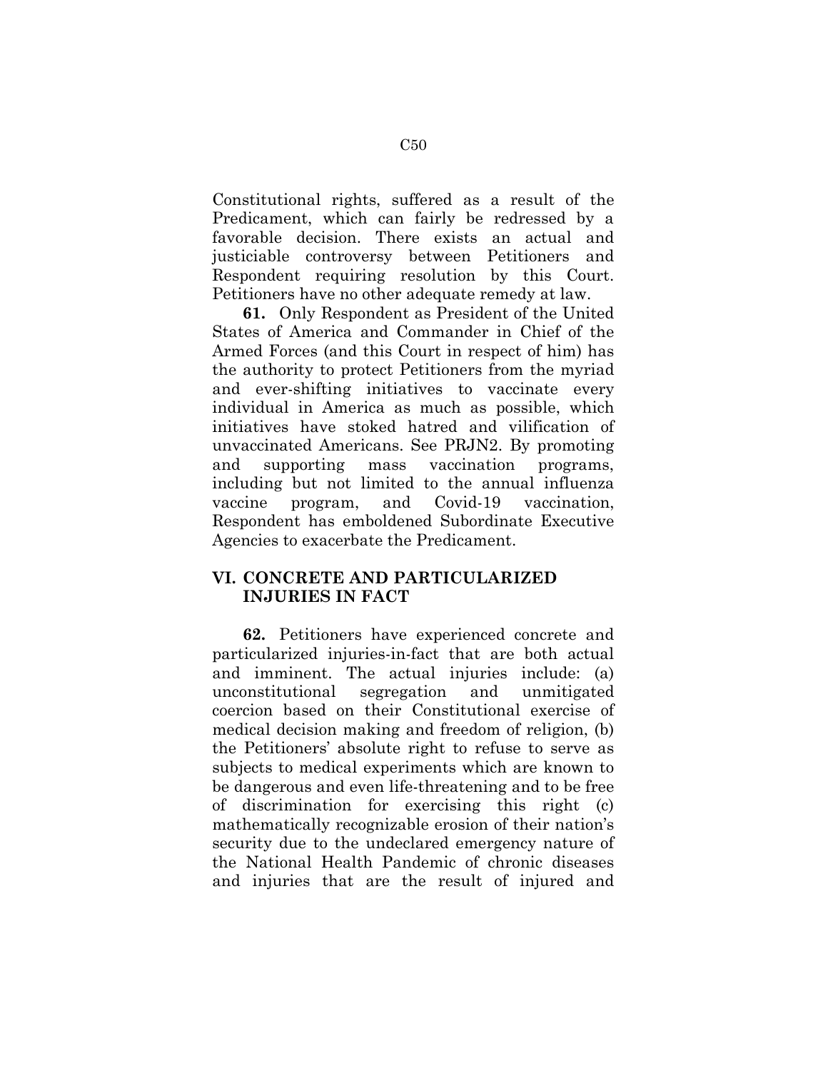Constitutional rights, suffered as a result of the Predicament, which can fairly be redressed by a favorable decision. There exists an actual and justiciable controversy between Petitioners and Respondent requiring resolution by this Court. Petitioners have no other adequate remedy at law.

**61.** Only Respondent as President of the United States of America and Commander in Chief of the Armed Forces (and this Court in respect of him) has the authority to protect Petitioners from the myriad and ever-shifting initiatives to vaccinate every individual in America as much as possible, which initiatives have stoked hatred and vilification of unvaccinated Americans. See PRJN2. By promoting and supporting mass vaccination programs, including but not limited to the annual influenza vaccine program, and Covid-19 vaccination, Respondent has emboldened Subordinate Executive Agencies to exacerbate the Predicament.

## VI. CONCRETE AND PARTICULARIZED INJURIES IN FACT

**62.** Petitioners have experienced concrete and particularized injuries-in-fact that are both actual and imminent. The actual injuries include: (a) unconstitutional segregation and unmitigated coercion based on their Constitutional exercise of medical decision making and freedom of religion, (b) the Petitioners' absolute right to refuse to serve as subjects to medical experiments which are known to be dangerous and even life-threatening and to be free of discrimination for exercising this right (c) mathematically recognizable erosion of their nation's security due to the undeclared emergency nature of the National Health Pandemic of chronic diseases and injuries that are the result of injured and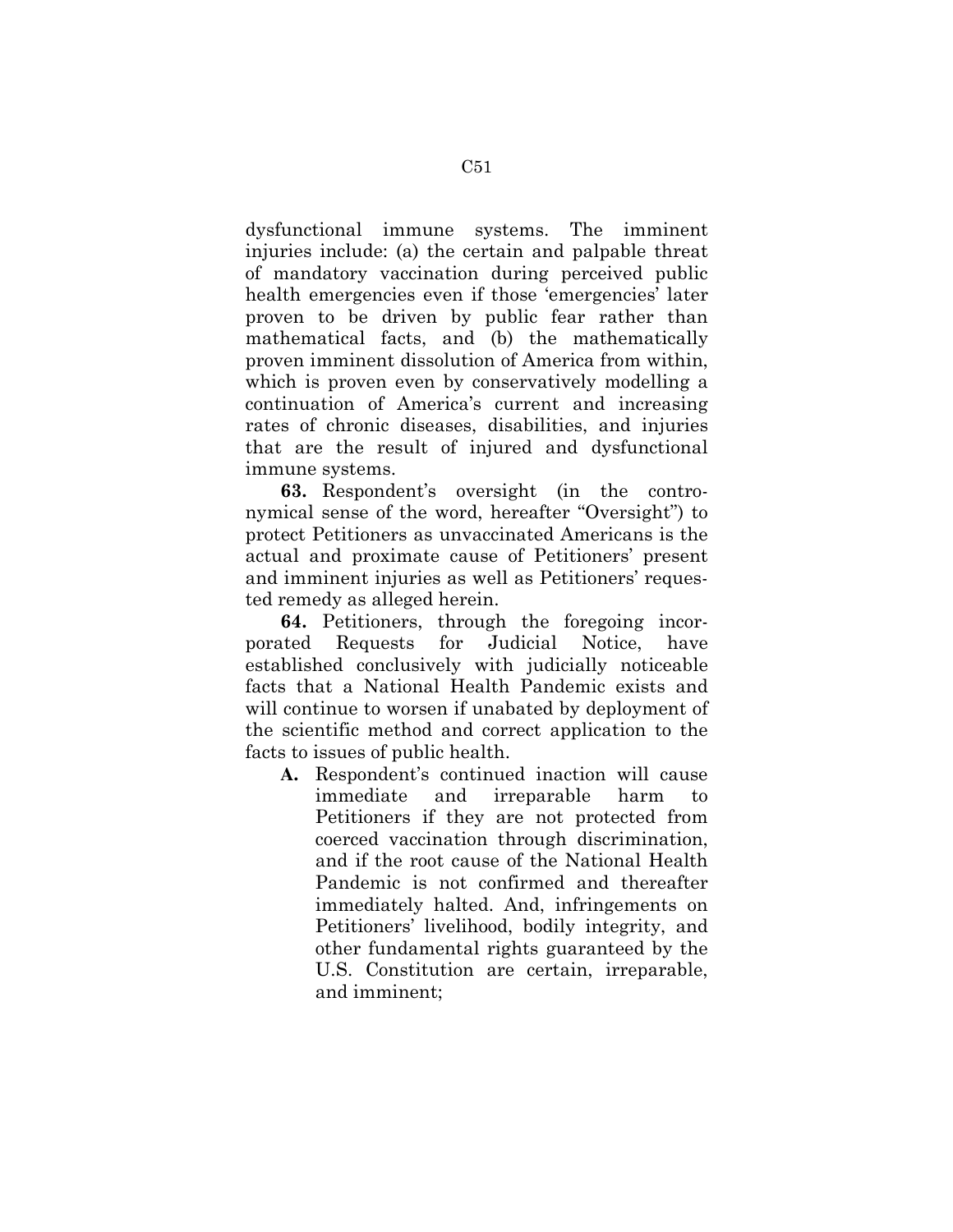dysfunctional immune systems. The imminent injuries include: (a) the certain and palpable threat of mandatory vaccination during perceived public health emergencies even if those 'emergencies' later proven to be driven by public fear rather than mathematical facts, and (b) the mathematically proven imminent dissolution of America from within, which is proven even by conservatively modelling a continuation of America's current and increasing rates of chronic diseases, disabilities, and injuries that are the result of injured and dysfunctional immune systems.

**63.** Respondent's oversight (in the contronymical sense of the word, hereafter "Oversight") to protect Petitioners as unvaccinated Americans is the actual and proximate cause of Petitioners' present and imminent injuries as well as Petitioners' requested remedy as alleged herein.

**64.** Petitioners, through the foregoing incorporated Requests for Judicial Notice, have established conclusively with judicially noticeable facts that a National Health Pandemic exists and will continue to worsen if unabated by deployment of the scientific method and correct application to the facts to issues of public health.

**A.** Respondent's continued inaction will cause immediate and irreparable harm to Petitioners if they are not protected from coerced vaccination through discrimination, and if the root cause of the National Health Pandemic is not confirmed and thereafter immediately halted. And, infringements on Petitioners' livelihood, bodily integrity, and other fundamental rights guaranteed by the U.S. Constitution are certain, irreparable, and imminent;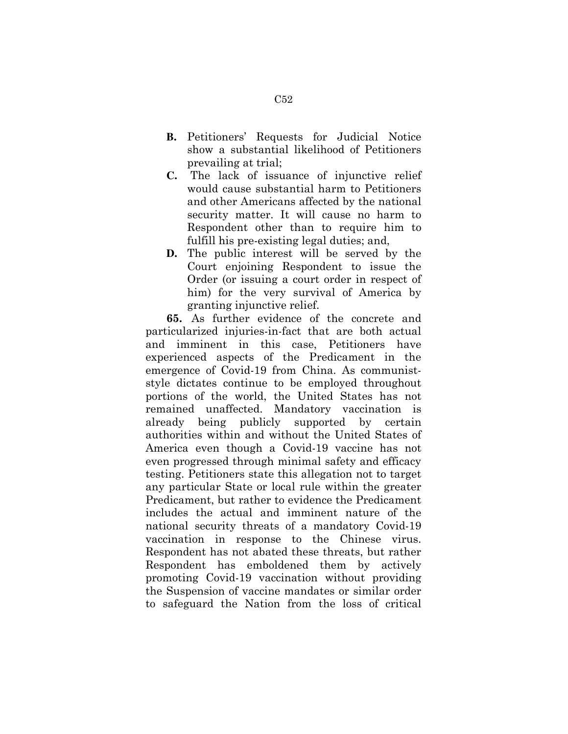- **B.** Petitioners' Requests for Judicial Notice show a substantial likelihood of Petitioners prevailing at trial;
- **C.** The lack of issuance of injunctive relief would cause substantial harm to Petitioners and other Americans affected by the national security matter. It will cause no harm to Respondent other than to require him to fulfill his pre-existing legal duties; and,
- **D.** The public interest will be served by the Court enjoining Respondent to issue the Order (or issuing a court order in respect of him) for the very survival of America by granting injunctive relief.

**65.** As further evidence of the concrete and particularized injuries-in-fact that are both actual and imminent in this case, Petitioners have experienced aspects of the Predicament in the emergence of Covid-19 from China. As communist-style dictates continue to be employed throughout portions of the world, the United States has not remained unaffected. Mandatory vaccination is already being publicly supported by certain authorities within and without the United States of America even though a Covid-19 vaccine has not even progressed through minimal safety and efficacy testing. Petitioners state this allegation not to target any particular State or local rule within the greater Predicament, but rather to evidence the Predicament includes the actual and imminent nature of the national security threats of a mandatory Covid-19 vaccination in response to the Chinese virus. Respondent has not abated these threats, but rather Respondent has emboldened them by actively promoting Covid-19 vaccination without providing the Suspension of vaccine mandates or similar order to safeguard the Nation from the loss of critical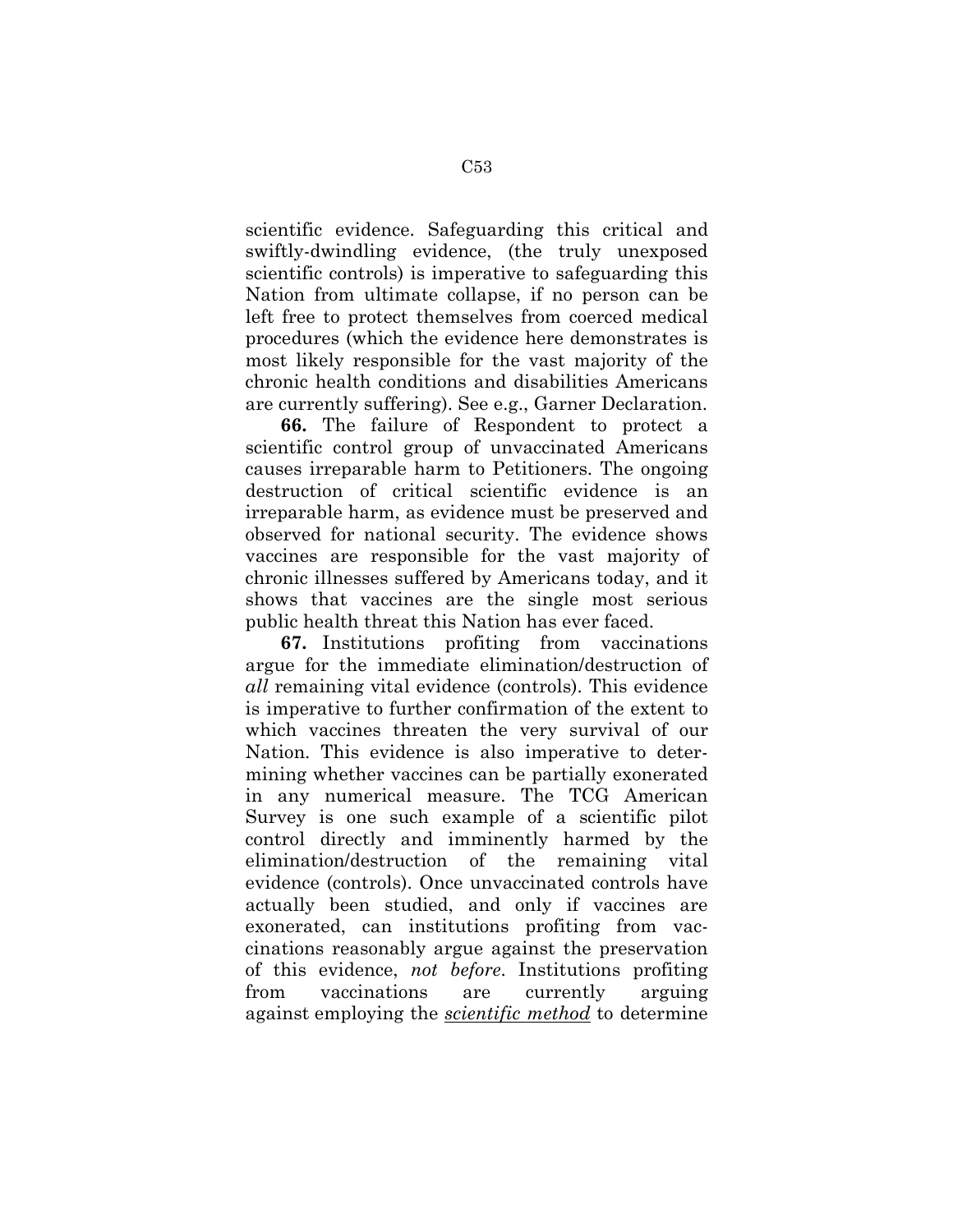scientific evidence. Safeguarding this critical and swiftly-dwindling evidence, (the truly unexposed scientific controls) is imperative to safeguarding this Nation from ultimate collapse, if no person can be left free to protect themselves from coerced medical procedures (which the evidence here demonstrates is most likely responsible for the vast majority of the chronic health conditions and disabilities Americans are currently suffering). See e.g., Garner Declaration.

**66.** The failure of Respondent to protect a scientific control group of unvaccinated Americans causes irreparable harm to Petitioners. The ongoing destruction of critical scientific evidence is an irreparable harm, as evidence must be preserved and observed for national security. The evidence shows vaccines are responsible for the vast majority of chronic illnesses suffered by Americans today, and it shows that vaccines are the single most serious public health threat this Nation has ever faced.

**67.** Institutions profiting from vaccinations argue for the immediate elimination/destruction of *all* remaining vital evidence (controls). This evidence is imperative to further confirmation of the extent to which vaccines threaten the very survival of our Nation. This evidence is also imperative to determining whether vaccines can be partially exonerated in any numerical measure. The TCG American Survey is one such example of a scientific pilot control directly and imminently harmed by the elimination/destruction of the remaining vital evidence (controls). Once unvaccinated controls have actually been studied, and only if vaccines are exonerated, can institutions profiting from vaccinations reasonably argue against the preservation of this evidence, *not before*. Institutions profiting from vaccinations are currently arguing against employing the ***scientific method*** to determine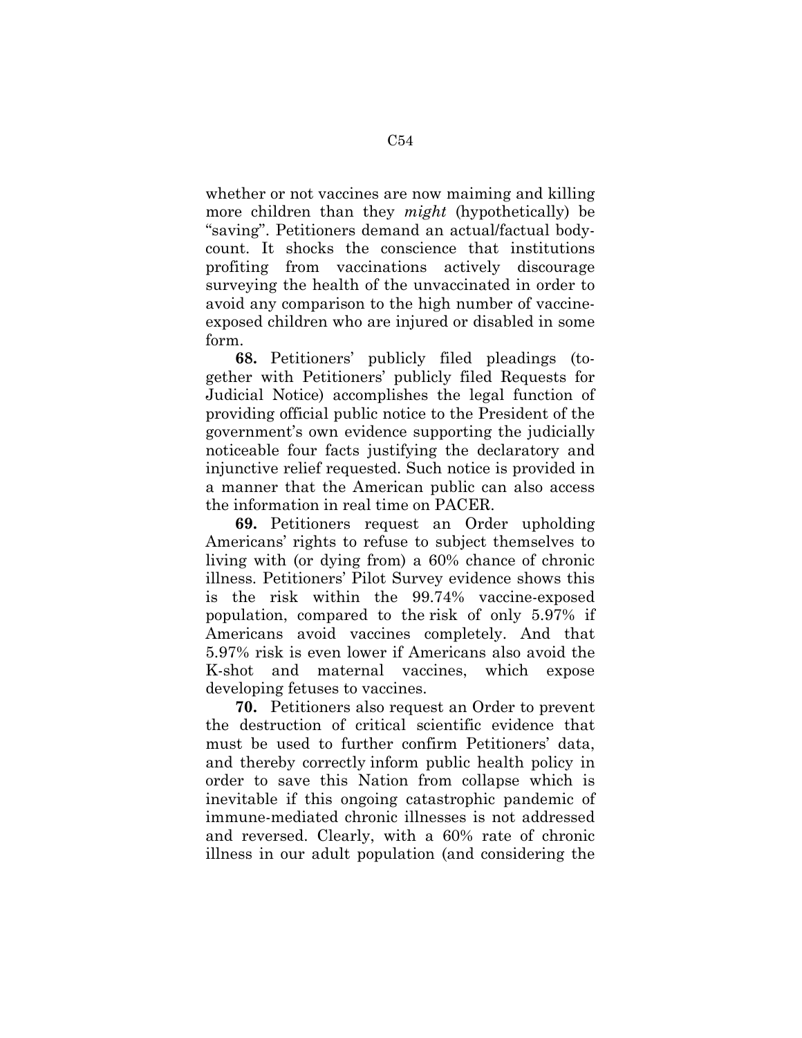whether or not vaccines are now maiming and killing more children than they *might* (hypothetically) be "saving". Petitioners demand an actual/factual body-count. It shocks the conscience that institutions profiting from vaccinations actively discourage surveying the health of the unvaccinated in order to avoid any comparison to the high number of vaccine-exposed children who are injured or disabled in some form.

**68.** Petitioners' publicly filed pleadings (together with Petitioners' publicly filed Requests for Judicial Notice) accomplishes the legal function of providing official public notice to the President of the government's own evidence supporting the judicially noticeable four facts justifying the declaratory and injunctive relief requested. Such notice is provided in a manner that the American public can also access the information in real time on PACER.

**69.** Petitioners request an Order upholding Americans' rights to refuse to subject themselves to living with (or dying from) a 60% chance of chronic illness. Petitioners' Pilot Survey evidence shows this is the risk within the 99.74% vaccine-exposed population, compared to the risk of only 5.97% if Americans avoid vaccines completely. And that 5.97% risk is even lower if Americans also avoid the K-shot and maternal vaccines, which expose developing fetuses to vaccines.

**70.** Petitioners also request an Order to prevent the destruction of critical scientific evidence that must be used to further confirm Petitioners' data, and thereby correctly inform public health policy in order to save this Nation from collapse which is inevitable if this ongoing catastrophic pandemic of immune-mediated chronic illnesses is not addressed and reversed. Clearly, with a 60% rate of chronic illness in our adult population (and considering the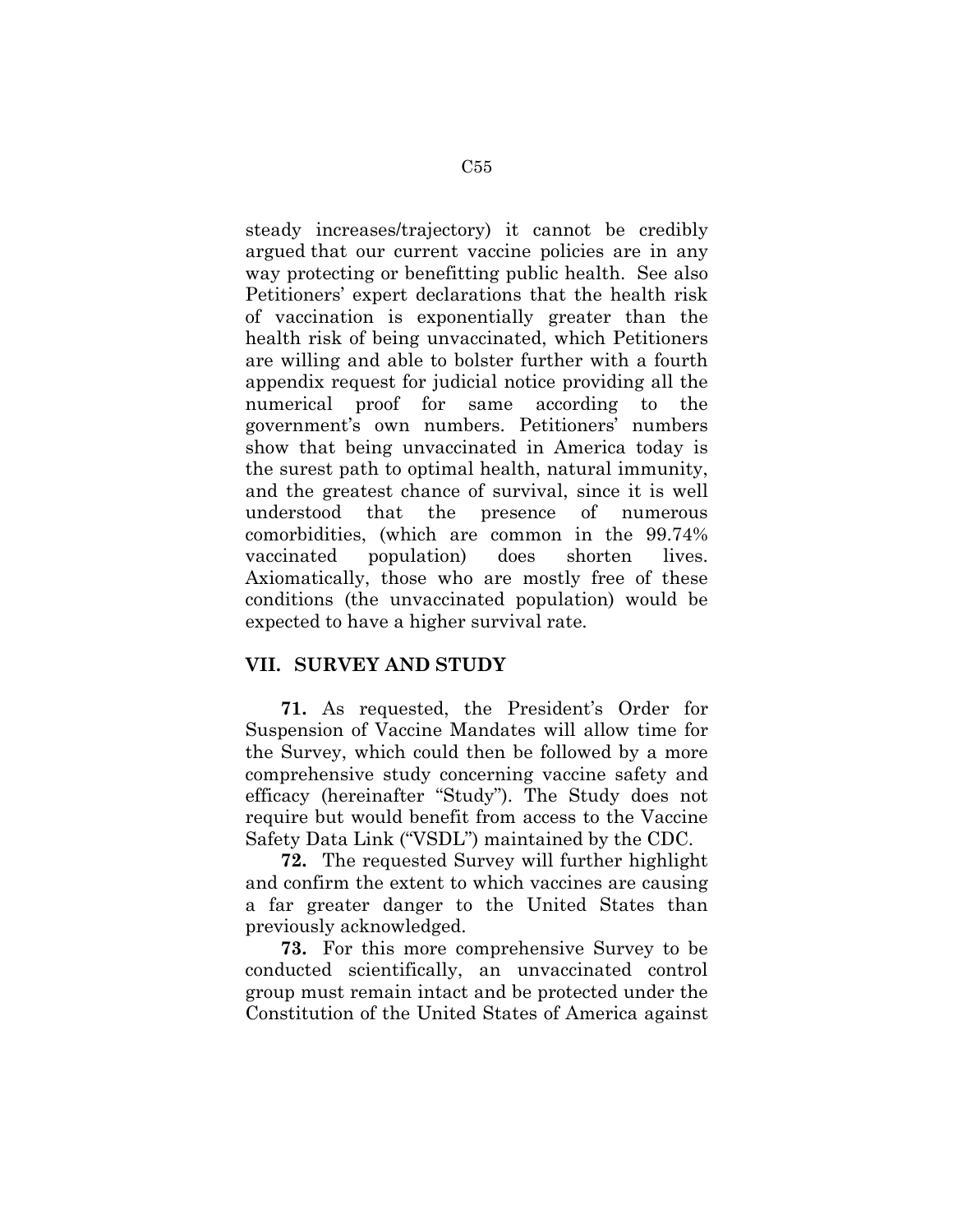steady increases/trajectory) it cannot be credibly argued that our current vaccine policies are in any way protecting or benefitting public health. See also Petitioners' expert declarations that the health risk of vaccination is exponentially greater than the health risk of being unvaccinated, which Petitioners are willing and able to bolster further with a fourth appendix request for judicial notice providing all the numerical proof for same according to the government's own numbers. Petitioners' numbers show that being unvaccinated in America today is the surest path to optimal health, natural immunity, and the greatest chance of survival, since it is well understood that the presence of numerous comorbidities, (which are common in the 99.74% vaccinated population) does shorten lives. Axiomatically, those who are mostly free of these conditions (the unvaccinated population) would be expected to have a higher survival rate.

## VII. SURVEY AND STUDY

**71.** As requested, the President's Order for Suspension of Vaccine Mandates will allow time for the Survey, which could then be followed by a more comprehensive study concerning vaccine safety and efficacy (hereinafter "Study"). The Study does not require but would benefit from access to the Vaccine Safety Data Link ("VSDL") maintained by the CDC.

**72.** The requested Survey will further highlight and confirm the extent to which vaccines are causing a far greater danger to the United States than previously acknowledged.

**73.** For this more comprehensive Survey to be conducted scientifically, an unvaccinated control group must remain intact and be protected under the Constitution of the United States of America against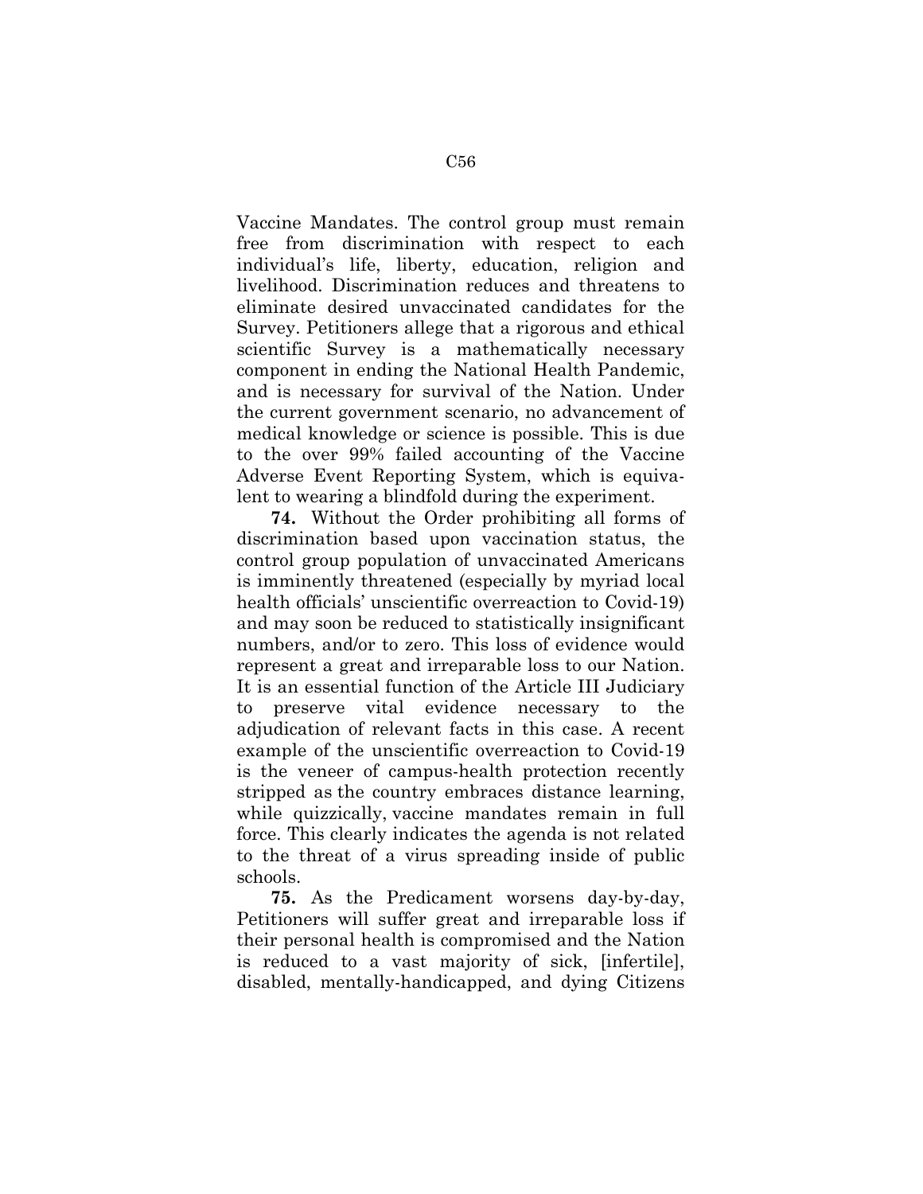Vaccine Mandates. The control group must remain free from discrimination with respect to each individual's life, liberty, education, religion and livelihood. Discrimination reduces and threatens to eliminate desired unvaccinated candidates for the Survey. Petitioners allege that a rigorous and ethical scientific Survey is a mathematically necessary component in ending the National Health Pandemic, and is necessary for survival of the Nation. Under the current government scenario, no advancement of medical knowledge or science is possible. This is due to the over 99% failed accounting of the Vaccine Adverse Event Reporting System, which is equivalent to wearing a blindfold during the experiment.

**74.** Without the Order prohibiting all forms of discrimination based upon vaccination status, the control group population of unvaccinated Americans is imminently threatened (especially by myriad local health officials' unscientific overreaction to Covid-19) and may soon be reduced to statistically insignificant numbers, and/or to zero. This loss of evidence would represent a great and irreparable loss to our Nation. It is an essential function of the Article III Judiciary to preserve vital evidence necessary to the adjudication of relevant facts in this case. A recent example of the unscientific overreaction to Covid-19 is the veneer of campus-health protection recently stripped as the country embraces distance learning, while quizzically, vaccine mandates remain in full force. This clearly indicates the agenda is not related to the threat of a virus spreading inside of public schools.

**75.** As the Predicament worsens day-by-day, Petitioners will suffer great and irreparable loss if their personal health is compromised and the Nation is reduced to a vast majority of sick, [infertile], disabled, mentally-handicapped, and dying Citizens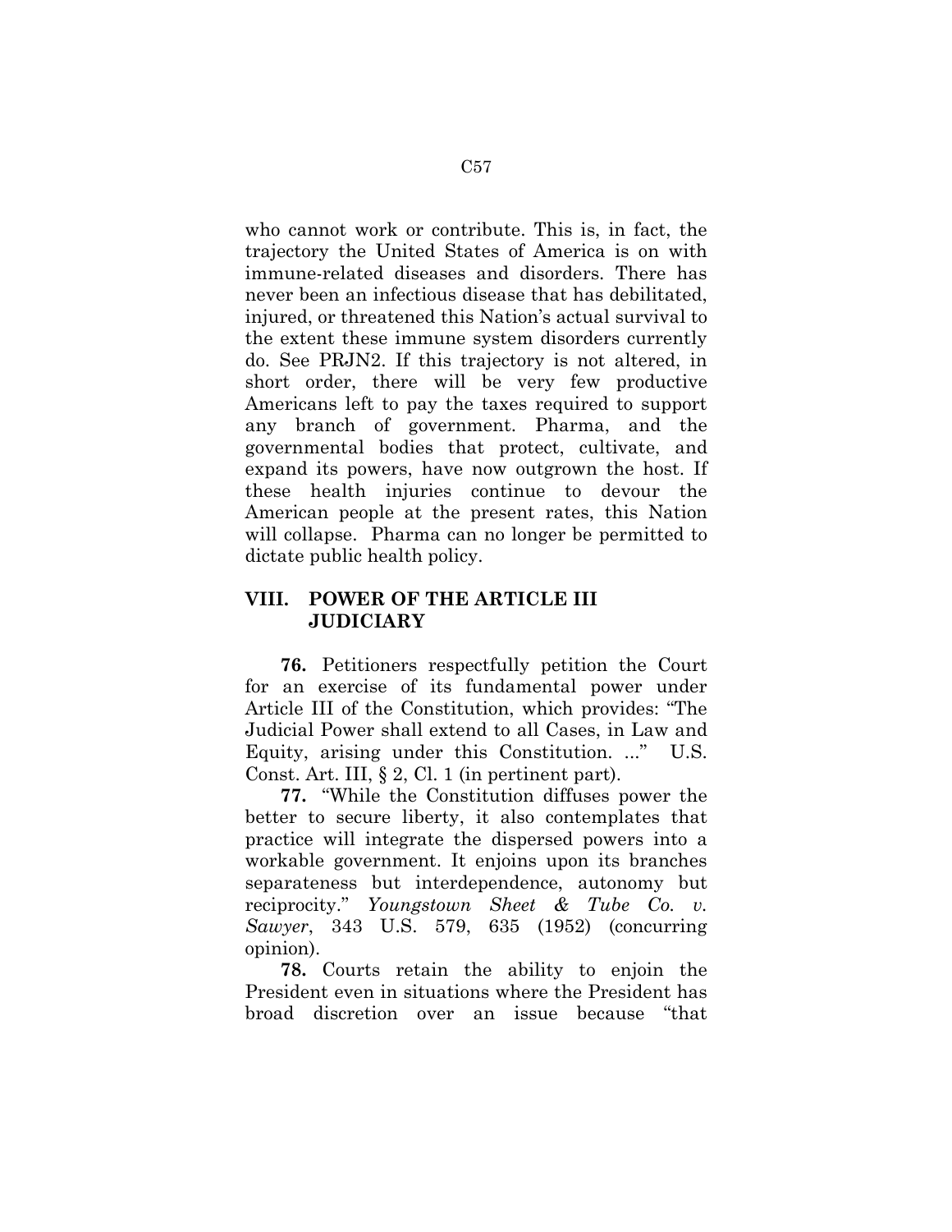who cannot work or contribute. This is, in fact, the trajectory the United States of America is on with immune-related diseases and disorders. There has never been an infectious disease that has debilitated, injured, or threatened this Nation's actual survival to the extent these immune system disorders currently do. See PRJN2. If this trajectory is not altered, in short order, there will be very few productive Americans left to pay the taxes required to support any branch of government. Pharma, and the governmental bodies that protect, cultivate, and expand its powers, have now outgrown the host. If these health injuries continue to devour the American people at the present rates, this Nation will collapse. Pharma can no longer be permitted to dictate public health policy.

## VIII. POWER OF THE ARTICLE III JUDICIARY

**76.** Petitioners respectfully petition the Court for an exercise of its fundamental power under Article III of the Constitution, which provides: "The Judicial Power shall extend to all Cases, in Law and Equity, arising under this Constitution. ..." U.S. Const. Art. III, § 2, Cl. 1 (in pertinent part).

**77.** "While the Constitution diffuses power the better to secure liberty, it also contemplates that practice will integrate the dispersed powers into a workable government. It enjoins upon its branches separateness but interdependence, autonomy but reciprocity." *Youngstown Sheet & Tube Co. v. Sawyer*, 343 U.S. 579, 635 (1952) (concurring opinion).

**78.** Courts retain the ability to enjoin the President even in situations where the President has broad discretion over an issue because "that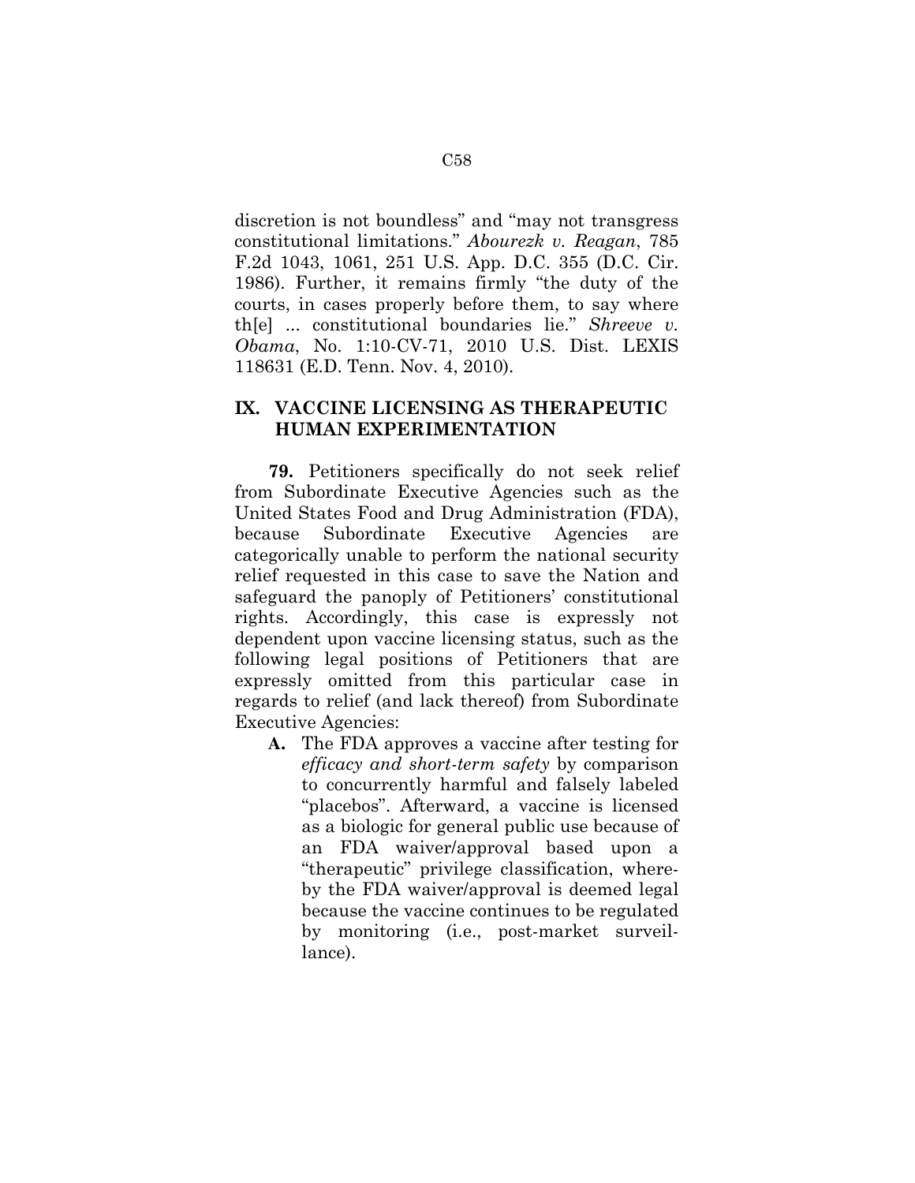discretion is not boundless" and "may not transgress constitutional limitations." *Abourezk v. Reagan*, 785 F.2d 1043, 1061, 251 U.S. App. D.C. 355 (D.C. Cir. 1986). Further, it remains firmly "the duty of the courts, in cases properly before them, to say where th[e] ... constitutional boundaries lie." *Shreeve v. Obama*, No. 1:10-CV-71, 2010 U.S. Dist. LEXIS 118631 (E.D. Tenn. Nov. 4, 2010).

## IX. VACCINE LICENSING AS THERAPEUTIC HUMAN EXPERIMENTATION

**79.** Petitioners specifically do not seek relief from Subordinate Executive Agencies such as the United States Food and Drug Administration (FDA), because Subordinate Executive Agencies are categorically unable to perform the national security relief requested in this case to save the Nation and safeguard the panoply of Petitioners' constitutional rights. Accordingly, this case is expressly not dependent upon vaccine licensing status, such as the following legal positions of Petitioners that are expressly omitted from this particular case in regards to relief (and lack thereof) from Subordinate Executive Agencies:

- **A.** The FDA approves a vaccine after testing for *efficacy and short-term safety* by comparison to concurrently harmful and falsely labeled "placebos". Afterward, a vaccine is licensed as a biologic for general public use because of an FDA waiver/approval based upon a "therapeutic" privilege classification, whereby the FDA waiver/approval is deemed legal because the vaccine continues to be regulated by monitoring (i.e., post-market surveillance).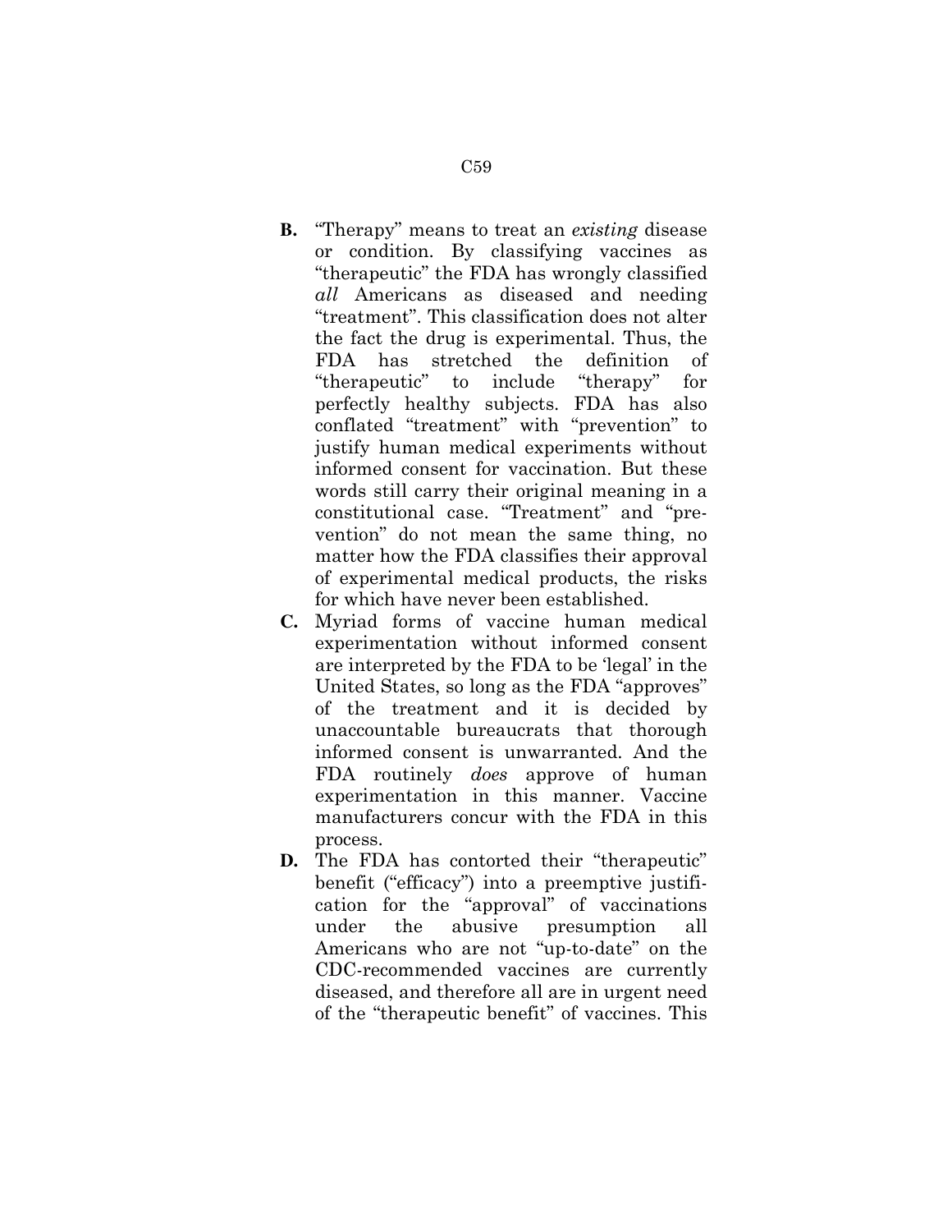**B.** "Therapy" means to treat an *existing* disease or condition. By classifying vaccines as "therapeutic" the FDA has wrongly classified *all* Americans as diseased and needing "treatment". This classification does not alter the fact the drug is experimental. Thus, the FDA has stretched the definition of "therapeutic" to include "therapy" for perfectly healthy subjects. FDA has also conflated "treatment" with "prevention" to justify human medical experiments without informed consent for vaccination. But these words still carry their original meaning in a constitutional case. "Treatment" and "prevention" do not mean the same thing, no matter how the FDA classifies their approval of experimental medical products, the risks for which have never been established.

**C.** Myriad forms of vaccine human medical experimentation without informed consent are interpreted by the FDA to be 'legal' in the United States, so long as the FDA "approves" of the treatment and it is decided by unaccountable bureaucrats that thorough informed consent is unwarranted. And the FDA routinely *does* approve of human experimentation in this manner. Vaccine manufacturers concur with the FDA in this process.

**D.** The FDA has contorted their "therapeutic" benefit ("efficacy") into a preemptive justification for the "approval" of vaccinations under the abusive presumption all Americans who are not "up-to-date" on the CDC-recommended vaccines are currently diseased, and therefore all are in urgent need of the "therapeutic benefit" of vaccines. This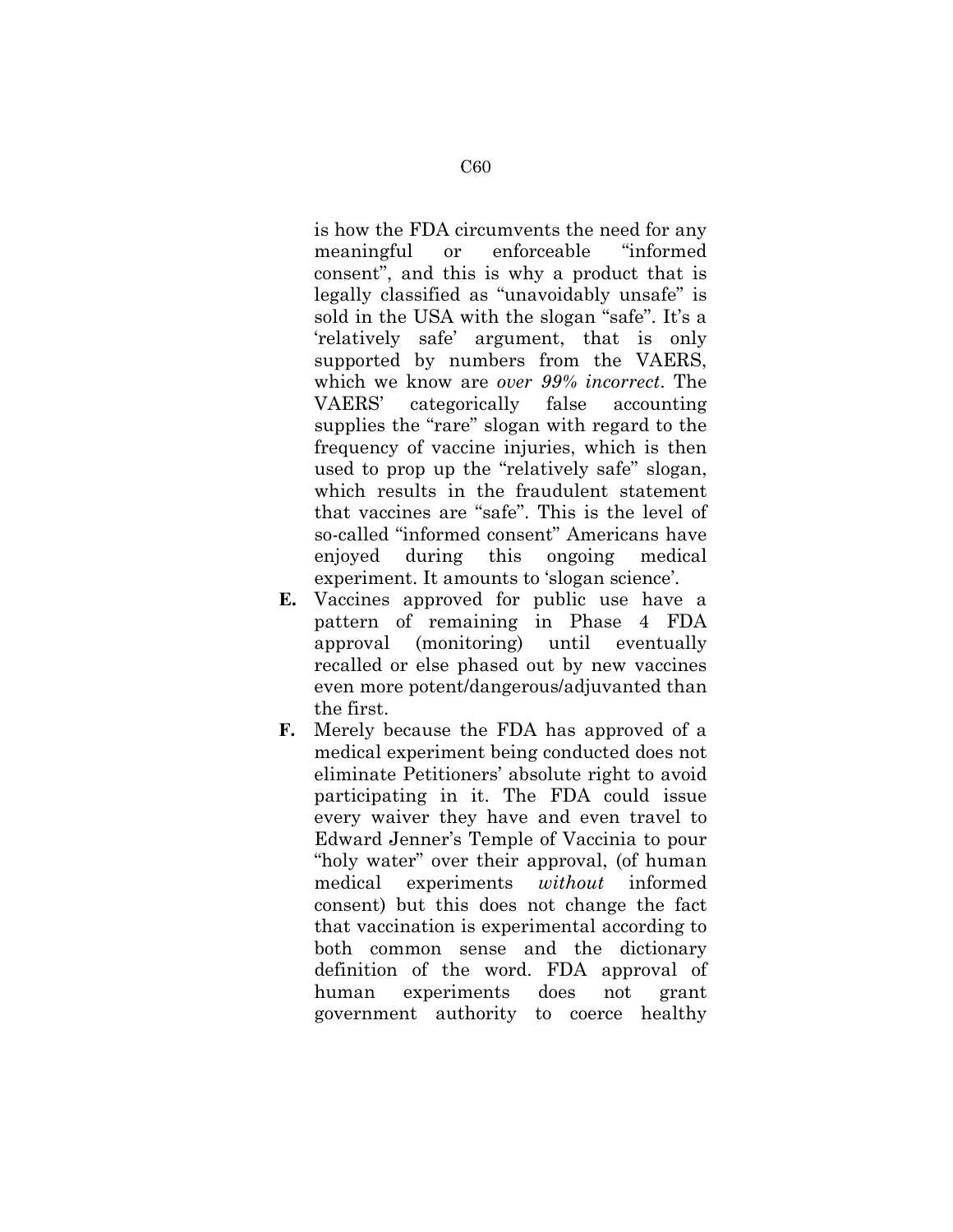is how the FDA circumvents the need for any meaningful or enforceable "informed consent", and this is why a product that is legally classified as "unavoidably unsafe" is sold in the USA with the slogan "safe". It's a 'relatively safe' argument, that is only supported by numbers from the VAERS, which we know are *over 99% incorrect*. The VAERS' categorically false accounting supplies the "rare" slogan with regard to the frequency of vaccine injuries, which is then used to prop up the "relatively safe" slogan, which results in the fraudulent statement that vaccines are "safe". This is the level of so-called "informed consent" Americans have enjoyed during this ongoing medical experiment. It amounts to 'slogan science'.

**E.** Vaccines approved for public use have a pattern of remaining in Phase 4 FDA approval (monitoring) until eventually recalled or else phased out by new vaccines even more potent/dangerous/adjuvanted than the first.

**F.** Merely because the FDA has approved of a medical experiment being conducted does not eliminate Petitioners' absolute right to avoid participating in it. The FDA could issue every waiver they have and even travel to Edward Jenner's Temple of Vaccinia to pour "holy water" over their approval, (of human medical experiments *without* informed consent) but this does not change the fact that vaccination is experimental according to both common sense and the dictionary definition of the word. FDA approval of human experiments does not grant government authority to coerce healthy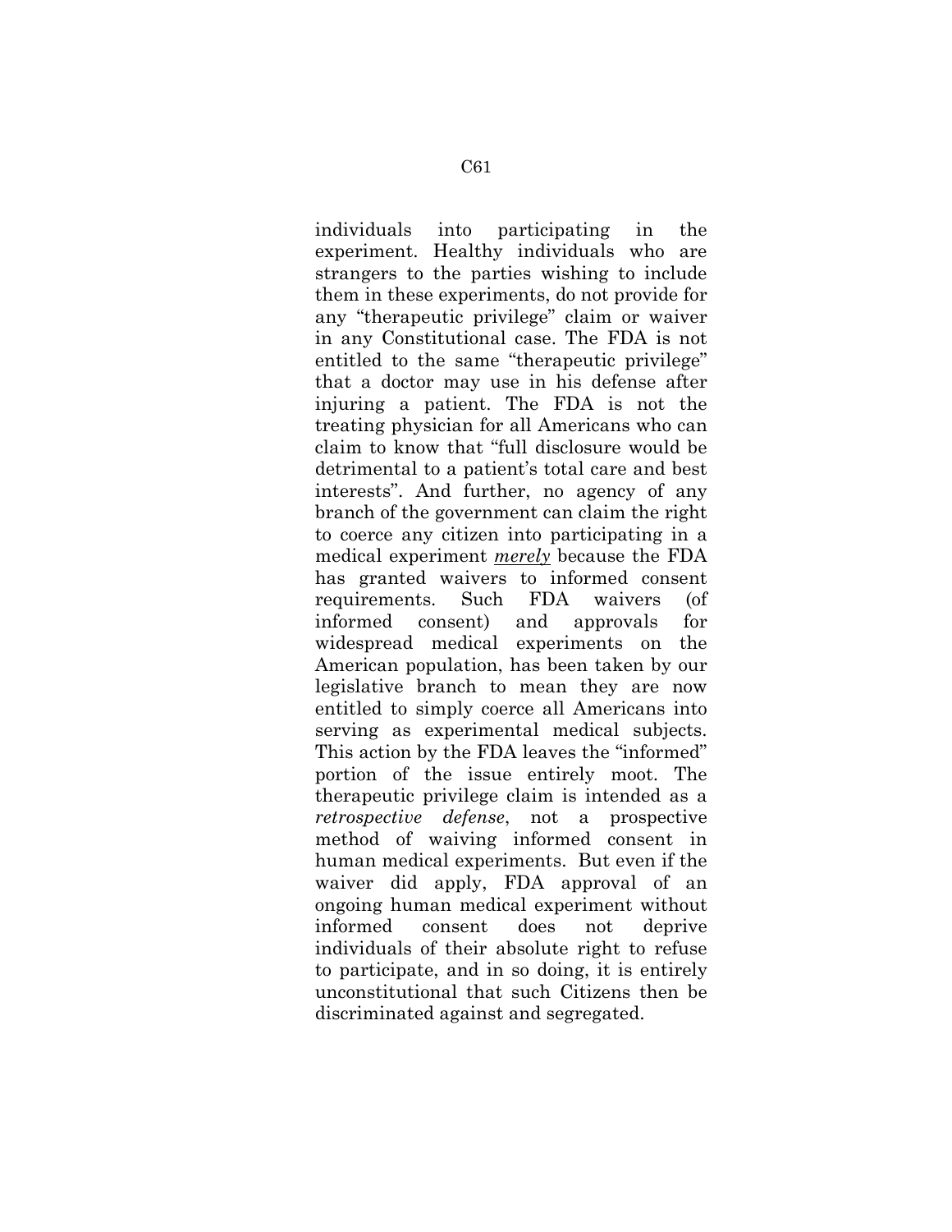individuals into participating in the experiment. Healthy individuals who are strangers to the parties wishing to include them in these experiments, do not provide for any "therapeutic privilege" claim or waiver in any Constitutional case. The FDA is not entitled to the same "therapeutic privilege" that a doctor may use in his defense after injuring a patient. The FDA is not the treating physician for all Americans who can claim to know that "full disclosure would be detrimental to a patient's total care and best interests". And further, no agency of any branch of the government can claim the right to coerce any citizen into participating in a medical experiment <u>*merely*</u> because the FDA has granted waivers to informed consent requirements. Such FDA waivers (of informed consent) and approvals for widespread medical experiments on the American population, has been taken by our legislative branch to mean they are now entitled to simply coerce all Americans into serving as experimental medical subjects. This action by the FDA leaves the "informed" portion of the issue entirely moot. The therapeutic privilege claim is intended as a *retrospective defense*, not a prospective method of waiving informed consent in human medical experiments. But even if the waiver did apply, FDA approval of an ongoing human medical experiment without informed consent does not deprive individuals of their absolute right to refuse to participate, and in so doing, it is entirely unconstitutional that such Citizens then be discriminated against and segregated.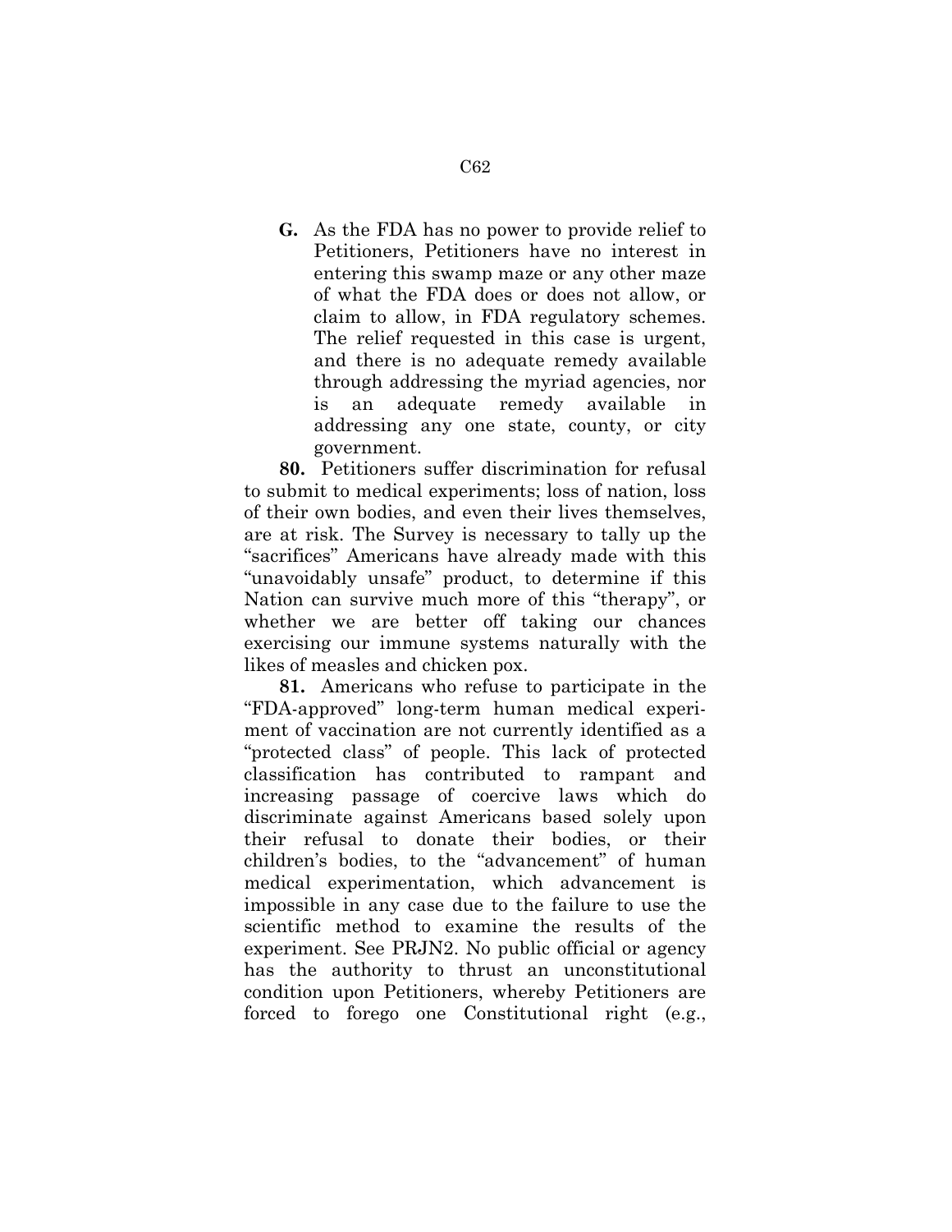**G.** As the FDA has no power to provide relief to Petitioners, Petitioners have no interest in entering this swamp maze or any other maze of what the FDA does or does not allow, or claim to allow, in FDA regulatory schemes. The relief requested in this case is urgent, and there is no adequate remedy available through addressing the myriad agencies, nor is an adequate remedy available in addressing any one state, county, or city government.

**80.** Petitioners suffer discrimination for refusal to submit to medical experiments; loss of nation, loss of their own bodies, and even their lives themselves, are at risk. The Survey is necessary to tally up the "sacrifices" Americans have already made with this "unavoidably unsafe" product, to determine if this Nation can survive much more of this "therapy", or whether we are better off taking our chances exercising our immune systems naturally with the likes of measles and chicken pox.

**81.** Americans who refuse to participate in the "FDA-approved" long-term human medical experiment of vaccination are not currently identified as a "protected class" of people. This lack of protected classification has contributed to rampant and increasing passage of coercive laws which do discriminate against Americans based solely upon their refusal to donate their bodies, or their children's bodies, to the "advancement" of human medical experimentation, which advancement is impossible in any case due to the failure to use the scientific method to examine the results of the experiment. See PRJN2. No public official or agency has the authority to thrust an unconstitutional condition upon Petitioners, whereby Petitioners are forced to forego one Constitutional right (e.g.,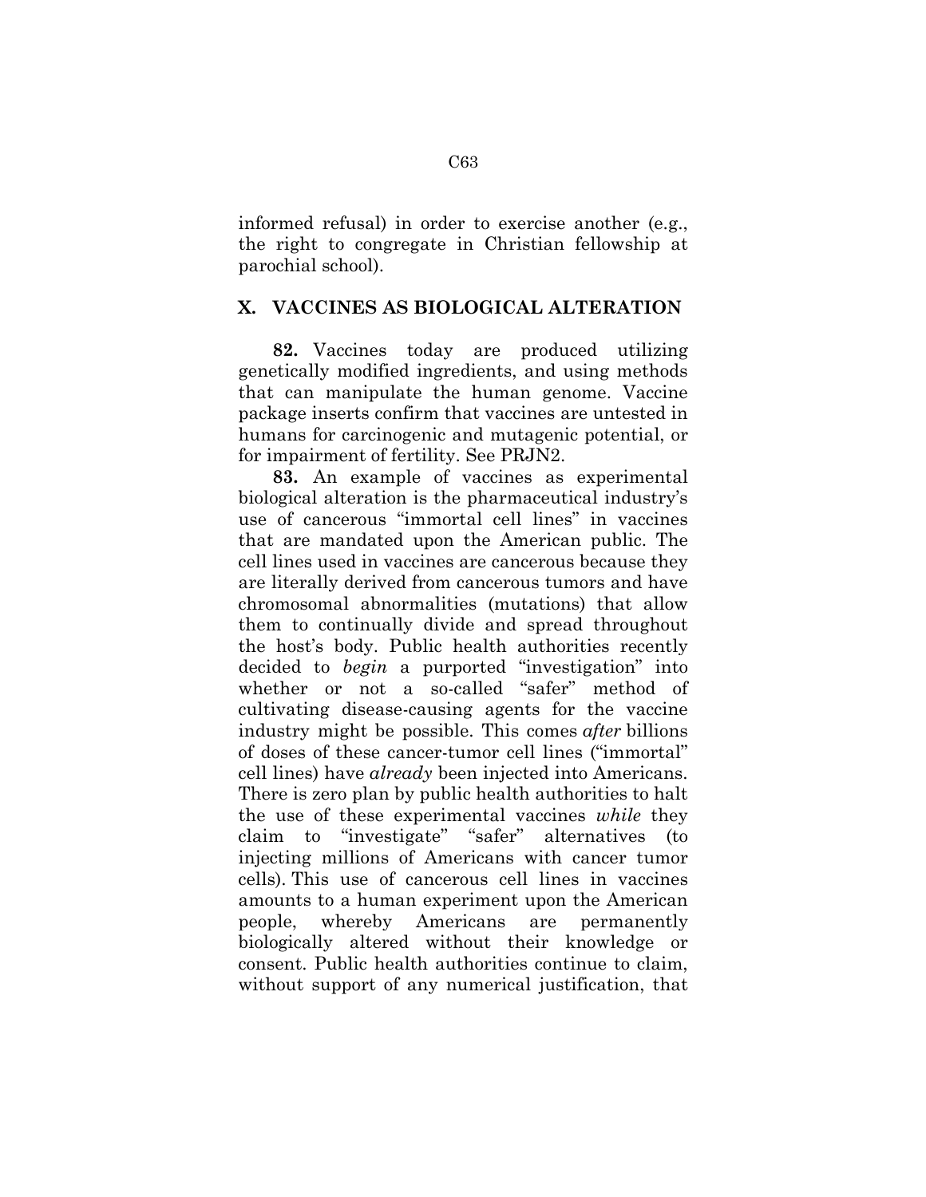informed refusal) in order to exercise another (e.g., the right to congregate in Christian fellowship at parochial school).

## X. VACCINES AS BIOLOGICAL ALTERATION

**82.** Vaccines today are produced utilizing genetically modified ingredients, and using methods that can manipulate the human genome. Vaccine package inserts confirm that vaccines are untested in humans for carcinogenic and mutagenic potential, or for impairment of fertility. See PRJN2.

**83.** An example of vaccines as experimental biological alteration is the pharmaceutical industry's use of cancerous "immortal cell lines" in vaccines that are mandated upon the American public. The cell lines used in vaccines are cancerous because they are literally derived from cancerous tumors and have chromosomal abnormalities (mutations) that allow them to continually divide and spread throughout the host's body. Public health authorities recently decided to *begin* a purported "investigation" into whether or not a so-called "safer" method of cultivating disease-causing agents for the vaccine industry might be possible. This comes *after* billions of doses of these cancer-tumor cell lines ("immortal" cell lines) have *already* been injected into Americans. There is zero plan by public health authorities to halt the use of these experimental vaccines *while* they claim to "investigate" "safer" alternatives (to injecting millions of Americans with cancer tumor cells). This use of cancerous cell lines in vaccines amounts to a human experiment upon the American people, whereby Americans are permanently biologically altered without their knowledge or consent. Public health authorities continue to claim, without support of any numerical justification, that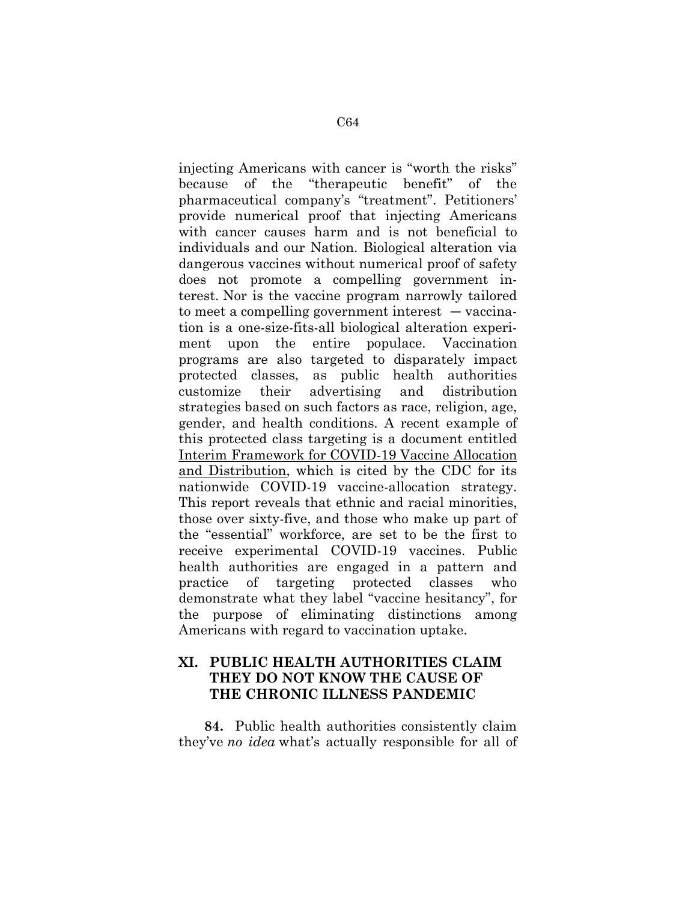injecting Americans with cancer is "worth the risks" because of the "therapeutic benefit" of the pharmaceutical company's "treatment". Petitioners' provide numerical proof that injecting Americans with cancer causes harm and is not beneficial to individuals and our Nation. Biological alteration via dangerous vaccines without numerical proof of safety does not promote a compelling government interest. Nor is the vaccine program narrowly tailored to meet a compelling government interest — vaccination is a one-size-fits-all biological alteration experiment upon the entire populace. Vaccination programs are also targeted to disparately impact protected classes, as public health authorities customize their advertising and distribution strategies based on such factors as race, religion, age, gender, and health conditions. A recent example of this protected class targeting is a document entitled Interim Framework for COVID-19 Vaccine Allocation and Distribution, which is cited by the CDC for its nationwide COVID-19 vaccine-allocation strategy. This report reveals that ethnic and racial minorities, those over sixty-five, and those who make up part of the "essential" workforce, are set to be the first to receive experimental COVID-19 vaccines. Public health authorities are engaged in a pattern and practice of targeting protected classes who demonstrate what they label "vaccine hesitancy", for the purpose of eliminating distinctions among Americans with regard to vaccination uptake.

## XI. PUBLIC HEALTH AUTHORITIES CLAIM THEY DO NOT KNOW THE CAUSE OF THE CHRONIC ILLNESS PANDEMIC

**84.** Public health authorities consistently claim they've *no idea* what's actually responsible for all of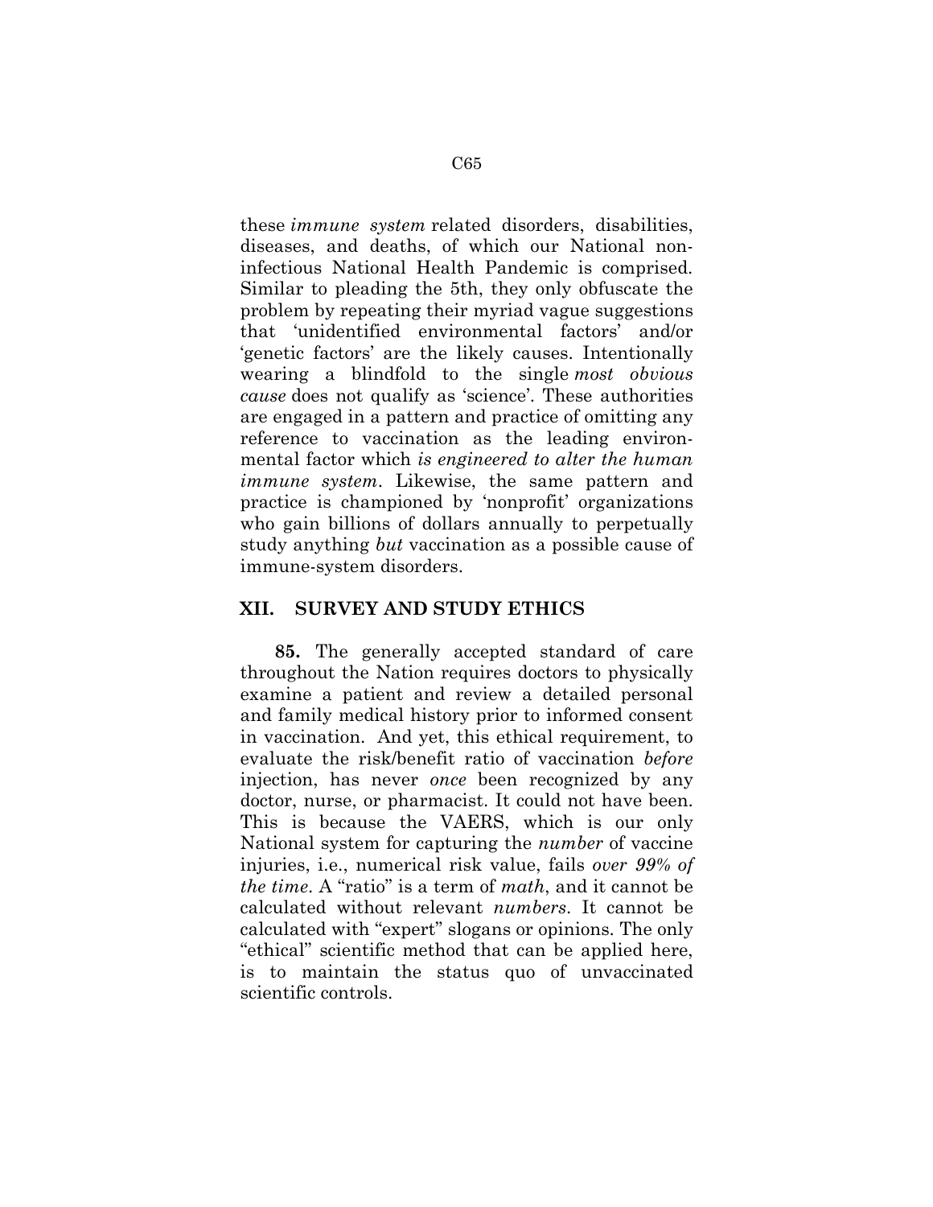these *immune system* related disorders, disabilities, diseases, and deaths, of which our National non-infectious National Health Pandemic is comprised. Similar to pleading the 5th, they only obfuscate the problem by repeating their myriad vague suggestions that 'unidentified environmental factors' and/or 'genetic factors' are the likely causes. Intentionally wearing a blindfold to the single *most obvious cause* does not qualify as 'science'. These authorities are engaged in a pattern and practice of omitting any reference to vaccination as the leading environmental factor which *is engineered to alter the human immune system*. Likewise, the same pattern and practice is championed by 'nonprofit' organizations who gain billions of dollars annually to perpetually study anything *but* vaccination as a possible cause of immune-system disorders.

## XII. SURVEY AND STUDY ETHICS

**85.** The generally accepted standard of care throughout the Nation requires doctors to physically examine a patient and review a detailed personal and family medical history prior to informed consent in vaccination. And yet, this ethical requirement, to evaluate the risk/benefit ratio of vaccination *before* injection, has never *once* been recognized by any doctor, nurse, or pharmacist. It could not have been. This is because the VAERS, which is our only National system for capturing the *number* of vaccine injuries, i.e., numerical risk value, fails *over 99% of the time*. A "ratio" is a term of *math*, and it cannot be calculated without relevant *numbers*. It cannot be calculated with "expert" slogans or opinions. The only "ethical" scientific method that can be applied here, is to maintain the status quo of unvaccinated scientific controls.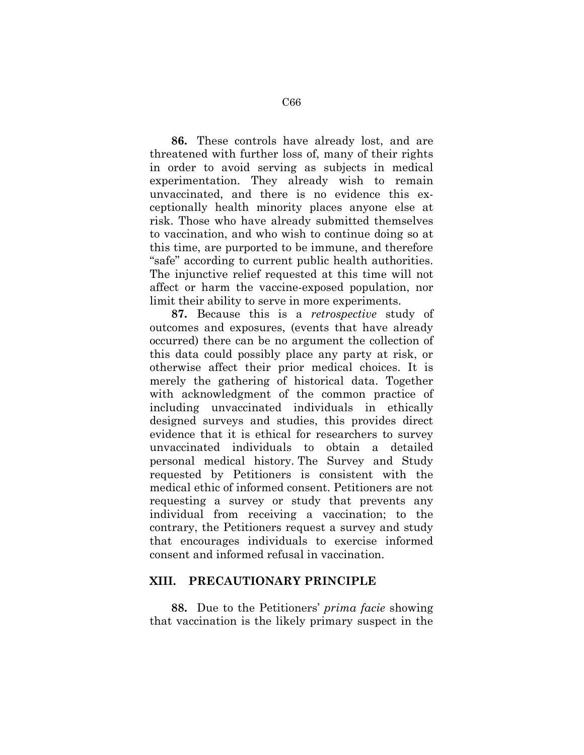**86.** These controls have already lost, and are threatened with further loss of, many of their rights in order to avoid serving as subjects in medical experimentation. They already wish to remain unvaccinated, and there is no evidence this exceptionally health minority places anyone else at risk. Those who have already submitted themselves to vaccination, and who wish to continue doing so at this time, are purported to be immune, and therefore "safe" according to current public health authorities. The injunctive relief requested at this time will not affect or harm the vaccine-exposed population, nor limit their ability to serve in more experiments.

**87.** Because this is a *retrospective* study of outcomes and exposures, (events that have already occurred) there can be no argument the collection of this data could possibly place any party at risk, or otherwise affect their prior medical choices. It is merely the gathering of historical data. Together with acknowledgment of the common practice of including unvaccinated individuals in ethically designed surveys and studies, this provides direct evidence that it is ethical for researchers to survey unvaccinated individuals to obtain a detailed personal medical history. The Survey and Study requested by Petitioners is consistent with the medical ethic of informed consent. Petitioners are not requesting a survey or study that prevents any individual from receiving a vaccination; to the contrary, the Petitioners request a survey and study that encourages individuals to exercise informed consent and informed refusal in vaccination.

## XIII. PRECAUTIONARY PRINCIPLE

**88.** Due to the Petitioners' *prima facie* showing that vaccination is the likely primary suspect in the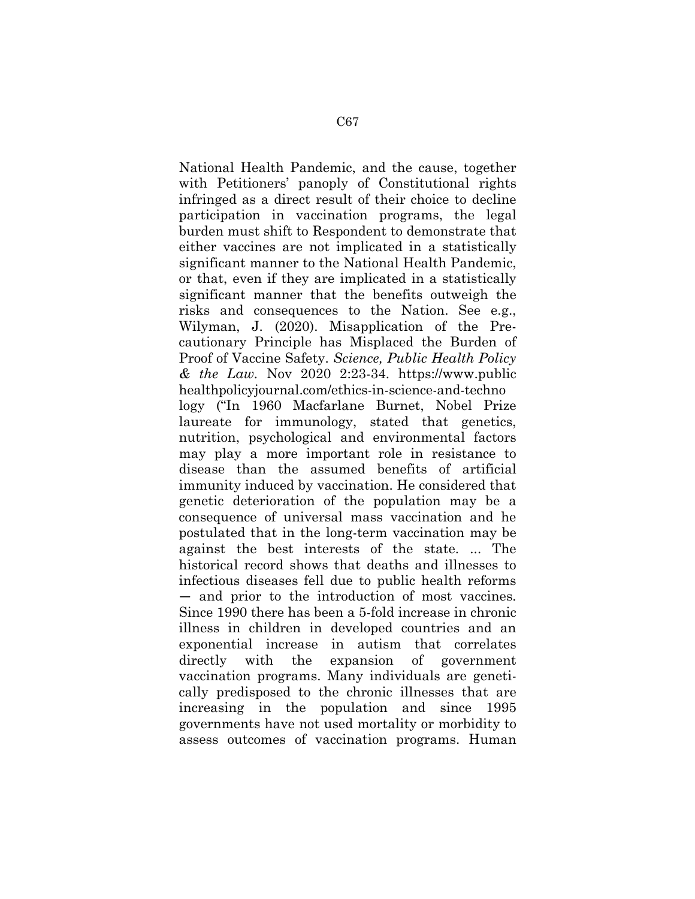National Health Pandemic, and the cause, together with Petitioners' panoply of Constitutional rights infringed as a direct result of their choice to decline participation in vaccination programs, the legal burden must shift to Respondent to demonstrate that either vaccines are not implicated in a statistically significant manner to the National Health Pandemic, or that, even if they are implicated in a statistically significant manner that the benefits outweigh the risks and consequences to the Nation. See e.g., Wilyman, J. (2020). Misapplication of the Precautionary Principle has Misplaced the Burden of Proof of Vaccine Safety. *Science, Public Health Policy & the Law*. Nov 2020 2:23-34. https://www.publichealthpolicyjournal.com/ethics-in-science-and-technology ("In 1960 Macfarlane Burnet, Nobel Prize laureate for immunology, stated that genetics, nutrition, psychological and environmental factors may play a more important role in resistance to disease than the assumed benefits of artificial immunity induced by vaccination. He considered that genetic deterioration of the population may be a consequence of universal mass vaccination and he postulated that in the long-term vaccination may be against the best interests of the state. ... The historical record shows that deaths and illnesses to infectious diseases fell due to public health reforms — and prior to the introduction of most vaccines. Since 1990 there has been a 5-fold increase in chronic illness in children in developed countries and an exponential increase in autism that correlates directly with the expansion of government vaccination programs. Many individuals are genetically predisposed to the chronic illnesses that are increasing in the population and since 1995 governments have not used mortality or morbidity to assess outcomes of vaccination programs. Human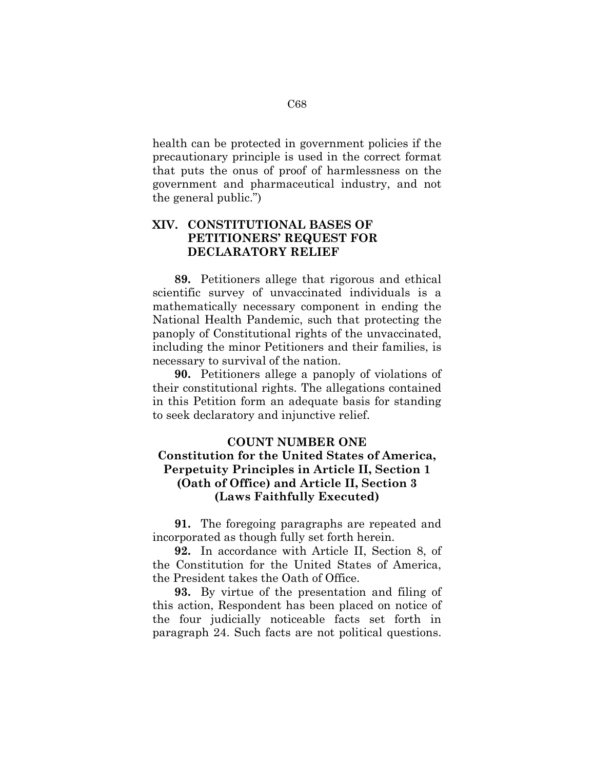health can be protected in government policies if the precautionary principle is used in the correct format that puts the onus of proof of harmlessness on the government and pharmaceutical industry, and not the general public.")

## XIV. CONSTITUTIONAL BASES OF PETITIONERS' REQUEST FOR DECLARATORY RELIEF

**89.** Petitioners allege that rigorous and ethical scientific survey of unvaccinated individuals is a mathematically necessary component in ending the National Health Pandemic, such that protecting the panoply of Constitutional rights of the unvaccinated, including the minor Petitioners and their families, is necessary to survival of the nation.

**90.** Petitioners allege a panoply of violations of their constitutional rights. The allegations contained in this Petition form an adequate basis for standing to seek declaratory and injunctive relief.

### COUNT NUMBER ONE
### Constitution for the United States of America, Perpetuity Principles in Article II, Section 1 (Oath of Office) and Article II, Section 3 (Laws Faithfully Executed)

**91.** The foregoing paragraphs are repeated and incorporated as though fully set forth herein.

**92.** In accordance with Article II, Section 8, of the Constitution for the United States of America, the President takes the Oath of Office.

**93.** By virtue of the presentation and filing of this action, Respondent has been placed on notice of the four judicially noticeable facts set forth in paragraph 24. Such facts are not political questions.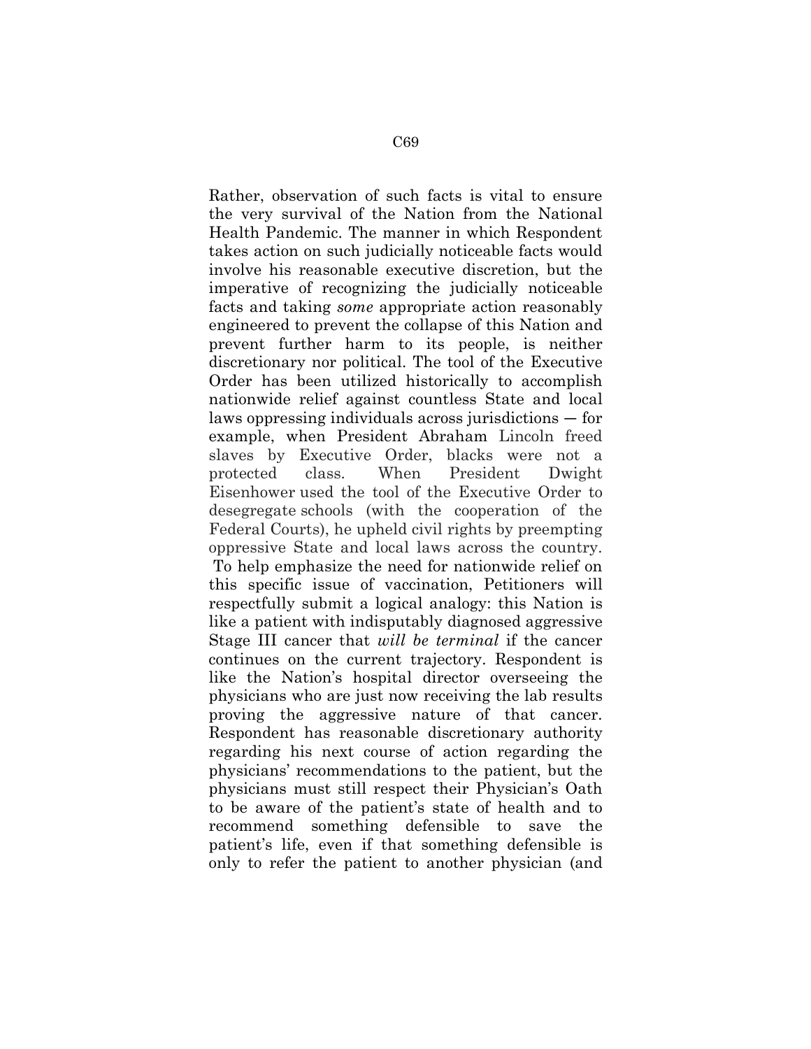Rather, observation of such facts is vital to ensure the very survival of the Nation from the National Health Pandemic. The manner in which Respondent takes action on such judicially noticeable facts would involve his reasonable executive discretion, but the imperative of recognizing the judicially noticeable facts and taking *some* appropriate action reasonably engineered to prevent the collapse of this Nation and prevent further harm to its people, is neither discretionary nor political. The tool of the Executive Order has been utilized historically to accomplish nationwide relief against countless State and local laws oppressing individuals across jurisdictions — for example, when President Abraham Lincoln freed slaves by Executive Order, blacks were not a protected class. When President Dwight Eisenhower used the tool of the Executive Order to desegregate schools (with the cooperation of the Federal Courts), he upheld civil rights by preempting oppressive State and local laws across the country. To help emphasize the need for nationwide relief on this specific issue of vaccination, Petitioners will respectfully submit a logical analogy: this Nation is like a patient with indisputably diagnosed aggressive Stage III cancer that *will be terminal* if the cancer continues on the current trajectory. Respondent is like the Nation's hospital director overseeing the physicians who are just now receiving the lab results proving the aggressive nature of that cancer. Respondent has reasonable discretionary authority regarding his next course of action regarding the physicians' recommendations to the patient, but the physicians must still respect their Physician's Oath to be aware of the patient's state of health and to recommend something defensible to save the patient's life, even if that something defensible is only to refer the patient to another physician (and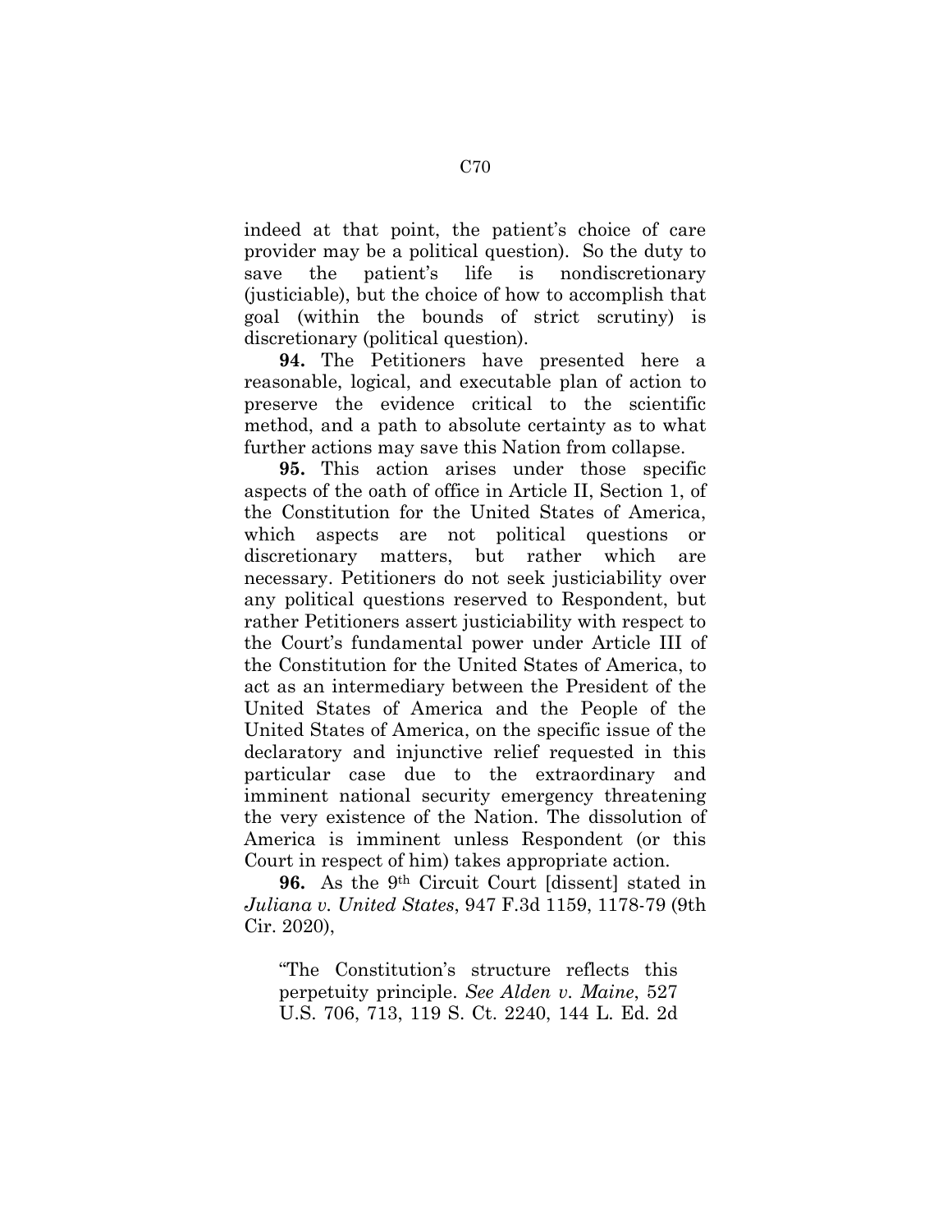indeed at that point, the patient's choice of care provider may be a political question). So the duty to save the patient's life is nondiscretionary (justiciable), but the choice of how to accomplish that goal (within the bounds of strict scrutiny) is discretionary (political question).

**94.** The Petitioners have presented here a reasonable, logical, and executable plan of action to preserve the evidence critical to the scientific method, and a path to absolute certainty as to what further actions may save this Nation from collapse.

**95.** This action arises under those specific aspects of the oath of office in Article II, Section 1, of the Constitution for the United States of America, which aspects are not political questions or discretionary matters, but rather which are necessary. Petitioners do not seek justiciability over any political questions reserved to Respondent, but rather Petitioners assert justiciability with respect to the Court's fundamental power under Article III of the Constitution for the United States of America, to act as an intermediary between the President of the United States of America and the People of the United States of America, on the specific issue of the declaratory and injunctive relief requested in this particular case due to the extraordinary and imminent national security emergency threatening the very existence of the Nation. The dissolution of America is imminent unless Respondent (or this Court in respect of him) takes appropriate action.

**96.** As the 9th Circuit Court [dissent] stated in *Juliana v. United States*, 947 F.3d 1159, 1178-79 (9th Cir. 2020),

> "The Constitution's structure reflects this perpetuity principle. *See Alden v. Maine*, 527 U.S. 706, 713, 119 S. Ct. 2240, 144 L. Ed. 2d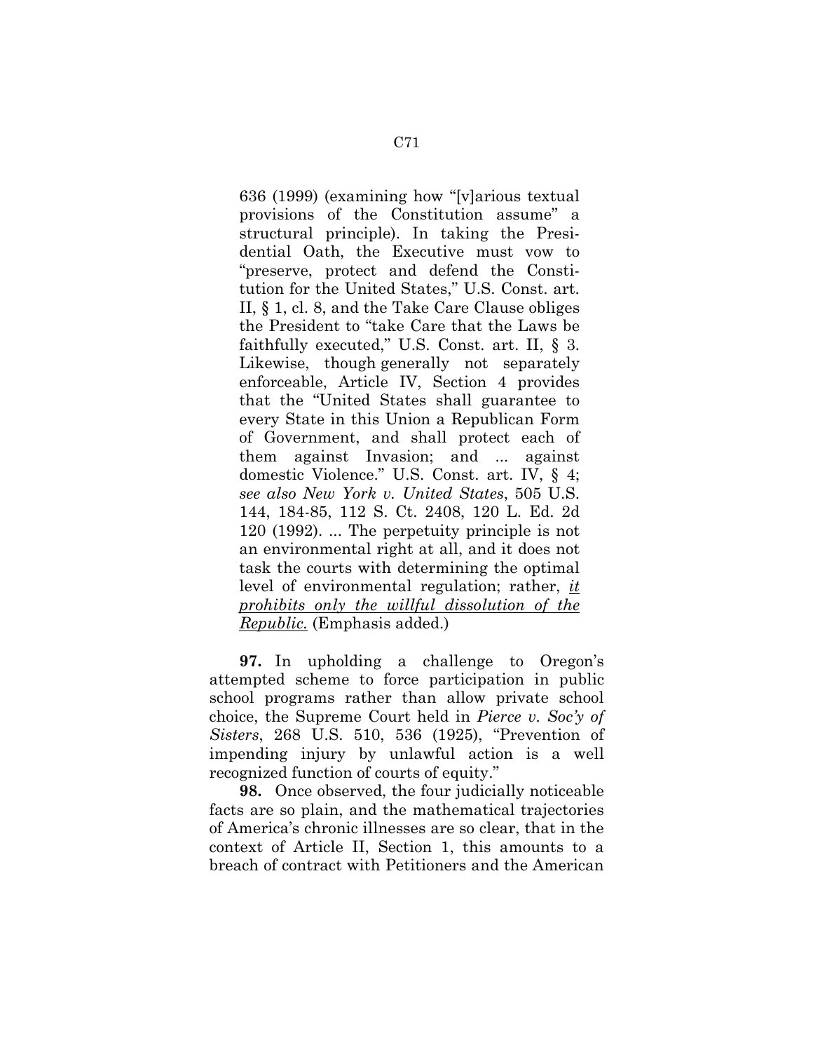636 (1999) (examining how "[v]arious textual provisions of the Constitution assume" a structural principle). In taking the Presidential Oath, the Executive must vow to "preserve, protect and defend the Constitution for the United States," U.S. Const. art. II, § 1, cl. 8, and the Take Care Clause obliges the President to "take Care that the Laws be faithfully executed," U.S. Const. art. II, § 3. Likewise, though generally not separately enforceable, Article IV, Section 4 provides that the "United States shall guarantee to every State in this Union a Republican Form of Government, and shall protect each of them against Invasion; and ... against domestic Violence." U.S. Const. art. IV, § 4; *see also New York v. United States*, 505 U.S. 144, 184-85, 112 S. Ct. 2408, 120 L. Ed. 2d 120 (1992). ... The perpetuity principle is not an environmental right at all, and it does not task the courts with determining the optimal level of environmental regulation; rather, *it prohibits only the willful dissolution of the Republic.* (Emphasis added.)

**97.** In upholding a challenge to Oregon's attempted scheme to force participation in public school programs rather than allow private school choice, the Supreme Court held in *Pierce v. Soc'y of Sisters*, 268 U.S. 510, 536 (1925), "Prevention of impending injury by unlawful action is a well recognized function of courts of equity."

**98.** Once observed, the four judicially noticeable facts are so plain, and the mathematical trajectories of America's chronic illnesses are so clear, that in the context of Article II, Section 1, this amounts to a breach of contract with Petitioners and the American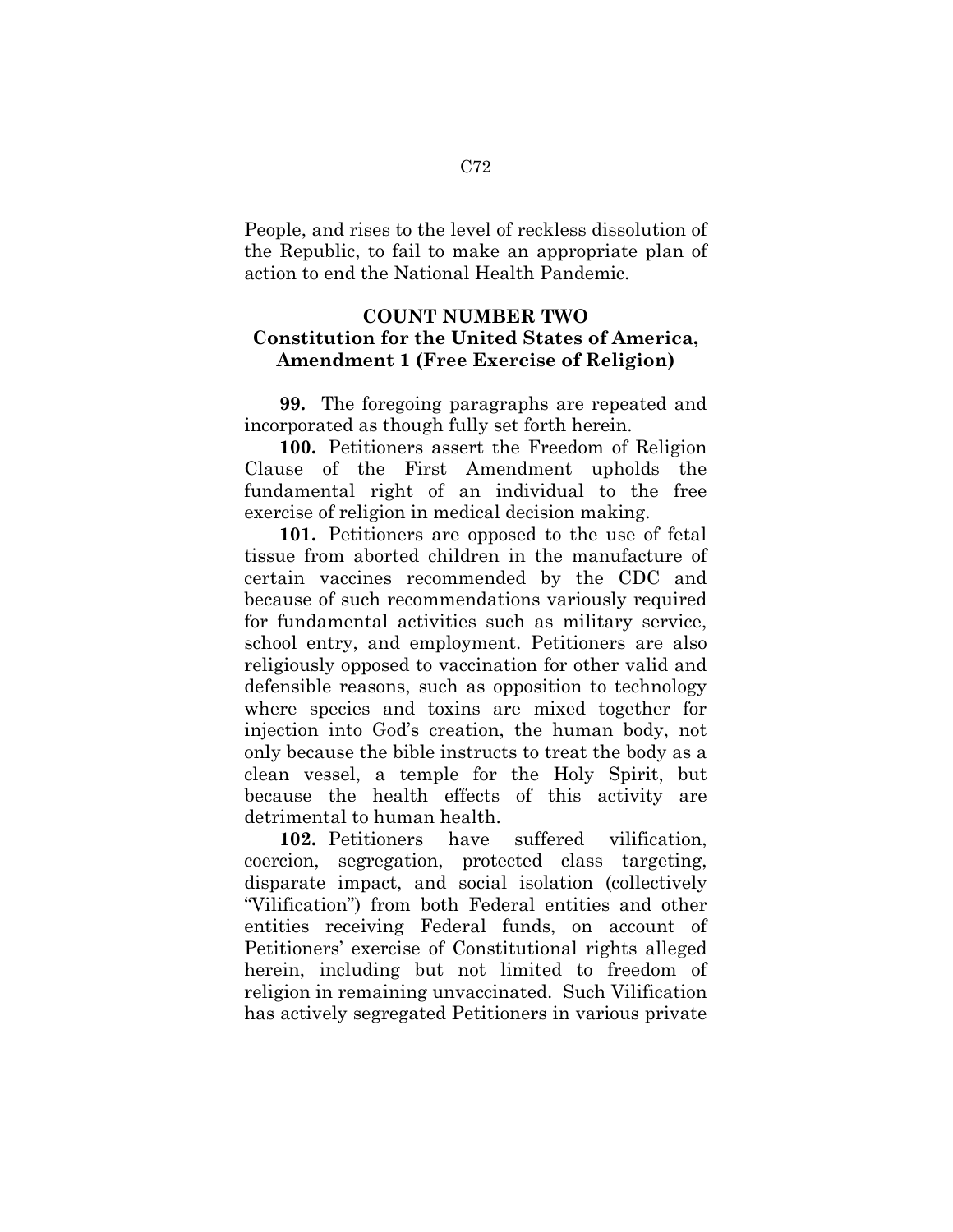People, and rises to the level of reckless dissolution of the Republic, to fail to make an appropriate plan of action to end the National Health Pandemic.

**COUNT NUMBER TWO**
**Constitution for the United States of America, Amendment 1 (Free Exercise of Religion)**

**99.** The foregoing paragraphs are repeated and incorporated as though fully set forth herein.

**100.** Petitioners assert the Freedom of Religion Clause of the First Amendment upholds the fundamental right of an individual to the free exercise of religion in medical decision making.

**101.** Petitioners are opposed to the use of fetal tissue from aborted children in the manufacture of certain vaccines recommended by the CDC and because of such recommendations variously required for fundamental activities such as military service, school entry, and employment. Petitioners are also religiously opposed to vaccination for other valid and defensible reasons, such as opposition to technology where species and toxins are mixed together for injection into God's creation, the human body, not only because the bible instructs to treat the body as a clean vessel, a temple for the Holy Spirit, but because the health effects of this activity are detrimental to human health.

**102.** Petitioners have suffered vilification, coercion, segregation, protected class targeting, disparate impact, and social isolation (collectively "Vilification") from both Federal entities and other entities receiving Federal funds, on account of Petitioners' exercise of Constitutional rights alleged herein, including but not limited to freedom of religion in remaining unvaccinated. Such Vilification has actively segregated Petitioners in various private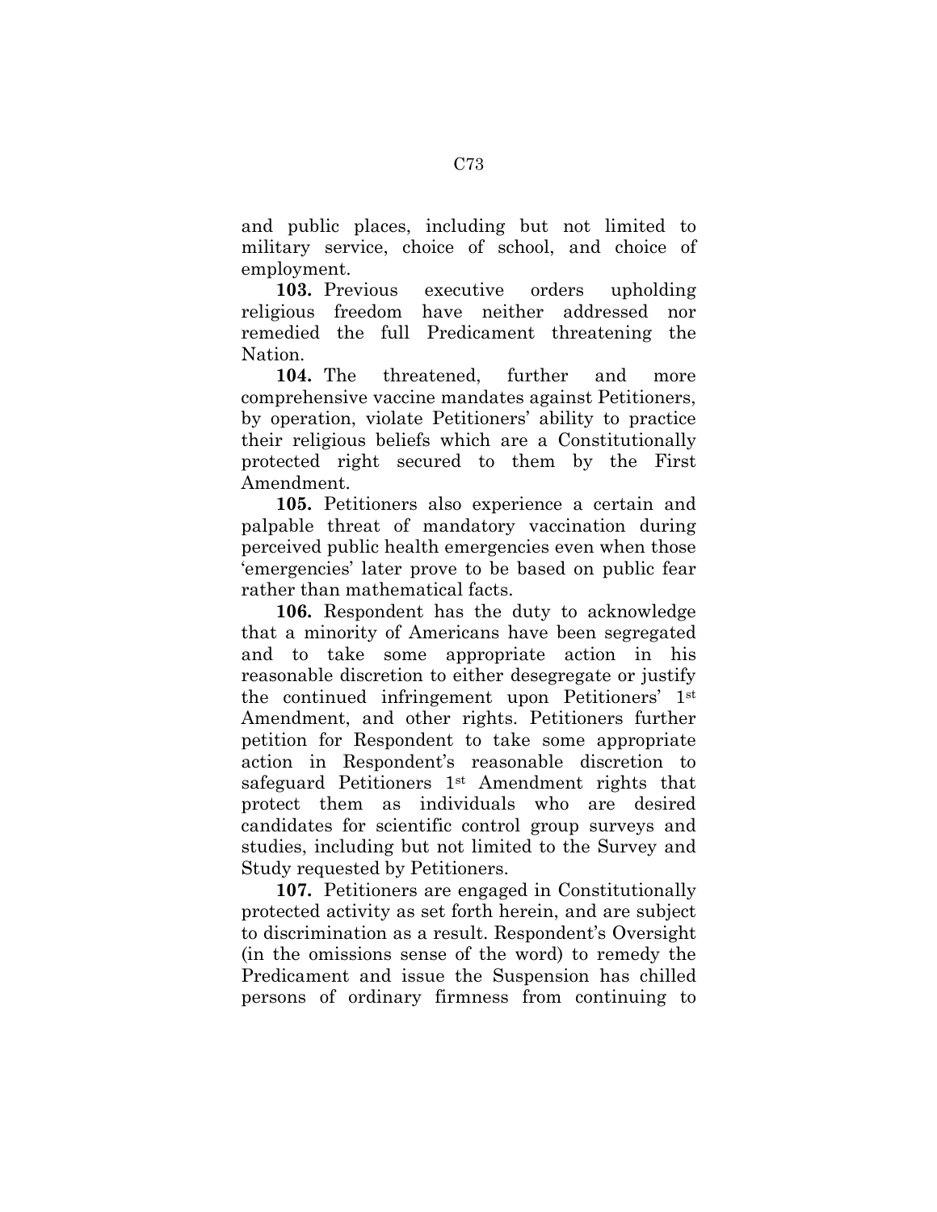and public places, including but not limited to military service, choice of school, and choice of employment.

**103.** Previous executive orders upholding religious freedom have neither addressed nor remedied the full Predicament threatening the Nation.

**104.** The threatened, further and more comprehensive vaccine mandates against Petitioners, by operation, violate Petitioners' ability to practice their religious beliefs which are a Constitutionally protected right secured to them by the First Amendment.

**105.** Petitioners also experience a certain and palpable threat of mandatory vaccination during perceived public health emergencies even when those 'emergencies' later prove to be based on public fear rather than mathematical facts.

**106.** Respondent has the duty to acknowledge that a minority of Americans have been segregated and to take some appropriate action in his reasonable discretion to either desegregate or justify the continued infringement upon Petitioners' 1st Amendment, and other rights. Petitioners further petition for Respondent to take some appropriate action in Respondent's reasonable discretion to safeguard Petitioners 1st Amendment rights that protect them as individuals who are desired candidates for scientific control group surveys and studies, including but not limited to the Survey and Study requested by Petitioners.

**107.** Petitioners are engaged in Constitutionally protected activity as set forth herein, and are subject to discrimination as a result. Respondent's Oversight (in the omissions sense of the word) to remedy the Predicament and issue the Suspension has chilled persons of ordinary firmness from continuing to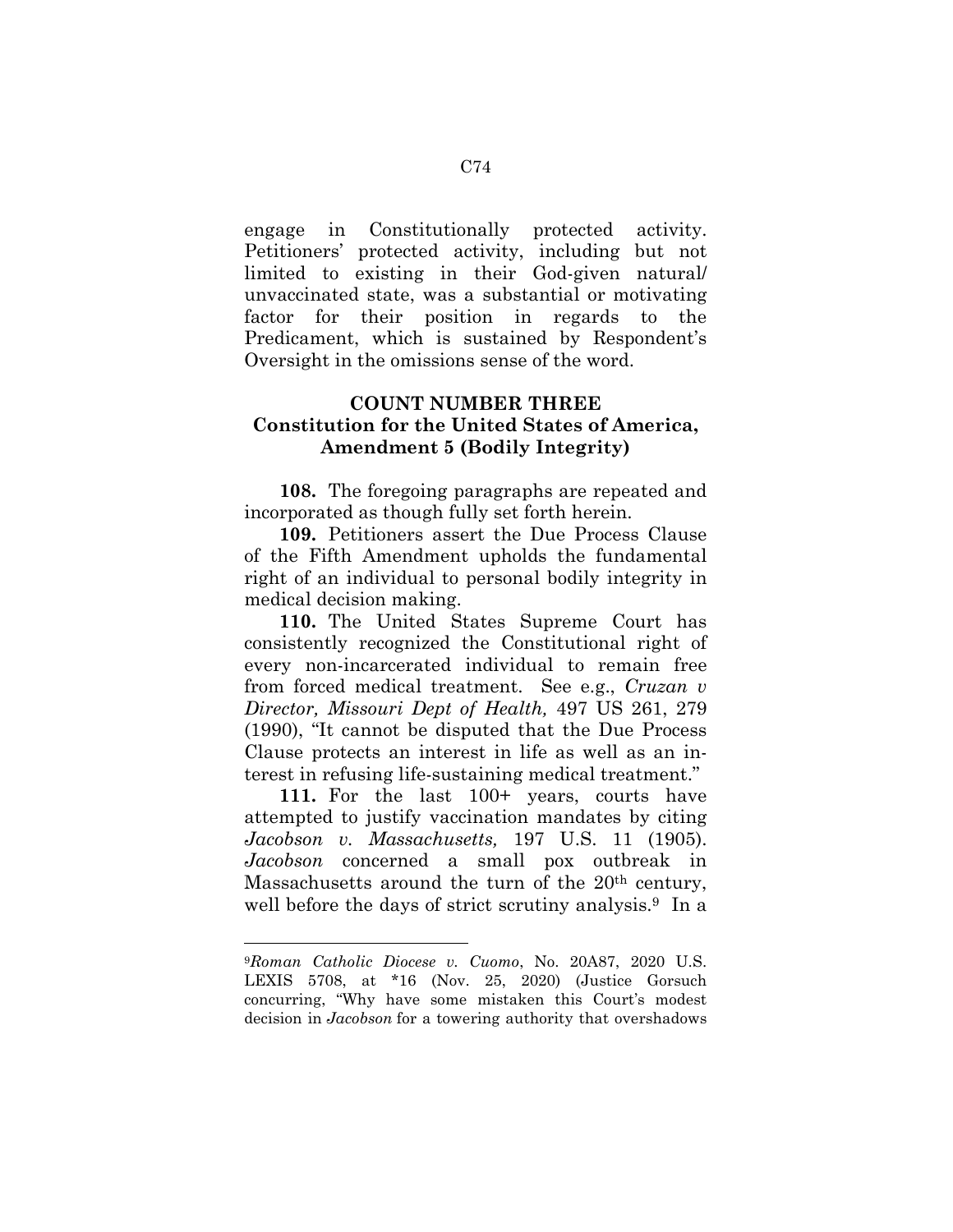engage in Constitutionally protected activity. Petitioners' protected activity, including but not limited to existing in their God-given natural/ unvaccinated state, was a substantial or motivating factor for their position in regards to the Predicament, which is sustained by Respondent's Oversight in the omissions sense of the word.

### COUNT NUMBER THREE
### Constitution for the United States of America, Amendment 5 (Bodily Integrity)

**108.** The foregoing paragraphs are repeated and incorporated as though fully set forth herein.

**109.** Petitioners assert the Due Process Clause of the Fifth Amendment upholds the fundamental right of an individual to personal bodily integrity in medical decision making.

**110.** The United States Supreme Court has consistently recognized the Constitutional right of every non-incarcerated individual to remain free from forced medical treatment. See e.g., *Cruzan v Director, Missouri Dept of Health,* 497 US 261, 279 (1990), "It cannot be disputed that the Due Process Clause protects an interest in life as well as an interest in refusing life-sustaining medical treatment."

**111.** For the last 100+ years, courts have attempted to justify vaccination mandates by citing *Jacobson v. Massachusetts,* 197 U.S. 11 (1905). *Jacobson* concerned a small pox outbreak in Massachusetts around the turn of the 20th century, well before the days of strict scrutiny analysis.[9] In a

---

[9]*Roman Catholic Diocese v. Cuomo*, No. 20A87, 2020 U.S. LEXIS 5708, at *16 (Nov. 25, 2020) (Justice Gorsuch concurring, "Why have some mistaken this Court's modest decision in *Jacobson* for a towering authority that overshadows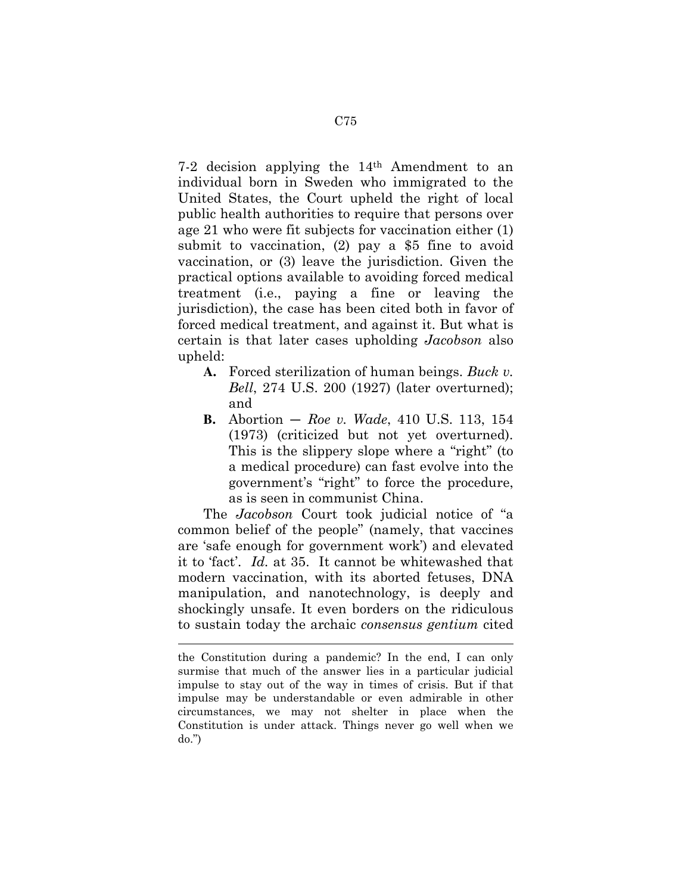7-2 decision applying the 14th Amendment to an individual born in Sweden who immigrated to the United States, the Court upheld the right of local public health authorities to require that persons over age 21 who were fit subjects for vaccination either (1) submit to vaccination, (2) pay a $5 fine to avoid vaccination, or (3) leave the jurisdiction. Given the practical options available to avoiding forced medical treatment (i.e., paying a fine or leaving the jurisdiction), the case has been cited both in favor of forced medical treatment, and against it. But what is certain is that later cases upholding *Jacobson* also upheld:

- **A.** Forced sterilization of human beings. *Buck v. Bell*, 274 U.S. 200 (1927) (later overturned); and
- **B.** Abortion — *Roe v. Wade*, 410 U.S. 113, 154 (1973) (criticized but not yet overturned). This is the slippery slope where a "right" (to a medical procedure) can fast evolve into the government's "right" to force the procedure, as is seen in communist China.

The *Jacobson* Court took judicial notice of "a common belief of the people" (namely, that vaccines are 'safe enough for government work') and elevated it to 'fact'. *Id.* at 35. It cannot be whitewashed that modern vaccination, with its aborted fetuses, DNA manipulation, and nanotechnology, is deeply and shockingly unsafe. It even borders on the ridiculous to sustain today the archaic *consensus gentium* cited

---

the Constitution during a pandemic? In the end, I can only surmise that much of the answer lies in a particular judicial impulse to stay out of the way in times of crisis. But if that impulse may be understandable or even admirable in other circumstances, we may not shelter in place when the Constitution is under attack. Things never go well when we do.")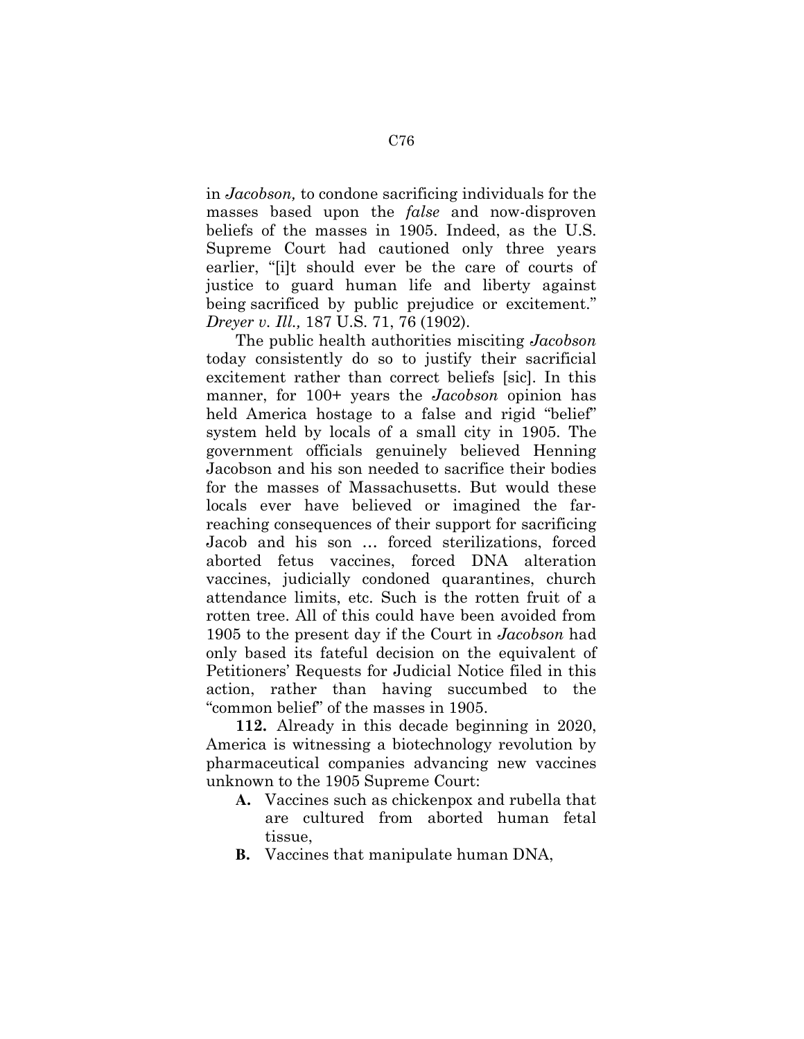in *Jacobson,* to condone sacrificing individuals for the masses based upon the *false* and now-disproven beliefs of the masses in 1905. Indeed, as the U.S. Supreme Court had cautioned only three years earlier, "[i]t should ever be the care of courts of justice to guard human life and liberty against being sacrificed by public prejudice or excitement." *Dreyer v. Ill.,* 187 U.S. 71, 76 (1902).

The public health authorities misciting *Jacobson* today consistently do so to justify their sacrificial excitement rather than correct beliefs [sic]. In this manner, for 100+ years the *Jacobson* opinion has held America hostage to a false and rigid "belief" system held by locals of a small city in 1905. The government officials genuinely believed Henning Jacobson and his son needed to sacrifice their bodies for the masses of Massachusetts. But would these locals ever have believed or imagined the far-reaching consequences of their support for sacrificing Jacob and his son … forced sterilizations, forced aborted fetus vaccines, forced DNA alteration vaccines, judicially condoned quarantines, church attendance limits, etc. Such is the rotten fruit of a rotten tree. All of this could have been avoided from 1905 to the present day if the Court in *Jacobson* had only based its fateful decision on the equivalent of Petitioners' Requests for Judicial Notice filed in this action, rather than having succumbed to the "common belief" of the masses in 1905.

**112.** Already in this decade beginning in 2020, America is witnessing a biotechnology revolution by pharmaceutical companies advancing new vaccines unknown to the 1905 Supreme Court:

- **A.** Vaccines such as chickenpox and rubella that are cultured from aborted human fetal tissue,
- **B.** Vaccines that manipulate human DNA,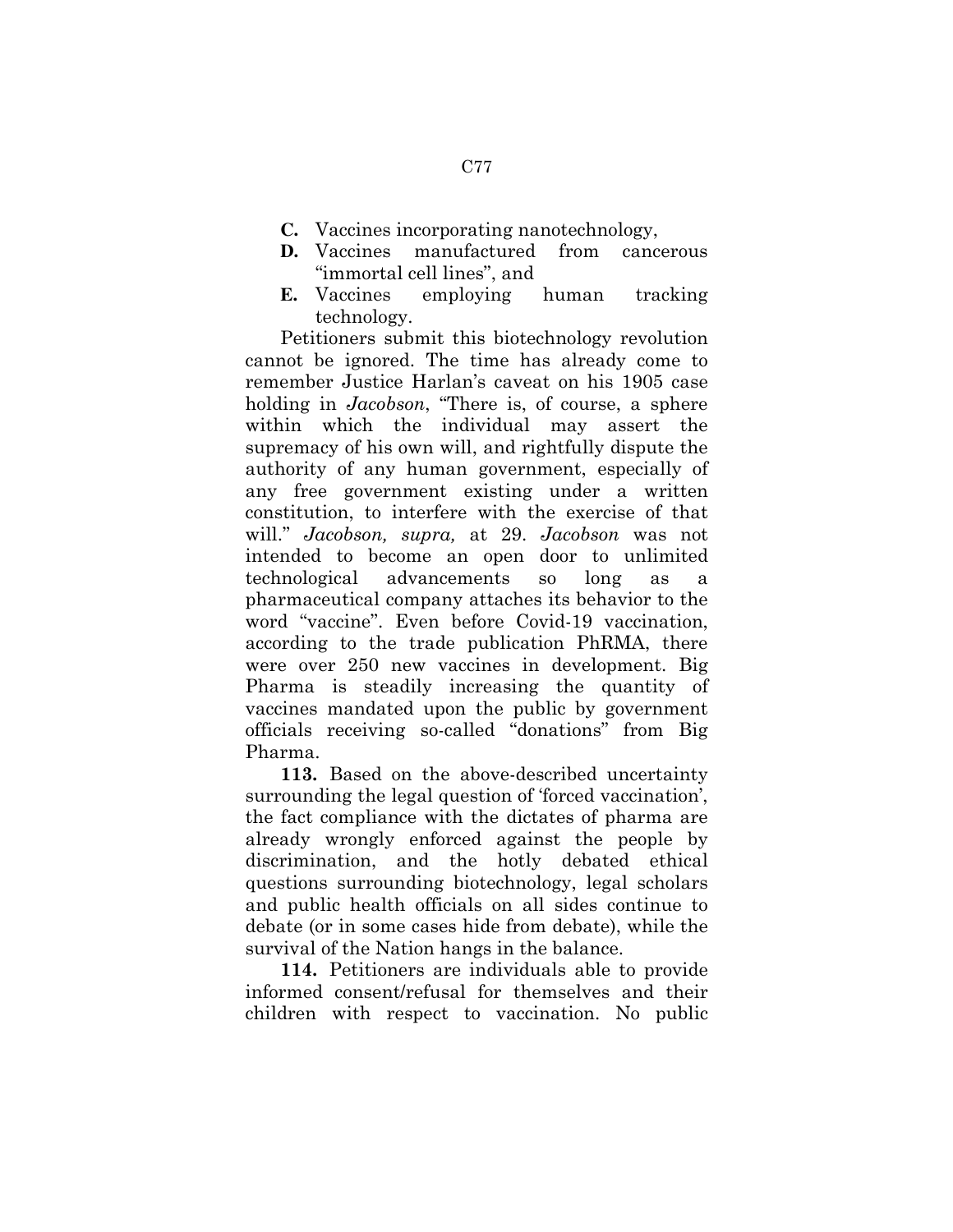**C.** Vaccines incorporating nanotechnology,

**D.** Vaccines manufactured from cancerous "immortal cell lines", and

**E.** Vaccines employing human tracking technology.

Petitioners submit this biotechnology revolution cannot be ignored. The time has already come to remember Justice Harlan's caveat on his 1905 case holding in *Jacobson*, "There is, of course, a sphere within which the individual may assert the supremacy of his own will, and rightfully dispute the authority of any human government, especially of any free government existing under a written constitution, to interfere with the exercise of that will." *Jacobson, supra,* at 29. *Jacobson* was not intended to become an open door to unlimited technological advancements so long as a pharmaceutical company attaches its behavior to the word "vaccine". Even before Covid-19 vaccination, according to the trade publication PhRMA, there were over 250 new vaccines in development. Big Pharma is steadily increasing the quantity of vaccines mandated upon the public by government officials receiving so-called "donations" from Big Pharma.

**113.** Based on the above-described uncertainty surrounding the legal question of 'forced vaccination', the fact compliance with the dictates of pharma are already wrongly enforced against the people by discrimination, and the hotly debated ethical questions surrounding biotechnology, legal scholars and public health officials on all sides continue to debate (or in some cases hide from debate), while the survival of the Nation hangs in the balance.

**114.** Petitioners are individuals able to provide informed consent/refusal for themselves and their children with respect to vaccination. No public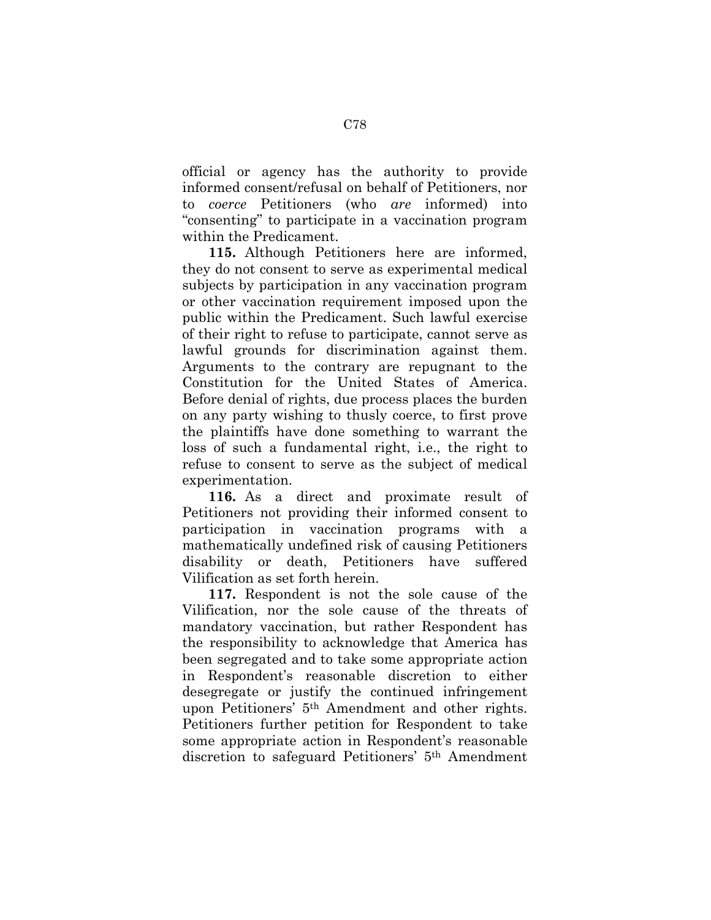official or agency has the authority to provide informed consent/refusal on behalf of Petitioners, nor to *coerce* Petitioners (who *are* informed) into "consenting" to participate in a vaccination program within the Predicament.

**115.** Although Petitioners here are informed, they do not consent to serve as experimental medical subjects by participation in any vaccination program or other vaccination requirement imposed upon the public within the Predicament. Such lawful exercise of their right to refuse to participate, cannot serve as lawful grounds for discrimination against them. Arguments to the contrary are repugnant to the Constitution for the United States of America. Before denial of rights, due process places the burden on any party wishing to thusly coerce, to first prove the plaintiffs have done something to warrant the loss of such a fundamental right, i.e., the right to refuse to consent to serve as the subject of medical experimentation.

**116.** As a direct and proximate result of Petitioners not providing their informed consent to participation in vaccination programs with a mathematically undefined risk of causing Petitioners disability or death, Petitioners have suffered Vilification as set forth herein.

**117.** Respondent is not the sole cause of the Vilification, nor the sole cause of the threats of mandatory vaccination, but rather Respondent has the responsibility to acknowledge that America has been segregated and to take some appropriate action in Respondent's reasonable discretion to either desegregate or justify the continued infringement upon Petitioners' 5th Amendment and other rights. Petitioners further petition for Respondent to take some appropriate action in Respondent's reasonable discretion to safeguard Petitioners' 5th Amendment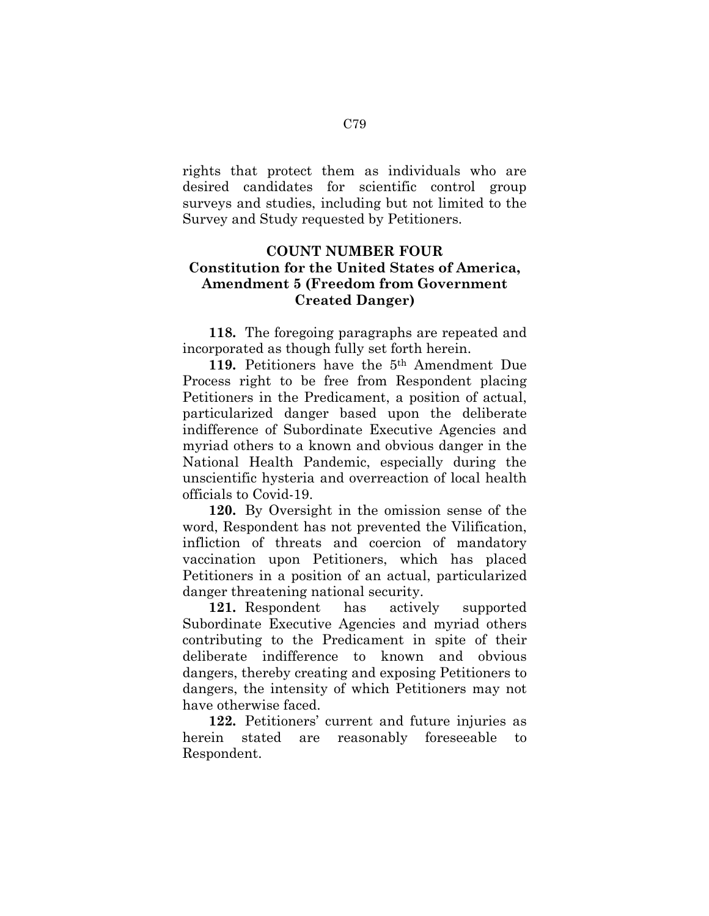rights that protect them as individuals who are desired candidates for scientific control group surveys and studies, including but not limited to the Survey and Study requested by Petitioners.

## COUNT NUMBER FOUR
## Constitution for the United States of America, Amendment 5 (Freedom from Government Created Danger)

**118.** The foregoing paragraphs are repeated and incorporated as though fully set forth herein.

**119.** Petitioners have the 5th Amendment Due Process right to be free from Respondent placing Petitioners in the Predicament, a position of actual, particularized danger based upon the deliberate indifference of Subordinate Executive Agencies and myriad others to a known and obvious danger in the National Health Pandemic, especially during the unscientific hysteria and overreaction of local health officials to Covid-19.

**120.** By Oversight in the omission sense of the word, Respondent has not prevented the Vilification, infliction of threats and coercion of mandatory vaccination upon Petitioners, which has placed Petitioners in a position of an actual, particularized danger threatening national security.

**121.** Respondent has actively supported Subordinate Executive Agencies and myriad others contributing to the Predicament in spite of their deliberate indifference to known and obvious dangers, thereby creating and exposing Petitioners to dangers, the intensity of which Petitioners may not have otherwise faced.

**122.** Petitioners' current and future injuries as herein stated are reasonably foreseeable to Respondent.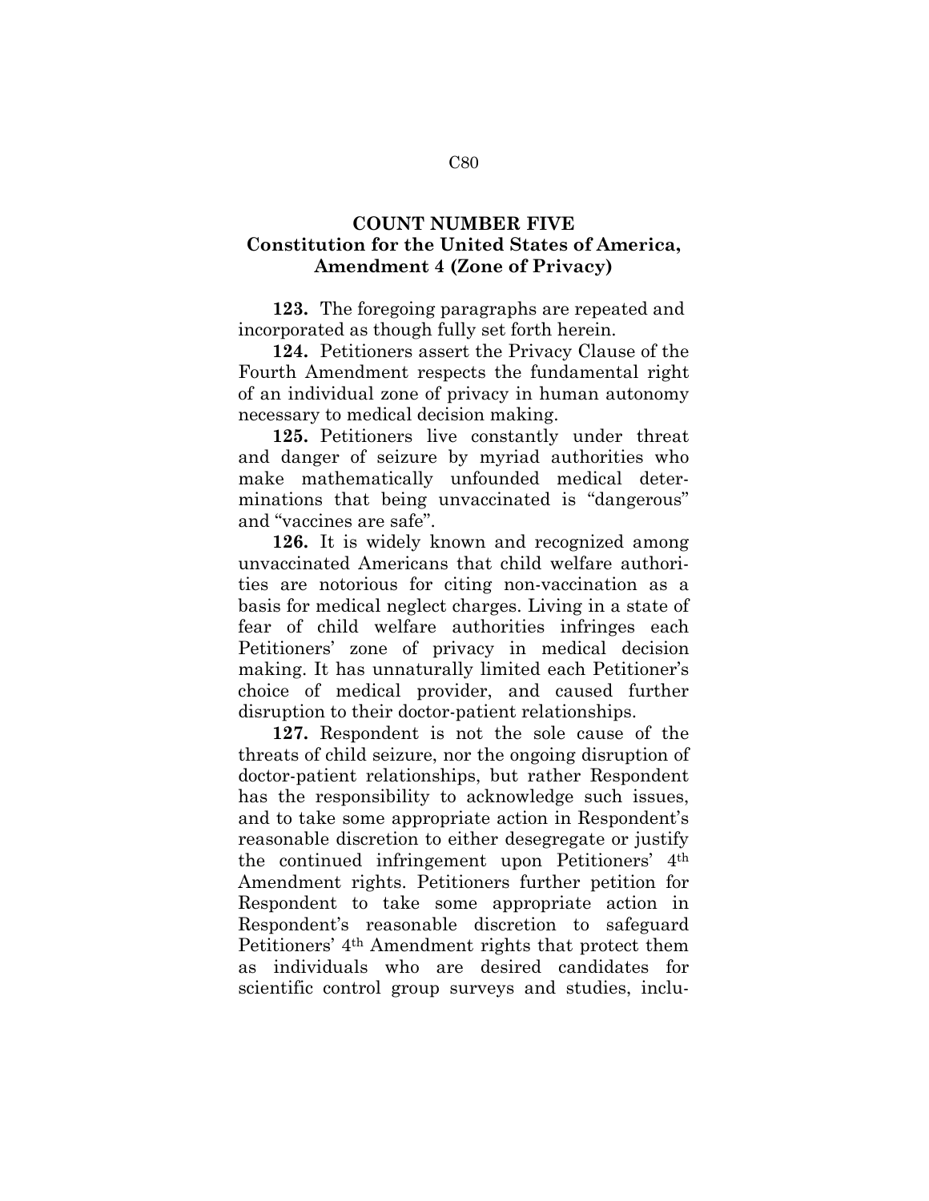## COUNT NUMBER FIVE
## Constitution for the United States of America, Amendment 4 (Zone of Privacy)

**123.** The foregoing paragraphs are repeated and incorporated as though fully set forth herein.

**124.** Petitioners assert the Privacy Clause of the Fourth Amendment respects the fundamental right of an individual zone of privacy in human autonomy necessary to medical decision making.

**125.** Petitioners live constantly under threat and danger of seizure by myriad authorities who make mathematically unfounded medical determinations that being unvaccinated is "dangerous" and "vaccines are safe".

**126.** It is widely known and recognized among unvaccinated Americans that child welfare authorities are notorious for citing non-vaccination as a basis for medical neglect charges. Living in a state of fear of child welfare authorities infringes each Petitioners' zone of privacy in medical decision making. It has unnaturally limited each Petitioner's choice of medical provider, and caused further disruption to their doctor-patient relationships.

**127.** Respondent is not the sole cause of the threats of child seizure, nor the ongoing disruption of doctor-patient relationships, but rather Respondent has the responsibility to acknowledge such issues, and to take some appropriate action in Respondent's reasonable discretion to either desegregate or justify the continued infringement upon Petitioners' 4th Amendment rights. Petitioners further petition for Respondent to take some appropriate action in Respondent's reasonable discretion to safeguard Petitioners' 4th Amendment rights that protect them as individuals who are desired candidates for scientific control group surveys and studies, inclu-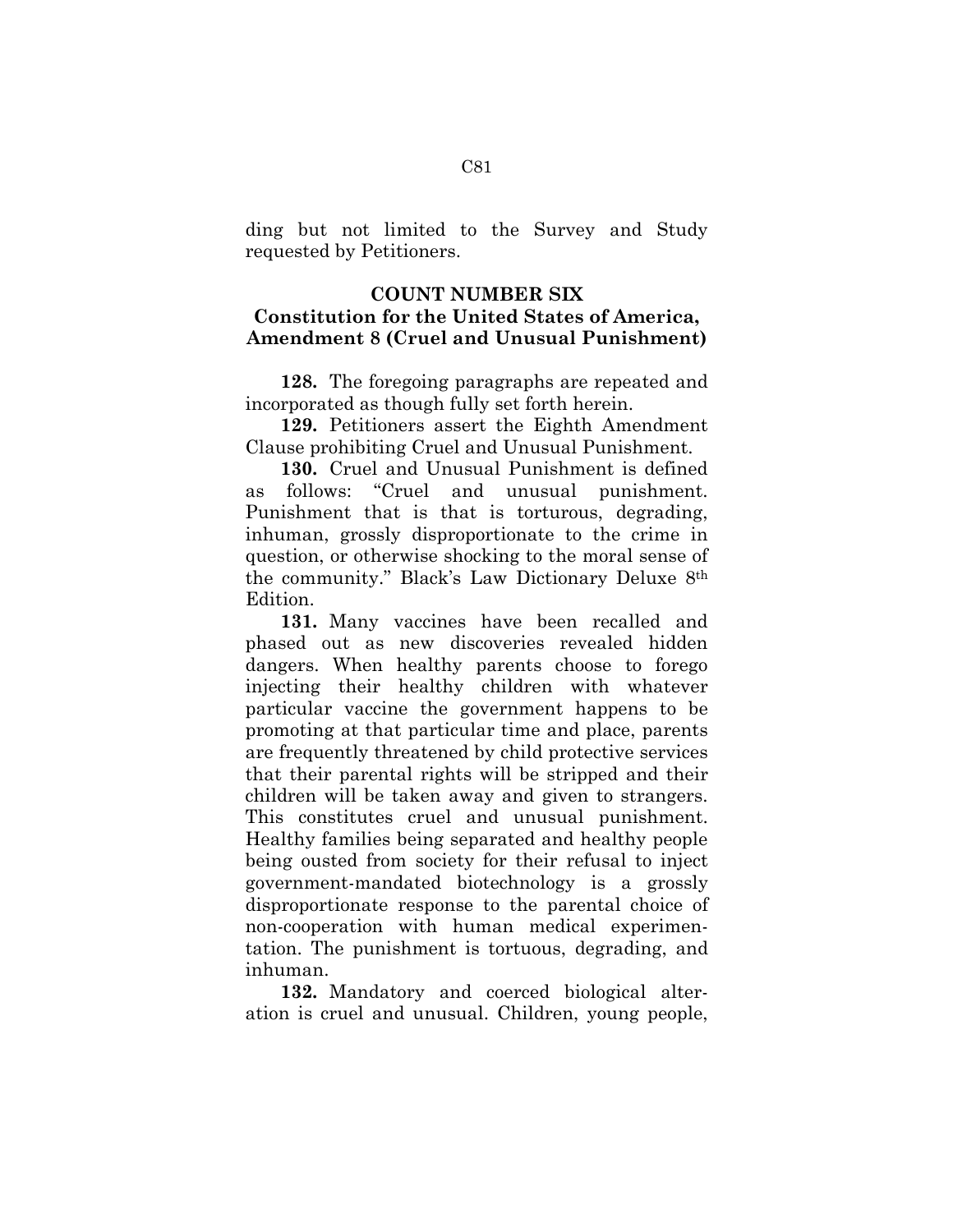ding but not limited to the Survey and Study requested by Petitioners.

## COUNT NUMBER SIX
## Constitution for the United States of America, Amendment 8 (Cruel and Unusual Punishment)

**128.** The foregoing paragraphs are repeated and incorporated as though fully set forth herein.

**129.** Petitioners assert the Eighth Amendment Clause prohibiting Cruel and Unusual Punishment.

**130.** Cruel and Unusual Punishment is defined as follows: "Cruel and unusual punishment. Punishment that is that is torturous, degrading, inhuman, grossly disproportionate to the crime in question, or otherwise shocking to the moral sense of the community." Black's Law Dictionary Deluxe 8th Edition.

**131.** Many vaccines have been recalled and phased out as new discoveries revealed hidden dangers. When healthy parents choose to forego injecting their healthy children with whatever particular vaccine the government happens to be promoting at that particular time and place, parents are frequently threatened by child protective services that their parental rights will be stripped and their children will be taken away and given to strangers. This constitutes cruel and unusual punishment. Healthy families being separated and healthy people being ousted from society for their refusal to inject government-mandated biotechnology is a grossly disproportionate response to the parental choice of non-cooperation with human medical experimentation. The punishment is tortuous, degrading, and inhuman.

**132.** Mandatory and coerced biological alteration is cruel and unusual. Children, young people,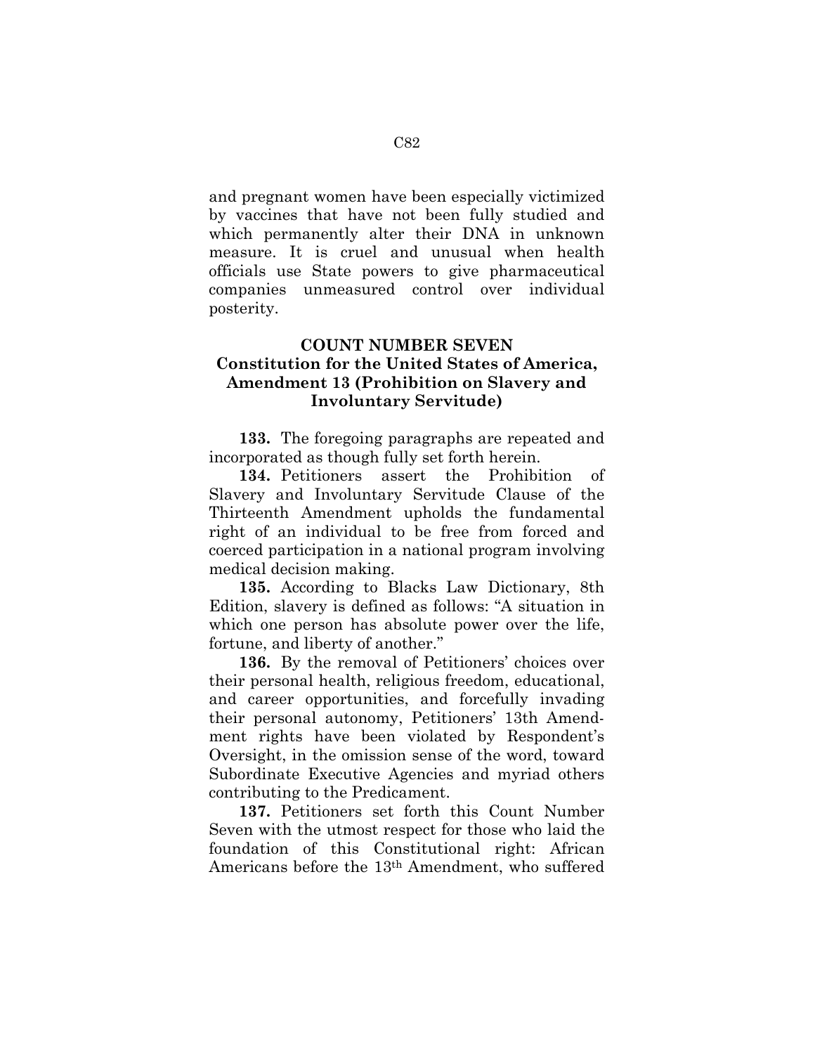and pregnant women have been especially victimized by vaccines that have not been fully studied and which permanently alter their DNA in unknown measure. It is cruel and unusual when health officials use State powers to give pharmaceutical companies unmeasured control over individual posterity.

## COUNT NUMBER SEVEN
## Constitution for the United States of America, Amendment 13 (Prohibition on Slavery and Involuntary Servitude)

**133.** The foregoing paragraphs are repeated and incorporated as though fully set forth herein.

**134.** Petitioners assert the Prohibition of Slavery and Involuntary Servitude Clause of the Thirteenth Amendment upholds the fundamental right of an individual to be free from forced and coerced participation in a national program involving medical decision making.

**135.** According to Blacks Law Dictionary, 8th Edition, slavery is defined as follows: "A situation in which one person has absolute power over the life, fortune, and liberty of another."

**136.** By the removal of Petitioners' choices over their personal health, religious freedom, educational, and career opportunities, and forcefully invading their personal autonomy, Petitioners' 13th Amendment rights have been violated by Respondent's Oversight, in the omission sense of the word, toward Subordinate Executive Agencies and myriad others contributing to the Predicament.

**137.** Petitioners set forth this Count Number Seven with the utmost respect for those who laid the foundation of this Constitutional right: African Americans before the 13th Amendment, who suffered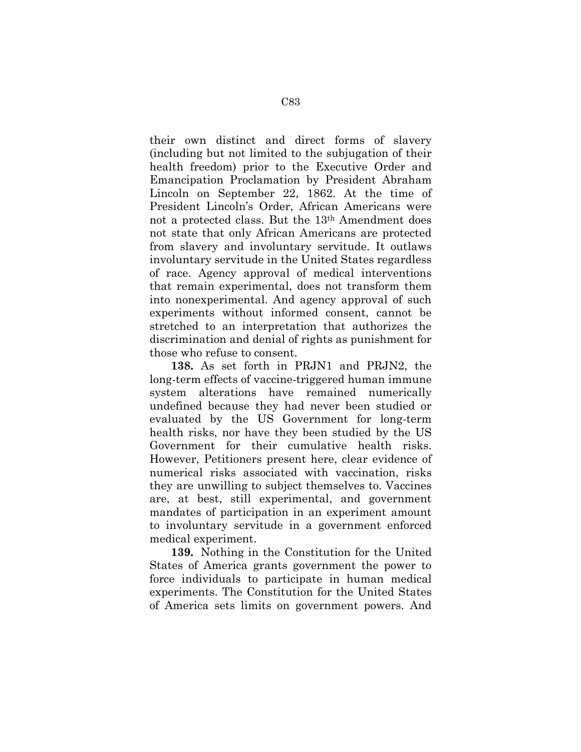their own distinct and direct forms of slavery (including but not limited to the subjugation of their health freedom) prior to the Executive Order and Emancipation Proclamation by President Abraham Lincoln on September 22, 1862. At the time of President Lincoln's Order, African Americans were not a protected class. But the 13th Amendment does not state that only African Americans are protected from slavery and involuntary servitude. It outlaws involuntary servitude in the United States regardless of race. Agency approval of medical interventions that remain experimental, does not transform them into nonexperimental. And agency approval of such experiments without informed consent, cannot be stretched to an interpretation that authorizes the discrimination and denial of rights as punishment for those who refuse to consent.

**138.** As set forth in PRJN1 and PRJN2, the long-term effects of vaccine-triggered human immune system alterations have remained numerically undefined because they had never been studied or evaluated by the US Government for long-term health risks, nor have they been studied by the US Government for their cumulative health risks. However, Petitioners present here, clear evidence of numerical risks associated with vaccination, risks they are unwilling to subject themselves to. Vaccines are, at best, still experimental, and government mandates of participation in an experiment amount to involuntary servitude in a government enforced medical experiment.

**139.** Nothing in the Constitution for the United States of America grants government the power to force individuals to participate in human medical experiments. The Constitution for the United States of America sets limits on government powers. And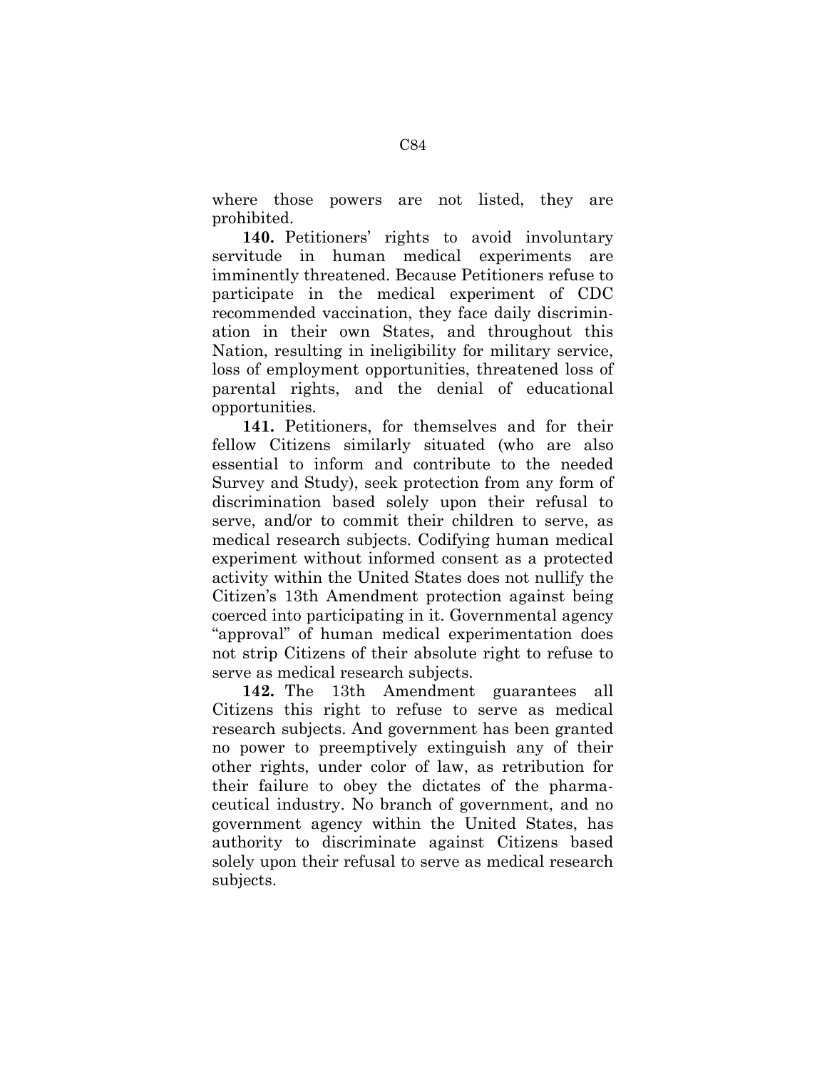where those powers are not listed, they are prohibited.

**140.** Petitioners' rights to avoid involuntary servitude in human medical experiments are imminently threatened. Because Petitioners refuse to participate in the medical experiment of CDC recommended vaccination, they face daily discrimination in their own States, and throughout this Nation, resulting in ineligibility for military service, loss of employment opportunities, threatened loss of parental rights, and the denial of educational opportunities.

**141.** Petitioners, for themselves and for their fellow Citizens similarly situated (who are also essential to inform and contribute to the needed Survey and Study), seek protection from any form of discrimination based solely upon their refusal to serve, and/or to commit their children to serve, as medical research subjects. Codifying human medical experiment without informed consent as a protected activity within the United States does not nullify the Citizen's 13th Amendment protection against being coerced into participating in it. Governmental agency "approval" of human medical experimentation does not strip Citizens of their absolute right to refuse to serve as medical research subjects.

**142.** The 13th Amendment guarantees all Citizens this right to refuse to serve as medical research subjects. And government has been granted no power to preemptively extinguish any of their other rights, under color of law, as retribution for their failure to obey the dictates of the pharmaceutical industry. No branch of government, and no government agency within the United States, has authority to discriminate against Citizens based solely upon their refusal to serve as medical research subjects.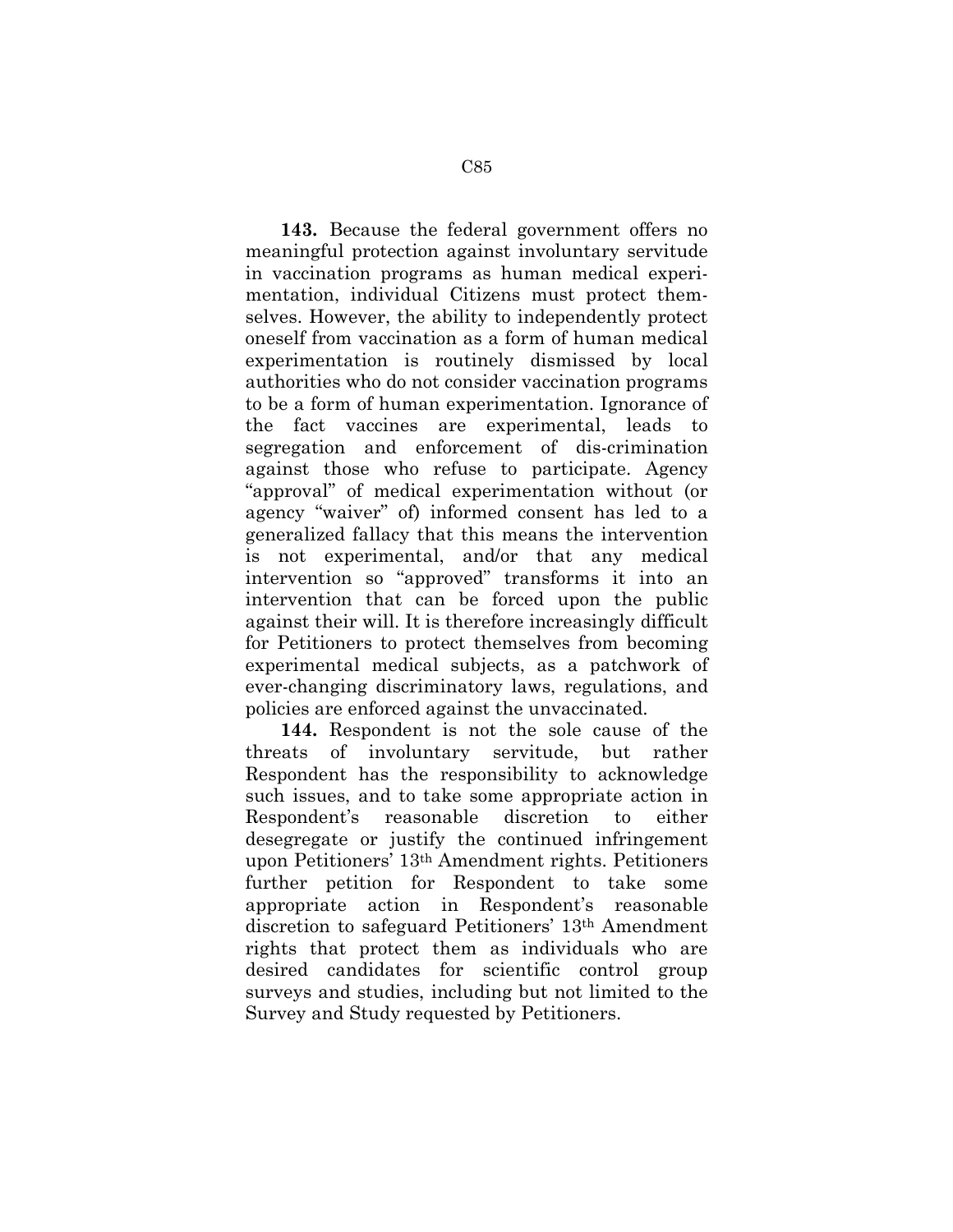**143.** Because the federal government offers no meaningful protection against involuntary servitude in vaccination programs as human medical experimentation, individual Citizens must protect themselves. However, the ability to independently protect oneself from vaccination as a form of human medical experimentation is routinely dismissed by local authorities who do not consider vaccination programs to be a form of human experimentation. Ignorance of the fact vaccines are experimental, leads to segregation and enforcement of dis-crimination against those who refuse to participate. Agency "approval" of medical experimentation without (or agency "waiver" of) informed consent has led to a generalized fallacy that this means the intervention is not experimental, and/or that any medical intervention so "approved" transforms it into an intervention that can be forced upon the public against their will. It is therefore increasingly difficult for Petitioners to protect themselves from becoming experimental medical subjects, as a patchwork of ever-changing discriminatory laws, regulations, and policies are enforced against the unvaccinated.

**144.** Respondent is not the sole cause of the threats of involuntary servitude, but rather Respondent has the responsibility to acknowledge such issues, and to take some appropriate action in Respondent's reasonable discretion to either desegregate or justify the continued infringement upon Petitioners' 13th Amendment rights. Petitioners further petition for Respondent to take some appropriate action in Respondent's reasonable discretion to safeguard Petitioners' 13th Amendment rights that protect them as individuals who are desired candidates for scientific control group surveys and studies, including but not limited to the Survey and Study requested by Petitioners.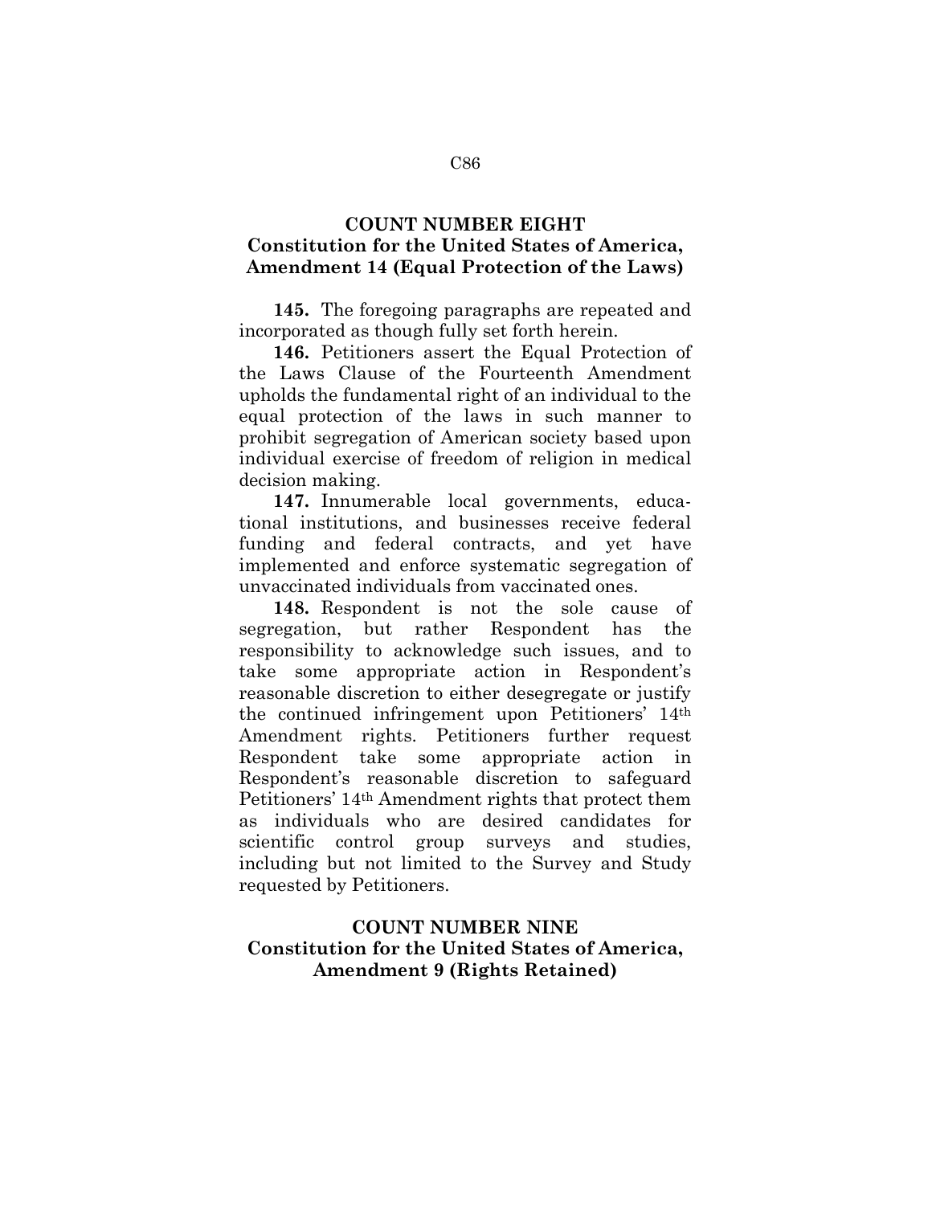## COUNT NUMBER EIGHT
## Constitution for the United States of America, Amendment 14 (Equal Protection of the Laws)

**145.** The foregoing paragraphs are repeated and incorporated as though fully set forth herein.

**146.** Petitioners assert the Equal Protection of the Laws Clause of the Fourteenth Amendment upholds the fundamental right of an individual to the equal protection of the laws in such manner to prohibit segregation of American society based upon individual exercise of freedom of religion in medical decision making.

**147.** Innumerable local governments, educational institutions, and businesses receive federal funding and federal contracts, and yet have implemented and enforce systematic segregation of unvaccinated individuals from vaccinated ones.

**148.** Respondent is not the sole cause of segregation, but rather Respondent has the responsibility to acknowledge such issues, and to take some appropriate action in Respondent's reasonable discretion to either desegregate or justify the continued infringement upon Petitioners' 14th Amendment rights. Petitioners further request Respondent take some appropriate action in Respondent's reasonable discretion to safeguard Petitioners' 14th Amendment rights that protect them as individuals who are desired candidates for scientific control group surveys and studies, including but not limited to the Survey and Study requested by Petitioners.

## COUNT NUMBER NINE
## Constitution for the United States of America, Amendment 9 (Rights Retained)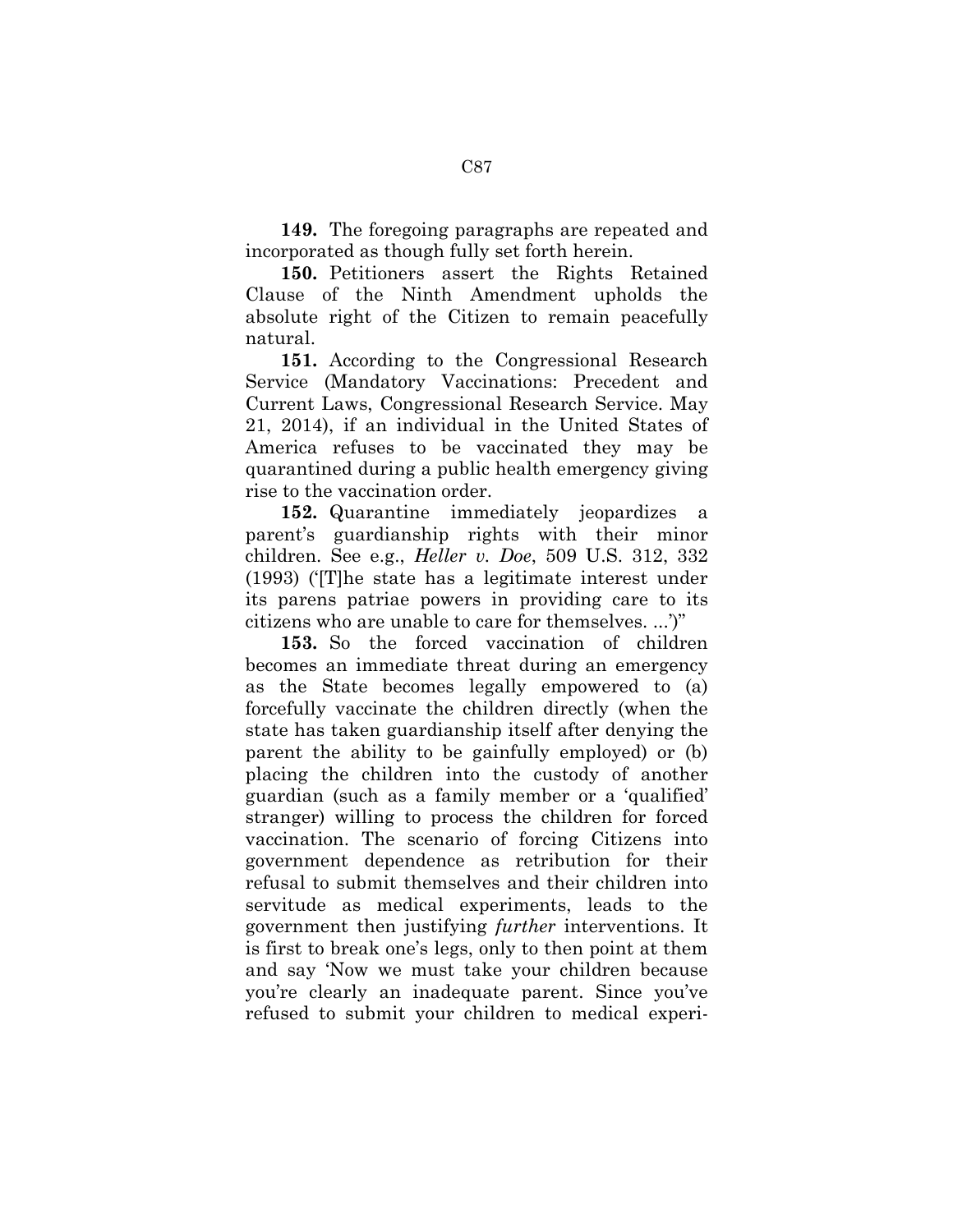**149.** The foregoing paragraphs are repeated and incorporated as though fully set forth herein.

**150.** Petitioners assert the Rights Retained Clause of the Ninth Amendment upholds the absolute right of the Citizen to remain peacefully natural.

**151.** According to the Congressional Research Service (Mandatory Vaccinations: Precedent and Current Laws, Congressional Research Service. May 21, 2014), if an individual in the United States of America refuses to be vaccinated they may be quarantined during a public health emergency giving rise to the vaccination order.

**152.** Quarantine immediately jeopardizes a parent's guardianship rights with their minor children. See e.g., *Heller v. Doe*, 509 U.S. 312, 332 (1993) ('[T]he state has a legitimate interest under its parens patriae powers in providing care to its citizens who are unable to care for themselves. ...')"

**153.** So the forced vaccination of children becomes an immediate threat during an emergency as the State becomes legally empowered to (a) forcefully vaccinate the children directly (when the state has taken guardianship itself after denying the parent the ability to be gainfully employed) or (b) placing the children into the custody of another guardian (such as a family member or a 'qualified' stranger) willing to process the children for forced vaccination. The scenario of forcing Citizens into government dependence as retribution for their refusal to submit themselves and their children into servitude as medical experiments, leads to the government then justifying *further* interventions. It is first to break one's legs, only to then point at them and say 'Now we must take your children because you're clearly an inadequate parent. Since you've refused to submit your children to medical experi-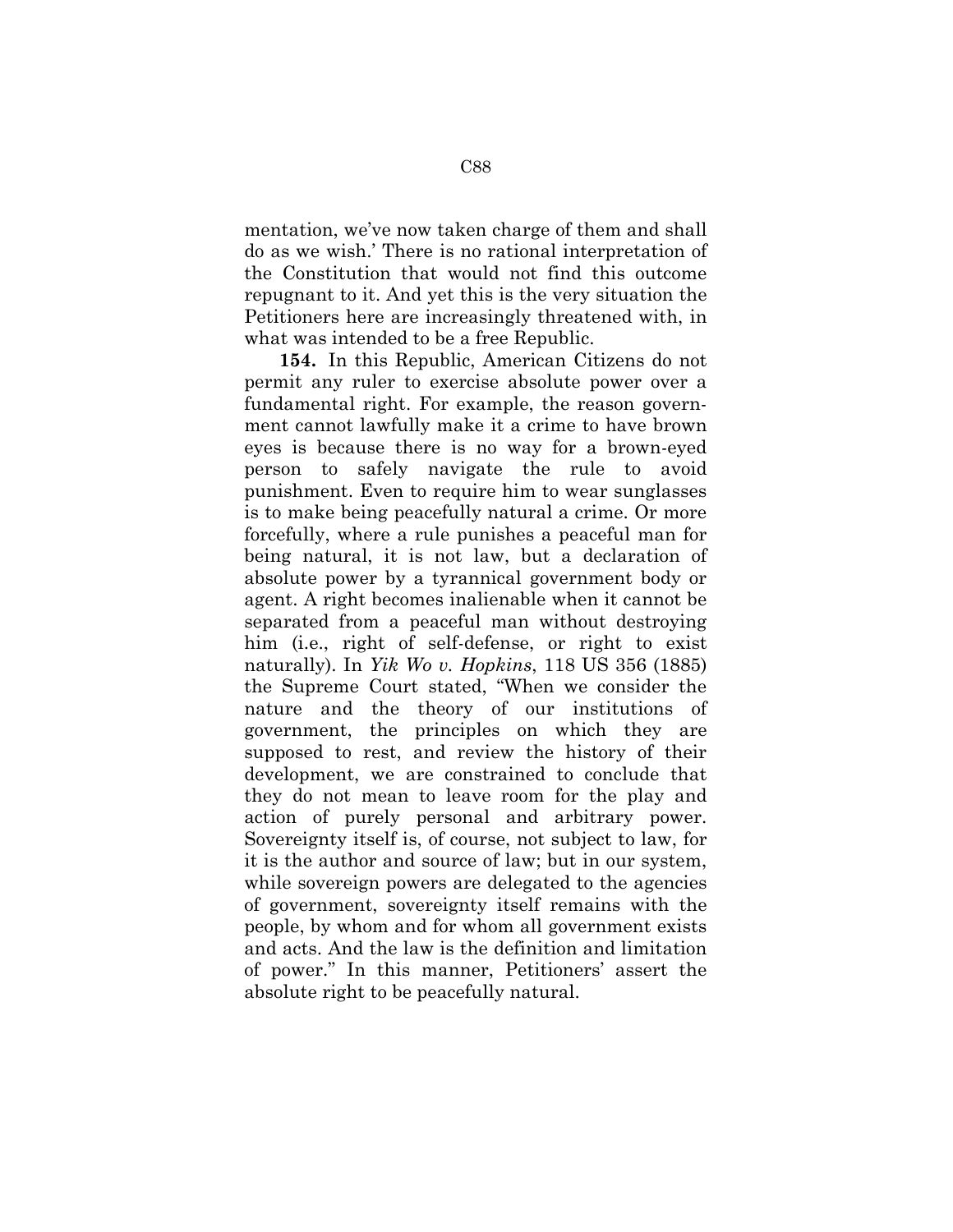mentation, we've now taken charge of them and shall do as we wish.' There is no rational interpretation of the Constitution that would not find this outcome repugnant to it. And yet this is the very situation the Petitioners here are increasingly threatened with, in what was intended to be a free Republic.

**154.** In this Republic, American Citizens do not permit any ruler to exercise absolute power over a fundamental right. For example, the reason government cannot lawfully make it a crime to have brown eyes is because there is no way for a brown-eyed person to safely navigate the rule to avoid punishment. Even to require him to wear sunglasses is to make being peacefully natural a crime. Or more forcefully, where a rule punishes a peaceful man for being natural, it is not law, but a declaration of absolute power by a tyrannical government body or agent. A right becomes inalienable when it cannot be separated from a peaceful man without destroying him (i.e., right of self-defense, or right to exist naturally). In *Yik Wo v. Hopkins*, 118 US 356 (1885) the Supreme Court stated, "When we consider the nature and the theory of our institutions of government, the principles on which they are supposed to rest, and review the history of their development, we are constrained to conclude that they do not mean to leave room for the play and action of purely personal and arbitrary power. Sovereignty itself is, of course, not subject to law, for it is the author and source of law; but in our system, while sovereign powers are delegated to the agencies of government, sovereignty itself remains with the people, by whom and for whom all government exists and acts. And the law is the definition and limitation of power." In this manner, Petitioners' assert the absolute right to be peacefully natural.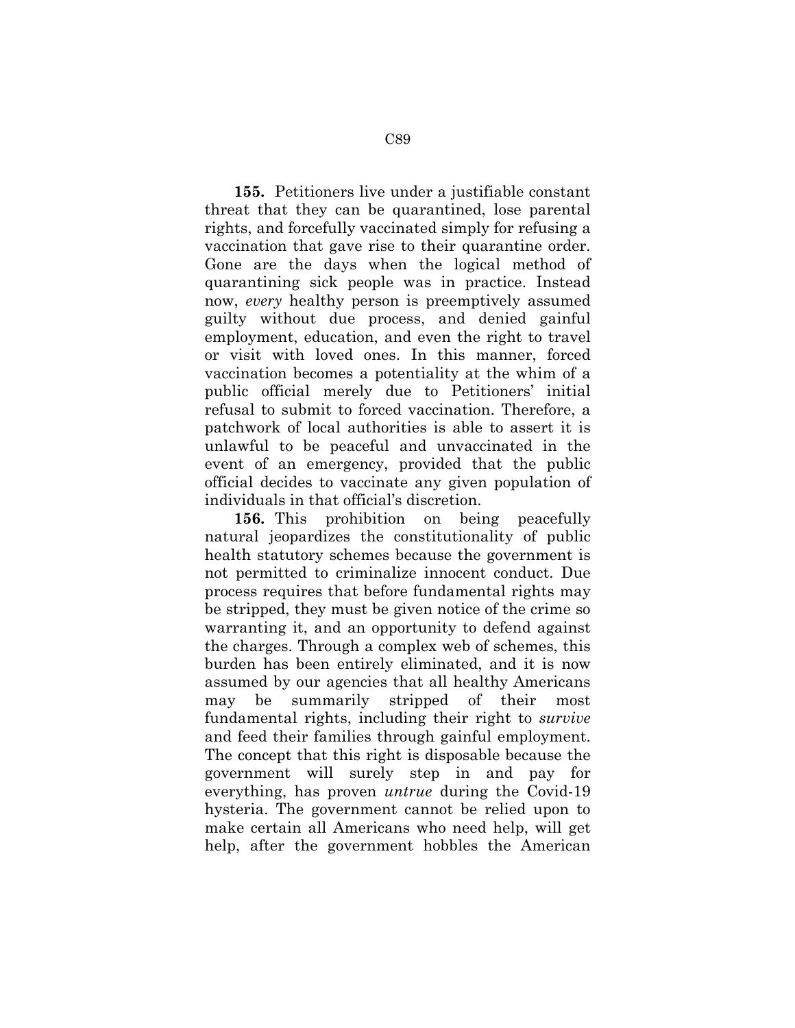**155.** Petitioners live under a justifiable constant threat that they can be quarantined, lose parental rights, and forcefully vaccinated simply for refusing a vaccination that gave rise to their quarantine order. Gone are the days when the logical method of quarantining sick people was in practice. Instead now, *every* healthy person is preemptively assumed guilty without due process, and denied gainful employment, education, and even the right to travel or visit with loved ones. In this manner, forced vaccination becomes a potentiality at the whim of a public official merely due to Petitioners' initial refusal to submit to forced vaccination. Therefore, a patchwork of local authorities is able to assert it is unlawful to be peaceful and unvaccinated in the event of an emergency, provided that the public official decides to vaccinate any given population of individuals in that official's discretion.

**156.** This prohibition on being peacefully natural jeopardizes the constitutionality of public health statutory schemes because the government is not permitted to criminalize innocent conduct. Due process requires that before fundamental rights may be stripped, they must be given notice of the crime so warranting it, and an opportunity to defend against the charges. Through a complex web of schemes, this burden has been entirely eliminated, and it is now assumed by our agencies that all healthy Americans may be summarily stripped of their most fundamental rights, including their right to *survive* and feed their families through gainful employment. The concept that this right is disposable because the government will surely step in and pay for everything, has proven *untrue* during the Covid-19 hysteria. The government cannot be relied upon to make certain all Americans who need help, will get help, after the government hobbles the American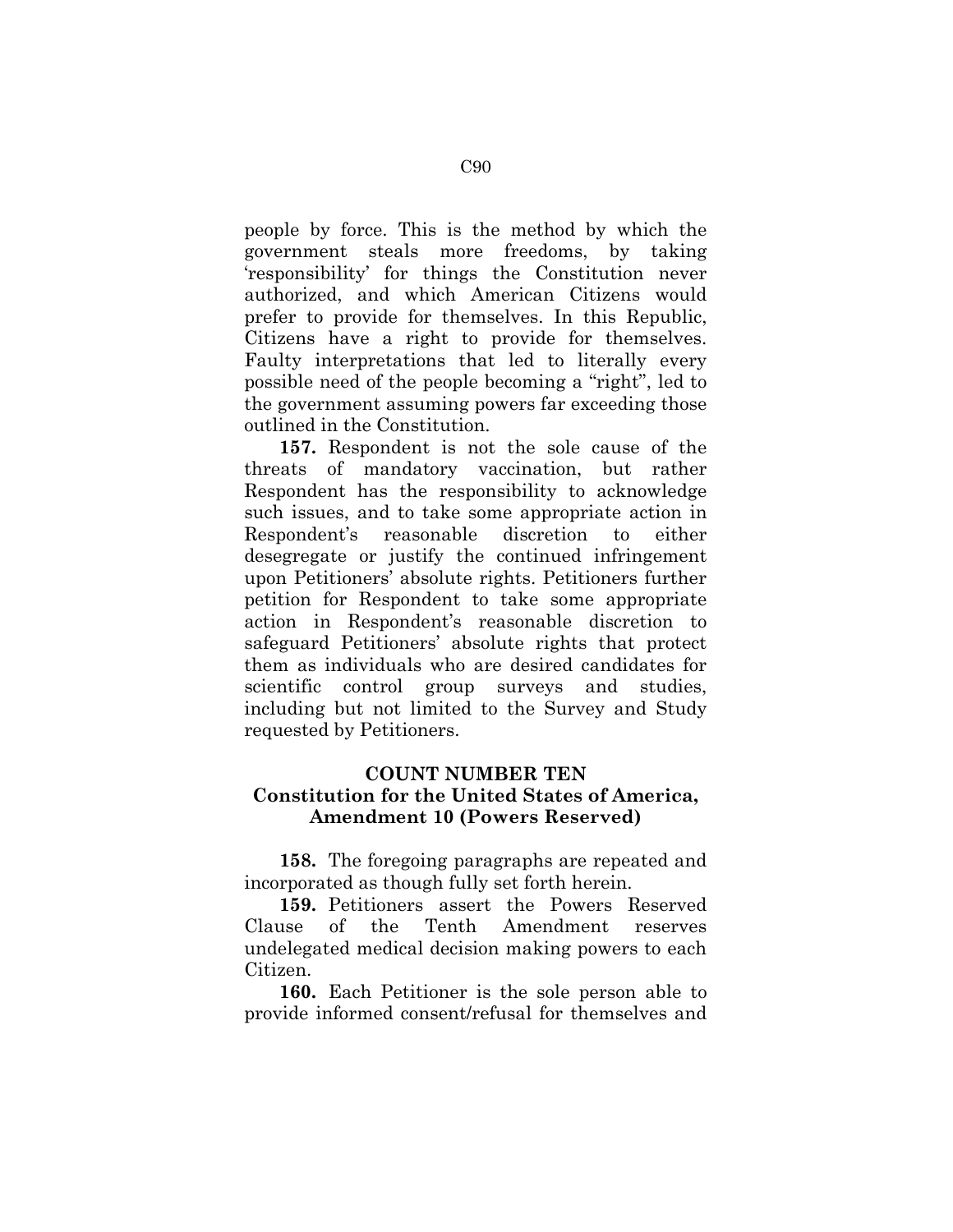people by force. This is the method by which the government steals more freedoms, by taking 'responsibility' for things the Constitution never authorized, and which American Citizens would prefer to provide for themselves. In this Republic, Citizens have a right to provide for themselves. Faulty interpretations that led to literally every possible need of the people becoming a "right", led to the government assuming powers far exceeding those outlined in the Constitution.

**157.** Respondent is not the sole cause of the threats of mandatory vaccination, but rather Respondent has the responsibility to acknowledge such issues, and to take some appropriate action in Respondent's reasonable discretion to either desegregate or justify the continued infringement upon Petitioners' absolute rights. Petitioners further petition for Respondent to take some appropriate action in Respondent's reasonable discretion to safeguard Petitioners' absolute rights that protect them as individuals who are desired candidates for scientific control group surveys and studies, including but not limited to the Survey and Study requested by Petitioners.

**COUNT NUMBER TEN**
**Constitution for the United States of America, Amendment 10 (Powers Reserved)**

**158.** The foregoing paragraphs are repeated and incorporated as though fully set forth herein.

**159.** Petitioners assert the Powers Reserved Clause of the Tenth Amendment reserves undelegated medical decision making powers to each Citizen.

**160.** Each Petitioner is the sole person able to provide informed consent/refusal for themselves and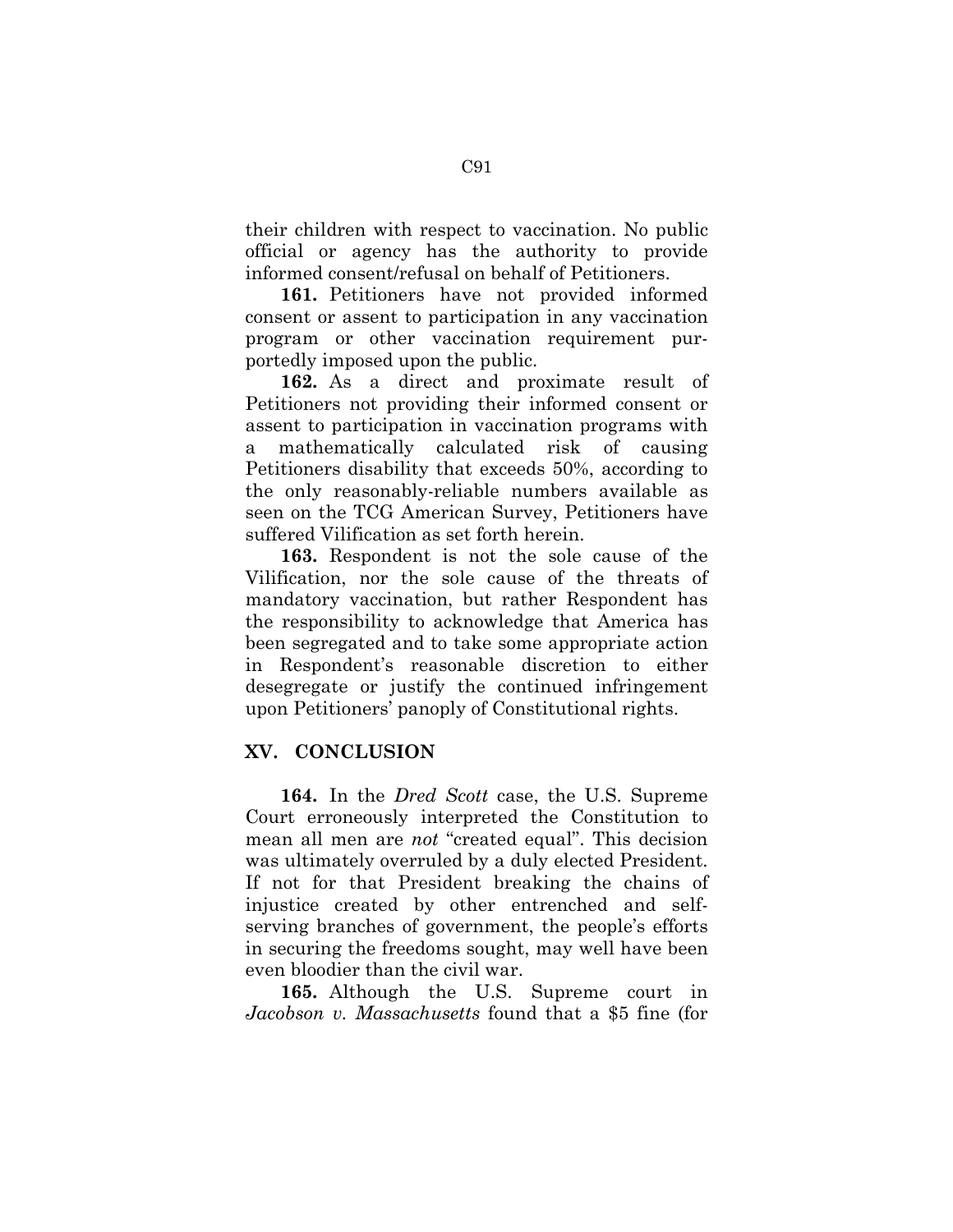their children with respect to vaccination. No public official or agency has the authority to provide informed consent/refusal on behalf of Petitioners.

**161.** Petitioners have not provided informed consent or assent to participation in any vaccination program or other vaccination requirement purportedly imposed upon the public.

**162.** As a direct and proximate result of Petitioners not providing their informed consent or assent to participation in vaccination programs with a mathematically calculated risk of causing Petitioners disability that exceeds 50%, according to the only reasonably-reliable numbers available as seen on the TCG American Survey, Petitioners have suffered Vilification as set forth herein.

**163.** Respondent is not the sole cause of the Vilification, nor the sole cause of the threats of mandatory vaccination, but rather Respondent has the responsibility to acknowledge that America has been segregated and to take some appropriate action in Respondent's reasonable discretion to either desegregate or justify the continued infringement upon Petitioners' panoply of Constitutional rights.

## XV. CONCLUSION

**164.** In the *Dred Scott* case, the U.S. Supreme Court erroneously interpreted the Constitution to mean all men are *not* "created equal". This decision was ultimately overruled by a duly elected President. If not for that President breaking the chains of injustice created by other entrenched and self-serving branches of government, the people's efforts in securing the freedoms sought, may well have been even bloodier than the civil war.

**165.** Although the U.S. Supreme court in *Jacobson v. Massachusetts* found that a $5 fine (for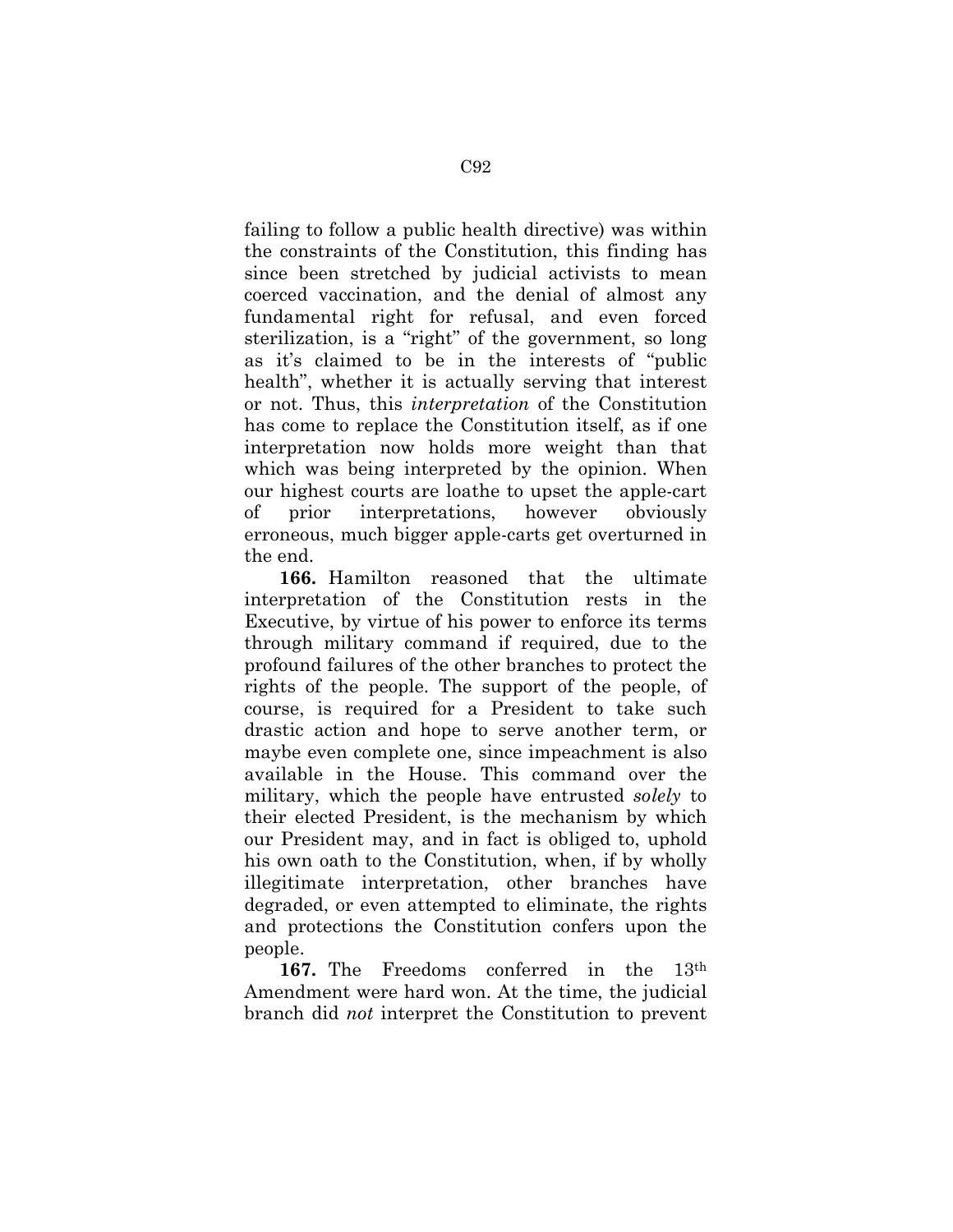failing to follow a public health directive) was within the constraints of the Constitution, this finding has since been stretched by judicial activists to mean coerced vaccination, and the denial of almost any fundamental right for refusal, and even forced sterilization, is a "right" of the government, so long as it's claimed to be in the interests of "public health", whether it is actually serving that interest or not. Thus, this *interpretation* of the Constitution has come to replace the Constitution itself, as if one interpretation now holds more weight than that which was being interpreted by the opinion. When our highest courts are loathe to upset the apple-cart of prior interpretations, however obviously erroneous, much bigger apple-carts get overturned in the end.

**166.** Hamilton reasoned that the ultimate interpretation of the Constitution rests in the Executive, by virtue of his power to enforce its terms through military command if required, due to the profound failures of the other branches to protect the rights of the people. The support of the people, of course, is required for a President to take such drastic action and hope to serve another term, or maybe even complete one, since impeachment is also available in the House. This command over the military, which the people have entrusted *solely* to their elected President, is the mechanism by which our President may, and in fact is obliged to, uphold his own oath to the Constitution, when, if by wholly illegitimate interpretation, other branches have degraded, or even attempted to eliminate, the rights and protections the Constitution confers upon the people.

**167.** The Freedoms conferred in the 13th Amendment were hard won. At the time, the judicial branch did *not* interpret the Constitution to prevent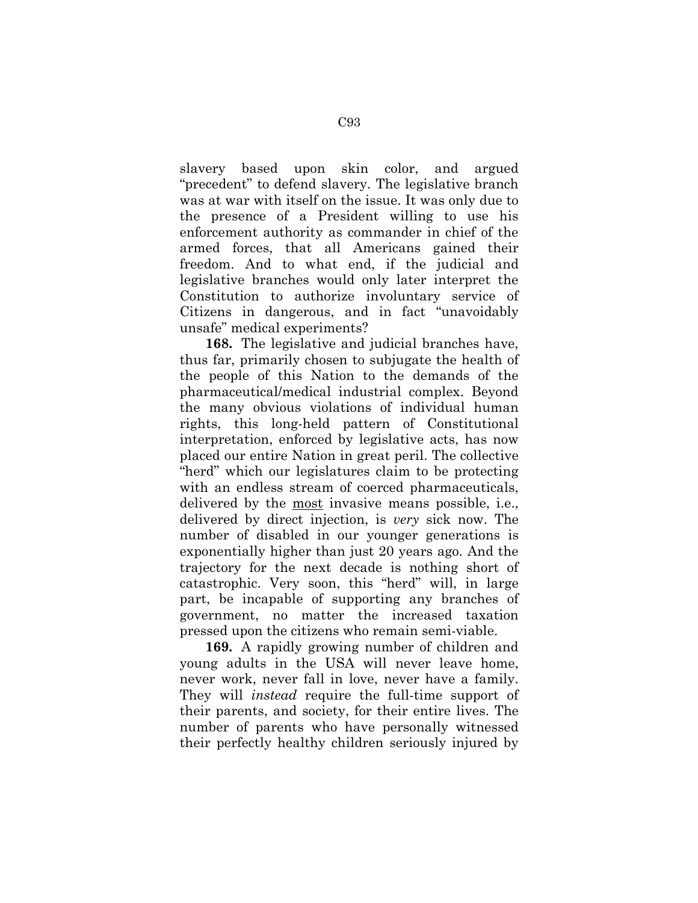slavery based upon skin color, and argued "precedent" to defend slavery. The legislative branch was at war with itself on the issue. It was only due to the presence of a President willing to use his enforcement authority as commander in chief of the armed forces, that all Americans gained their freedom. And to what end, if the judicial and legislative branches would only later interpret the Constitution to authorize involuntary service of Citizens in dangerous, and in fact "unavoidably unsafe" medical experiments?

**168.** The legislative and judicial branches have, thus far, primarily chosen to subjugate the health of the people of this Nation to the demands of the pharmaceutical/medical industrial complex. Beyond the many obvious violations of individual human rights, this long-held pattern of Constitutional interpretation, enforced by legislative acts, has now placed our entire Nation in great peril. The collective "herd" which our legislatures claim to be protecting with an endless stream of coerced pharmaceuticals, delivered by the <u>most</u> invasive means possible, i.e., delivered by direct injection, is *very* sick now. The number of disabled in our younger generations is exponentially higher than just 20 years ago. And the trajectory for the next decade is nothing short of catastrophic. Very soon, this "herd" will, in large part, be incapable of supporting any branches of government, no matter the increased taxation pressed upon the citizens who remain semi-viable.

**169.** A rapidly growing number of children and young adults in the USA will never leave home, never work, never fall in love, never have a family. They will *instead* require the full-time support of their parents, and society, for their entire lives. The number of parents who have personally witnessed their perfectly healthy children seriously injured by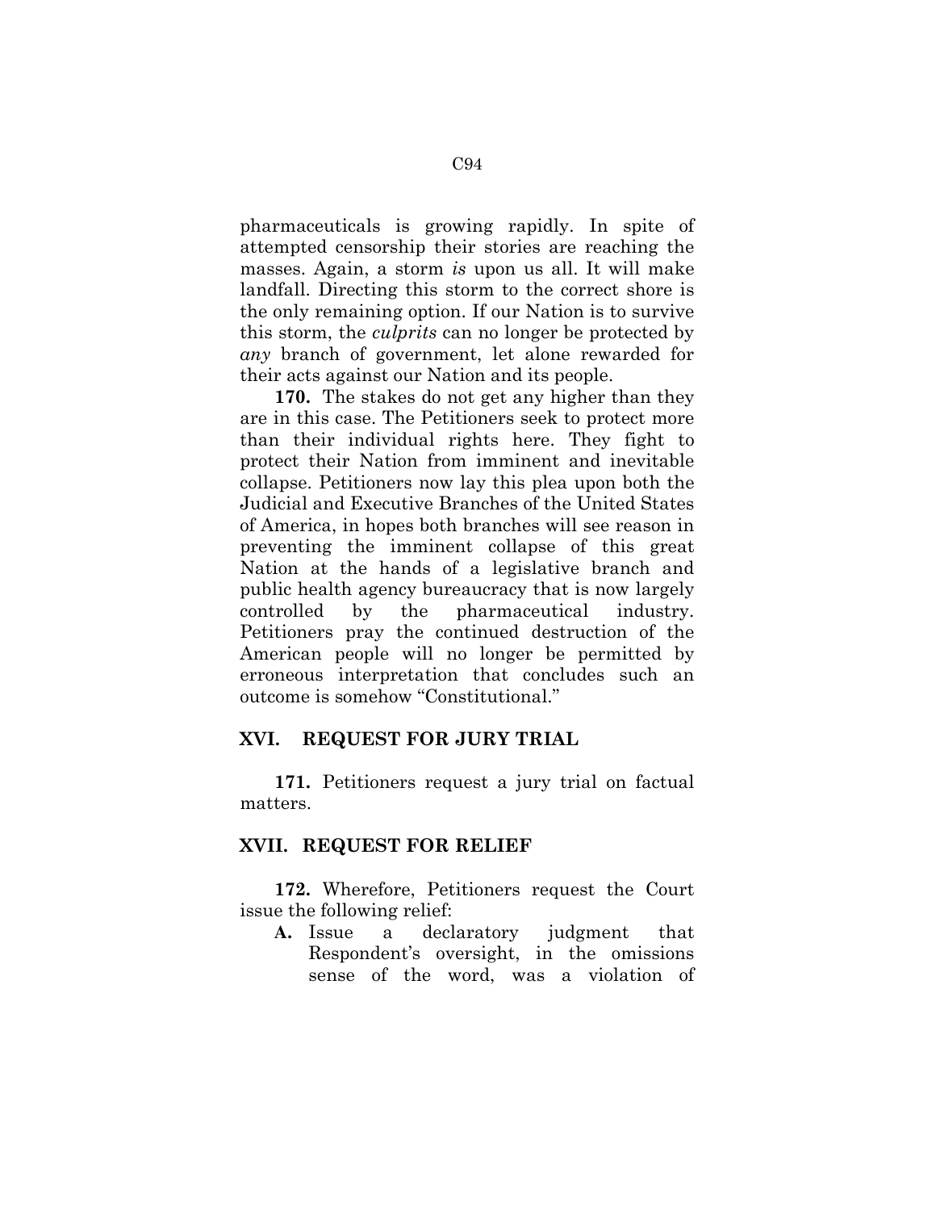pharmaceuticals is growing rapidly. In spite of attempted censorship their stories are reaching the masses. Again, a storm *is* upon us all. It will make landfall. Directing this storm to the correct shore is the only remaining option. If our Nation is to survive this storm, the *culprits* can no longer be protected by *any* branch of government, let alone rewarded for their acts against our Nation and its people.

**170.** The stakes do not get any higher than they are in this case. The Petitioners seek to protect more than their individual rights here. They fight to protect their Nation from imminent and inevitable collapse. Petitioners now lay this plea upon both the Judicial and Executive Branches of the United States of America, in hopes both branches will see reason in preventing the imminent collapse of this great Nation at the hands of a legislative branch and public health agency bureaucracy that is now largely controlled by the pharmaceutical industry. Petitioners pray the continued destruction of the American people will no longer be permitted by erroneous interpretation that concludes such an outcome is somehow "Constitutional."

## XVI. REQUEST FOR JURY TRIAL

**171.** Petitioners request a jury trial on factual matters.

## XVII. REQUEST FOR RELIEF

**172.** Wherefore, Petitioners request the Court issue the following relief:

**A.** Issue a declaratory judgment that Respondent's oversight, in the omissions sense of the word, was a violation of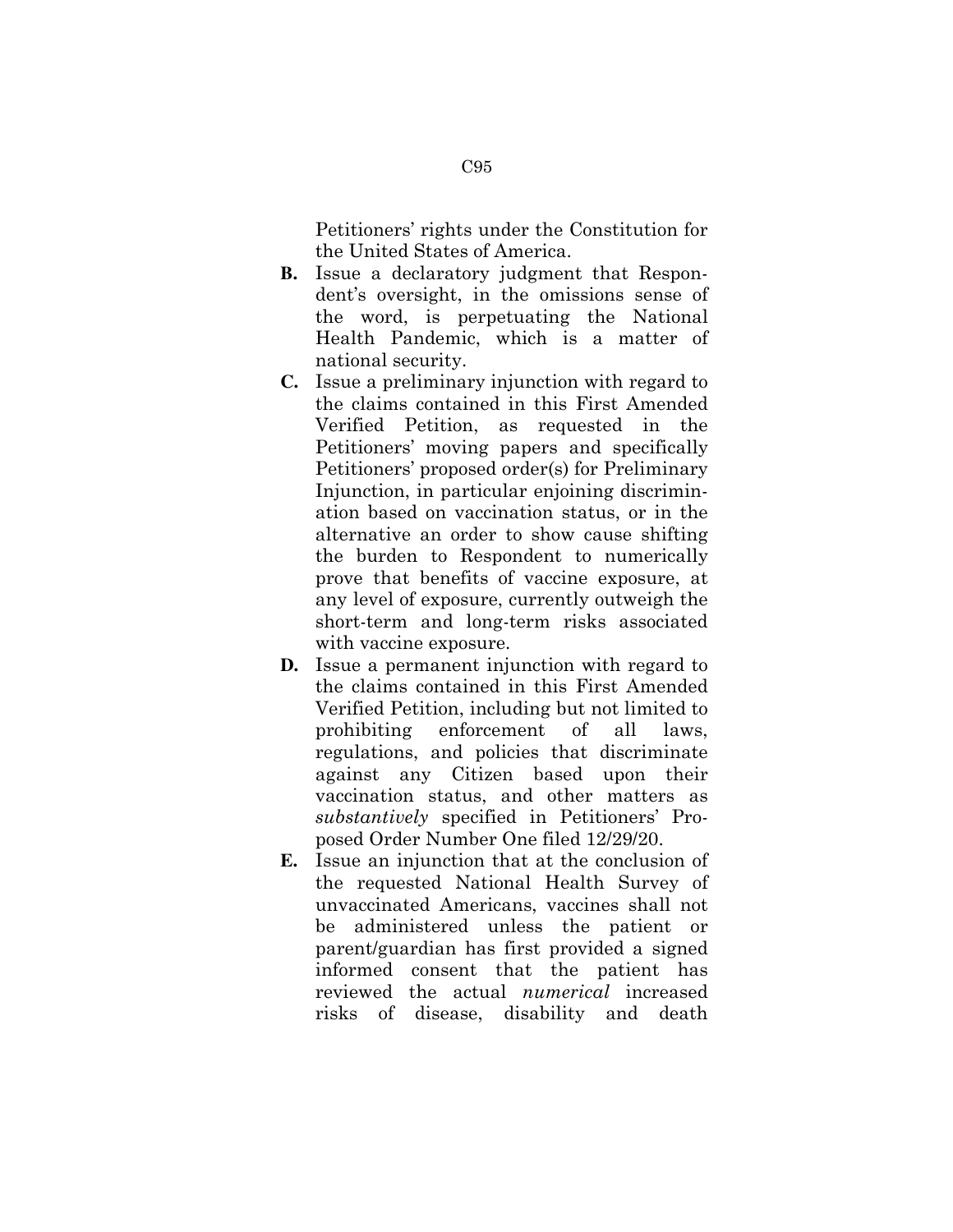Petitioners' rights under the Constitution for the United States of America.

**B.** Issue a declaratory judgment that Respondent's oversight, in the omissions sense of the word, is perpetuating the National Health Pandemic, which is a matter of national security.

**C.** Issue a preliminary injunction with regard to the claims contained in this First Amended Verified Petition, as requested in the Petitioners' moving papers and specifically Petitioners' proposed order(s) for Preliminary Injunction, in particular enjoining discrimination based on vaccination status, or in the alternative an order to show cause shifting the burden to Respondent to numerically prove that benefits of vaccine exposure, at any level of exposure, currently outweigh the short-term and long-term risks associated with vaccine exposure.

**D.** Issue a permanent injunction with regard to the claims contained in this First Amended Verified Petition, including but not limited to prohibiting enforcement of all laws, regulations, and policies that discriminate against any Citizen based upon their vaccination status, and other matters as *substantively* specified in Petitioners' Proposed Order Number One filed 12/29/20.

**E.** Issue an injunction that at the conclusion of the requested National Health Survey of unvaccinated Americans, vaccines shall not be administered unless the patient or parent/guardian has first provided a signed informed consent that the patient has reviewed the actual *numerical* increased risks of disease, disability and death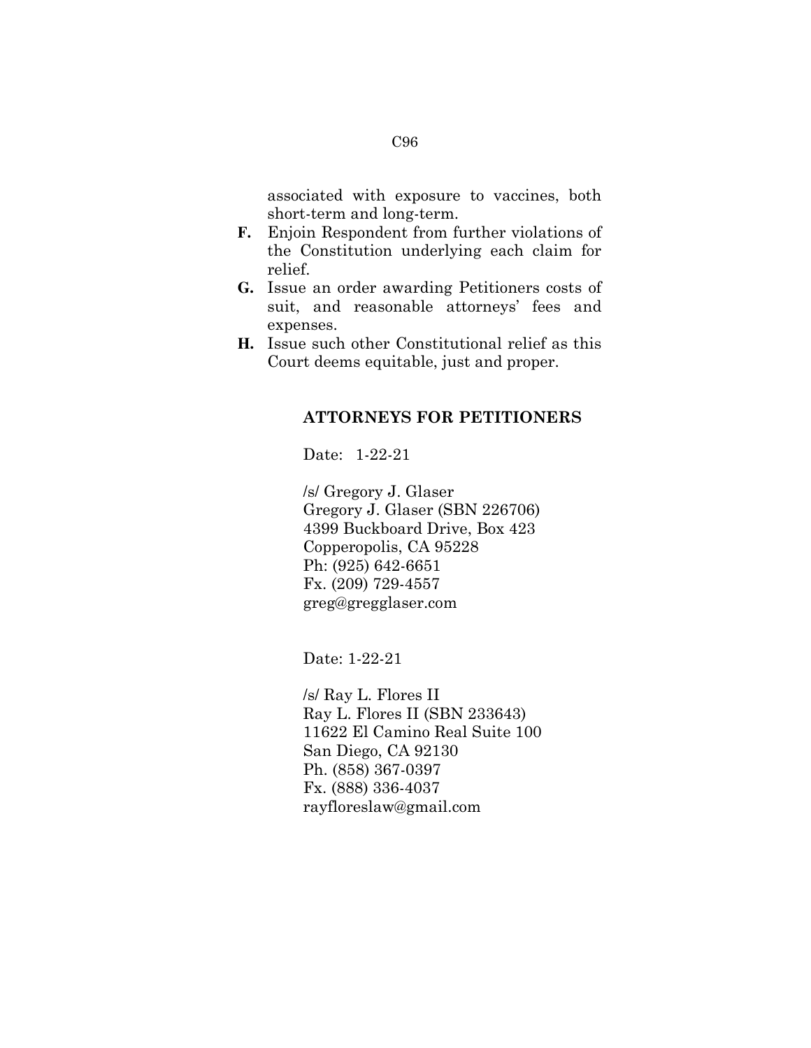associated with exposure to vaccines, both short-term and long-term.

**F.** Enjoin Respondent from further violations of the Constitution underlying each claim for relief.

**G.** Issue an order awarding Petitioners costs of suit, and reasonable attorneys' fees and expenses.

**H.** Issue such other Constitutional relief as this Court deems equitable, just and proper.

**ATTORNEYS FOR PETITIONERS**

Date: 1-22-21

/s/ Gregory J. Glaser
Gregory J. Glaser (SBN 226706)
4399 Buckboard Drive, Box 423
Copperopolis, CA 95228
Ph: (925) 642-6651
Fx. (209) 729-4557
greg@gregglaser.com

Date: 1-22-21

/s/ Ray L. Flores II
Ray L. Flores II (SBN 233643)
11622 El Camino Real Suite 100
San Diego, CA 92130
Ph. (858) 367-0397
Fx. (888) 336-4037
rayfloreslaw@gmail.com